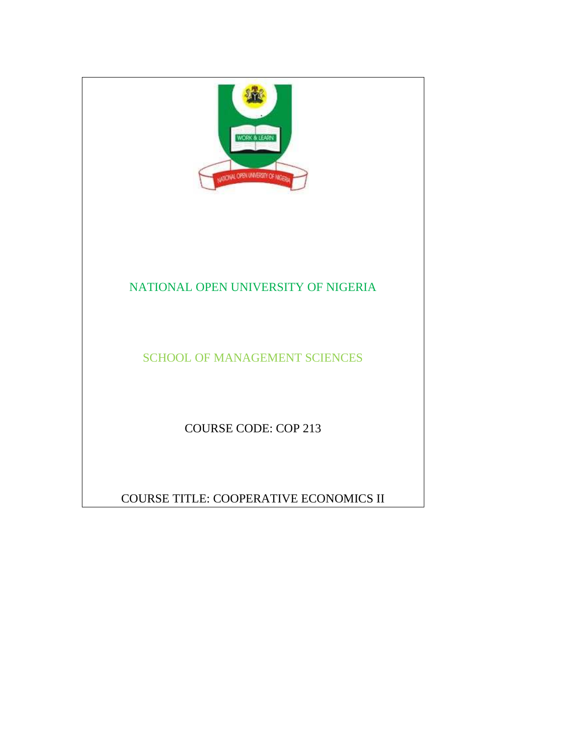NATIONAL OPEN UNIVERSITY OF NIGERIA

SCHOOL OF MANAGEMENT SCIENCES

COURSE CODE: COP 213

COURSE TITLE: COOPERATIVE ECONOMICS II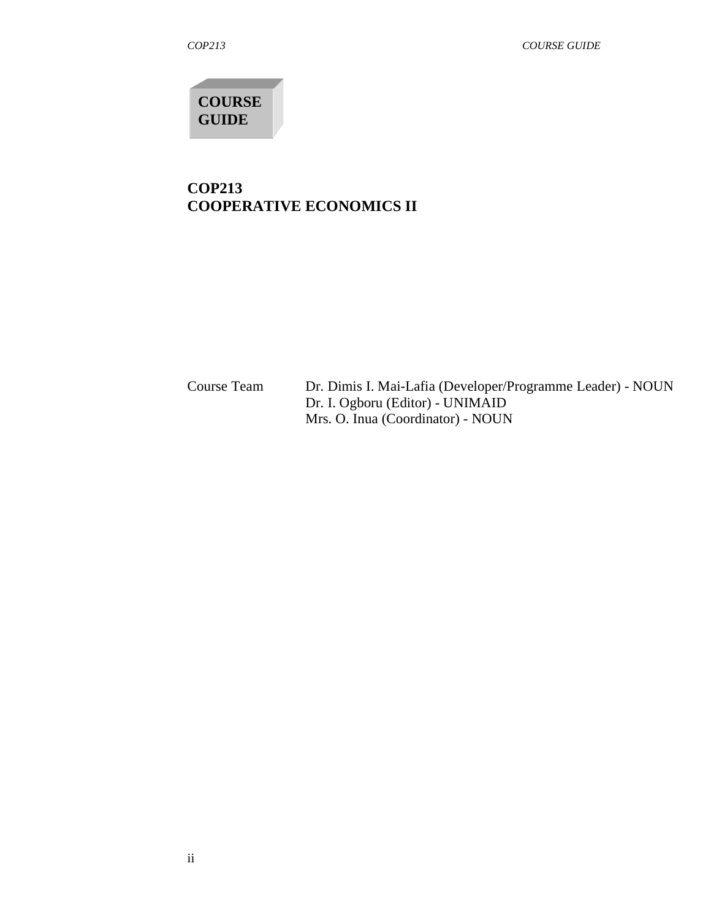**COURSE GUIDE**

# COP213
# COOPERATIVE ECONOMICS II

| Course Team | Dr. Dimis I. Mai-Lafia (Developer/Programme Leader) - NOUN |
|---|---|
| | Dr. I. Ogboru (Editor) - UNIMAID |
| | Mrs. O. Inua (Coordinator) - NOUN |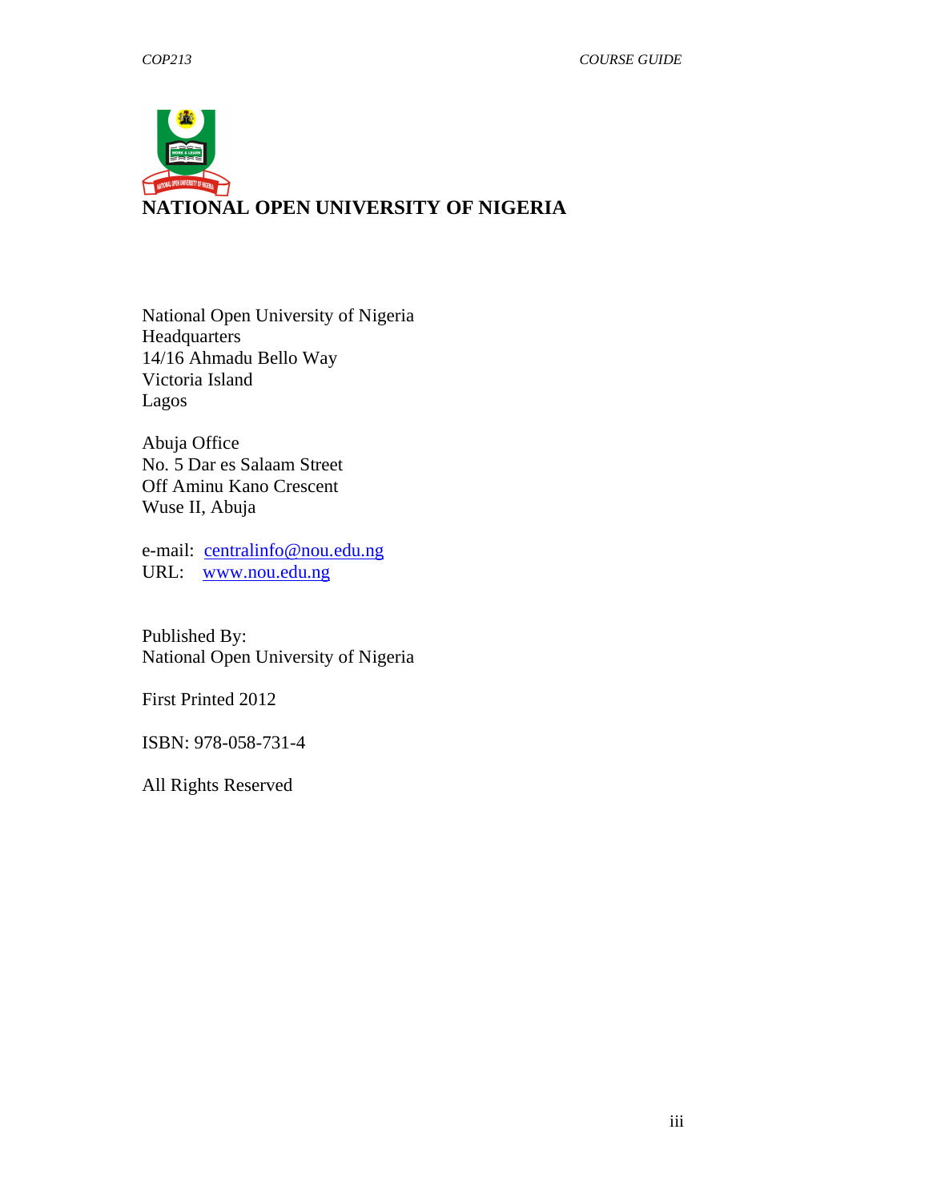# NATIONAL OPEN UNIVERSITY OF NIGERIA

National Open University of Nigeria
Headquarters
14/16 Ahmadu Bello Way
Victoria Island
Lagos

Abuja Office
No. 5 Dar es Salaam Street
Off Aminu Kano Crescent
Wuse II, Abuja

e-mail: centralinfo@nou.edu.ng
URL: www.nou.edu.ng

Published By:
National Open University of Nigeria

First Printed 2012

ISBN: 978-058-731-4

All Rights Reserved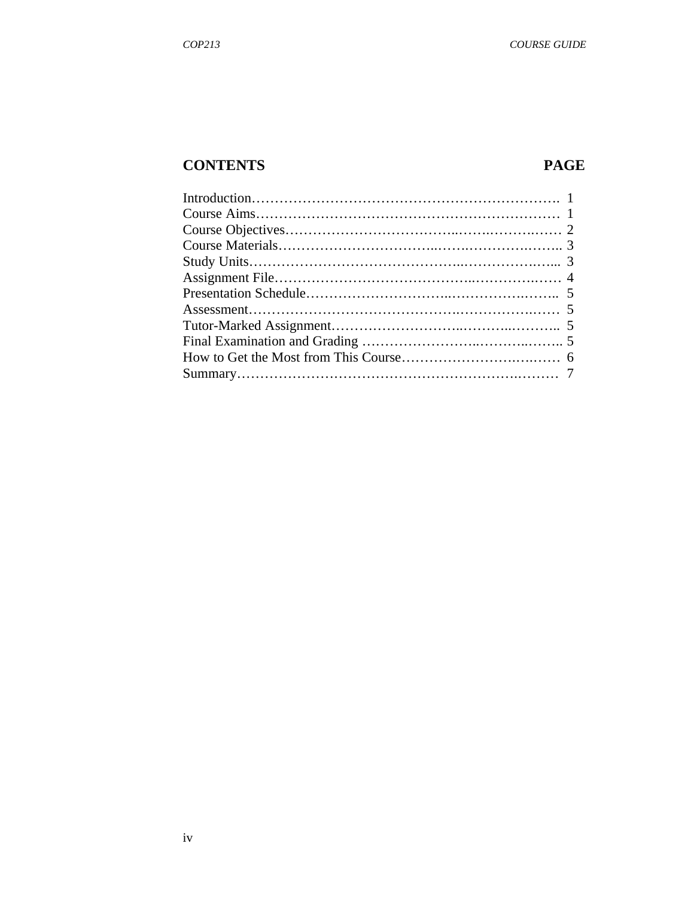| CONTENTS | PAGE |
|---|---|
| Introduction | 1 |
| Course Aims | 1 |
| Course Objectives | 2 |
| Course Materials | 3 |
| Study Units | 3 |
| Assignment File | 4 |
| Presentation Schedule | 5 |
| Assessment | 5 |
| Tutor-Marked Assignment | 5 |
| Final Examination and Grading | 5 |
| How to Get the Most from This Course | 6 |
| Summary | 7 |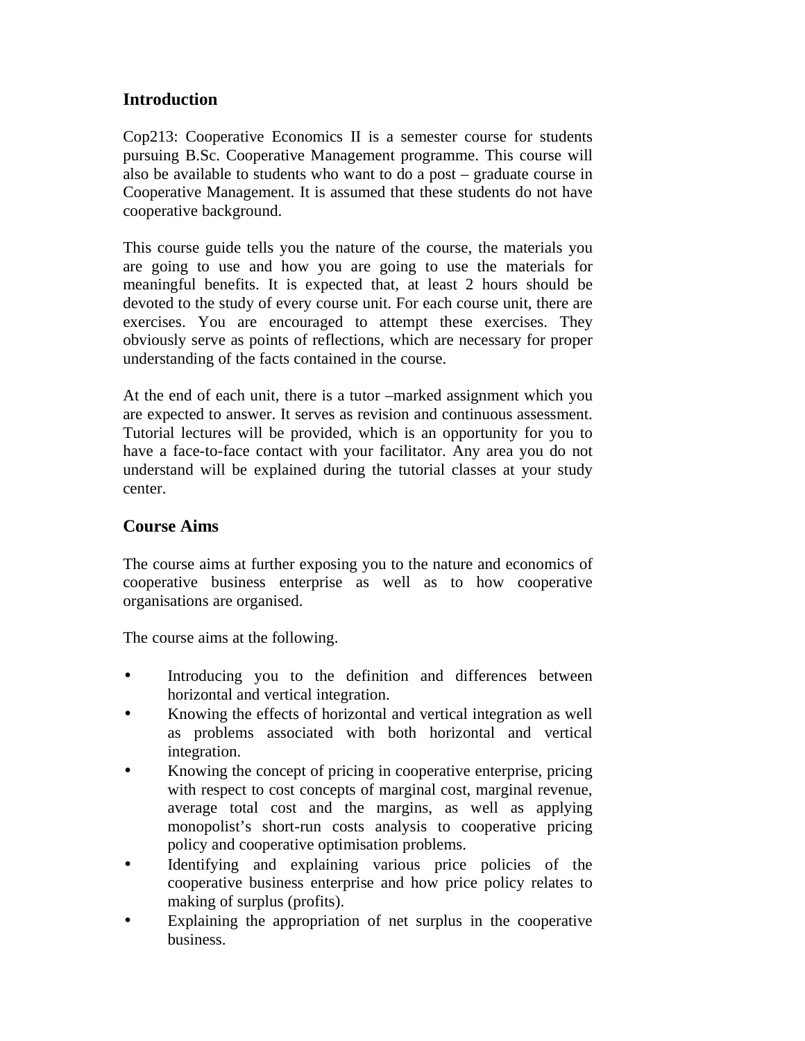## Introduction

Cop213: Cooperative Economics II is a semester course for students pursuing B.Sc. Cooperative Management programme. This course will also be available to students who want to do a post – graduate course in Cooperative Management. It is assumed that these students do not have cooperative background.

This course guide tells you the nature of the course, the materials you are going to use and how you are going to use the materials for meaningful benefits. It is expected that, at least 2 hours should be devoted to the study of every course unit. For each course unit, there are exercises. You are encouraged to attempt these exercises. They obviously serve as points of reflections, which are necessary for proper understanding of the facts contained in the course.

At the end of each unit, there is a tutor –marked assignment which you are expected to answer. It serves as revision and continuous assessment. Tutorial lectures will be provided, which is an opportunity for you to have a face-to-face contact with your facilitator. Any area you do not understand will be explained during the tutorial classes at your study center.

## Course Aims

The course aims at further exposing you to the nature and economics of cooperative business enterprise as well as to how cooperative organisations are organised.

The course aims at the following.

- Introducing you to the definition and differences between horizontal and vertical integration.
- Knowing the effects of horizontal and vertical integration as well as problems associated with both horizontal and vertical integration.
- Knowing the concept of pricing in cooperative enterprise, pricing with respect to cost concepts of marginal cost, marginal revenue, average total cost and the margins, as well as applying monopolist's short-run costs analysis to cooperative pricing policy and cooperative optimisation problems.
- Identifying and explaining various price policies of the cooperative business enterprise and how price policy relates to making of surplus (profits).
- Explaining the appropriation of net surplus in the cooperative business.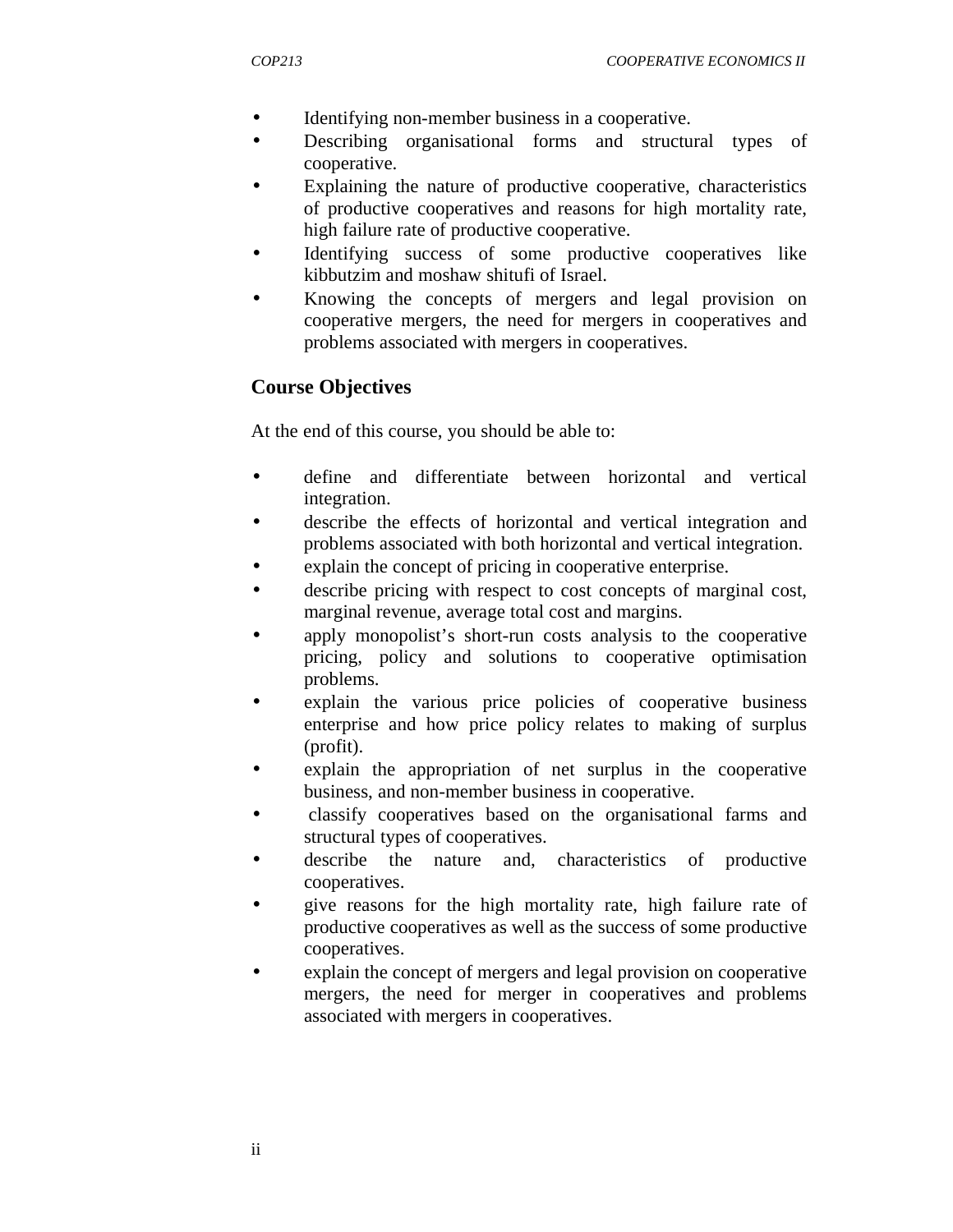- Identifying non-member business in a cooperative.
- Describing organisational forms and structural types of cooperative.
- Explaining the nature of productive cooperative, characteristics of productive cooperatives and reasons for high mortality rate, high failure rate of productive cooperative.
- Identifying success of some productive cooperatives like kibbutzim and moshaw shitufi of Israel.
- Knowing the concepts of mergers and legal provision on cooperative mergers, the need for mergers in cooperatives and problems associated with mergers in cooperatives.

## Course Objectives

At the end of this course, you should be able to:

- define and differentiate between horizontal and vertical integration.
- describe the effects of horizontal and vertical integration and problems associated with both horizontal and vertical integration.
- explain the concept of pricing in cooperative enterprise.
- describe pricing with respect to cost concepts of marginal cost, marginal revenue, average total cost and margins.
- apply monopolist's short-run costs analysis to the cooperative pricing, policy and solutions to cooperative optimisation problems.
- explain the various price policies of cooperative business enterprise and how price policy relates to making of surplus (profit).
- explain the appropriation of net surplus in the cooperative business, and non-member business in cooperative.
- classify cooperatives based on the organisational farms and structural types of cooperatives.
- describe the nature and, characteristics of productive cooperatives.
- give reasons for the high mortality rate, high failure rate of productive cooperatives as well as the success of some productive cooperatives.
- explain the concept of mergers and legal provision on cooperative mergers, the need for merger in cooperatives and problems associated with mergers in cooperatives.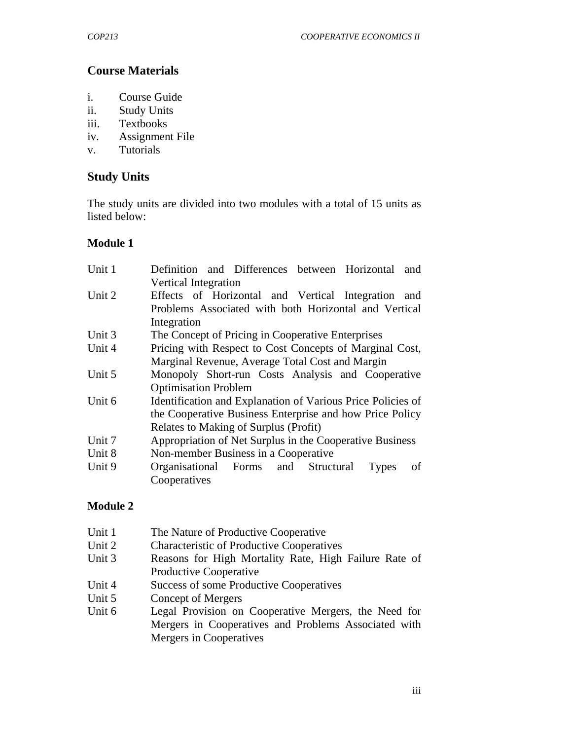## Course Materials

i. Course Guide
ii. Study Units
iii. Textbooks
iv. Assignment File
v. Tutorials

## Study Units

The study units are divided into two modules with a total of 15 units as listed below:

### Module 1

| | |
|---|---|
| Unit 1 | Definition and Differences between Horizontal and Vertical Integration |
| Unit 2 | Effects of Horizontal and Vertical Integration and Problems Associated with both Horizontal and Vertical Integration |
| Unit 3 | The Concept of Pricing in Cooperative Enterprises |
| Unit 4 | Pricing with Respect to Cost Concepts of Marginal Cost, Marginal Revenue, Average Total Cost and Margin |
| Unit 5 | Monopoly Short-run Costs Analysis and Cooperative Optimisation Problem |
| Unit 6 | Identification and Explanation of Various Price Policies of the Cooperative Business Enterprise and how Price Policy Relates to Making of Surplus (Profit) |
| Unit 7 | Appropriation of Net Surplus in the Cooperative Business |
| Unit 8 | Non-member Business in a Cooperative |
| Unit 9 | Organisational Forms and Structural Types of Cooperatives |

### Module 2

| | |
|---|---|
| Unit 1 | The Nature of Productive Cooperative |
| Unit 2 | Characteristic of Productive Cooperatives |
| Unit 3 | Reasons for High Mortality Rate, High Failure Rate of Productive Cooperative |
| Unit 4 | Success of some Productive Cooperatives |
| Unit 5 | Concept of Mergers |
| Unit 6 | Legal Provision on Cooperative Mergers, the Need for Mergers in Cooperatives and Problems Associated with Mergers in Cooperatives |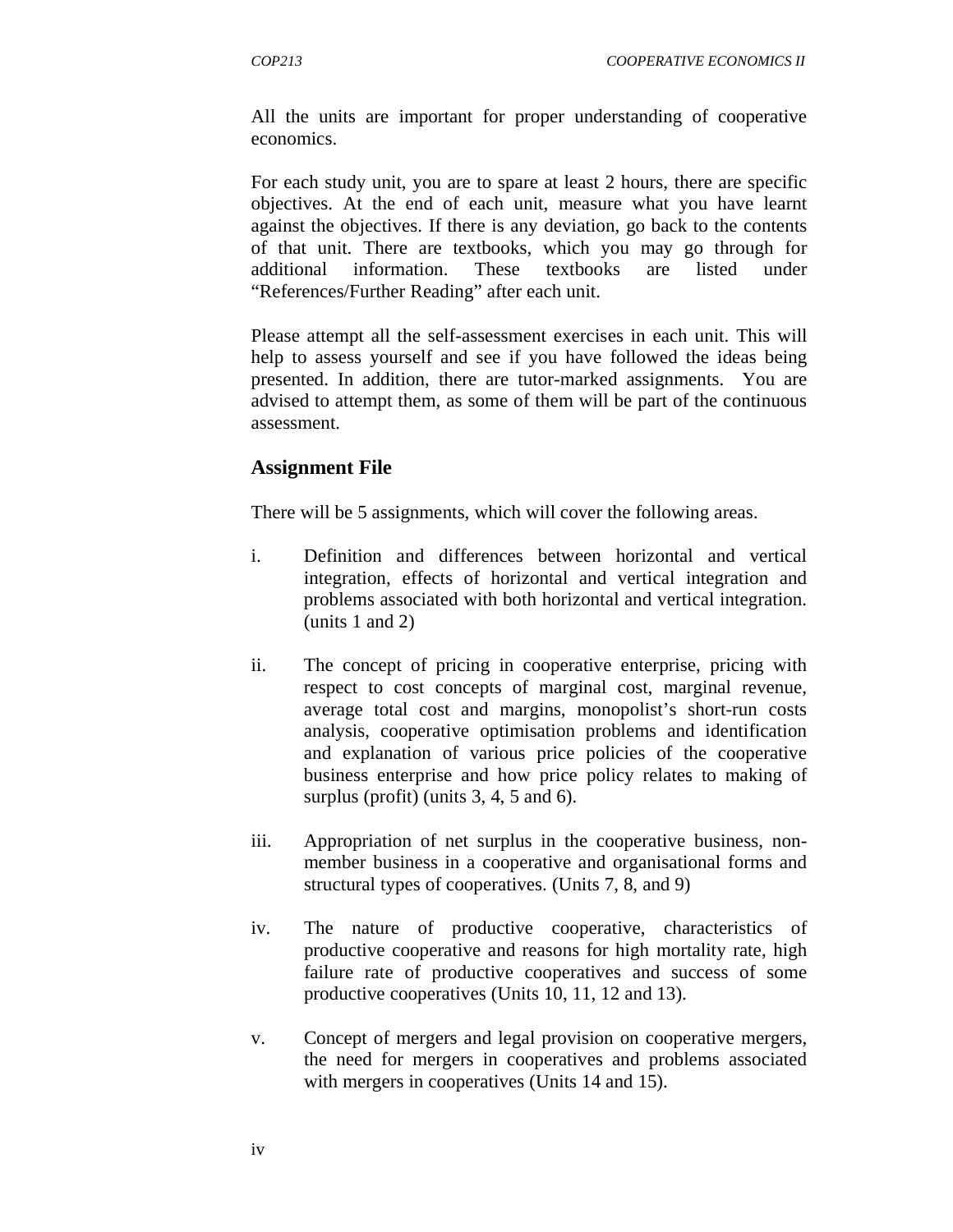All the units are important for proper understanding of cooperative economics.

For each study unit, you are to spare at least 2 hours, there are specific objectives. At the end of each unit, measure what you have learnt against the objectives. If there is any deviation, go back to the contents of that unit. There are textbooks, which you may go through for additional information. These textbooks are listed under "References/Further Reading" after each unit.

Please attempt all the self-assessment exercises in each unit. This will help to assess yourself and see if you have followed the ideas being presented. In addition, there are tutor-marked assignments. You are advised to attempt them, as some of them will be part of the continuous assessment.

## Assignment File

There will be 5 assignments, which will cover the following areas.

i. Definition and differences between horizontal and vertical integration, effects of horizontal and vertical integration and problems associated with both horizontal and vertical integration. (units 1 and 2)

ii. The concept of pricing in cooperative enterprise, pricing with respect to cost concepts of marginal cost, marginal revenue, average total cost and margins, monopolist's short-run costs analysis, cooperative optimisation problems and identification and explanation of various price policies of the cooperative business enterprise and how price policy relates to making of surplus (profit) (units 3, 4, 5 and 6).

iii. Appropriation of net surplus in the cooperative business, non-member business in a cooperative and organisational forms and structural types of cooperatives. (Units 7, 8, and 9)

iv. The nature of productive cooperative, characteristics of productive cooperative and reasons for high mortality rate, high failure rate of productive cooperatives and success of some productive cooperatives (Units 10, 11, 12 and 13).

v. Concept of mergers and legal provision on cooperative mergers, the need for mergers in cooperatives and problems associated with mergers in cooperatives (Units 14 and 15).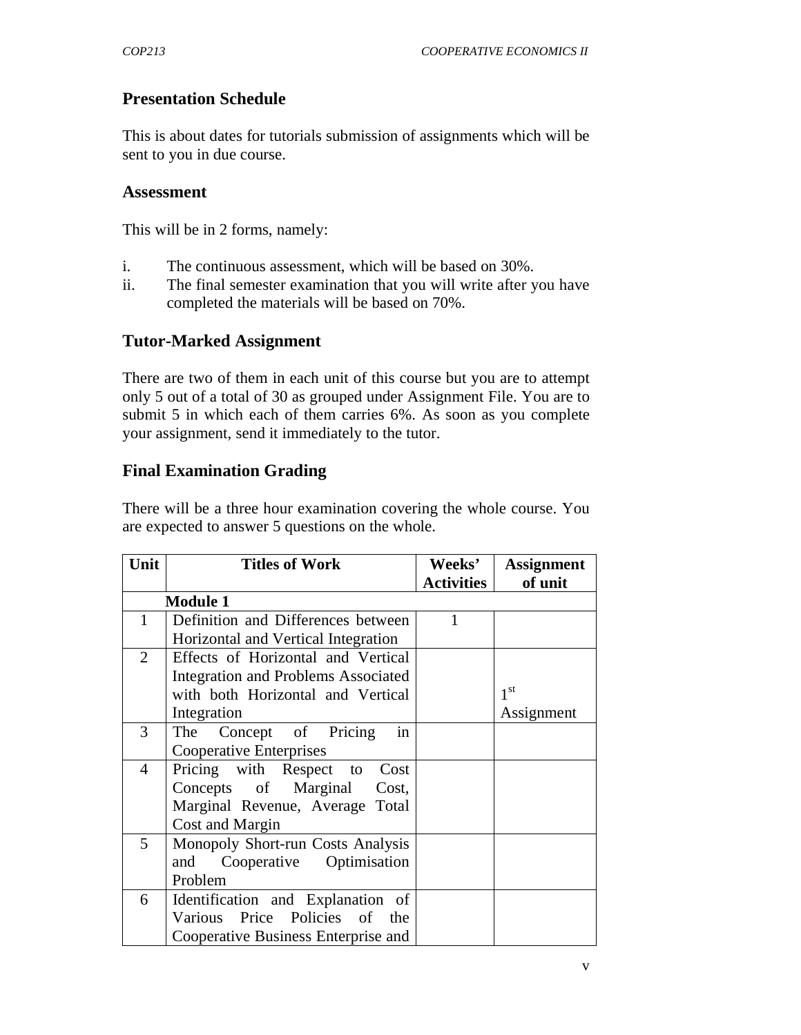## Presentation Schedule

This is about dates for tutorials submission of assignments which will be sent to you in due course.

## Assessment

This will be in 2 forms, namely:

i. The continuous assessment, which will be based on 30%.
ii. The final semester examination that you will write after you have completed the materials will be based on 70%.

## Tutor-Marked Assignment

There are two of them in each unit of this course but you are to attempt only 5 out of a total of 30 as grouped under Assignment File. You are to submit 5 in which each of them carries 6%. As soon as you complete your assignment, send it immediately to the tutor.

## Final Examination Grading

There will be a three hour examination covering the whole course. You are expected to answer 5 questions on the whole.

| Unit | Titles of Work | Weeks' Activities | Assignment of unit |
|---|---|---|---|
| | **Module 1** | | |
| 1 | Definition and Differences between Horizontal and Vertical Integration | 1 | |
| 2 | Effects of Horizontal and Vertical Integration and Problems Associated with both Horizontal and Vertical Integration | | 1st Assignment |
| 3 | The Concept of Pricing in Cooperative Enterprises | | |
| 4 | Pricing with Respect to Cost Concepts of Marginal Cost, Marginal Revenue, Average Total Cost and Margin | | |
| 5 | Monopoly Short-run Costs Analysis and Cooperative Optimisation Problem | | |
| 6 | Identification and Explanation of Various Price Policies of the Cooperative Business Enterprise and | | |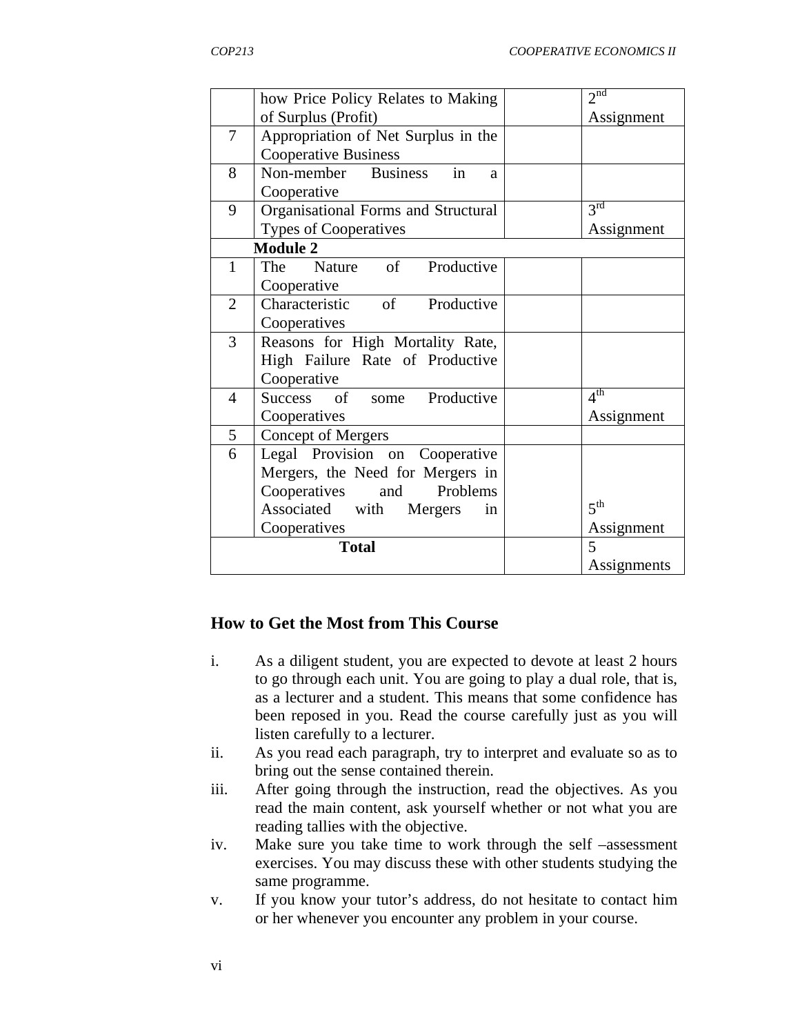| | | | |
|---|---|---|---|
| | how Price Policy Relates to Making of Surplus (Profit) | | 2nd Assignment |
| 7 | Appropriation of Net Surplus in the Cooperative Business | | |
| 8 | Non-member Business in a Cooperative | | |
| 9 | Organisational Forms and Structural Types of Cooperatives | | 3rd Assignment |
| | **Module 2** | | |
| 1 | The Nature of Productive Cooperative | | |
| 2 | Characteristic of Productive Cooperatives | | |
| 3 | Reasons for High Mortality Rate, High Failure Rate of Productive Cooperative | | |
| 4 | Success of some Productive Cooperatives | | 4th Assignment |
| 5 | Concept of Mergers | | |
| 6 | Legal Provision on Cooperative Mergers, the Need for Mergers in Cooperatives and Problems Associated with Mergers in Cooperatives | | 5th Assignment |
| | **Total** | | 5 Assignments |

## How to Get the Most from This Course

i. As a diligent student, you are expected to devote at least 2 hours to go through each unit. You are going to play a dual role, that is, as a lecturer and a student. This means that some confidence has been reposed in you. Read the course carefully just as you will listen carefully to a lecturer.

ii. As you read each paragraph, try to interpret and evaluate so as to bring out the sense contained therein.

iii. After going through the instruction, read the objectives. As you read the main content, ask yourself whether or not what you are reading tallies with the objective.

iv. Make sure you take time to work through the self –assessment exercises. You may discuss these with other students studying the same programme.

v. If you know your tutor's address, do not hesitate to contact him or her whenever you encounter any problem in your course.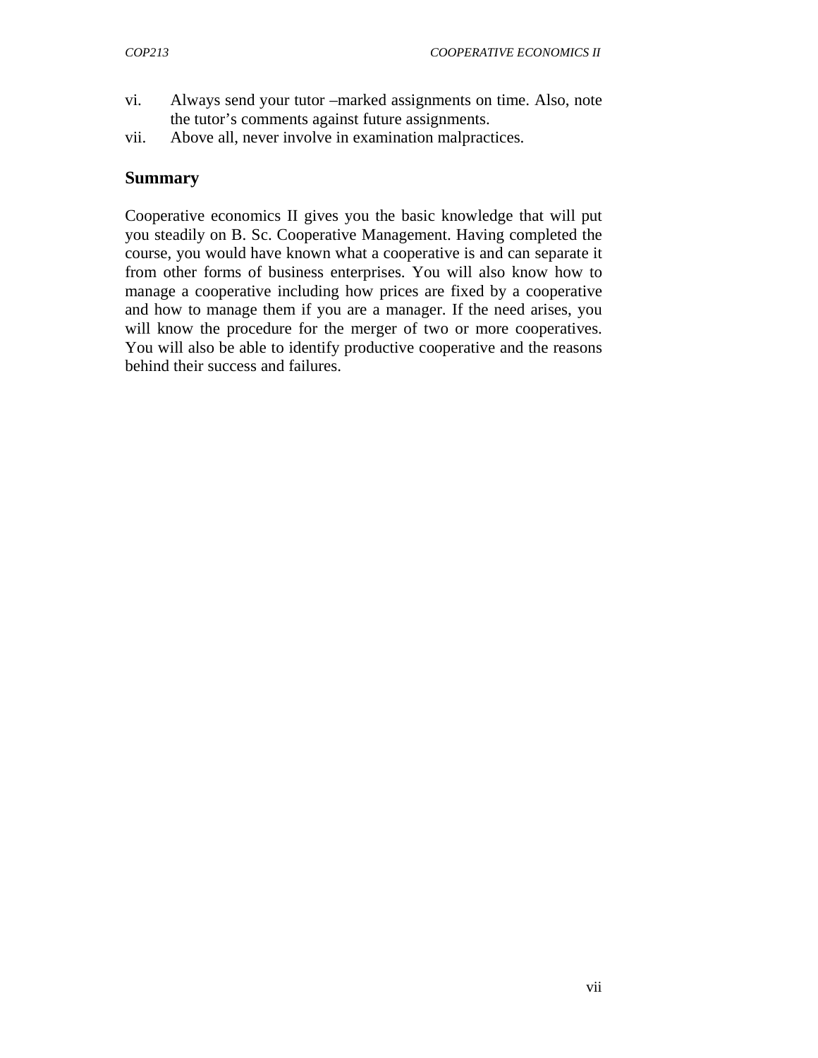vi. Always send your tutor –marked assignments on time. Also, note the tutor's comments against future assignments.

vii. Above all, never involve in examination malpractices.

## Summary

Cooperative economics II gives you the basic knowledge that will put you steadily on B. Sc. Cooperative Management. Having completed the course, you would have known what a cooperative is and can separate it from other forms of business enterprises. You will also know how to manage a cooperative including how prices are fixed by a cooperative and how to manage them if you are a manager. If the need arises, you will know the procedure for the merger of two or more cooperatives. You will also be able to identify productive cooperative and the reasons behind their success and failures.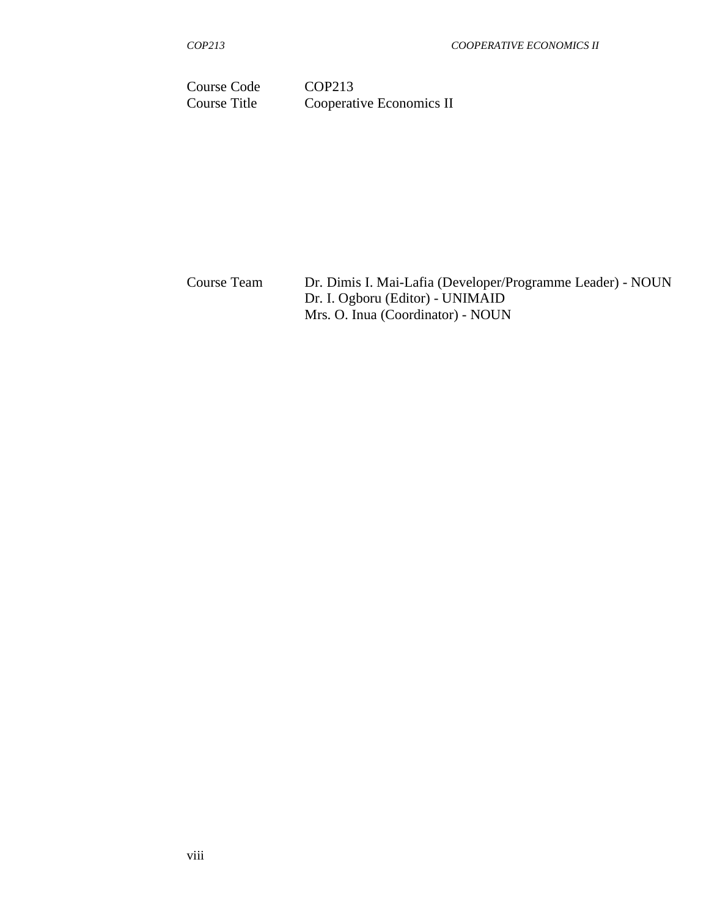| | |
|---|---|
| Course Code | COP213 |
| Course Title | Cooperative Economics II |

| | |
|---|---|
| Course Team | Dr. Dimis I. Mai-Lafia (Developer/Programme Leader) - NOUN<br>Dr. I. Ogboru (Editor) - UNIMAID<br>Mrs. O. Inua (Coordinator) - NOUN |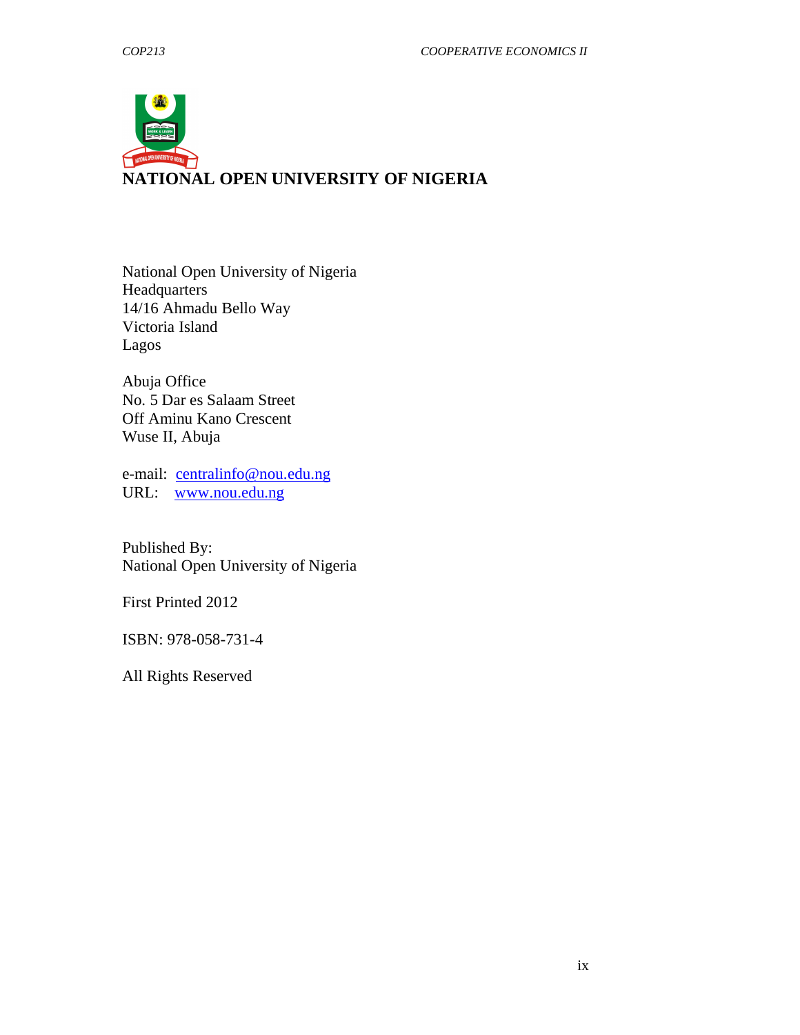# NATIONAL OPEN UNIVERSITY OF NIGERIA

National Open University of Nigeria
Headquarters
14/16 Ahmadu Bello Way
Victoria Island
Lagos

Abuja Office
No. 5 Dar es Salaam Street
Off Aminu Kano Crescent
Wuse II, Abuja

e-mail: centralinfo@nou.edu.ng
URL: www.nou.edu.ng

Published By:
National Open University of Nigeria

First Printed 2012

ISBN: 978-058-731-4

All Rights Reserved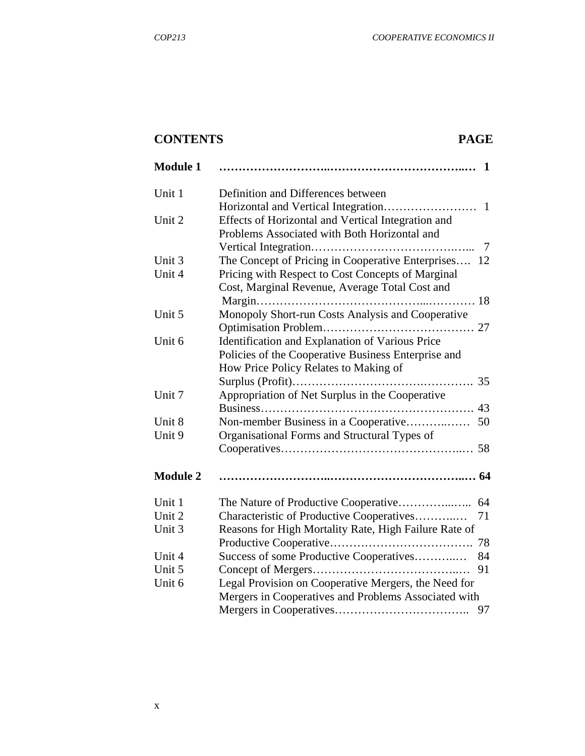# CONTENTS

| CONTENTS | | PAGE |
|---|---|---|
| **Module 1** | | **1** |
| Unit 1 | Definition and Differences between Horizontal and Vertical Integration | 1 |
| Unit 2 | Effects of Horizontal and Vertical Integration and Problems Associated with Both Horizontal and Vertical Integration | 7 |
| Unit 3 | The Concept of Pricing in Cooperative Enterprises | 12 |
| Unit 4 | Pricing with Respect to Cost Concepts of Marginal Cost, Marginal Revenue, Average Total Cost and Margin | 18 |
| Unit 5 | Monopoly Short-run Costs Analysis and Cooperative Optimisation Problem | 27 |
| Unit 6 | Identification and Explanation of Various Price Policies of the Cooperative Business Enterprise and How Price Policy Relates to Making of Surplus (Profit) | 35 |
| Unit 7 | Appropriation of Net Surplus in the Cooperative Business | 43 |
| Unit 8 | Non-member Business in a Cooperative | 50 |
| Unit 9 | Organisational Forms and Structural Types of Cooperatives | 58 |
| **Module 2** | | **64** |
| Unit 1 | The Nature of Productive Cooperative | 64 |
| Unit 2 | Characteristic of Productive Cooperatives | 71 |
| Unit 3 | Reasons for High Mortality Rate, High Failure Rate of Productive Cooperative | 78 |
| Unit 4 | Success of some Productive Cooperatives | 84 |
| Unit 5 | Concept of Mergers | 91 |
| Unit 6 | Legal Provision on Cooperative Mergers, the Need for Mergers in Cooperatives and Problems Associated with Mergers in Cooperatives | 97 |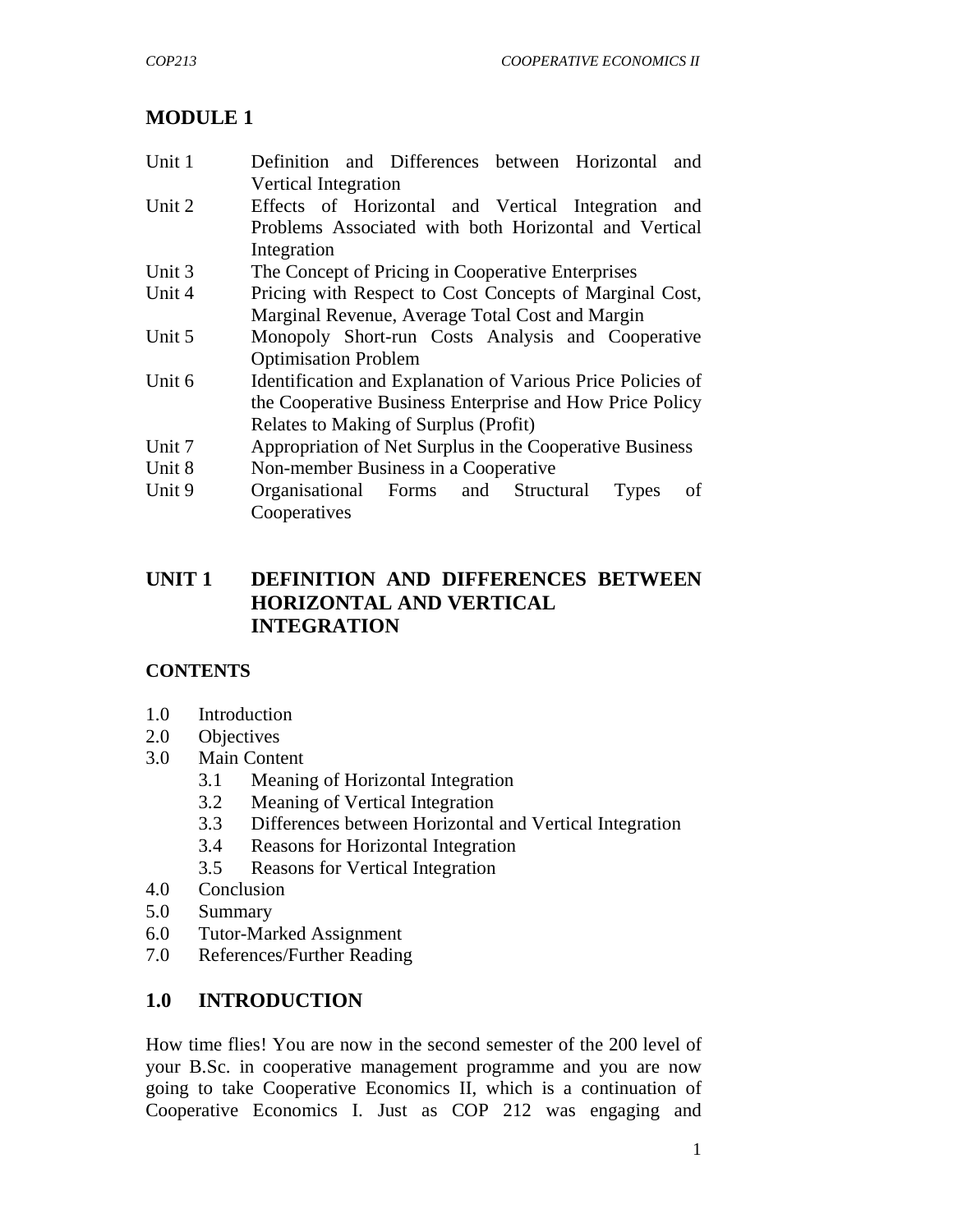# MODULE 1

| | |
|---|---|
| Unit 1 | Definition and Differences between Horizontal and Vertical Integration |
| Unit 2 | Effects of Horizontal and Vertical Integration and Problems Associated with both Horizontal and Vertical Integration |
| Unit 3 | The Concept of Pricing in Cooperative Enterprises |
| Unit 4 | Pricing with Respect to Cost Concepts of Marginal Cost, Marginal Revenue, Average Total Cost and Margin |
| Unit 5 | Monopoly Short-run Costs Analysis and Cooperative Optimisation Problem |
| Unit 6 | Identification and Explanation of Various Price Policies of the Cooperative Business Enterprise and How Price Policy Relates to Making of Surplus (Profit) |
| Unit 7 | Appropriation of Net Surplus in the Cooperative Business |
| Unit 8 | Non-member Business in a Cooperative |
| Unit 9 | Organisational Forms and Structural Types of Cooperatives |

## UNIT 1 DEFINITION AND DIFFERENCES BETWEEN HORIZONTAL AND VERTICAL INTEGRATION

**CONTENTS**

1.0 Introduction
2.0 Objectives
3.0 Main Content
  3.1 Meaning of Horizontal Integration
  3.2 Meaning of Vertical Integration
  3.3 Differences between Horizontal and Vertical Integration
  3.4 Reasons for Horizontal Integration
  3.5 Reasons for Vertical Integration
4.0 Conclusion
5.0 Summary
6.0 Tutor-Marked Assignment
7.0 References/Further Reading

## 1.0 INTRODUCTION

How time flies! You are now in the second semester of the 200 level of your B.Sc. in cooperative management programme and you are now going to take Cooperative Economics II, which is a continuation of Cooperative Economics I. Just as COP 212 was engaging and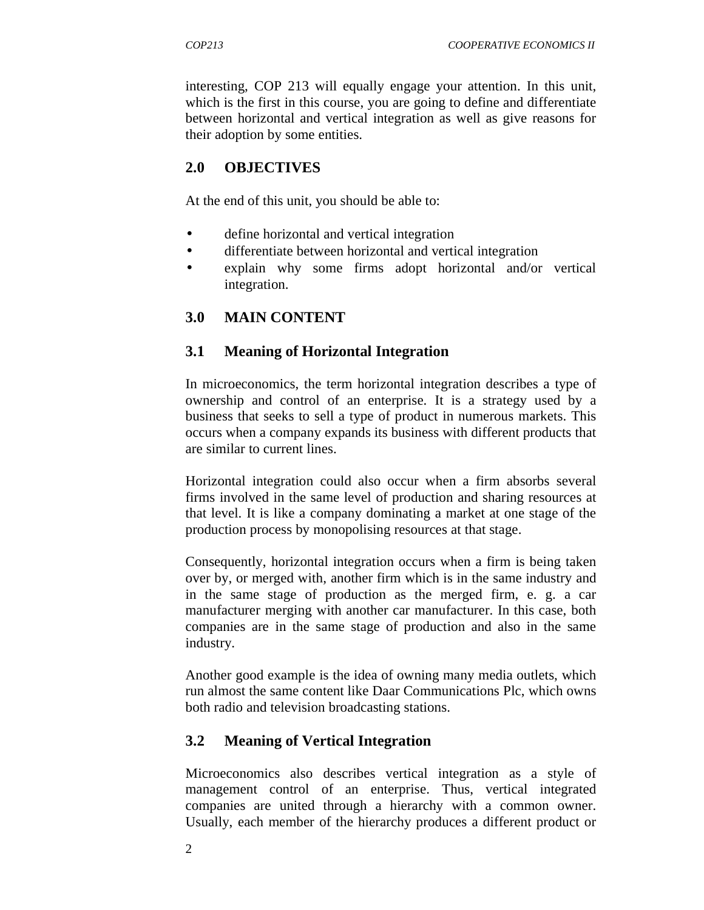interesting, COP 213 will equally engage your attention. In this unit, which is the first in this course, you are going to define and differentiate between horizontal and vertical integration as well as give reasons for their adoption by some entities.

## 2.0 OBJECTIVES

At the end of this unit, you should be able to:

- define horizontal and vertical integration
- differentiate between horizontal and vertical integration
- explain why some firms adopt horizontal and/or vertical integration.

## 3.0 MAIN CONTENT

### 3.1 Meaning of Horizontal Integration

In microeconomics, the term horizontal integration describes a type of ownership and control of an enterprise. It is a strategy used by a business that seeks to sell a type of product in numerous markets. This occurs when a company expands its business with different products that are similar to current lines.

Horizontal integration could also occur when a firm absorbs several firms involved in the same level of production and sharing resources at that level. It is like a company dominating a market at one stage of the production process by monopolising resources at that stage.

Consequently, horizontal integration occurs when a firm is being taken over by, or merged with, another firm which is in the same industry and in the same stage of production as the merged firm, e. g. a car manufacturer merging with another car manufacturer. In this case, both companies are in the same stage of production and also in the same industry.

Another good example is the idea of owning many media outlets, which run almost the same content like Daar Communications Plc, which owns both radio and television broadcasting stations.

### 3.2 Meaning of Vertical Integration

Microeconomics also describes vertical integration as a style of management control of an enterprise. Thus, vertical integrated companies are united through a hierarchy with a common owner. Usually, each member of the hierarchy produces a different product or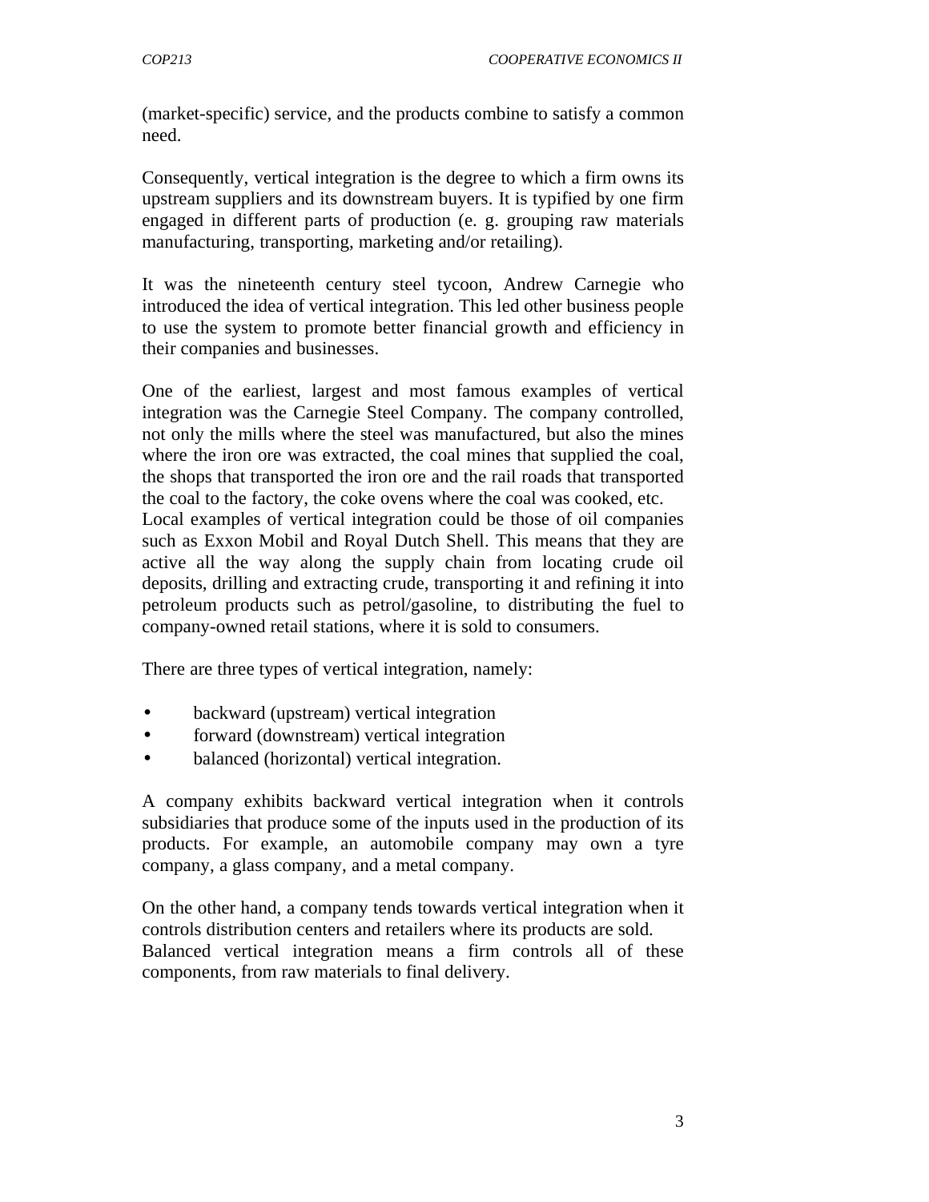(market-specific) service, and the products combine to satisfy a common need.

Consequently, vertical integration is the degree to which a firm owns its upstream suppliers and its downstream buyers. It is typified by one firm engaged in different parts of production (e. g. grouping raw materials manufacturing, transporting, marketing and/or retailing).

It was the nineteenth century steel tycoon, Andrew Carnegie who introduced the idea of vertical integration. This led other business people to use the system to promote better financial growth and efficiency in their companies and businesses.

One of the earliest, largest and most famous examples of vertical integration was the Carnegie Steel Company. The company controlled, not only the mills where the steel was manufactured, but also the mines where the iron ore was extracted, the coal mines that supplied the coal, the shops that transported the iron ore and the rail roads that transported the coal to the factory, the coke ovens where the coal was cooked, etc.
Local examples of vertical integration could be those of oil companies such as Exxon Mobil and Royal Dutch Shell. This means that they are active all the way along the supply chain from locating crude oil deposits, drilling and extracting crude, transporting it and refining it into petroleum products such as petrol/gasoline, to distributing the fuel to company-owned retail stations, where it is sold to consumers.

There are three types of vertical integration, namely:

- backward (upstream) vertical integration
- forward (downstream) vertical integration
- balanced (horizontal) vertical integration.

A company exhibits backward vertical integration when it controls subsidiaries that produce some of the inputs used in the production of its products. For example, an automobile company may own a tyre company, a glass company, and a metal company.

On the other hand, a company tends towards vertical integration when it controls distribution centers and retailers where its products are sold.
Balanced vertical integration means a firm controls all of these components, from raw materials to final delivery.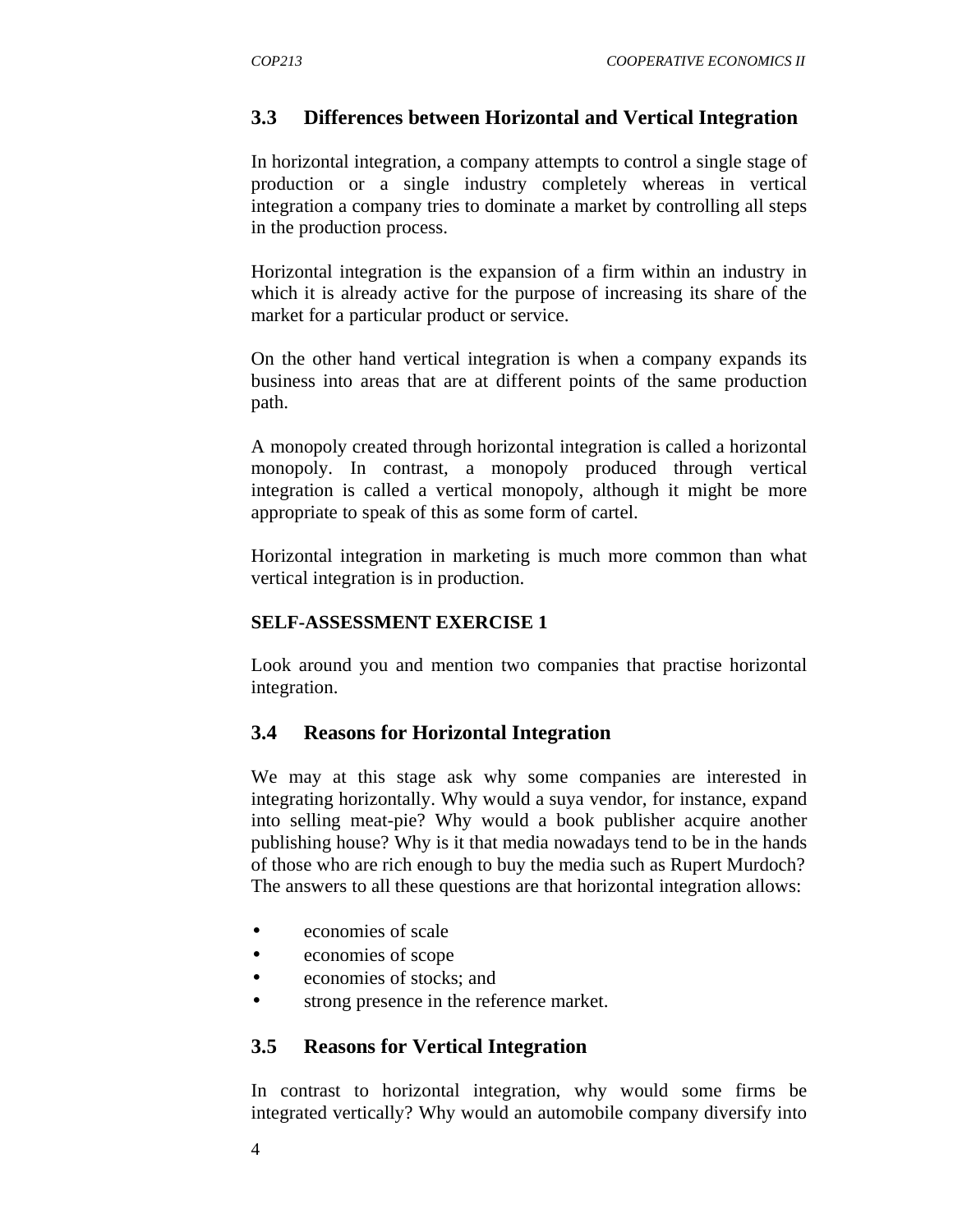## 3.3 Differences between Horizontal and Vertical Integration

In horizontal integration, a company attempts to control a single stage of production or a single industry completely whereas in vertical integration a company tries to dominate a market by controlling all steps in the production process.

Horizontal integration is the expansion of a firm within an industry in which it is already active for the purpose of increasing its share of the market for a particular product or service.

On the other hand vertical integration is when a company expands its business into areas that are at different points of the same production path.

A monopoly created through horizontal integration is called a horizontal monopoly. In contrast, a monopoly produced through vertical integration is called a vertical monopoly, although it might be more appropriate to speak of this as some form of cartel.

Horizontal integration in marketing is much more common than what vertical integration is in production.

**SELF-ASSESSMENT EXERCISE 1**

Look around you and mention two companies that practise horizontal integration.

## 3.4 Reasons for Horizontal Integration

We may at this stage ask why some companies are interested in integrating horizontally. Why would a suya vendor, for instance, expand into selling meat-pie? Why would a book publisher acquire another publishing house? Why is it that media nowadays tend to be in the hands of those who are rich enough to buy the media such as Rupert Murdoch? The answers to all these questions are that horizontal integration allows:

- economies of scale
- economies of scope
- economies of stocks; and
- strong presence in the reference market.

## 3.5 Reasons for Vertical Integration

In contrast to horizontal integration, why would some firms be integrated vertically? Why would an automobile company diversify into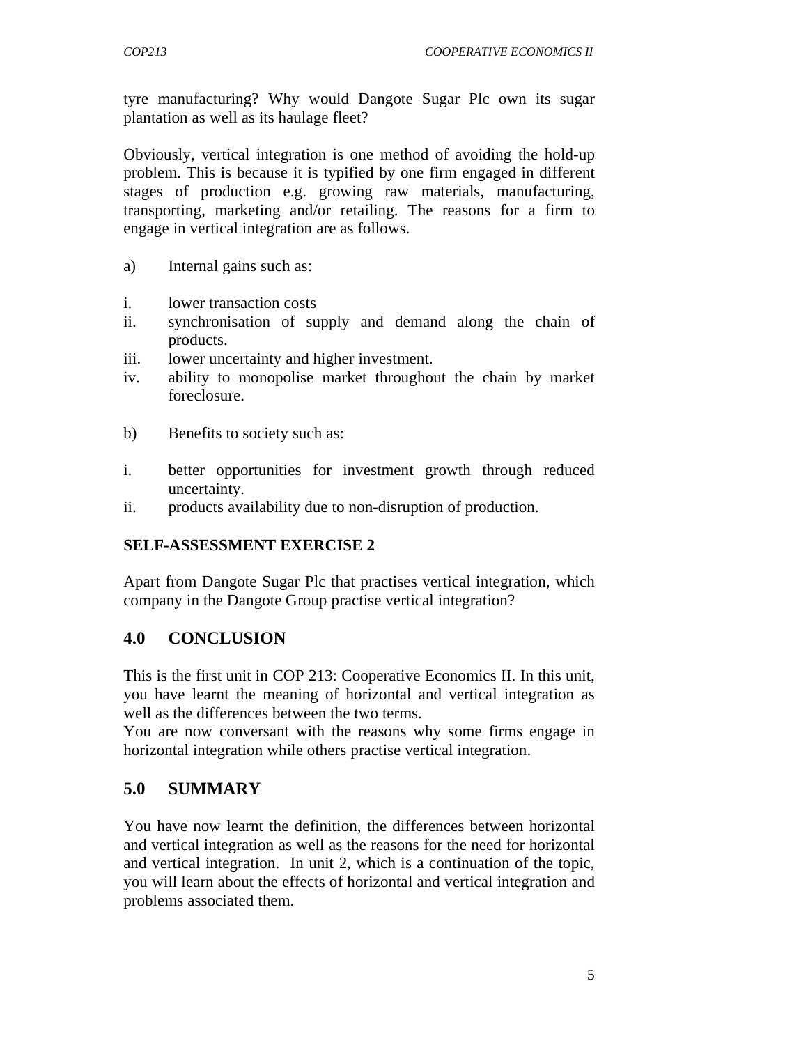tyre manufacturing? Why would Dangote Sugar Plc own its sugar plantation as well as its haulage fleet?

Obviously, vertical integration is one method of avoiding the hold-up problem. This is because it is typified by one firm engaged in different stages of production e.g. growing raw materials, manufacturing, transporting, marketing and/or retailing. The reasons for a firm to engage in vertical integration are as follows.

a) Internal gains such as:

i. lower transaction costs
ii. synchronisation of supply and demand along the chain of products.
iii. lower uncertainty and higher investment.
iv. ability to monopolise market throughout the chain by market foreclosure.

b) Benefits to society such as:

i. better opportunities for investment growth through reduced uncertainty.
ii. products availability due to non-disruption of production.

**SELF-ASSESSMENT EXERCISE 2**

Apart from Dangote Sugar Plc that practises vertical integration, which company in the Dangote Group practise vertical integration?

## 4.0 CONCLUSION

This is the first unit in COP 213: Cooperative Economics II. In this unit, you have learnt the meaning of horizontal and vertical integration as well as the differences between the two terms.
You are now conversant with the reasons why some firms engage in horizontal integration while others practise vertical integration.

## 5.0 SUMMARY

You have now learnt the definition, the differences between horizontal and vertical integration as well as the reasons for the need for horizontal and vertical integration. In unit 2, which is a continuation of the topic, you will learn about the effects of horizontal and vertical integration and problems associated them.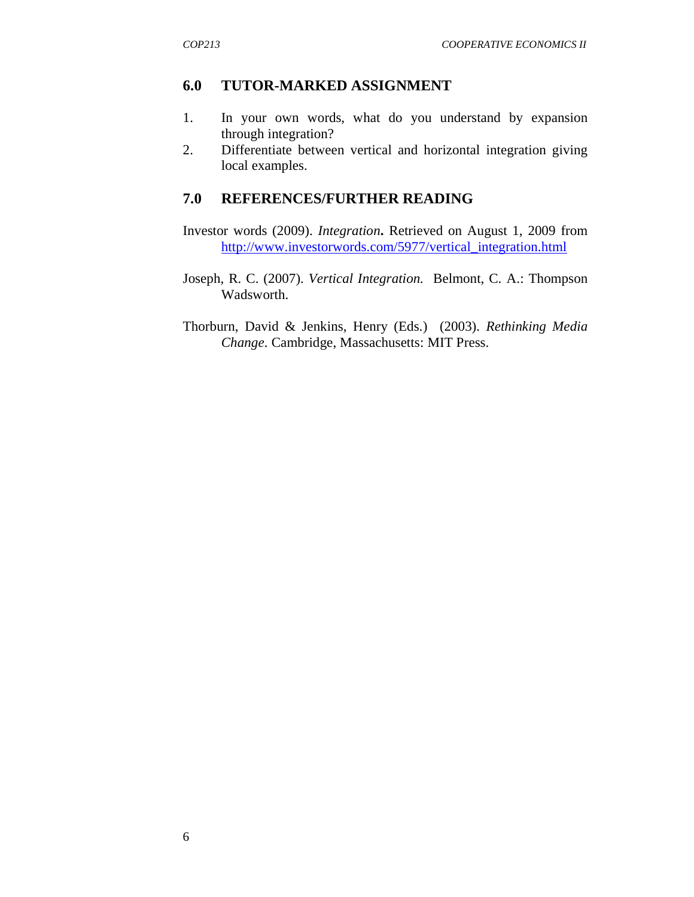## 6.0 TUTOR-MARKED ASSIGNMENT

1. In your own words, what do you understand by expansion through integration?
2. Differentiate between vertical and horizontal integration giving local examples.

## 7.0 REFERENCES/FURTHER READING

Investor words (2009). *Integration***.** Retrieved on August 1, 2009 from http://www.investorwords.com/5977/vertical_integration.html

Joseph, R. C. (2007). *Vertical Integration.* Belmont, C. A.: Thompson Wadsworth.

Thorburn, David & Jenkins, Henry (Eds.) (2003). *Rethinking Media Change*. Cambridge, Massachusetts: MIT Press.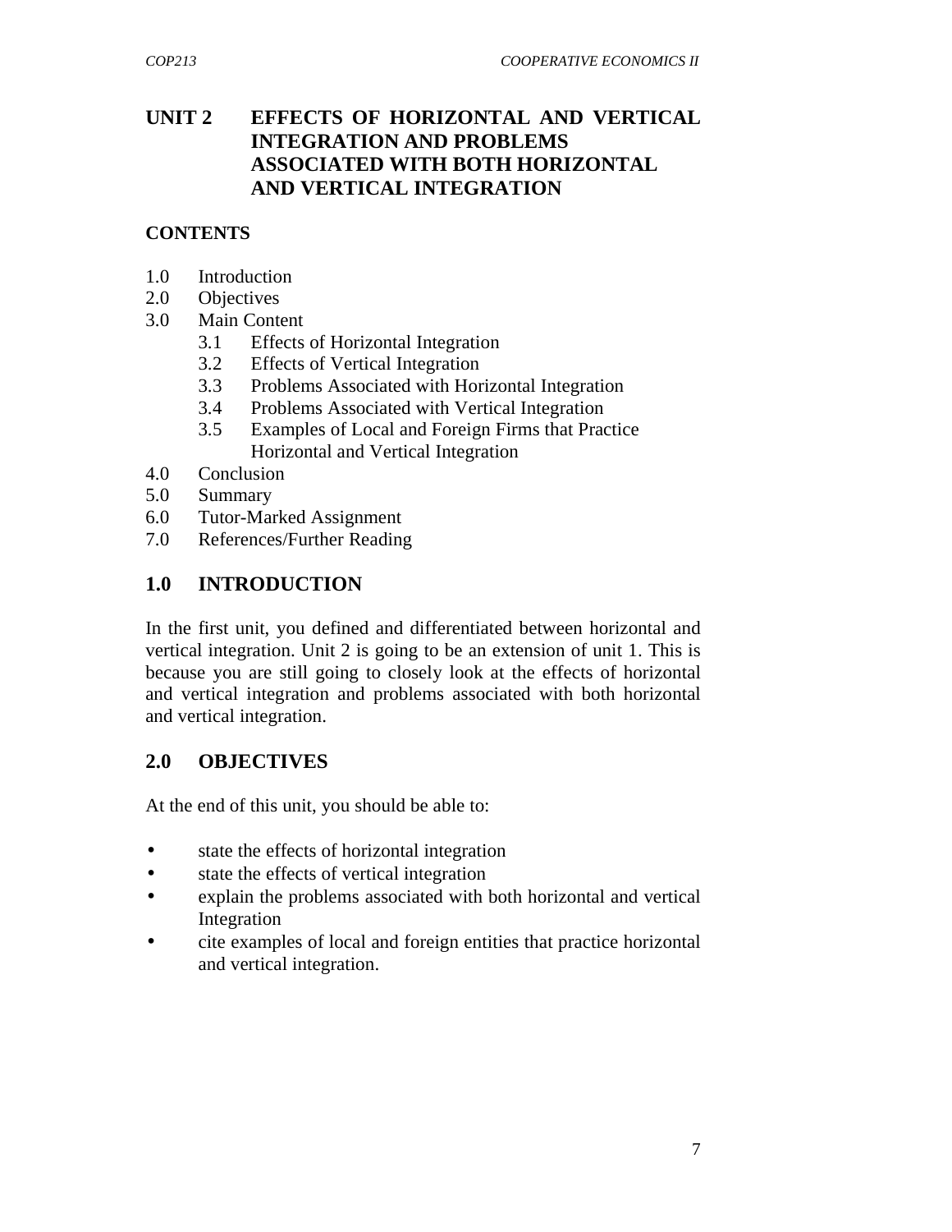# UNIT 2 EFFECTS OF HORIZONTAL AND VERTICAL INTEGRATION AND PROBLEMS ASSOCIATED WITH BOTH HORIZONTAL AND VERTICAL INTEGRATION

## CONTENTS

1.0 Introduction
2.0 Objectives
3.0 Main Content
  3.1 Effects of Horizontal Integration
  3.2 Effects of Vertical Integration
  3.3 Problems Associated with Horizontal Integration
  3.4 Problems Associated with Vertical Integration
  3.5 Examples of Local and Foreign Firms that Practice Horizontal and Vertical Integration
4.0 Conclusion
5.0 Summary
6.0 Tutor-Marked Assignment
7.0 References/Further Reading

## 1.0 INTRODUCTION

In the first unit, you defined and differentiated between horizontal and vertical integration. Unit 2 is going to be an extension of unit 1. This is because you are still going to closely look at the effects of horizontal and vertical integration and problems associated with both horizontal and vertical integration.

## 2.0 OBJECTIVES

At the end of this unit, you should be able to:

- state the effects of horizontal integration
- state the effects of vertical integration
- explain the problems associated with both horizontal and vertical Integration
- cite examples of local and foreign entities that practice horizontal and vertical integration.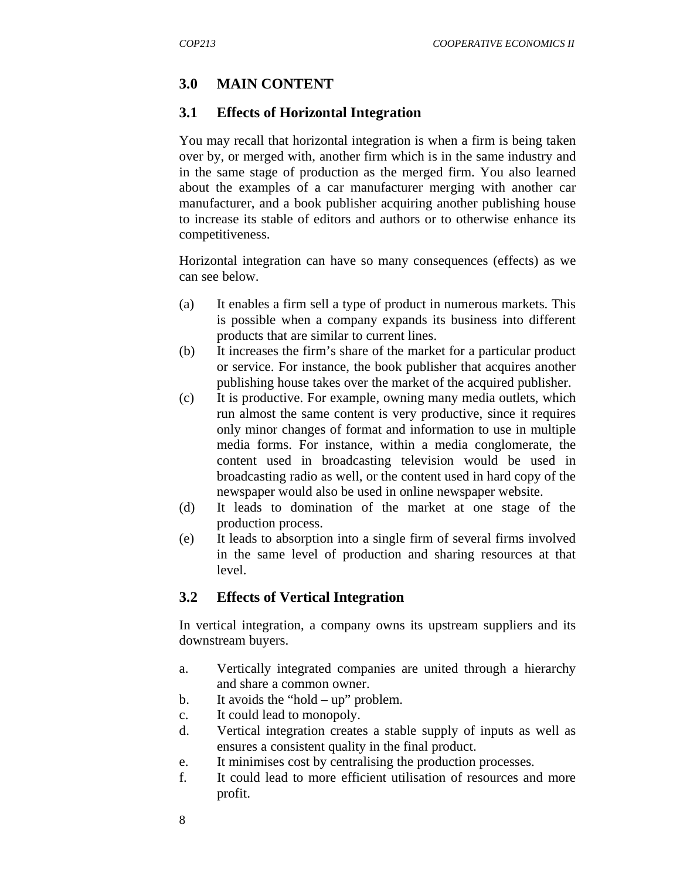## 3.0 MAIN CONTENT

### 3.1 Effects of Horizontal Integration

You may recall that horizontal integration is when a firm is being taken over by, or merged with, another firm which is in the same industry and in the same stage of production as the merged firm. You also learned about the examples of a car manufacturer merging with another car manufacturer, and a book publisher acquiring another publishing house to increase its stable of editors and authors or to otherwise enhance its competitiveness.

Horizontal integration can have so many consequences (effects) as we can see below.

(a) It enables a firm sell a type of product in numerous markets. This is possible when a company expands its business into different products that are similar to current lines.
(b) It increases the firm's share of the market for a particular product or service. For instance, the book publisher that acquires another publishing house takes over the market of the acquired publisher.
(c) It is productive. For example, owning many media outlets, which run almost the same content is very productive, since it requires only minor changes of format and information to use in multiple media forms. For instance, within a media conglomerate, the content used in broadcasting television would be used in broadcasting radio as well, or the content used in hard copy of the newspaper would also be used in online newspaper website.
(d) It leads to domination of the market at one stage of the production process.
(e) It leads to absorption into a single firm of several firms involved in the same level of production and sharing resources at that level.

### 3.2 Effects of Vertical Integration

In vertical integration, a company owns its upstream suppliers and its downstream buyers.

a. Vertically integrated companies are united through a hierarchy and share a common owner.
b. It avoids the "hold – up" problem.
c. It could lead to monopoly.
d. Vertical integration creates a stable supply of inputs as well as ensures a consistent quality in the final product.
e. It minimises cost by centralising the production processes.
f. It could lead to more efficient utilisation of resources and more profit.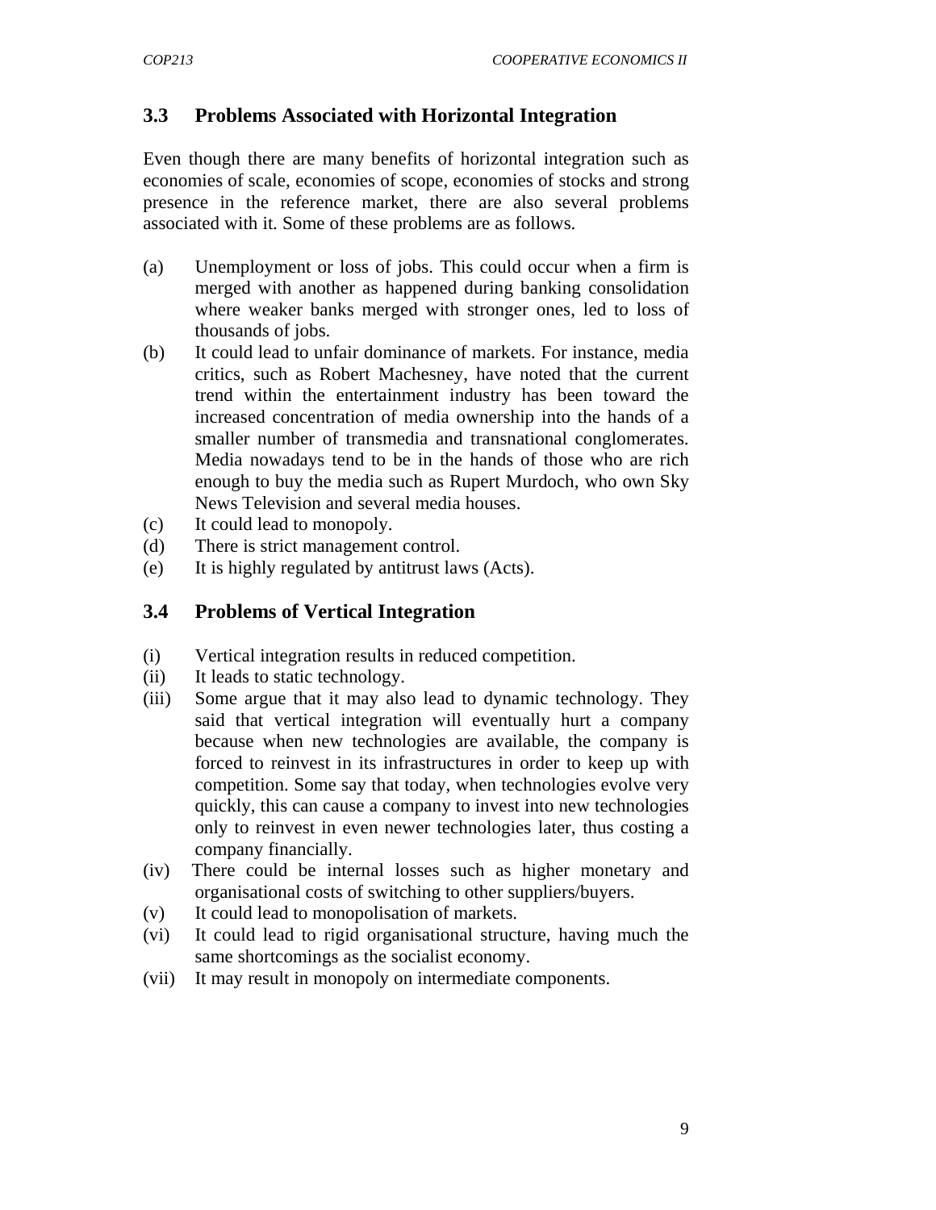### 3.3 Problems Associated with Horizontal Integration

Even though there are many benefits of horizontal integration such as economies of scale, economies of scope, economies of stocks and strong presence in the reference market, there are also several problems associated with it. Some of these problems are as follows.

(a) Unemployment or loss of jobs. This could occur when a firm is merged with another as happened during banking consolidation where weaker banks merged with stronger ones, led to loss of thousands of jobs.
(b) It could lead to unfair dominance of markets. For instance, media critics, such as Robert Machesney, have noted that the current trend within the entertainment industry has been toward the increased concentration of media ownership into the hands of a smaller number of transmedia and transnational conglomerates. Media nowadays tend to be in the hands of those who are rich enough to buy the media such as Rupert Murdoch, who own Sky News Television and several media houses.
(c) It could lead to monopoly.
(d) There is strict management control.
(e) It is highly regulated by antitrust laws (Acts).

### 3.4 Problems of Vertical Integration

(i) Vertical integration results in reduced competition.
(ii) It leads to static technology.
(iii) Some argue that it may also lead to dynamic technology. They said that vertical integration will eventually hurt a company because when new technologies are available, the company is forced to reinvest in its infrastructures in order to keep up with competition. Some say that today, when technologies evolve very quickly, this can cause a company to invest into new technologies only to reinvest in even newer technologies later, thus costing a company financially.
(iv) There could be internal losses such as higher monetary and organisational costs of switching to other suppliers/buyers.
(v) It could lead to monopolisation of markets.
(vi) It could lead to rigid organisational structure, having much the same shortcomings as the socialist economy.
(vii) It may result in monopoly on intermediate components.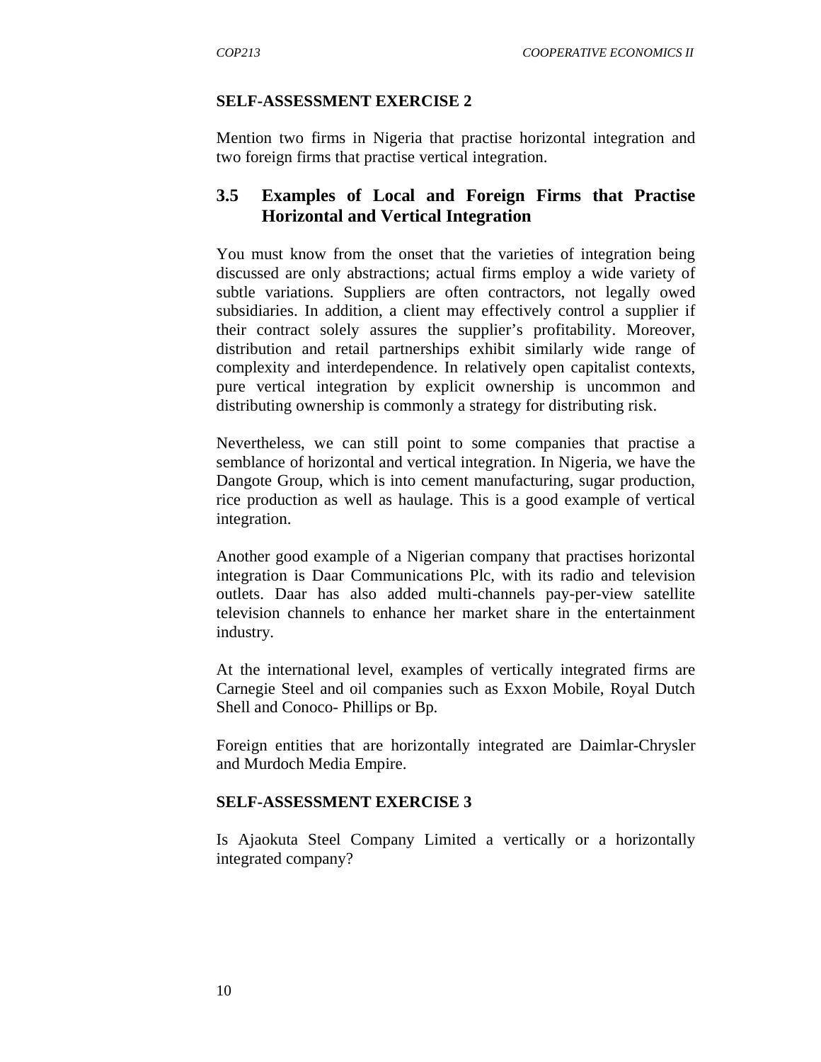**SELF-ASSESSMENT EXERCISE 2**

Mention two firms in Nigeria that practise horizontal integration and two foreign firms that practise vertical integration.

## 3.5 Examples of Local and Foreign Firms that Practise Horizontal and Vertical Integration

You must know from the onset that the varieties of integration being discussed are only abstractions; actual firms employ a wide variety of subtle variations. Suppliers are often contractors, not legally owed subsidiaries. In addition, a client may effectively control a supplier if their contract solely assures the supplier's profitability. Moreover, distribution and retail partnerships exhibit similarly wide range of complexity and interdependence. In relatively open capitalist contexts, pure vertical integration by explicit ownership is uncommon and distributing ownership is commonly a strategy for distributing risk.

Nevertheless, we can still point to some companies that practise a semblance of horizontal and vertical integration. In Nigeria, we have the Dangote Group, which is into cement manufacturing, sugar production, rice production as well as haulage. This is a good example of vertical integration.

Another good example of a Nigerian company that practises horizontal integration is Daar Communications Plc, with its radio and television outlets. Daar has also added multi-channels pay-per-view satellite television channels to enhance her market share in the entertainment industry.

At the international level, examples of vertically integrated firms are Carnegie Steel and oil companies such as Exxon Mobile, Royal Dutch Shell and Conoco- Phillips or Bp.

Foreign entities that are horizontally integrated are Daimlar-Chrysler and Murdoch Media Empire.

**SELF-ASSESSMENT EXERCISE 3**

Is Ajaokuta Steel Company Limited a vertically or a horizontally integrated company?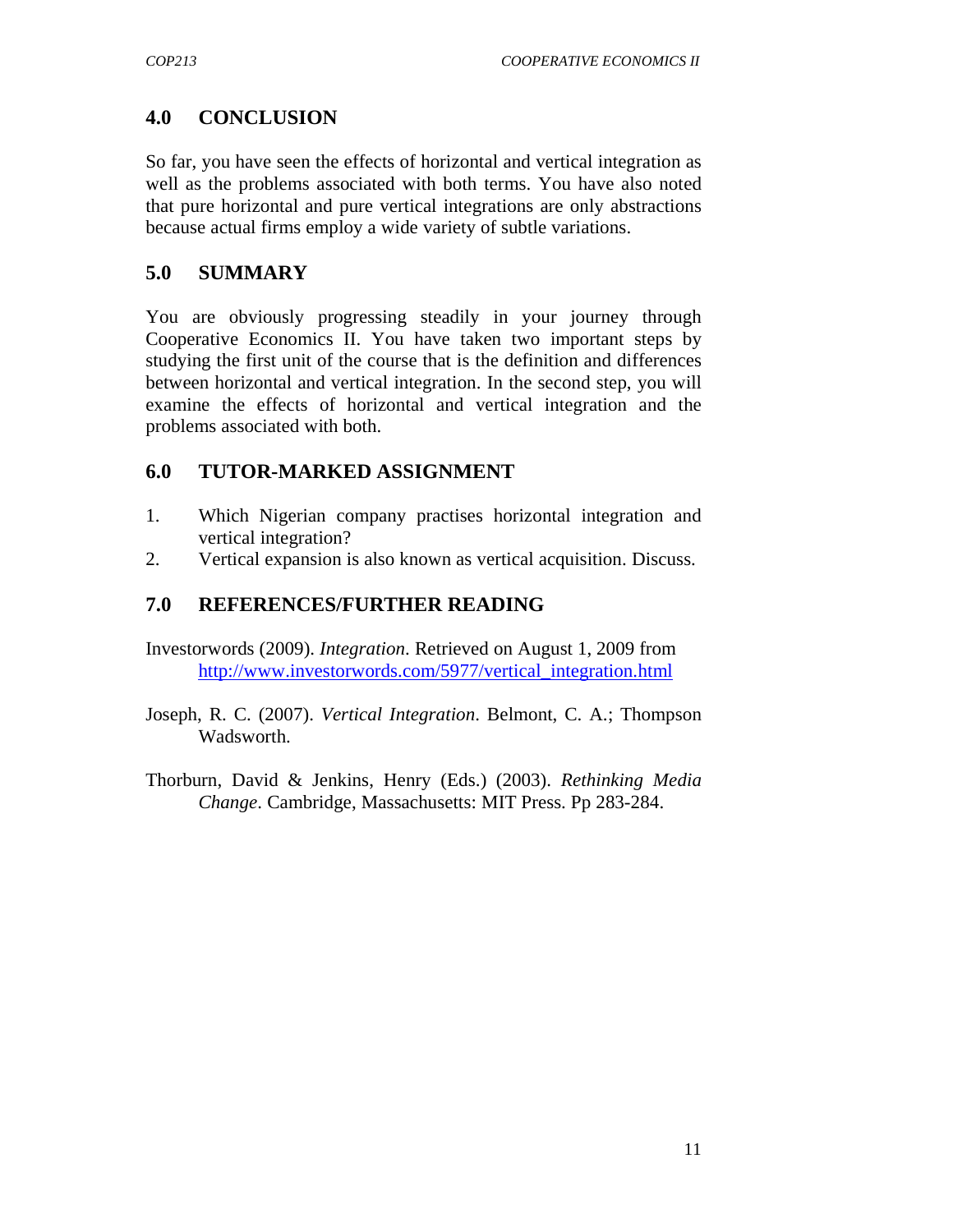## 4.0 CONCLUSION

So far, you have seen the effects of horizontal and vertical integration as well as the problems associated with both terms. You have also noted that pure horizontal and pure vertical integrations are only abstractions because actual firms employ a wide variety of subtle variations.

## 5.0 SUMMARY

You are obviously progressing steadily in your journey through Cooperative Economics II. You have taken two important steps by studying the first unit of the course that is the definition and differences between horizontal and vertical integration. In the second step, you will examine the effects of horizontal and vertical integration and the problems associated with both.

## 6.0 TUTOR-MARKED ASSIGNMENT

1. Which Nigerian company practises horizontal integration and vertical integration?
2. Vertical expansion is also known as vertical acquisition. Discuss.

## 7.0 REFERENCES/FURTHER READING

Investorwords (2009). *Integration*. Retrieved on August 1, 2009 from http://www.investorwords.com/5977/vertical_integration.html

Joseph, R. C. (2007). *Vertical Integration*. Belmont, C. A.; Thompson Wadsworth.

Thorburn, David & Jenkins, Henry (Eds.) (2003). *Rethinking Media Change*. Cambridge, Massachusetts: MIT Press. Pp 283-284.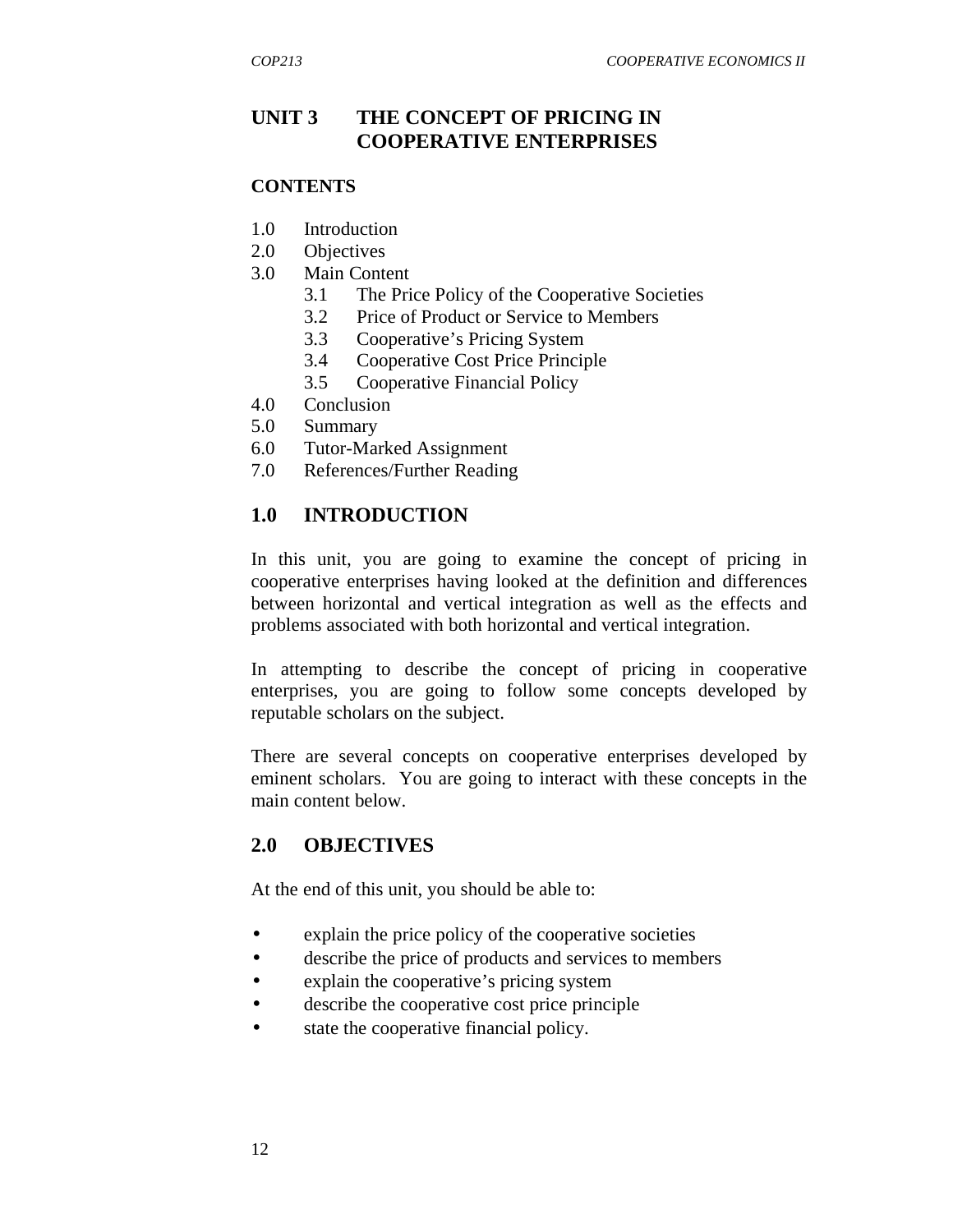# UNIT 3 THE CONCEPT OF PRICING IN COOPERATIVE ENTERPRISES

## CONTENTS

1.0 Introduction
2.0 Objectives
3.0 Main Content
    3.1 The Price Policy of the Cooperative Societies
    3.2 Price of Product or Service to Members
    3.3 Cooperative's Pricing System
    3.4 Cooperative Cost Price Principle
    3.5 Cooperative Financial Policy
4.0 Conclusion
5.0 Summary
6.0 Tutor-Marked Assignment
7.0 References/Further Reading

## 1.0 INTRODUCTION

In this unit, you are going to examine the concept of pricing in cooperative enterprises having looked at the definition and differences between horizontal and vertical integration as well as the effects and problems associated with both horizontal and vertical integration.

In attempting to describe the concept of pricing in cooperative enterprises, you are going to follow some concepts developed by reputable scholars on the subject.

There are several concepts on cooperative enterprises developed by eminent scholars. You are going to interact with these concepts in the main content below.

## 2.0 OBJECTIVES

At the end of this unit, you should be able to:

- explain the price policy of the cooperative societies
- describe the price of products and services to members
- explain the cooperative's pricing system
- describe the cooperative cost price principle
- state the cooperative financial policy.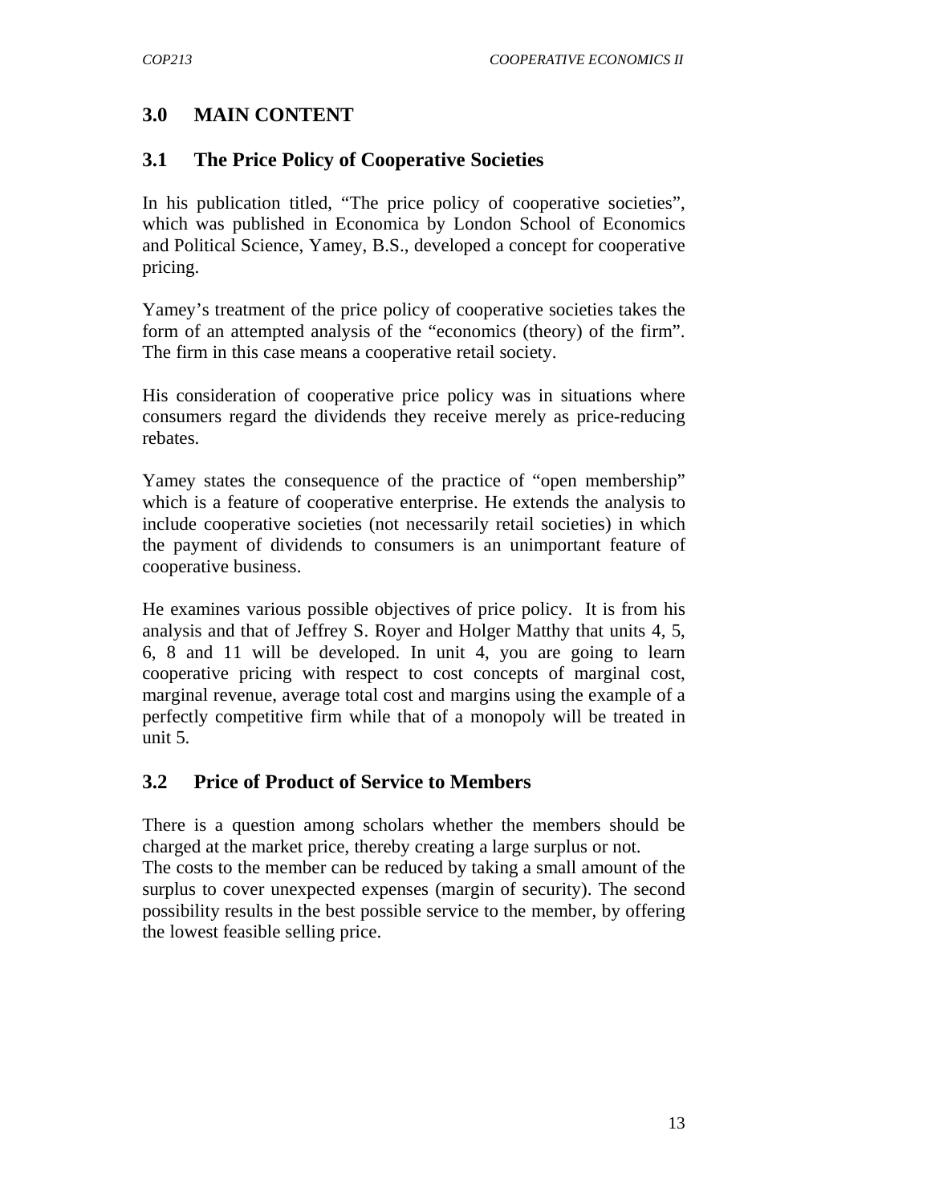## 3.0 MAIN CONTENT

### 3.1 The Price Policy of Cooperative Societies

In his publication titled, "The price policy of cooperative societies", which was published in Economica by London School of Economics and Political Science, Yamey, B.S., developed a concept for cooperative pricing.

Yamey's treatment of the price policy of cooperative societies takes the form of an attempted analysis of the "economics (theory) of the firm". The firm in this case means a cooperative retail society.

His consideration of cooperative price policy was in situations where consumers regard the dividends they receive merely as price-reducing rebates.

Yamey states the consequence of the practice of "open membership" which is a feature of cooperative enterprise. He extends the analysis to include cooperative societies (not necessarily retail societies) in which the payment of dividends to consumers is an unimportant feature of cooperative business.

He examines various possible objectives of price policy. It is from his analysis and that of Jeffrey S. Royer and Holger Matthy that units 4, 5, 6, 8 and 11 will be developed. In unit 4, you are going to learn cooperative pricing with respect to cost concepts of marginal cost, marginal revenue, average total cost and margins using the example of a perfectly competitive firm while that of a monopoly will be treated in unit 5.

### 3.2 Price of Product of Service to Members

There is a question among scholars whether the members should be charged at the market price, thereby creating a large surplus or not.
The costs to the member can be reduced by taking a small amount of the surplus to cover unexpected expenses (margin of security). The second possibility results in the best possible service to the member, by offering the lowest feasible selling price.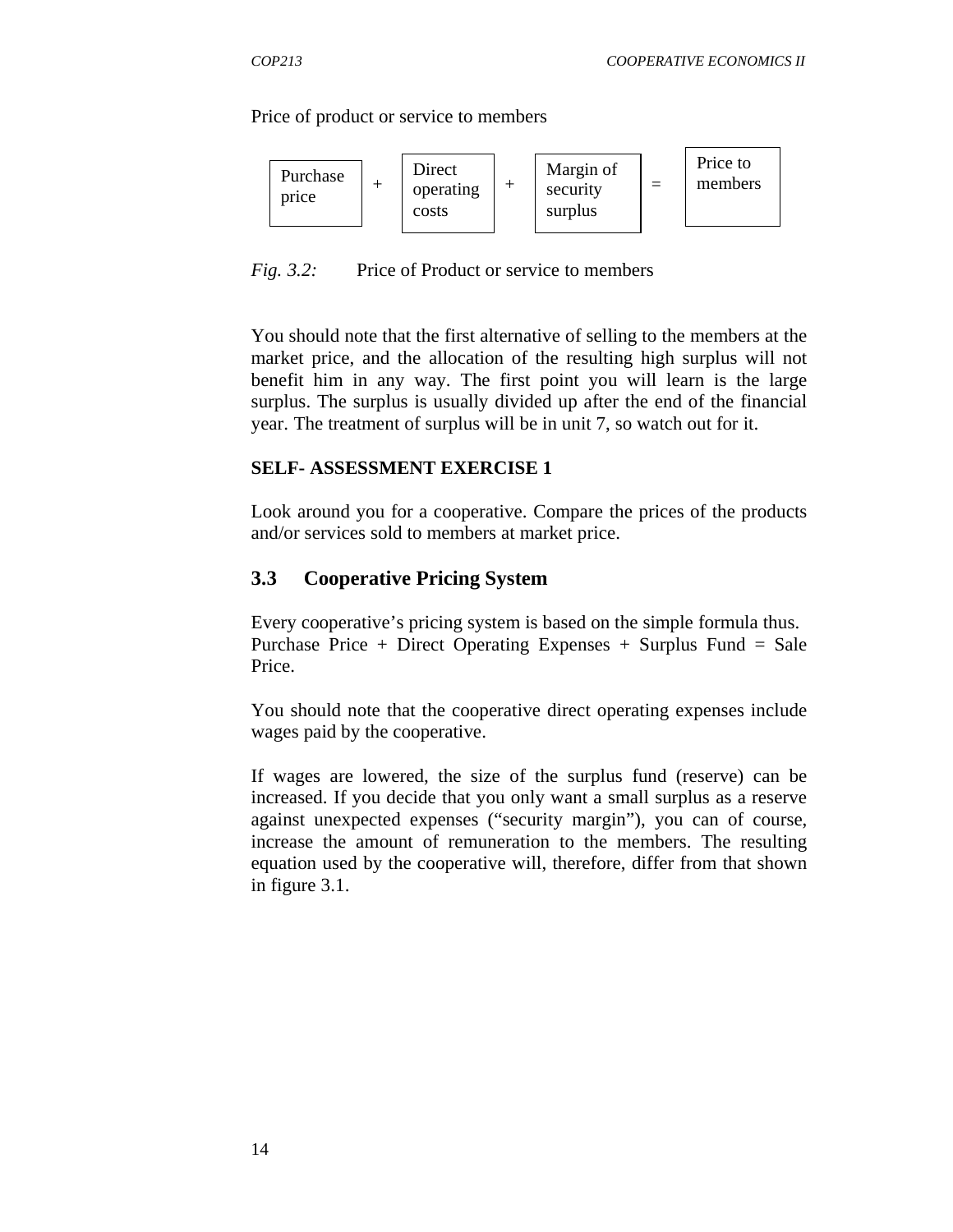Price of product or service to members

| Purchase price | + | Direct operating costs | + | Margin of security surplus | = | Price to members |
|---|---|---|---|---|---|---|

*Fig. 3.2:* Price of Product or service to members

You should note that the first alternative of selling to the members at the market price, and the allocation of the resulting high surplus will not benefit him in any way. The first point you will learn is the large surplus. The surplus is usually divided up after the end of the financial year. The treatment of surplus will be in unit 7, so watch out for it.

**SELF- ASSESSMENT EXERCISE 1**

Look around you for a cooperative. Compare the prices of the products and/or services sold to members at market price.

## 3.3 Cooperative Pricing System

Every cooperative's pricing system is based on the simple formula thus. Purchase Price + Direct Operating Expenses + Surplus Fund = Sale Price.

You should note that the cooperative direct operating expenses include wages paid by the cooperative.

If wages are lowered, the size of the surplus fund (reserve) can be increased. If you decide that you only want a small surplus as a reserve against unexpected expenses ("security margin"), you can of course, increase the amount of remuneration to the members. The resulting equation used by the cooperative will, therefore, differ from that shown in figure 3.1.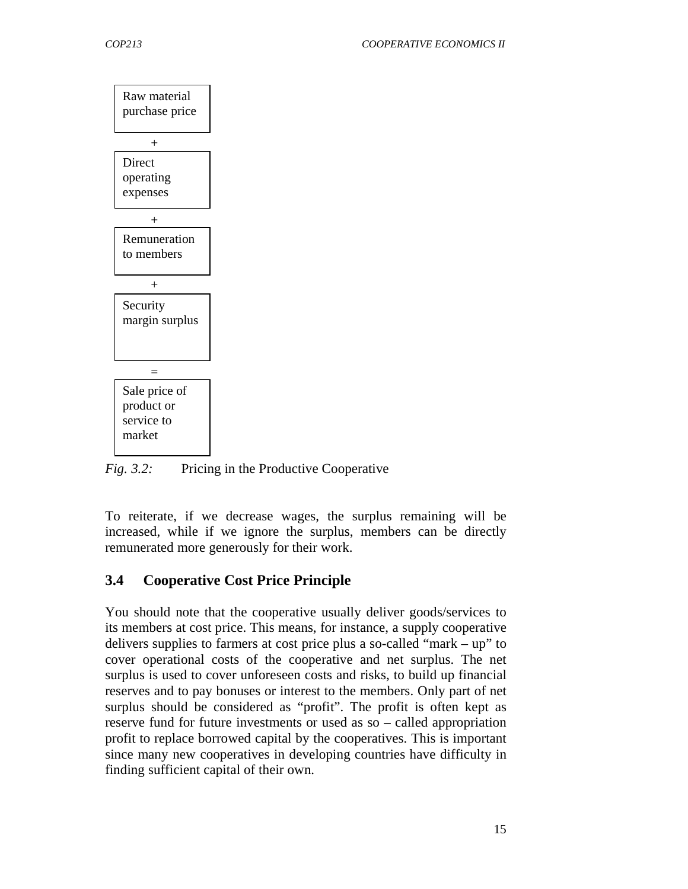Raw material purchase price

\+

Direct operating expenses

\+

Remuneration to members

\+

Security margin surplus

=

Sale price of product or service to market

*Fig. 3.2:* Pricing in the Productive Cooperative

To reiterate, if we decrease wages, the surplus remaining will be increased, while if we ignore the surplus, members can be directly remunerated more generously for their work.

## 3.4 Cooperative Cost Price Principle

You should note that the cooperative usually deliver goods/services to its members at cost price. This means, for instance, a supply cooperative delivers supplies to farmers at cost price plus a so-called "mark – up" to cover operational costs of the cooperative and net surplus. The net surplus is used to cover unforeseen costs and risks, to build up financial reserves and to pay bonuses or interest to the members. Only part of net surplus should be considered as "profit". The profit is often kept as reserve fund for future investments or used as so – called appropriation profit to replace borrowed capital by the cooperatives. This is important since many new cooperatives in developing countries have difficulty in finding sufficient capital of their own.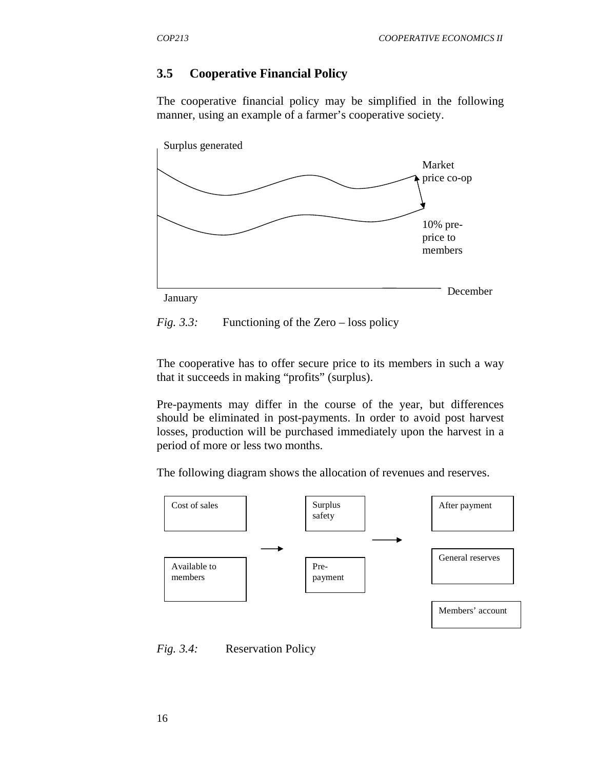## 3.5 Cooperative Financial Policy

The cooperative financial policy may be simplified in the following manner, using an example of a farmer's cooperative society.

Surplus generated

Market price co-op

10% pre-price to members

January

December

*Fig. 3.3:* Functioning of the Zero – loss policy

The cooperative has to offer secure price to its members in such a way that it succeeds in making "profits" (surplus).

Pre-payments may differ in the course of the year, but differences should be eliminated in post-payments. In order to avoid post harvest losses, production will be purchased immediately upon the harvest in a period of more or less two months.

The following diagram shows the allocation of revenues and reserves.

Cost of sales

Available to members

Surplus safety

Pre-payment

After payment

General reserves

Members' account

*Fig. 3.4:* Reservation Policy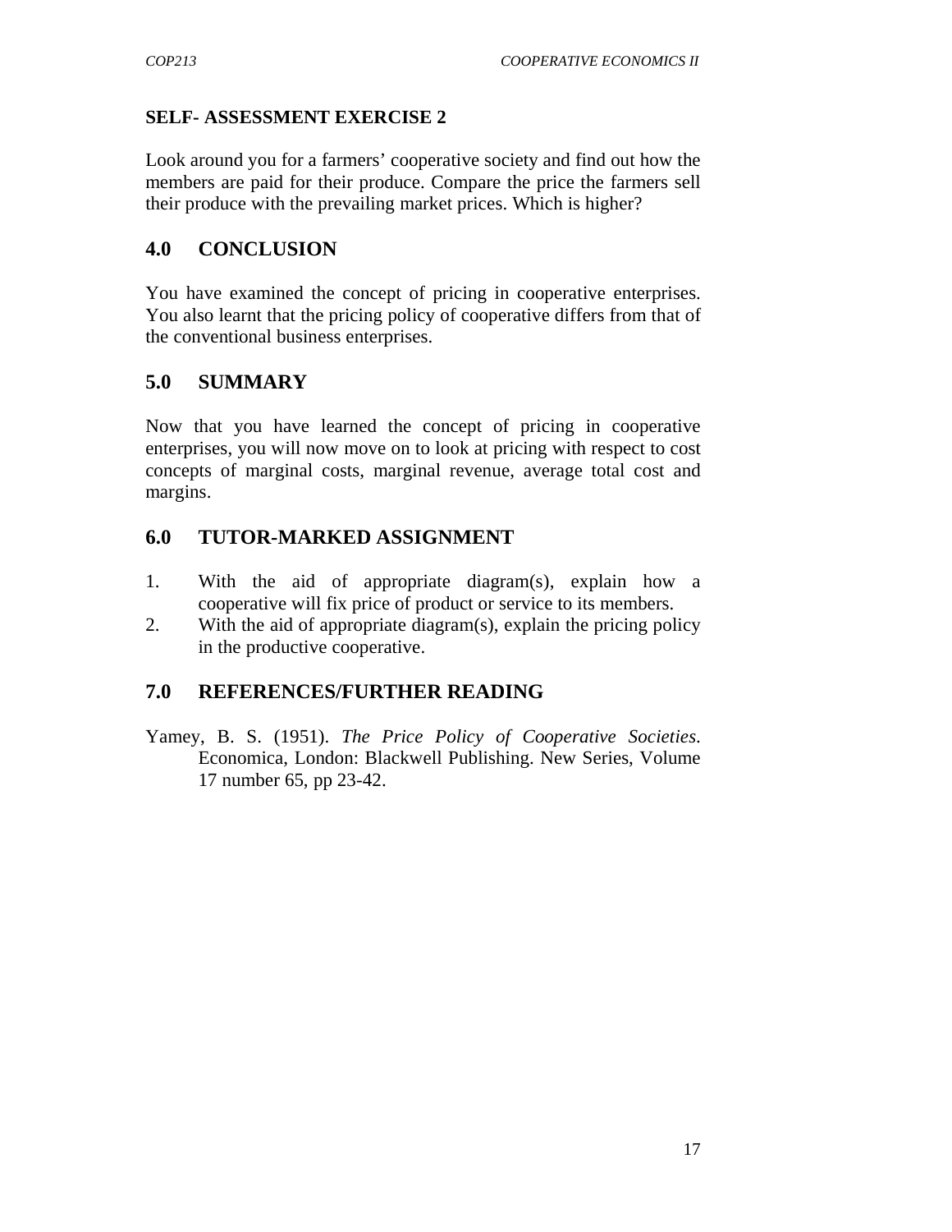### SELF- ASSESSMENT EXERCISE 2

Look around you for a farmers' cooperative society and find out how the members are paid for their produce. Compare the price the farmers sell their produce with the prevailing market prices. Which is higher?

## 4.0 CONCLUSION

You have examined the concept of pricing in cooperative enterprises. You also learnt that the pricing policy of cooperative differs from that of the conventional business enterprises.

## 5.0 SUMMARY

Now that you have learned the concept of pricing in cooperative enterprises, you will now move on to look at pricing with respect to cost concepts of marginal costs, marginal revenue, average total cost and margins.

## 6.0 TUTOR-MARKED ASSIGNMENT

1. With the aid of appropriate diagram(s), explain how a cooperative will fix price of product or service to its members.
2. With the aid of appropriate diagram(s), explain the pricing policy in the productive cooperative.

## 7.0 REFERENCES/FURTHER READING

Yamey, B. S. (1951). *The Price Policy of Cooperative Societies*. Economica, London: Blackwell Publishing. New Series, Volume 17 number 65, pp 23-42.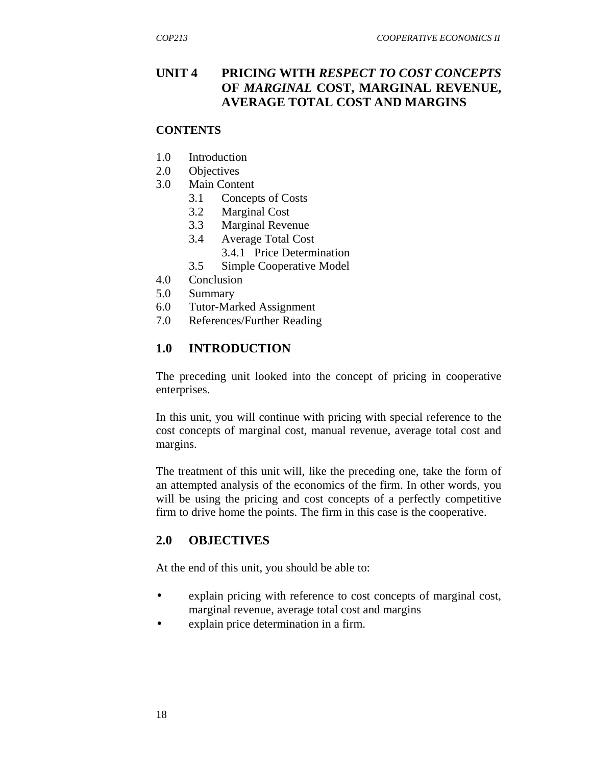# UNIT 4 PRICING WITH *RESPECT TO COST CONCEPTS* OF *MARGINAL* COST, MARGINAL REVENUE, AVERAGE TOTAL COST AND MARGINS

**CONTENTS**

1.0 Introduction
2.0 Objectives
3.0 Main Content
  3.1 Concepts of Costs
  3.2 Marginal Cost
  3.3 Marginal Revenue
  3.4 Average Total Cost
    3.4.1 Price Determination
  3.5 Simple Cooperative Model
4.0 Conclusion
5.0 Summary
6.0 Tutor-Marked Assignment
7.0 References/Further Reading

## 1.0 INTRODUCTION

The preceding unit looked into the concept of pricing in cooperative enterprises.

In this unit, you will continue with pricing with special reference to the cost concepts of marginal cost, manual revenue, average total cost and margins.

The treatment of this unit will, like the preceding one, take the form of an attempted analysis of the economics of the firm. In other words, you will be using the pricing and cost concepts of a perfectly competitive firm to drive home the points. The firm in this case is the cooperative.

## 2.0 OBJECTIVES

At the end of this unit, you should be able to:

- explain pricing with reference to cost concepts of marginal cost, marginal revenue, average total cost and margins
- explain price determination in a firm.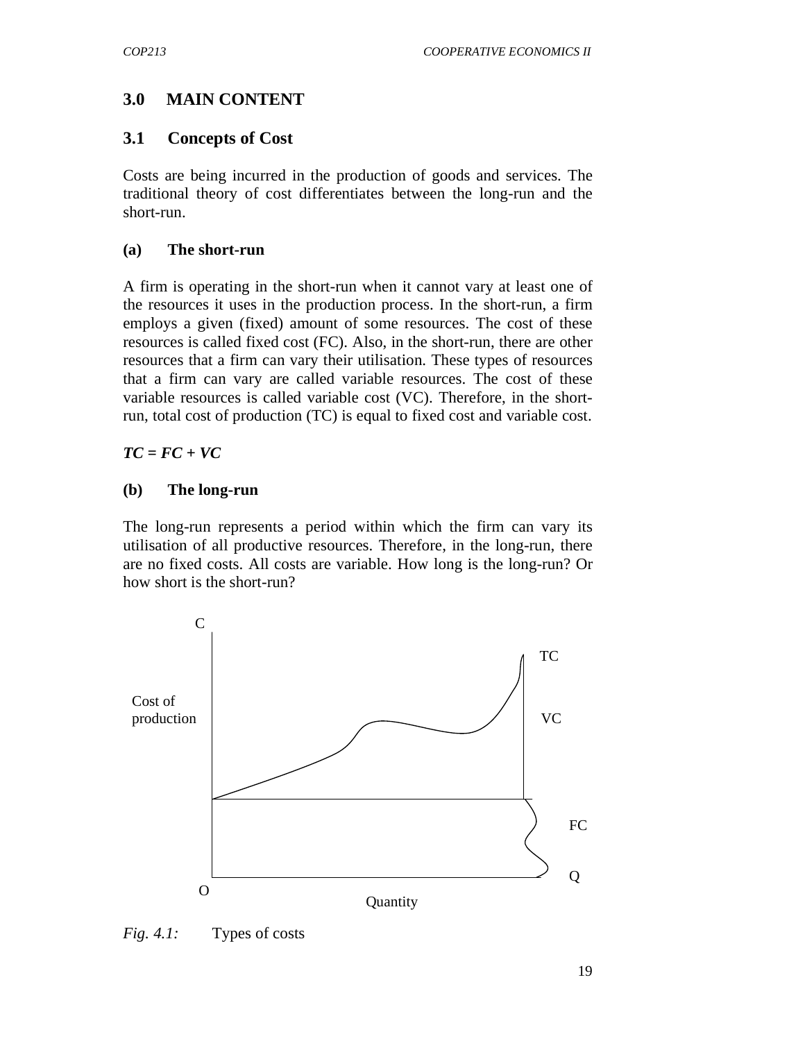## 3.0 MAIN CONTENT

### 3.1 Concepts of Cost

Costs are being incurred in the production of goods and services. The traditional theory of cost differentiates between the long-run and the short-run.

#### (a) The short-run

A firm is operating in the short-run when it cannot vary at least one of the resources it uses in the production process. In the short-run, a firm employs a given (fixed) amount of some resources. The cost of these resources is called fixed cost (FC). Also, in the short-run, there are other resources that a firm can vary their utilisation. These types of resources that a firm can vary are called variable resources. The cost of these variable resources is called variable cost (VC). Therefore, in the short-run, total cost of production (TC) is equal to fixed cost and variable cost.

***TC = FC + VC***

#### (b) The long-run

The long-run represents a period within which the firm can vary its utilisation of all productive resources. Therefore, in the long-run, there are no fixed costs. All costs are variable. How long is the long-run? Or how short is the short-run?

*Fig. 4.1:* Types of costs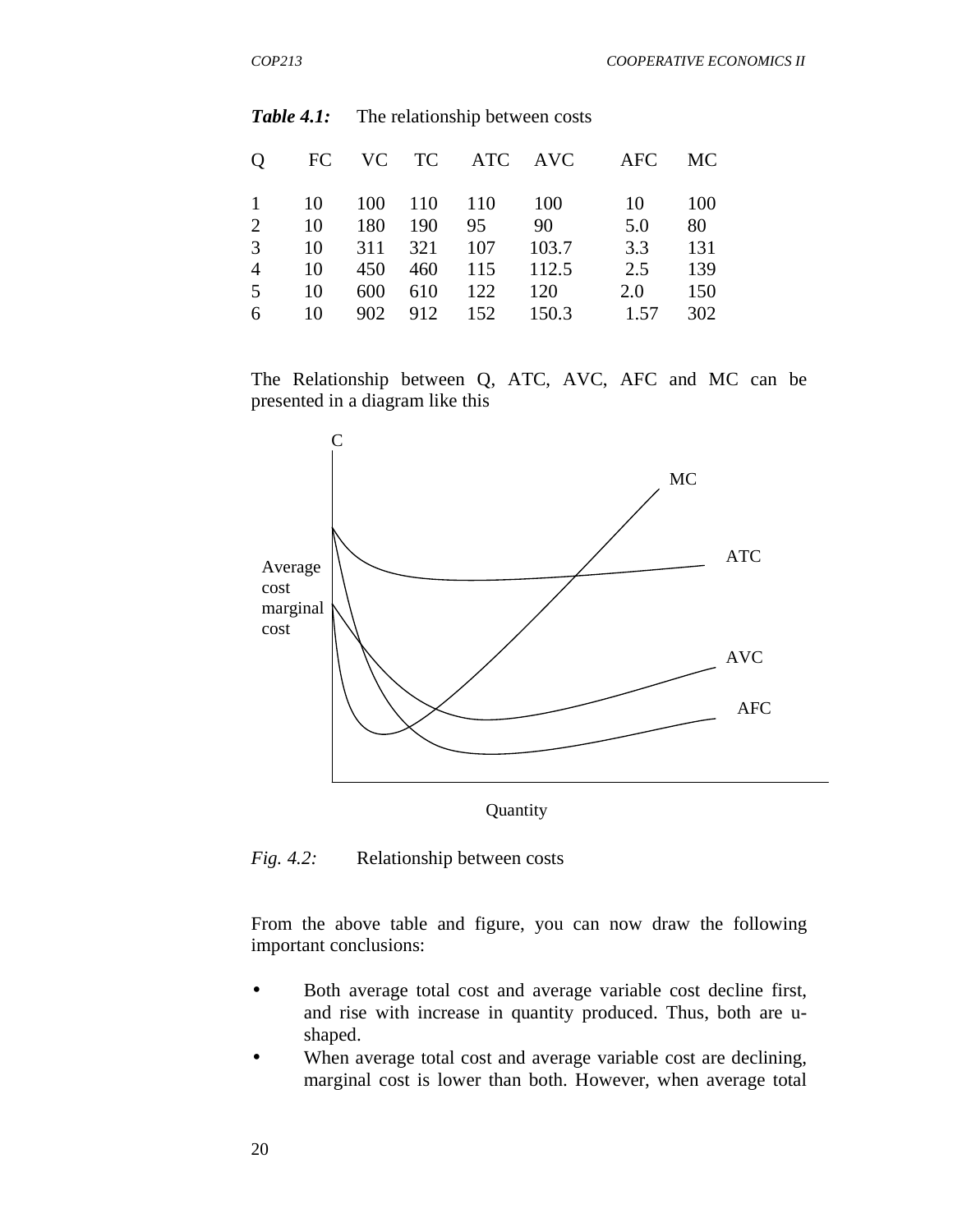***Table 4.1:*** The relationship between costs

| Q | FC | VC | TC | ATC | AVC | AFC | MC |
|---|---|---|---|---|---|---|---|
| 1 | 10 | 100 | 110 | 110 | 100 | 10 | 100 |
| 2 | 10 | 180 | 190 | 95 | 90 | 5.0 | 80 |
| 3 | 10 | 311 | 321 | 107 | 103.7 | 3.3 | 131 |
| 4 | 10 | 450 | 460 | 115 | 112.5 | 2.5 | 139 |
| 5 | 10 | 600 | 610 | 122 | 120 | 2.0 | 150 |
| 6 | 10 | 902 | 912 | 152 | 150.3 | 1.57 | 302 |

The Relationship between Q, ATC, AVC, AFC and MC can be presented in a diagram like this

*Fig. 4.2:* Relationship between costs

From the above table and figure, you can now draw the following important conclusions:

- Both average total cost and average variable cost decline first, and rise with increase in quantity produced. Thus, both are u-shaped.
- When average total cost and average variable cost are declining, marginal cost is lower than both. However, when average total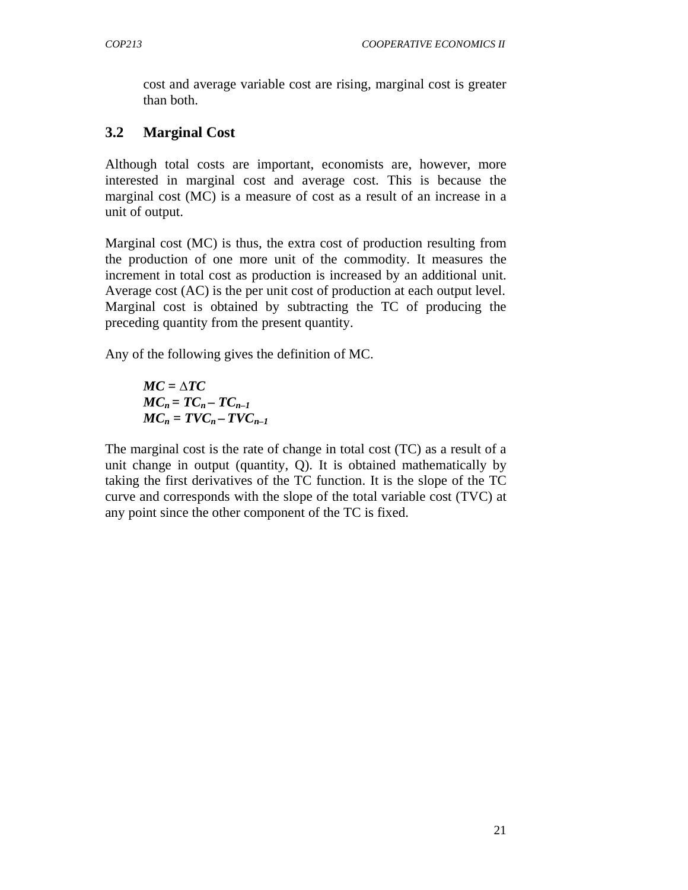cost and average variable cost are rising, marginal cost is greater than both.

## 3.2 Marginal Cost

Although total costs are important, economists are, however, more interested in marginal cost and average cost. This is because the marginal cost (MC) is a measure of cost as a result of an increase in a unit of output.

Marginal cost (MC) is thus, the extra cost of production resulting from the production of one more unit of the commodity. It measures the increment in total cost as production is increased by an additional unit. Average cost (AC) is the per unit cost of production at each output level. Marginal cost is obtained by subtracting the TC of producing the preceding quantity from the present quantity.

Any of the following gives the definition of MC.

$$MC = \Delta TC$$
$$MC_n = TC_n - TC_{n-1}$$
$$MC_n = TVC_n - TVC_{n-1}$$

The marginal cost is the rate of change in total cost (TC) as a result of a unit change in output (quantity, Q). It is obtained mathematically by taking the first derivatives of the TC function. It is the slope of the TC curve and corresponds with the slope of the total variable cost (TVC) at any point since the other component of the TC is fixed.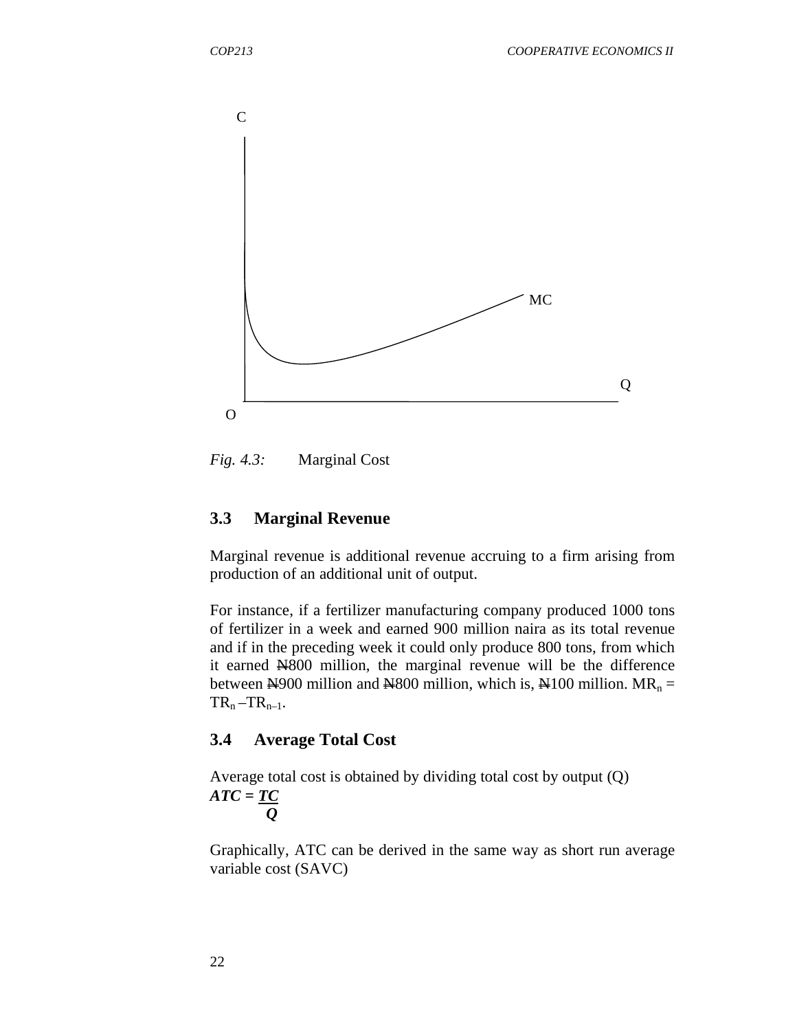*Fig. 4.3:* Marginal Cost

### 3.3 Marginal Revenue

Marginal revenue is additional revenue accruing to a firm arising from production of an additional unit of output.

For instance, if a fertilizer manufacturing company produced 1000 tons of fertilizer in a week and earned 900 million naira as its total revenue and if in the preceding week it could only produce 800 tons, from which it earned ₦800 million, the marginal revenue will be the difference between ₦900 million and ₦800 million, which is, ₦100 million. $MR_n = TR_n - TR_{n-1}$.

### 3.4 Average Total Cost

Average total cost is obtained by dividing total cost by output (Q)

$$ATC = \frac{TC}{Q}$$

Graphically, ATC can be derived in the same way as short run average variable cost (SAVC)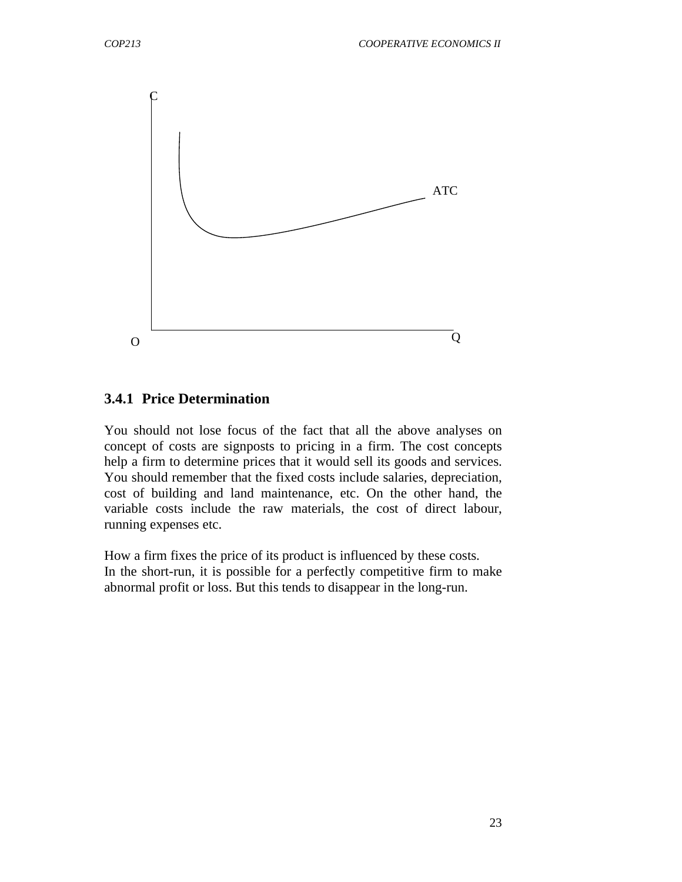C

ATC

O Q

### 3.4.1 Price Determination

You should not lose focus of the fact that all the above analyses on concept of costs are signposts to pricing in a firm. The cost concepts help a firm to determine prices that it would sell its goods and services. You should remember that the fixed costs include salaries, depreciation, cost of building and land maintenance, etc. On the other hand, the variable costs include the raw materials, the cost of direct labour, running expenses etc.

How a firm fixes the price of its product is influenced by these costs.
In the short-run, it is possible for a perfectly competitive firm to make abnormal profit or loss. But this tends to disappear in the long-run.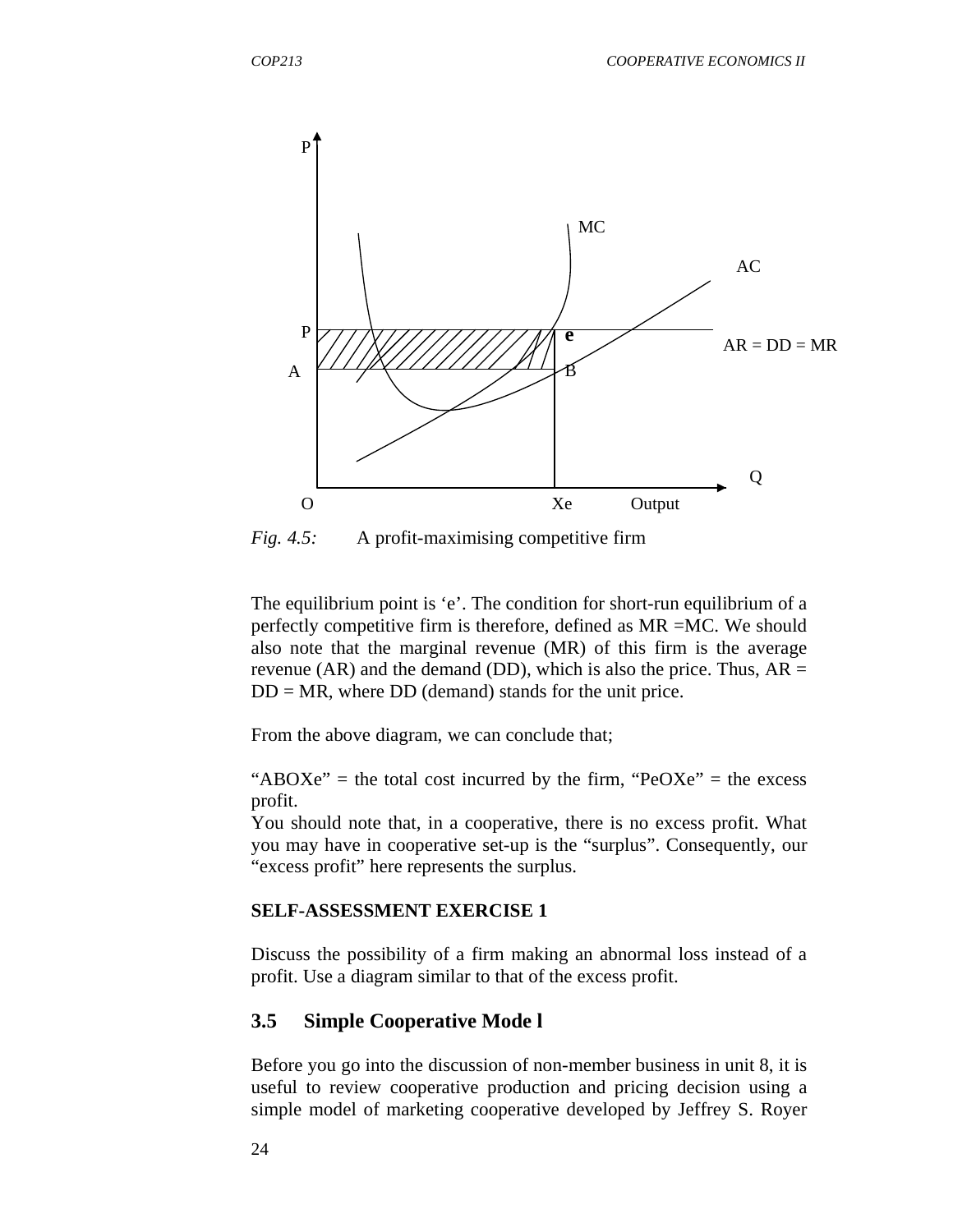*Fig. 4.5:* A profit-maximising competitive firm

The equilibrium point is 'e'. The condition for short-run equilibrium of a perfectly competitive firm is therefore, defined as MR =MC. We should also note that the marginal revenue (MR) of this firm is the average revenue (AR) and the demand (DD), which is also the price. Thus, AR = DD = MR, where DD (demand) stands for the unit price.

From the above diagram, we can conclude that;

"ABOXe" = the total cost incurred by the firm, "PeOXe" = the excess profit.
You should note that, in a cooperative, there is no excess profit. What you may have in cooperative set-up is the "surplus". Consequently, our "excess profit" here represents the surplus.

**SELF-ASSESSMENT EXERCISE 1**

Discuss the possibility of a firm making an abnormal loss instead of a profit. Use a diagram similar to that of the excess profit.

## 3.5 Simple Cooperative Mode l

Before you go into the discussion of non-member business in unit 8, it is useful to review cooperative production and pricing decision using a simple model of marketing cooperative developed by Jeffrey S. Royer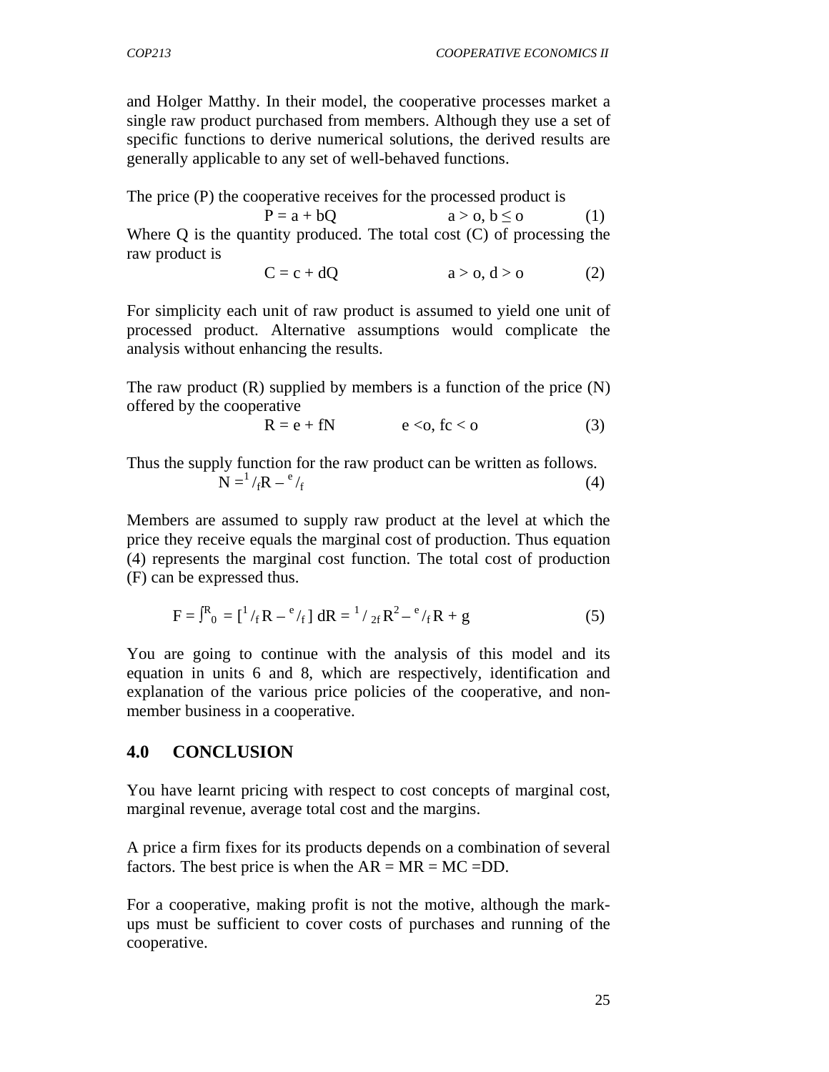and Holger Matthy. In their model, the cooperative processes market a single raw product purchased from members. Although they use a set of specific functions to derive numerical solutions, the derived results are generally applicable to any set of well-behaved functions.

The price (P) the cooperative receives for the processed product is

$$P = a + bQ \qquad a > o, b \leq o \qquad (1)$$

Where Q is the quantity produced. The total cost (C) of processing the raw product is

$$C = c + dQ \qquad a > o, d > o \qquad (2)$$

For simplicity each unit of raw product is assumed to yield one unit of processed product. Alternative assumptions would complicate the analysis without enhancing the results.

The raw product (R) supplied by members is a function of the price (N) offered by the cooperative

$$R = e + fN \qquad e < o, fc < o \qquad (3)$$

Thus the supply function for the raw product can be written as follows.

$$N = {}^{1}/_{f}R - {}^{e}/_{f} \qquad (4)$$

Members are assumed to supply raw product at the level at which the price they receive equals the marginal cost of production. Thus equation (4) represents the marginal cost function. The total cost of production (F) can be expressed thus.

$$F = \int^{R}_{0} = [{}^{1}/_{f}\,R - {}^{e}/_{f}]\,dR = {}^{1}/_{2f}\,R^{2} - {}^{e}/_{f}\,R + g \qquad (5)$$

You are going to continue with the analysis of this model and its equation in units 6 and 8, which are respectively, identification and explanation of the various price policies of the cooperative, and non-member business in a cooperative.

## 4.0 CONCLUSION

You have learnt pricing with respect to cost concepts of marginal cost, marginal revenue, average total cost and the margins.

A price a firm fixes for its products depends on a combination of several factors. The best price is when the AR = MR = MC =DD.

For a cooperative, making profit is not the motive, although the mark-ups must be sufficient to cover costs of purchases and running of the cooperative.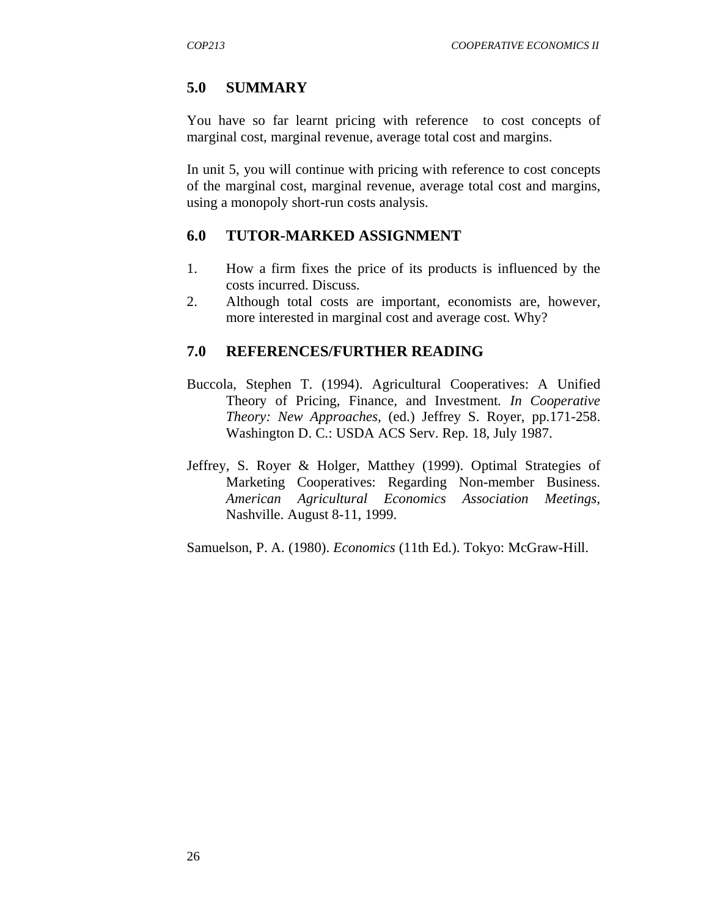## 5.0 SUMMARY

You have so far learnt pricing with reference to cost concepts of marginal cost, marginal revenue, average total cost and margins.

In unit 5, you will continue with pricing with reference to cost concepts of the marginal cost, marginal revenue, average total cost and margins, using a monopoly short-run costs analysis.

## 6.0 TUTOR-MARKED ASSIGNMENT

1. How a firm fixes the price of its products is influenced by the costs incurred. Discuss.
2. Although total costs are important, economists are, however, more interested in marginal cost and average cost. Why?

## 7.0 REFERENCES/FURTHER READING

Buccola, Stephen T. (1994). Agricultural Cooperatives: A Unified Theory of Pricing, Finance, and Investment. *In Cooperative Theory: New Approaches,* (ed.) Jeffrey S. Royer, pp.171-258. Washington D. C.: USDA ACS Serv. Rep. 18, July 1987.

Jeffrey, S. Royer & Holger, Matthey (1999). Optimal Strategies of Marketing Cooperatives: Regarding Non-member Business. *American Agricultural Economics Association Meetings,* Nashville. August 8-11, 1999.

Samuelson, P. A. (1980). *Economics* (11th Ed.). Tokyo: McGraw-Hill.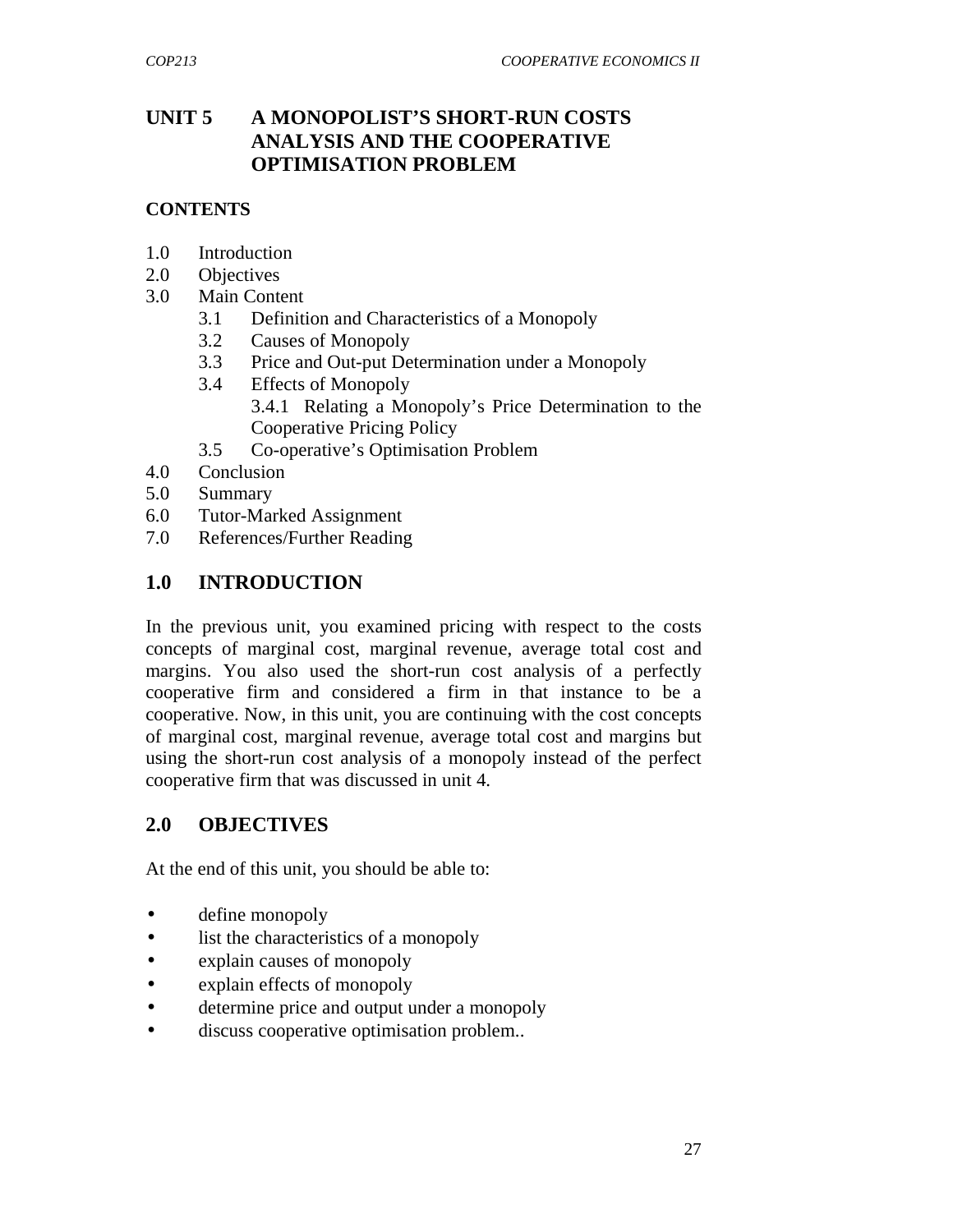# UNIT 5 A MONOPOLIST'S SHORT-RUN COSTS ANALYSIS AND THE COOPERATIVE OPTIMISATION PROBLEM

## CONTENTS

1.0 Introduction
2.0 Objectives
3.0 Main Content
  3.1 Definition and Characteristics of a Monopoly
  3.2 Causes of Monopoly
  3.3 Price and Out-put Determination under a Monopoly
  3.4 Effects of Monopoly
    3.4.1 Relating a Monopoly's Price Determination to the Cooperative Pricing Policy
  3.5 Co-operative's Optimisation Problem
4.0 Conclusion
5.0 Summary
6.0 Tutor-Marked Assignment
7.0 References/Further Reading

## 1.0 INTRODUCTION

In the previous unit, you examined pricing with respect to the costs concepts of marginal cost, marginal revenue, average total cost and margins. You also used the short-run cost analysis of a perfectly cooperative firm and considered a firm in that instance to be a cooperative. Now, in this unit, you are continuing with the cost concepts of marginal cost, marginal revenue, average total cost and margins but using the short-run cost analysis of a monopoly instead of the perfect cooperative firm that was discussed in unit 4.

## 2.0 OBJECTIVES

At the end of this unit, you should be able to:

- define monopoly
- list the characteristics of a monopoly
- explain causes of monopoly
- explain effects of monopoly
- determine price and output under a monopoly
- discuss cooperative optimisation problem..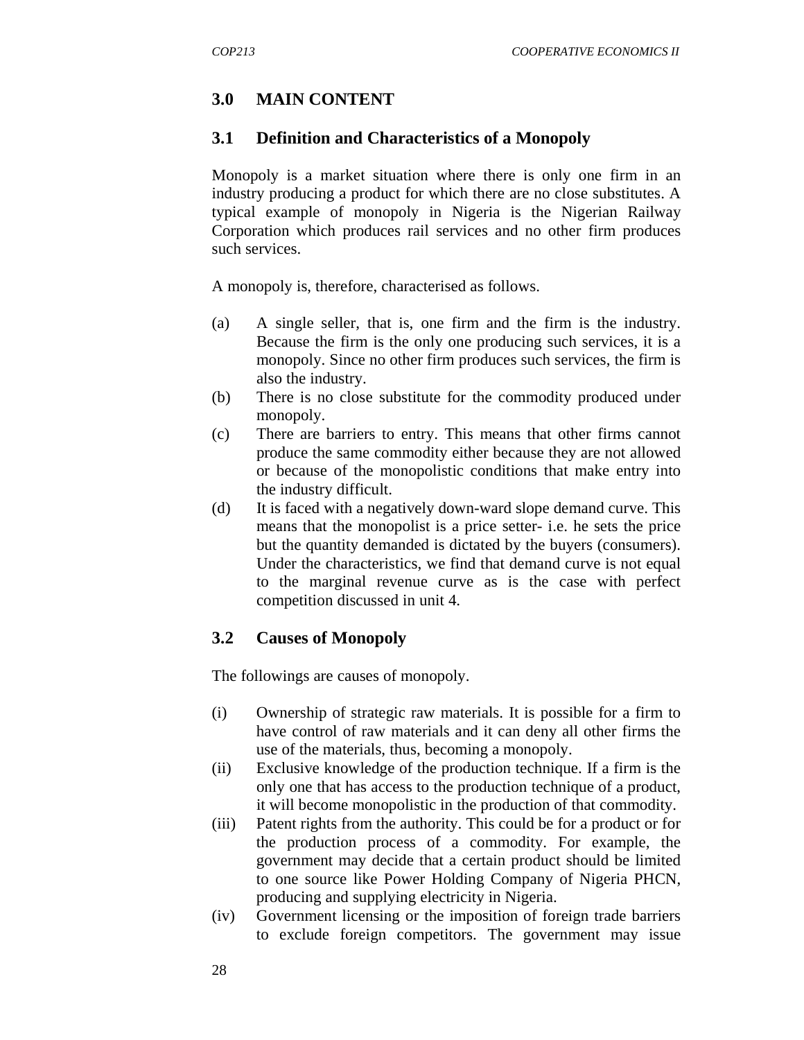## 3.0 MAIN CONTENT

### 3.1 Definition and Characteristics of a Monopoly

Monopoly is a market situation where there is only one firm in an industry producing a product for which there are no close substitutes. A typical example of monopoly in Nigeria is the Nigerian Railway Corporation which produces rail services and no other firm produces such services.

A monopoly is, therefore, characterised as follows.

(a) A single seller, that is, one firm and the firm is the industry. Because the firm is the only one producing such services, it is a monopoly. Since no other firm produces such services, the firm is also the industry.

(b) There is no close substitute for the commodity produced under monopoly.

(c) There are barriers to entry. This means that other firms cannot produce the same commodity either because they are not allowed or because of the monopolistic conditions that make entry into the industry difficult.

(d) It is faced with a negatively down-ward slope demand curve. This means that the monopolist is a price setter- i.e. he sets the price but the quantity demanded is dictated by the buyers (consumers). Under the characteristics, we find that demand curve is not equal to the marginal revenue curve as is the case with perfect competition discussed in unit 4.

### 3.2 Causes of Monopoly

The followings are causes of monopoly.

(i) Ownership of strategic raw materials. It is possible for a firm to have control of raw materials and it can deny all other firms the use of the materials, thus, becoming a monopoly.

(ii) Exclusive knowledge of the production technique. If a firm is the only one that has access to the production technique of a product, it will become monopolistic in the production of that commodity.

(iii) Patent rights from the authority. This could be for a product or for the production process of a commodity. For example, the government may decide that a certain product should be limited to one source like Power Holding Company of Nigeria PHCN, producing and supplying electricity in Nigeria.

(iv) Government licensing or the imposition of foreign trade barriers to exclude foreign competitors. The government may issue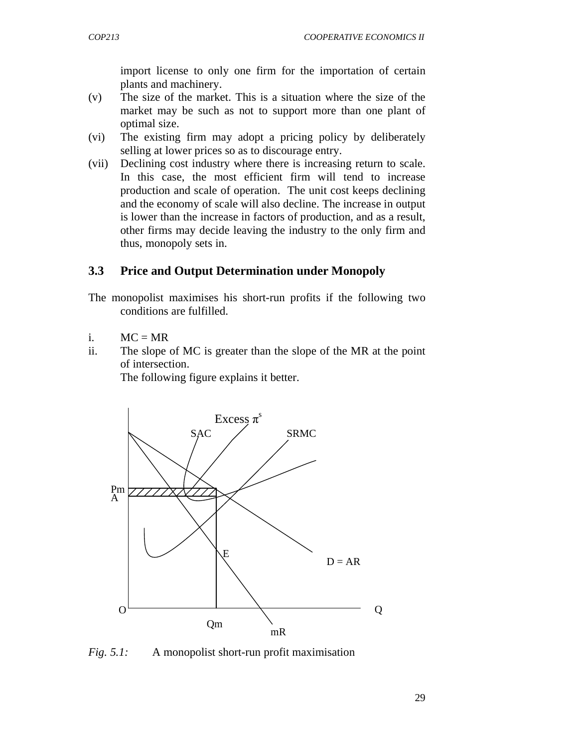import license to only one firm for the importation of certain plants and machinery.

(v) The size of the market. This is a situation where the size of the market may be such as not to support more than one plant of optimal size.

(vi) The existing firm may adopt a pricing policy by deliberately selling at lower prices so as to discourage entry.

(vii) Declining cost industry where there is increasing return to scale. In this case, the most efficient firm will tend to increase production and scale of operation. The unit cost keeps declining and the economy of scale will also decline. The increase in output is lower than the increase in factors of production, and as a result, other firms may decide leaving the industry to the only firm and thus, monopoly sets in.

## 3.3 Price and Output Determination under Monopoly

The monopolist maximises his short-run profits if the following two conditions are fulfilled.

i. MC = MR
ii. The slope of MC is greater than the slope of the MR at the point of intersection.
   The following figure explains it better.

Excess $\pi^s$

SAC SRMC

Pm
A

E

D = AR

O Q

Qm mR

*Fig. 5.1:* A monopolist short-run profit maximisation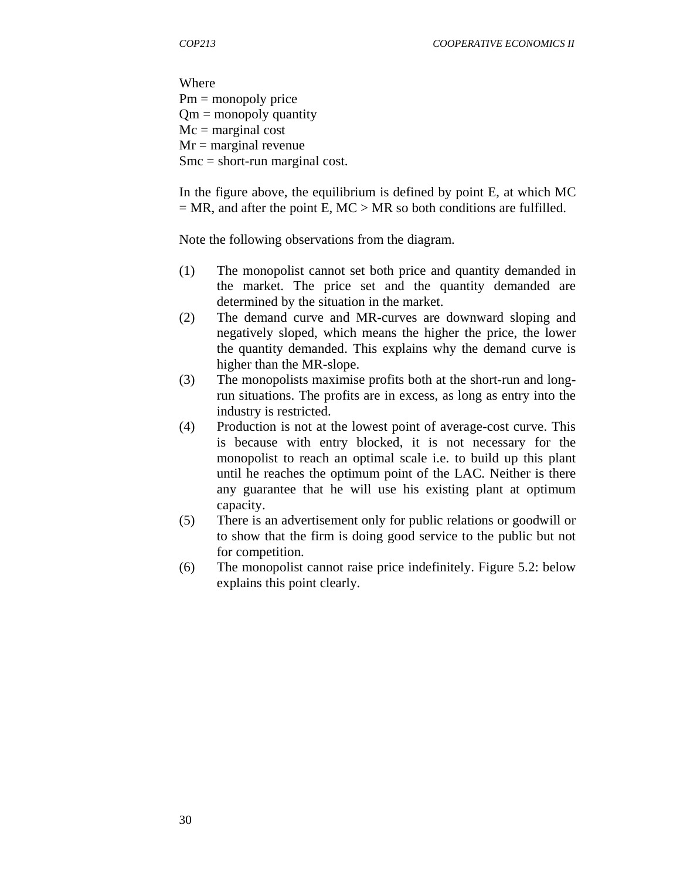Where
Pm = monopoly price
Qm = monopoly quantity
Mc = marginal cost
Mr = marginal revenue
Smc = short-run marginal cost.

In the figure above, the equilibrium is defined by point E, at which MC = MR, and after the point E, MC > MR so both conditions are fulfilled.

Note the following observations from the diagram.

(1) The monopolist cannot set both price and quantity demanded in the market. The price set and the quantity demanded are determined by the situation in the market.
(2) The demand curve and MR-curves are downward sloping and negatively sloped, which means the higher the price, the lower the quantity demanded. This explains why the demand curve is higher than the MR-slope.
(3) The monopolists maximise profits both at the short-run and long-run situations. The profits are in excess, as long as entry into the industry is restricted.
(4) Production is not at the lowest point of average-cost curve. This is because with entry blocked, it is not necessary for the monopolist to reach an optimal scale i.e. to build up this plant until he reaches the optimum point of the LAC. Neither is there any guarantee that he will use his existing plant at optimum capacity.
(5) There is an advertisement only for public relations or goodwill or to show that the firm is doing good service to the public but not for competition.
(6) The monopolist cannot raise price indefinitely. Figure 5.2: below explains this point clearly.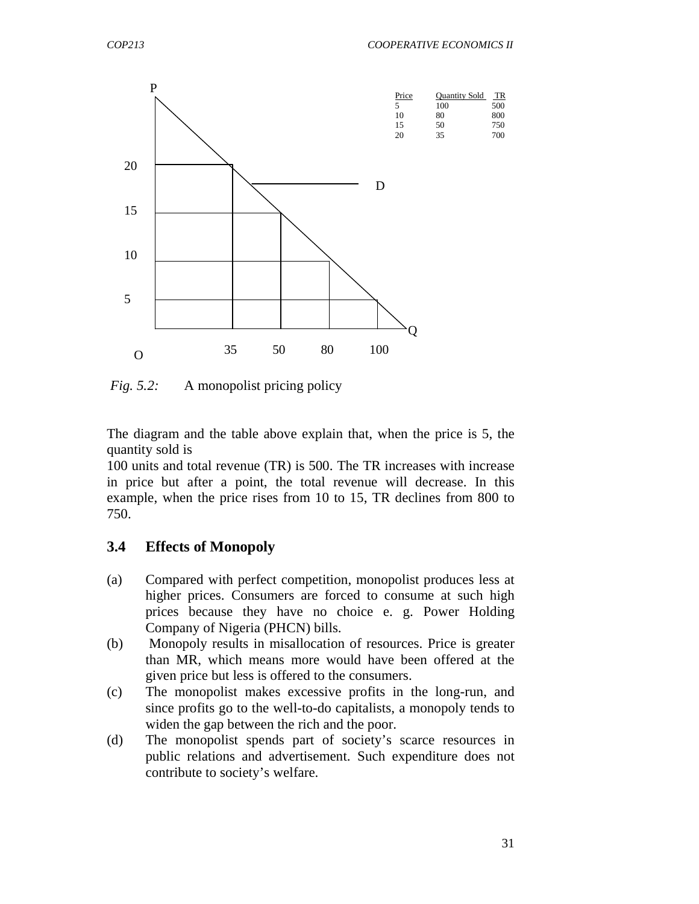| Price | Quantity Sold | TR |
|---|---|---|
| 5 | 100 | 500 |
| 10 | 80 | 800 |
| 15 | 50 | 750 |
| 20 | 35 | 700 |

*Fig. 5.2:* A monopolist pricing policy

The diagram and the table above explain that, when the price is 5, the quantity sold is
100 units and total revenue (TR) is 500. The TR increases with increase in price but after a point, the total revenue will decrease. In this example, when the price rises from 10 to 15, TR declines from 800 to 750.

### 3.4 Effects of Monopoly

(a) Compared with perfect competition, monopolist produces less at higher prices. Consumers are forced to consume at such high prices because they have no choice e. g. Power Holding Company of Nigeria (PHCN) bills.

(b) Monopoly results in misallocation of resources. Price is greater than MR, which means more would have been offered at the given price but less is offered to the consumers.

(c) The monopolist makes excessive profits in the long-run, and since profits go to the well-to-do capitalists, a monopoly tends to widen the gap between the rich and the poor.

(d) The monopolist spends part of society's scarce resources in public relations and advertisement. Such expenditure does not contribute to society's welfare.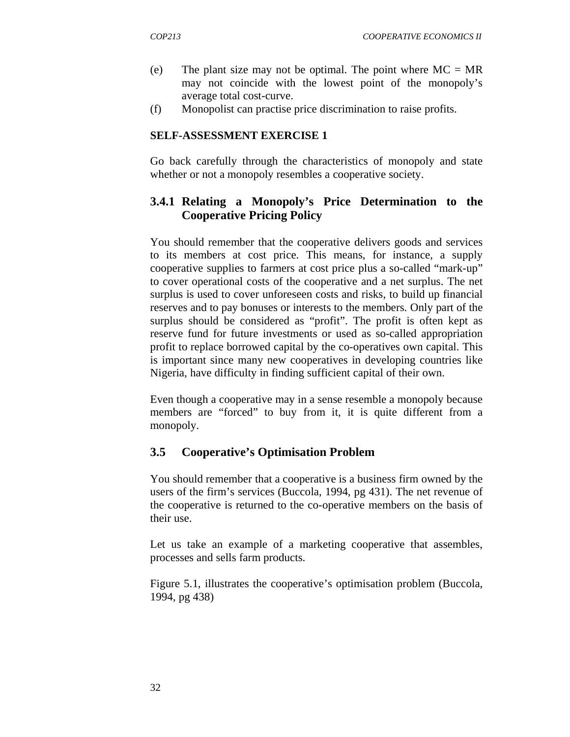(e) The plant size may not be optimal. The point where MC = MR may not coincide with the lowest point of the monopoly's average total cost-curve.

(f) Monopolist can practise price discrimination to raise profits.

**SELF-ASSESSMENT EXERCISE 1**

Go back carefully through the characteristics of monopoly and state whether or not a monopoly resembles a cooperative society.

### 3.4.1 Relating a Monopoly's Price Determination to the Cooperative Pricing Policy

You should remember that the cooperative delivers goods and services to its members at cost price. This means, for instance, a supply cooperative supplies to farmers at cost price plus a so-called "mark-up" to cover operational costs of the cooperative and a net surplus. The net surplus is used to cover unforeseen costs and risks, to build up financial reserves and to pay bonuses or interests to the members. Only part of the surplus should be considered as "profit". The profit is often kept as reserve fund for future investments or used as so-called appropriation profit to replace borrowed capital by the co-operatives own capital. This is important since many new cooperatives in developing countries like Nigeria, have difficulty in finding sufficient capital of their own.

Even though a cooperative may in a sense resemble a monopoly because members are "forced" to buy from it, it is quite different from a monopoly.

## 3.5 Cooperative's Optimisation Problem

You should remember that a cooperative is a business firm owned by the users of the firm's services (Buccola, 1994, pg 431). The net revenue of the cooperative is returned to the co-operative members on the basis of their use.

Let us take an example of a marketing cooperative that assembles, processes and sells farm products.

Figure 5.1, illustrates the cooperative's optimisation problem (Buccola, 1994, pg 438)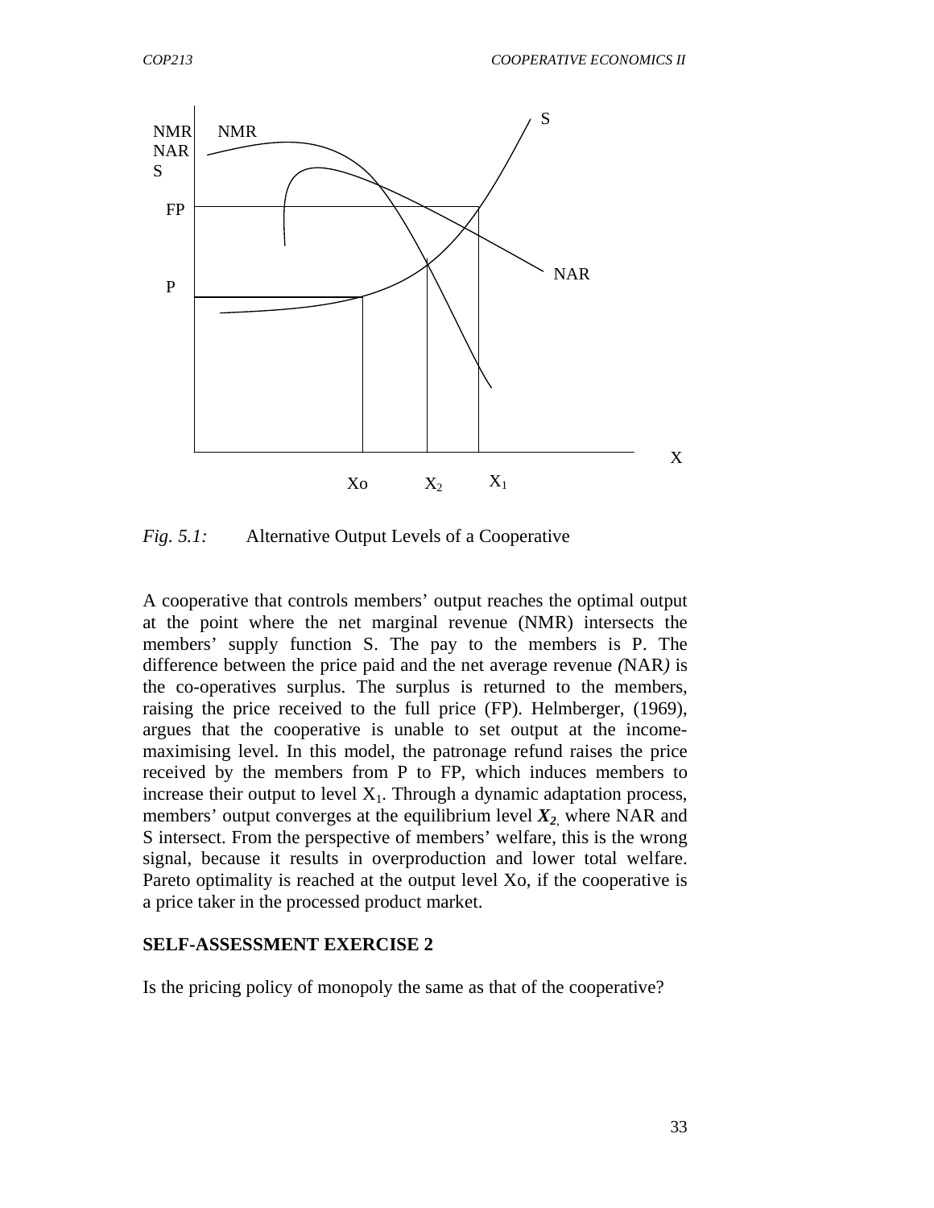*Fig. 5.1:* Alternative Output Levels of a Cooperative

A cooperative that controls members' output reaches the optimal output at the point where the net marginal revenue (NMR) intersects the members' supply function S. The pay to the members is P. The difference between the price paid and the net average revenue *(*NAR*)* is the co-operatives surplus. The surplus is returned to the members, raising the price received to the full price (FP). Helmberger, (1969), argues that the cooperative is unable to set output at the income-maximising level. In this model, the patronage refund raises the price received by the members from P to FP, which induces members to increase their output to level $X_1$. Through a dynamic adaptation process, members' output converges at the equilibrium level $X_2$, where NAR and S intersect. From the perspective of members' welfare, this is the wrong signal, because it results in overproduction and lower total welfare. Pareto optimality is reached at the output level Xo, if the cooperative is a price taker in the processed product market.

## SELF-ASSESSMENT EXERCISE 2

Is the pricing policy of monopoly the same as that of the cooperative?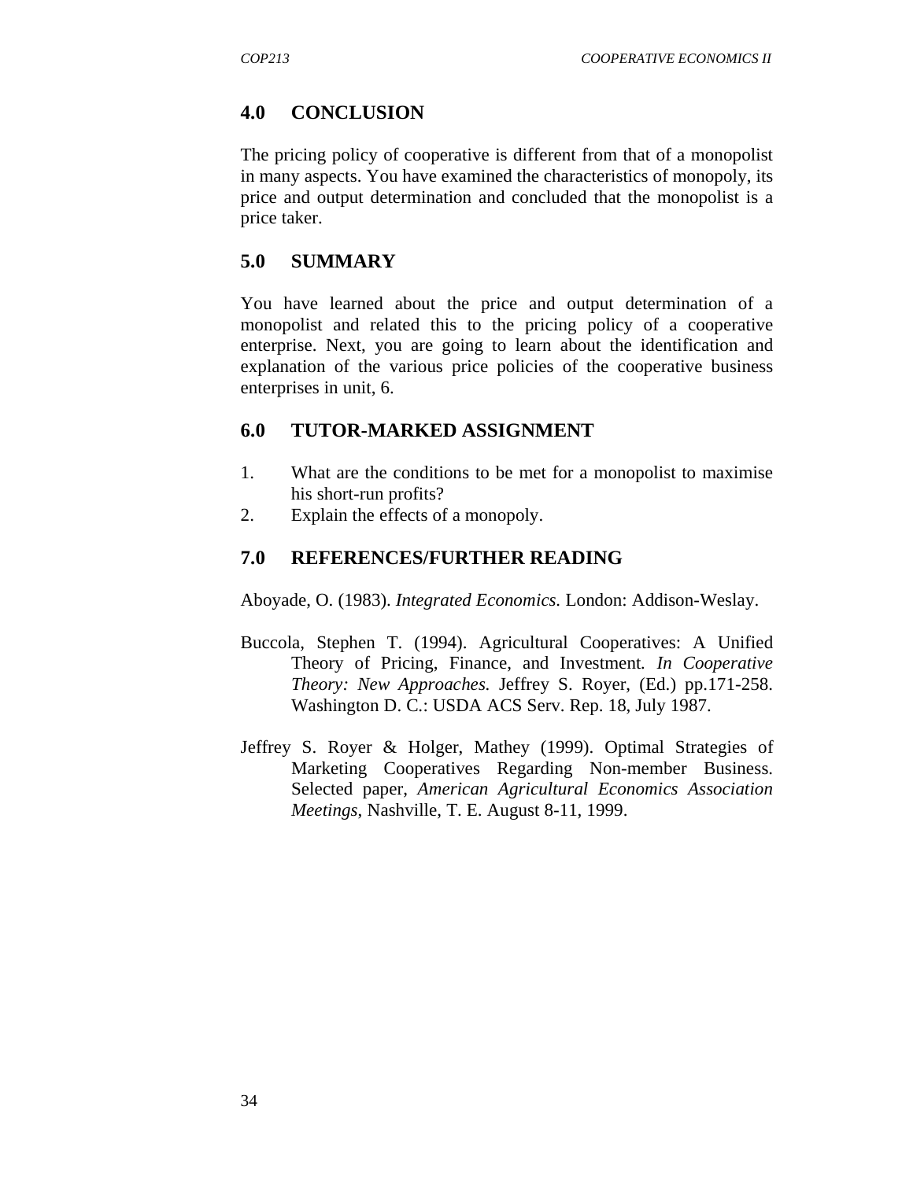## 4.0 CONCLUSION

The pricing policy of cooperative is different from that of a monopolist in many aspects. You have examined the characteristics of monopoly, its price and output determination and concluded that the monopolist is a price taker.

## 5.0 SUMMARY

You have learned about the price and output determination of a monopolist and related this to the pricing policy of a cooperative enterprise. Next, you are going to learn about the identification and explanation of the various price policies of the cooperative business enterprises in unit, 6.

## 6.0 TUTOR-MARKED ASSIGNMENT

1. What are the conditions to be met for a monopolist to maximise his short-run profits?
2. Explain the effects of a monopoly.

## 7.0 REFERENCES/FURTHER READING

Aboyade, O. (1983). *Integrated Economics.* London: Addison-Weslay.

Buccola, Stephen T. (1994). Agricultural Cooperatives: A Unified Theory of Pricing, Finance, and Investment. *In Cooperative Theory: New Approaches.* Jeffrey S. Royer, (Ed.) pp.171-258. Washington D. C.: USDA ACS Serv. Rep. 18, July 1987.

Jeffrey S. Royer & Holger, Mathey (1999). Optimal Strategies of Marketing Cooperatives Regarding Non-member Business. Selected paper, *American Agricultural Economics Association Meetings*, Nashville, T. E. August 8-11, 1999.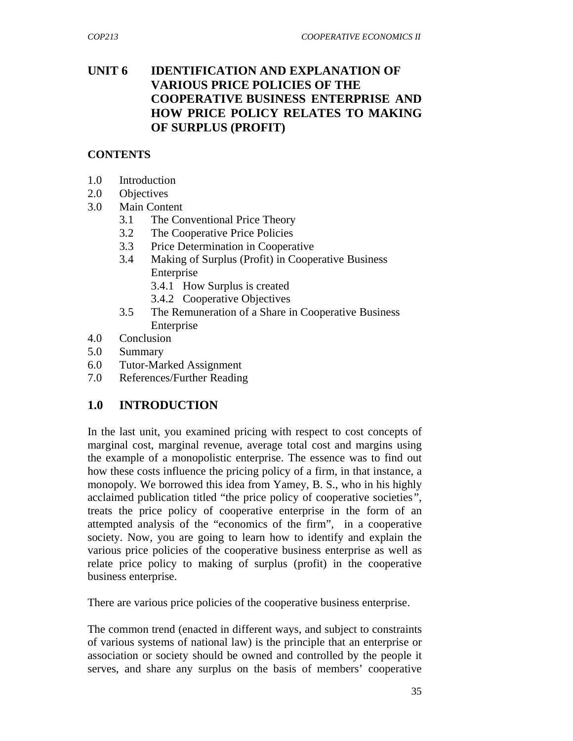# UNIT 6 IDENTIFICATION AND EXPLANATION OF VARIOUS PRICE POLICIES OF THE COOPERATIVE BUSINESS ENTERPRISE AND HOW PRICE POLICY RELATES TO MAKING OF SURPLUS (PROFIT)

**CONTENTS**

- 1.0 Introduction
- 2.0 Objectives
- 3.0 Main Content
  - 3.1 The Conventional Price Theory
  - 3.2 The Cooperative Price Policies
  - 3.3 Price Determination in Cooperative
  - 3.4 Making of Surplus (Profit) in Cooperative Business Enterprise
    - 3.4.1 How Surplus is created
    - 3.4.2 Cooperative Objectives
  - 3.5 The Remuneration of a Share in Cooperative Business Enterprise
- 4.0 Conclusion
- 5.0 Summary
- 6.0 Tutor-Marked Assignment
- 7.0 References/Further Reading

## 1.0 INTRODUCTION

In the last unit, you examined pricing with respect to cost concepts of marginal cost, marginal revenue, average total cost and margins using the example of a monopolistic enterprise. The essence was to find out how these costs influence the pricing policy of a firm, in that instance, a monopoly. We borrowed this idea from Yamey, B. S., who in his highly acclaimed publication titled "the price policy of cooperative societies", treats the price policy of cooperative enterprise in the form of an attempted analysis of the "economics of the firm", in a cooperative society. Now, you are going to learn how to identify and explain the various price policies of the cooperative business enterprise as well as relate price policy to making of surplus (profit) in the cooperative business enterprise.

There are various price policies of the cooperative business enterprise.

The common trend (enacted in different ways, and subject to constraints of various systems of national law) is the principle that an enterprise or association or society should be owned and controlled by the people it serves, and share any surplus on the basis of members' cooperative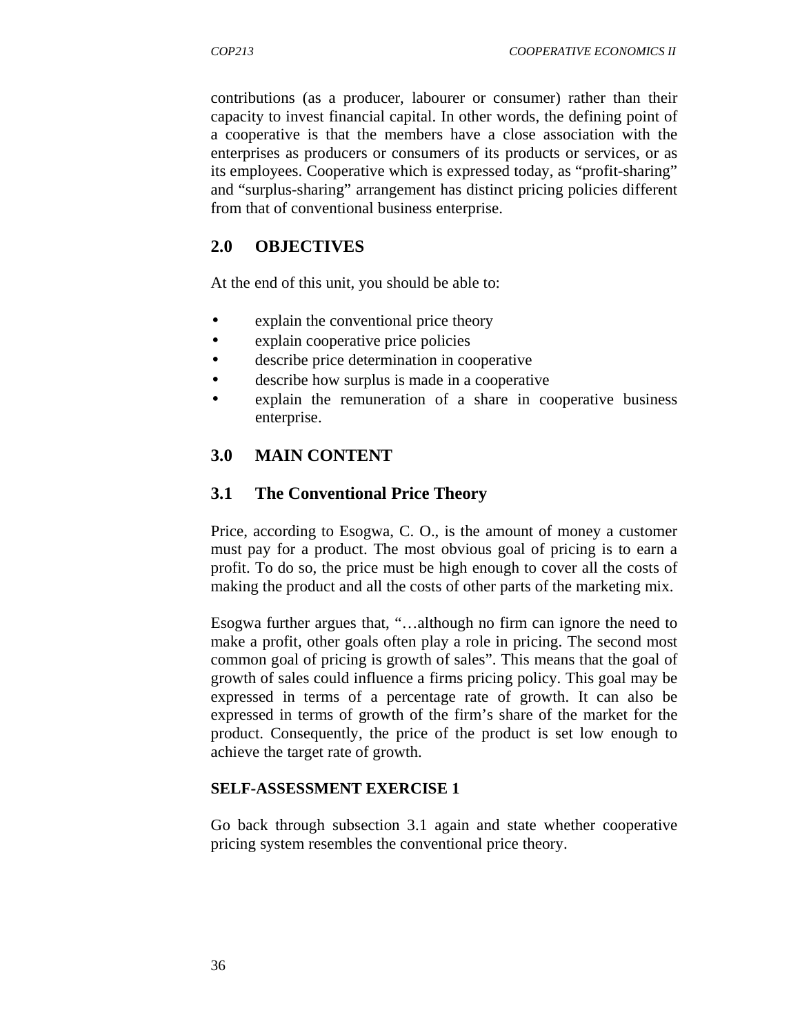contributions (as a producer, labourer or consumer) rather than their capacity to invest financial capital. In other words, the defining point of a cooperative is that the members have a close association with the enterprises as producers or consumers of its products or services, or as its employees. Cooperative which is expressed today, as "profit-sharing" and "surplus-sharing" arrangement has distinct pricing policies different from that of conventional business enterprise.

## 2.0 OBJECTIVES

At the end of this unit, you should be able to:

- explain the conventional price theory
- explain cooperative price policies
- describe price determination in cooperative
- describe how surplus is made in a cooperative
- explain the remuneration of a share in cooperative business enterprise.

## 3.0 MAIN CONTENT

### 3.1 The Conventional Price Theory

Price, according to Esogwa, C. O., is the amount of money a customer must pay for a product. The most obvious goal of pricing is to earn a profit. To do so, the price must be high enough to cover all the costs of making the product and all the costs of other parts of the marketing mix.

Esogwa further argues that, "…although no firm can ignore the need to make a profit, other goals often play a role in pricing. The second most common goal of pricing is growth of sales". This means that the goal of growth of sales could influence a firms pricing policy. This goal may be expressed in terms of a percentage rate of growth. It can also be expressed in terms of growth of the firm's share of the market for the product. Consequently, the price of the product is set low enough to achieve the target rate of growth.

**SELF-ASSESSMENT EXERCISE 1**

Go back through subsection 3.1 again and state whether cooperative pricing system resembles the conventional price theory.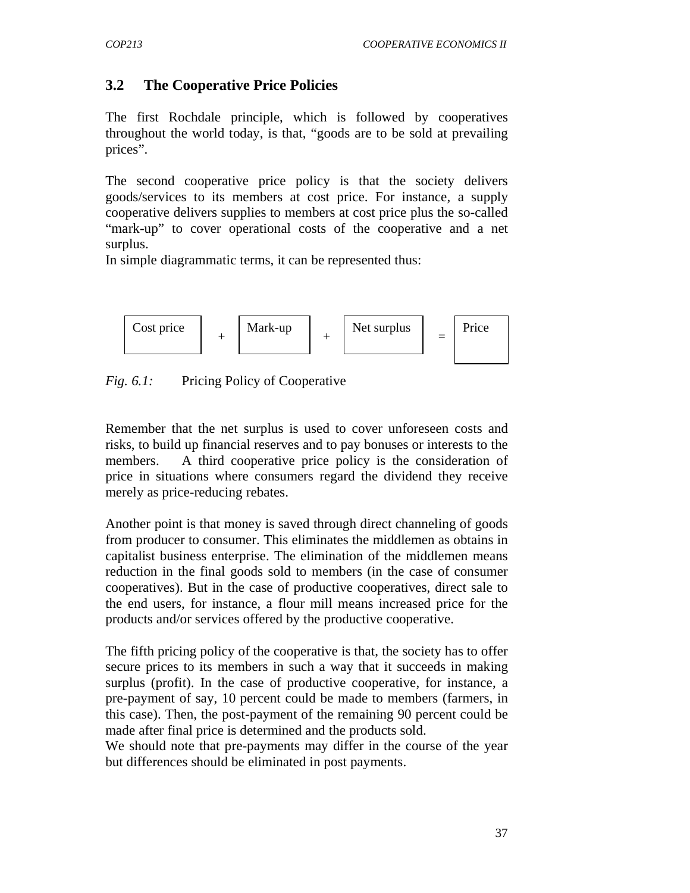## 3.2 The Cooperative Price Policies

The first Rochdale principle, which is followed by cooperatives throughout the world today, is that, "goods are to be sold at prevailing prices".

The second cooperative price policy is that the society delivers goods/services to its members at cost price. For instance, a supply cooperative delivers supplies to members at cost price plus the so-called "mark-up" to cover operational costs of the cooperative and a net surplus.
In simple diagrammatic terms, it can be represented thus:

| Cost price | + | Mark-up | + | Net surplus | = | Price |
|---|---|---|---|---|---|---|

*Fig. 6.1:* Pricing Policy of Cooperative

Remember that the net surplus is used to cover unforeseen costs and risks, to build up financial reserves and to pay bonuses or interests to the members. A third cooperative price policy is the consideration of price in situations where consumers regard the dividend they receive merely as price-reducing rebates.

Another point is that money is saved through direct channeling of goods from producer to consumer. This eliminates the middlemen as obtains in capitalist business enterprise. The elimination of the middlemen means reduction in the final goods sold to members (in the case of consumer cooperatives). But in the case of productive cooperatives, direct sale to the end users, for instance, a flour mill means increased price for the products and/or services offered by the productive cooperative.

The fifth pricing policy of the cooperative is that, the society has to offer secure prices to its members in such a way that it succeeds in making surplus (profit). In the case of productive cooperative, for instance, a pre-payment of say, 10 percent could be made to members (farmers, in this case). Then, the post-payment of the remaining 90 percent could be made after final price is determined and the products sold.
We should note that pre-payments may differ in the course of the year but differences should be eliminated in post payments.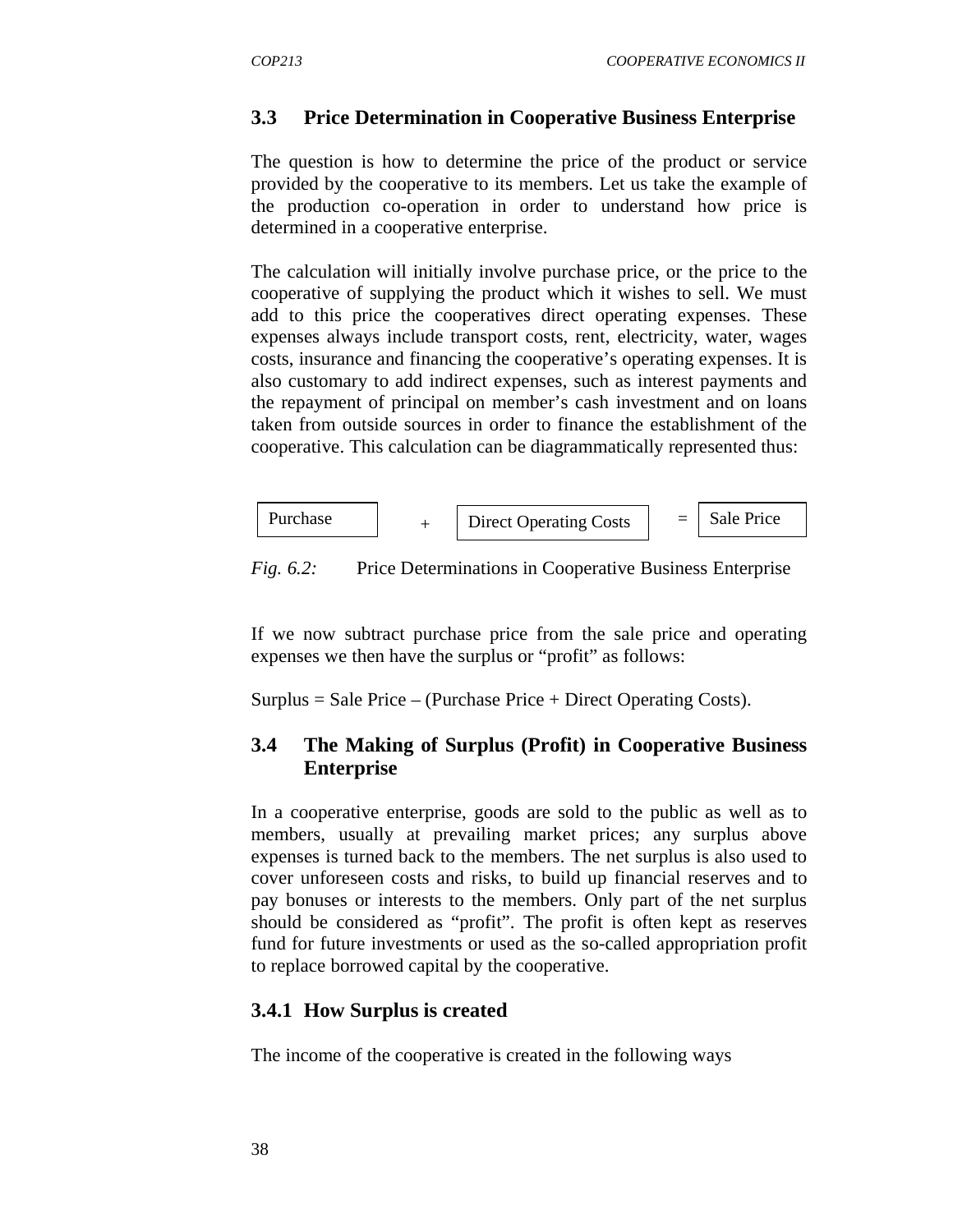## 3.3 Price Determination in Cooperative Business Enterprise

The question is how to determine the price of the product or service provided by the cooperative to its members. Let us take the example of the production co-operation in order to understand how price is determined in a cooperative enterprise.

The calculation will initially involve purchase price, or the price to the cooperative of supplying the product which it wishes to sell. We must add to this price the cooperatives direct operating expenses. These expenses always include transport costs, rent, electricity, water, wages costs, insurance and financing the cooperative's operating expenses. It is also customary to add indirect expenses, such as interest payments and the repayment of principal on member's cash investment and on loans taken from outside sources in order to finance the establishment of the cooperative. This calculation can be diagrammatically represented thus:

| Purchase | + | Direct Operating Costs | = | Sale Price |
|---|---|---|---|---|

*Fig. 6.2:* Price Determinations in Cooperative Business Enterprise

If we now subtract purchase price from the sale price and operating expenses we then have the surplus or "profit" as follows:

Surplus = Sale Price – (Purchase Price + Direct Operating Costs).

## 3.4 The Making of Surplus (Profit) in Cooperative Business Enterprise

In a cooperative enterprise, goods are sold to the public as well as to members, usually at prevailing market prices; any surplus above expenses is turned back to the members. The net surplus is also used to cover unforeseen costs and risks, to build up financial reserves and to pay bonuses or interests to the members. Only part of the net surplus should be considered as "profit". The profit is often kept as reserves fund for future investments or used as the so-called appropriation profit to replace borrowed capital by the cooperative.

### 3.4.1 How Surplus is created

The income of the cooperative is created in the following ways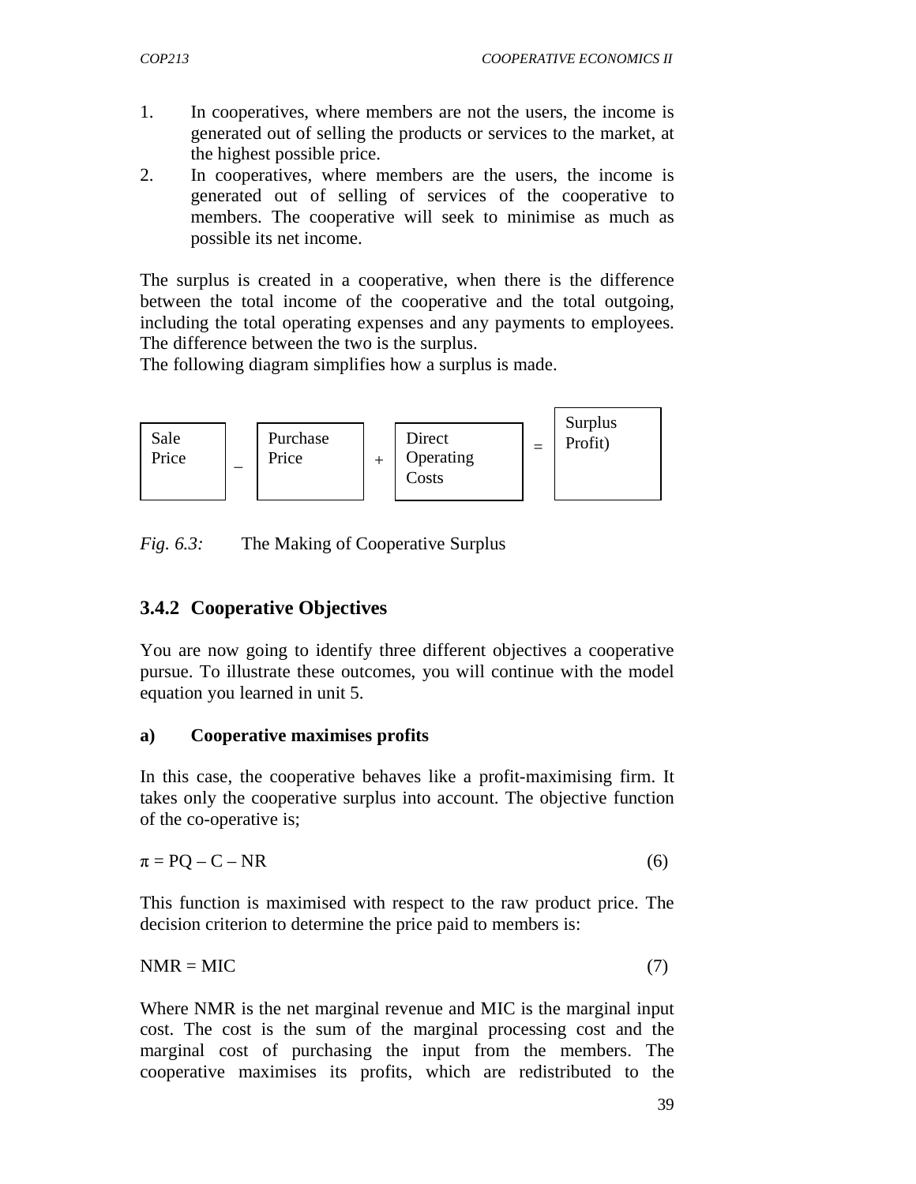1. In cooperatives, where members are not the users, the income is generated out of selling the products or services to the market, at the highest possible price.
2. In cooperatives, where members are the users, the income is generated out of selling of services of the cooperative to members. The cooperative will seek to minimise as much as possible its net income.

The surplus is created in a cooperative, when there is the difference between the total income of the cooperative and the total outgoing, including the total operating expenses and any payments to employees. The difference between the two is the surplus.
The following diagram simplifies how a surplus is made.

| Sale Price | – | Purchase Price | + | Direct Operating Costs | = | Surplus Profit) |
|---|---|---|---|---|---|---|

*Fig. 6.3:* The Making of Cooperative Surplus

### 3.4.2 Cooperative Objectives

You are now going to identify three different objectives a cooperative pursue. To illustrate these outcomes, you will continue with the model equation you learned in unit 5.

**a) Cooperative maximises profits**

In this case, the cooperative behaves like a profit-maximising firm. It takes only the cooperative surplus into account. The objective function of the co-operative is;

$$\pi = PQ - C - NR \qquad (6)$$

This function is maximised with respect to the raw product price. The decision criterion to determine the price paid to members is:

$$NMR = MIC \qquad (7)$$

Where NMR is the net marginal revenue and MIC is the marginal input cost. The cost is the sum of the marginal processing cost and the marginal cost of purchasing the input from the members. The cooperative maximises its profits, which are redistributed to the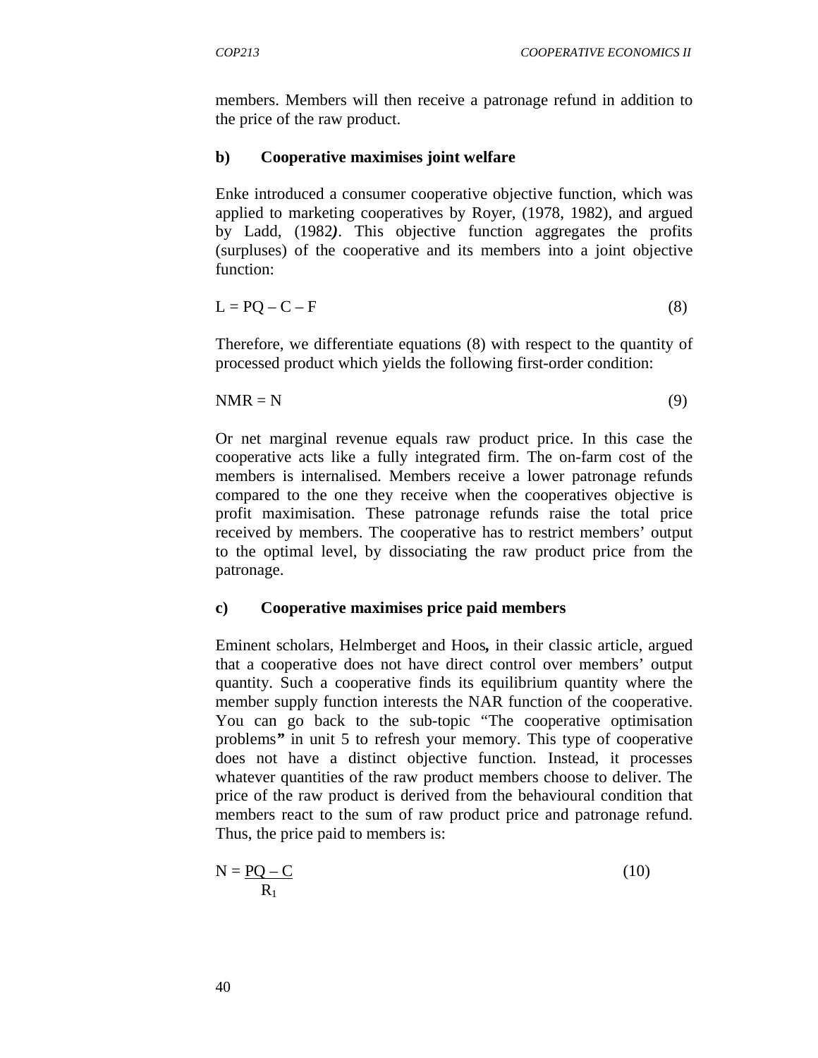members. Members will then receive a patronage refund in addition to the price of the raw product.

**b) Cooperative maximises joint welfare**

Enke introduced a consumer cooperative objective function, which was applied to marketing cooperatives by Royer, (1978, 1982), and argued by Ladd, (1982*)*. This objective function aggregates the profits (surpluses) of the cooperative and its members into a joint objective function:

$$L = PQ - C - F \tag{8}$$

Therefore, we differentiate equations (8) with respect to the quantity of processed product which yields the following first-order condition:

$$NMR = N \tag{9}$$

Or net marginal revenue equals raw product price. In this case the cooperative acts like a fully integrated firm. The on-farm cost of the members is internalised. Members receive a lower patronage refunds compared to the one they receive when the cooperatives objective is profit maximisation. These patronage refunds raise the total price received by members. The cooperative has to restrict members' output to the optimal level, by dissociating the raw product price from the patronage.

**c) Cooperative maximises price paid members**

Eminent scholars, Helmberget and Hoos**,** in their classic article, argued that a cooperative does not have direct control over members' output quantity. Such a cooperative finds its equilibrium quantity where the member supply function interests the NAR function of the cooperative. You can go back to the sub-topic "The cooperative optimisation problems**"** in unit 5 to refresh your memory. This type of cooperative does not have a distinct objective function. Instead, it processes whatever quantities of the raw product members choose to deliver. The price of the raw product is derived from the behavioural condition that members react to the sum of raw product price and patronage refund. Thus, the price paid to members is:

$$N = \frac{PQ - C}{R_1} \tag{10}$$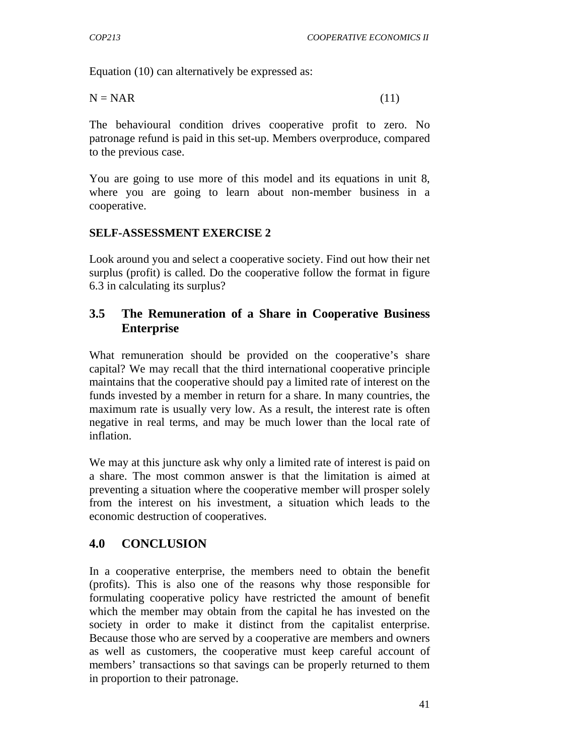Equation (10) can alternatively be expressed as:

$$N = NAR \quad (11)$$

The behavioural condition drives cooperative profit to zero. No patronage refund is paid in this set-up. Members overproduce, compared to the previous case.

You are going to use more of this model and its equations in unit 8, where you are going to learn about non-member business in a cooperative.

**SELF-ASSESSMENT EXERCISE 2**

Look around you and select a cooperative society. Find out how their net surplus (profit) is called. Do the cooperative follow the format in figure 6.3 in calculating its surplus?

### 3.5 The Remuneration of a Share in Cooperative Business Enterprise

What remuneration should be provided on the cooperative's share capital? We may recall that the third international cooperative principle maintains that the cooperative should pay a limited rate of interest on the funds invested by a member in return for a share. In many countries, the maximum rate is usually very low. As a result, the interest rate is often negative in real terms, and may be much lower than the local rate of inflation.

We may at this juncture ask why only a limited rate of interest is paid on a share. The most common answer is that the limitation is aimed at preventing a situation where the cooperative member will prosper solely from the interest on his investment, a situation which leads to the economic destruction of cooperatives.

## 4.0 CONCLUSION

In a cooperative enterprise, the members need to obtain the benefit (profits). This is also one of the reasons why those responsible for formulating cooperative policy have restricted the amount of benefit which the member may obtain from the capital he has invested on the society in order to make it distinct from the capitalist enterprise. Because those who are served by a cooperative are members and owners as well as customers, the cooperative must keep careful account of members' transactions so that savings can be properly returned to them in proportion to their patronage.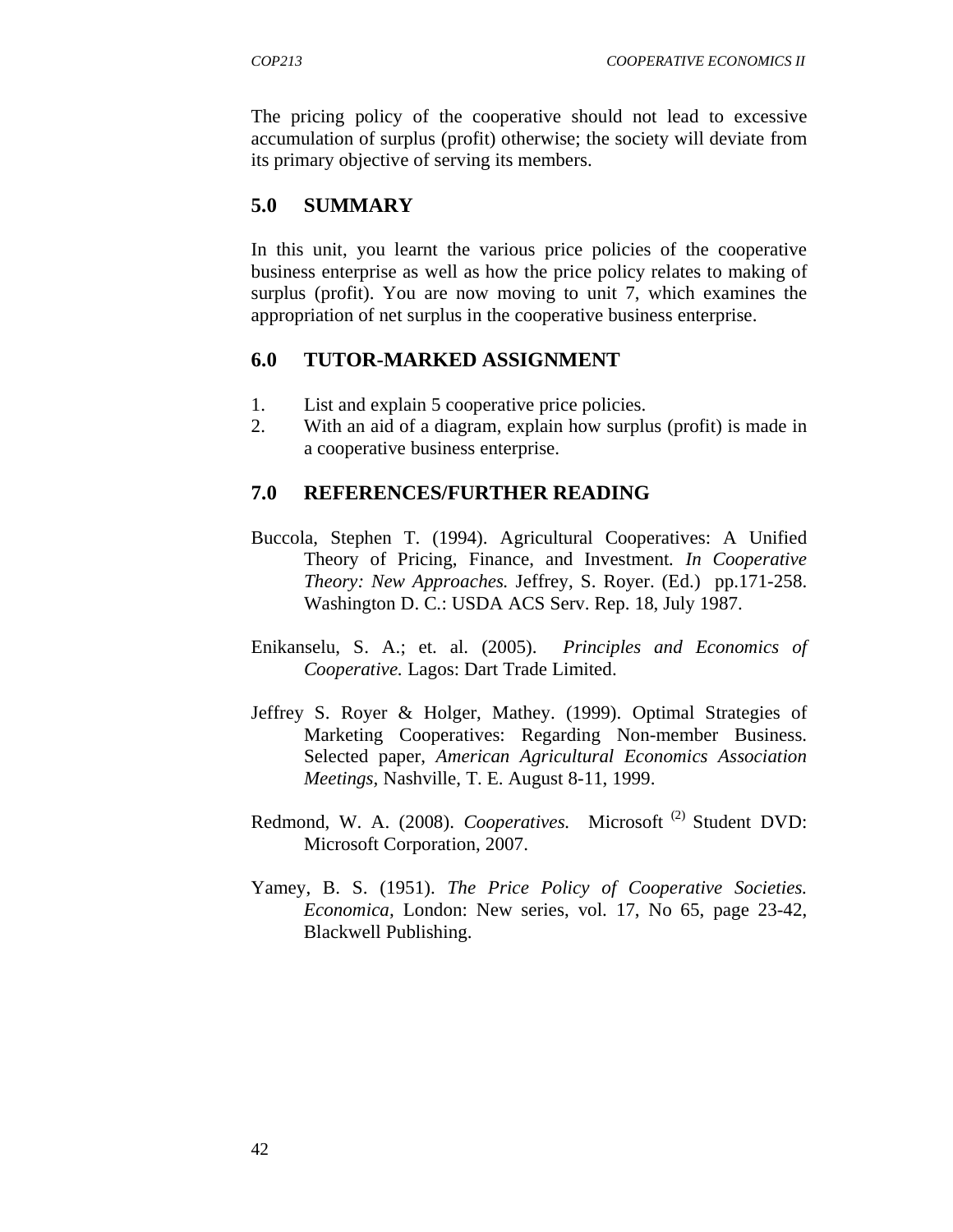The pricing policy of the cooperative should not lead to excessive accumulation of surplus (profit) otherwise; the society will deviate from its primary objective of serving its members.

## 5.0 SUMMARY

In this unit, you learnt the various price policies of the cooperative business enterprise as well as how the price policy relates to making of surplus (profit). You are now moving to unit 7, which examines the appropriation of net surplus in the cooperative business enterprise.

## 6.0 TUTOR-MARKED ASSIGNMENT

1. List and explain 5 cooperative price policies.
2. With an aid of a diagram, explain how surplus (profit) is made in a cooperative business enterprise.

## 7.0 REFERENCES/FURTHER READING

Buccola, Stephen T. (1994). Agricultural Cooperatives: A Unified Theory of Pricing, Finance, and Investment*. In Cooperative Theory: New Approaches.* Jeffrey, S. Royer. (Ed.) pp.171-258. Washington D. C.: USDA ACS Serv. Rep. 18, July 1987.

Enikanselu, S. A.; et. al. (2005). *Principles and Economics of Cooperative.* Lagos: Dart Trade Limited.

Jeffrey S. Royer & Holger, Mathey. (1999). Optimal Strategies of Marketing Cooperatives: Regarding Non-member Business. Selected paper, *American Agricultural Economics Association Meetings,* Nashville, T. E. August 8-11, 1999.

Redmond, W. A. (2008). *Cooperatives.* Microsoft [(2)] Student DVD: Microsoft Corporation, 2007.

Yamey, B. S. (1951). *The Price Policy of Cooperative Societies. Economica,* London: New series, vol. 17, No 65, page 23-42, Blackwell Publishing.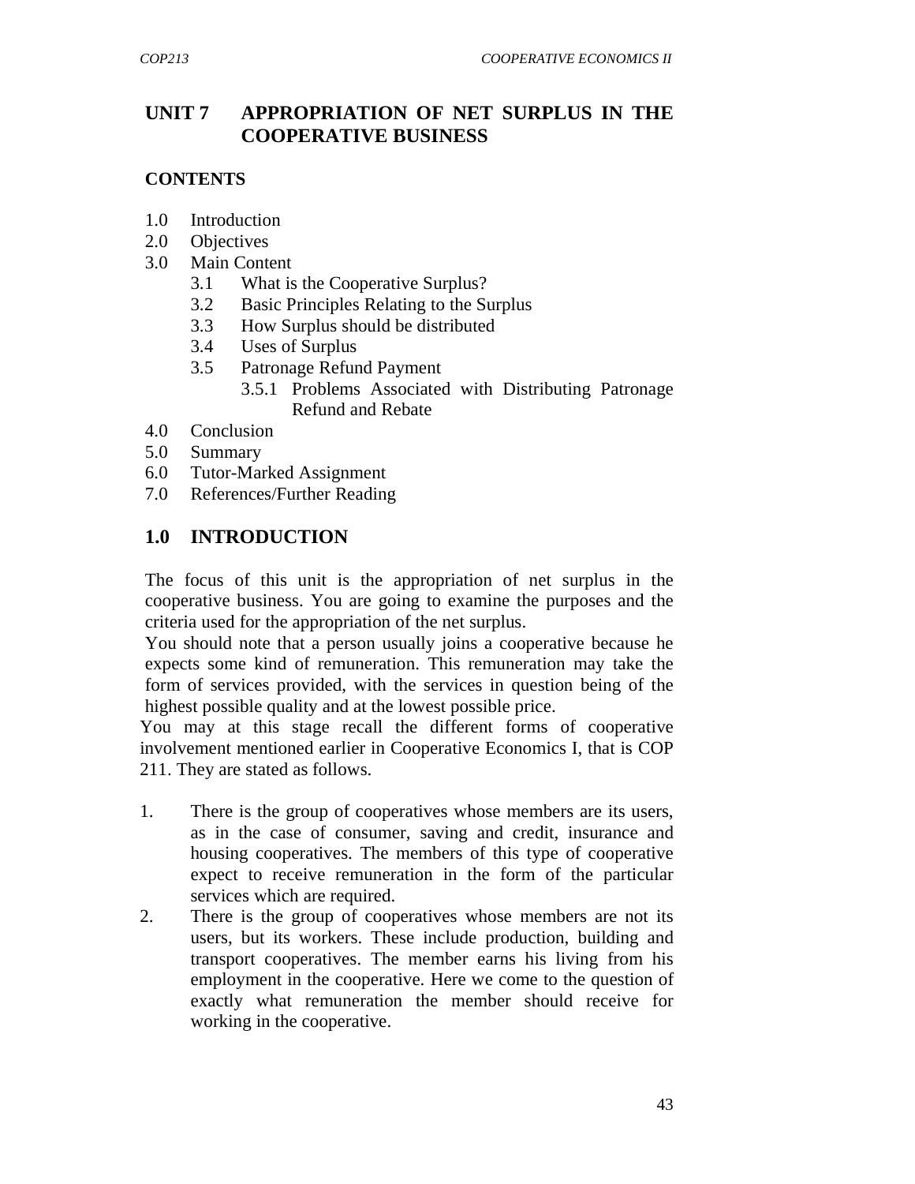# UNIT 7 APPROPRIATION OF NET SURPLUS IN THE COOPERATIVE BUSINESS

**CONTENTS**

1.0 Introduction
2.0 Objectives
3.0 Main Content
  3.1 What is the Cooperative Surplus?
  3.2 Basic Principles Relating to the Surplus
  3.3 How Surplus should be distributed
  3.4 Uses of Surplus
  3.5 Patronage Refund Payment
    3.5.1 Problems Associated with Distributing Patronage Refund and Rebate
4.0 Conclusion
5.0 Summary
6.0 Tutor-Marked Assignment
7.0 References/Further Reading

## 1.0 INTRODUCTION

The focus of this unit is the appropriation of net surplus in the cooperative business. You are going to examine the purposes and the criteria used for the appropriation of the net surplus.

You should note that a person usually joins a cooperative because he expects some kind of remuneration. This remuneration may take the form of services provided, with the services in question being of the highest possible quality and at the lowest possible price.

You may at this stage recall the different forms of cooperative involvement mentioned earlier in Cooperative Economics I, that is COP 211. They are stated as follows.

1. There is the group of cooperatives whose members are its users, as in the case of consumer, saving and credit, insurance and housing cooperatives. The members of this type of cooperative expect to receive remuneration in the form of the particular services which are required.
2. There is the group of cooperatives whose members are not its users, but its workers. These include production, building and transport cooperatives. The member earns his living from his employment in the cooperative. Here we come to the question of exactly what remuneration the member should receive for working in the cooperative.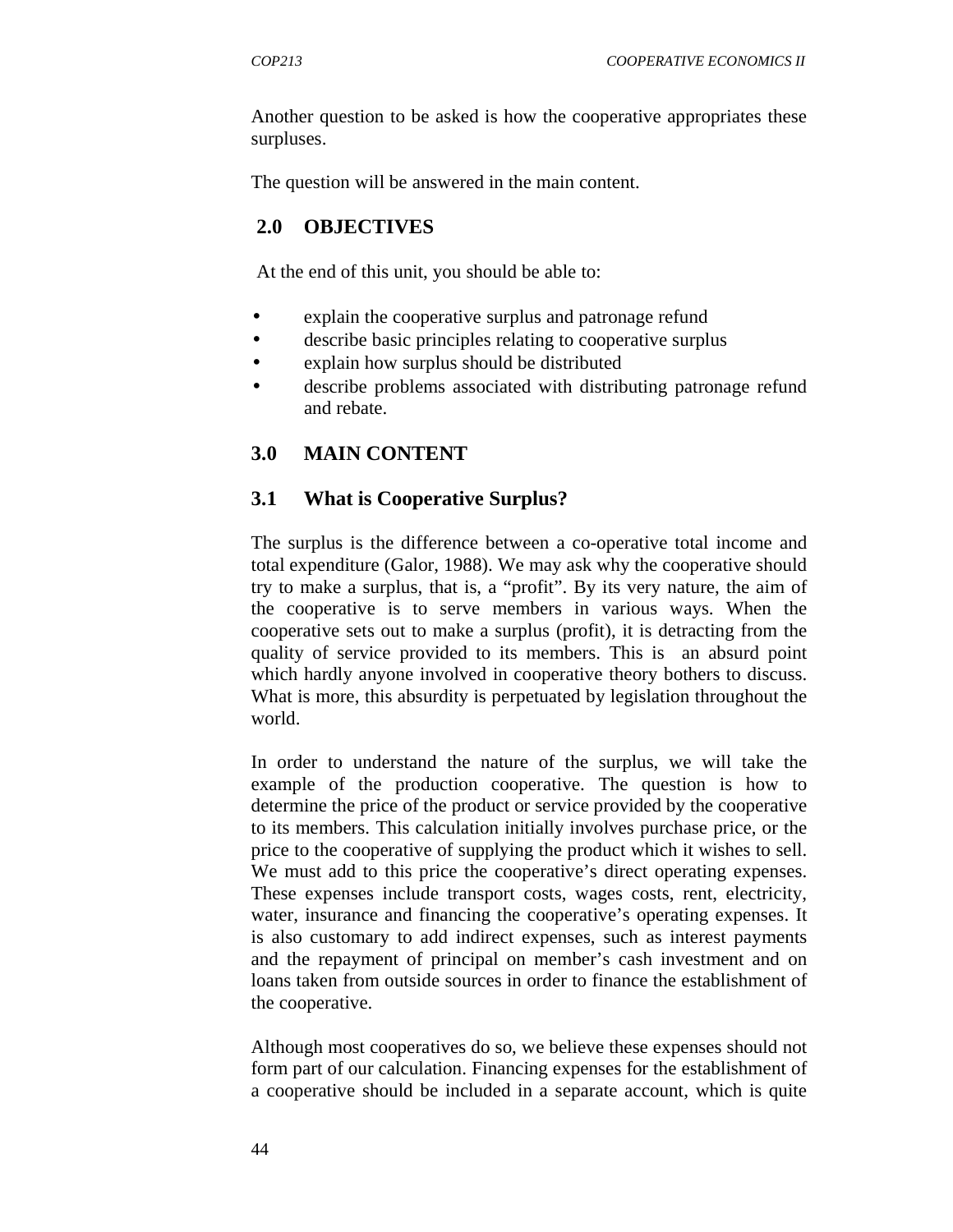Another question to be asked is how the cooperative appropriates these surpluses.

The question will be answered in the main content.

## 2.0 OBJECTIVES

At the end of this unit, you should be able to:

- explain the cooperative surplus and patronage refund
- describe basic principles relating to cooperative surplus
- explain how surplus should be distributed
- describe problems associated with distributing patronage refund and rebate.

## 3.0 MAIN CONTENT

### 3.1 What is Cooperative Surplus?

The surplus is the difference between a co-operative total income and total expenditure (Galor, 1988). We may ask why the cooperative should try to make a surplus, that is, a "profit". By its very nature, the aim of the cooperative is to serve members in various ways. When the cooperative sets out to make a surplus (profit), it is detracting from the quality of service provided to its members. This is an absurd point which hardly anyone involved in cooperative theory bothers to discuss. What is more, this absurdity is perpetuated by legislation throughout the world.

In order to understand the nature of the surplus, we will take the example of the production cooperative. The question is how to determine the price of the product or service provided by the cooperative to its members. This calculation initially involves purchase price, or the price to the cooperative of supplying the product which it wishes to sell. We must add to this price the cooperative's direct operating expenses. These expenses include transport costs, wages costs, rent, electricity, water, insurance and financing the cooperative's operating expenses. It is also customary to add indirect expenses, such as interest payments and the repayment of principal on member's cash investment and on loans taken from outside sources in order to finance the establishment of the cooperative.

Although most cooperatives do so, we believe these expenses should not form part of our calculation. Financing expenses for the establishment of a cooperative should be included in a separate account, which is quite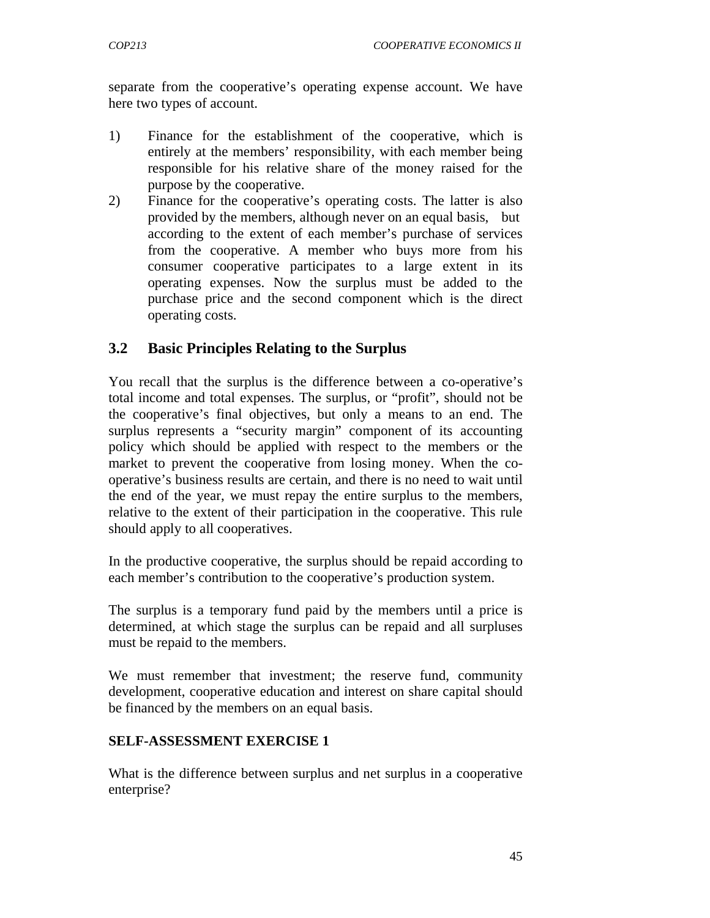separate from the cooperative's operating expense account. We have here two types of account.

1) Finance for the establishment of the cooperative, which is entirely at the members' responsibility, with each member being responsible for his relative share of the money raised for the purpose by the cooperative.
2) Finance for the cooperative's operating costs. The latter is also provided by the members, although never on an equal basis, but according to the extent of each member's purchase of services from the cooperative. A member who buys more from his consumer cooperative participates to a large extent in its operating expenses. Now the surplus must be added to the purchase price and the second component which is the direct operating costs.

## 3.2 Basic Principles Relating to the Surplus

You recall that the surplus is the difference between a co-operative's total income and total expenses. The surplus, or "profit", should not be the cooperative's final objectives, but only a means to an end. The surplus represents a "security margin" component of its accounting policy which should be applied with respect to the members or the market to prevent the cooperative from losing money. When the co-operative's business results are certain, and there is no need to wait until the end of the year, we must repay the entire surplus to the members, relative to the extent of their participation in the cooperative. This rule should apply to all cooperatives.

In the productive cooperative, the surplus should be repaid according to each member's contribution to the cooperative's production system.

The surplus is a temporary fund paid by the members until a price is determined, at which stage the surplus can be repaid and all surpluses must be repaid to the members.

We must remember that investment; the reserve fund, community development, cooperative education and interest on share capital should be financed by the members on an equal basis.

**SELF-ASSESSMENT EXERCISE 1**

What is the difference between surplus and net surplus in a cooperative enterprise?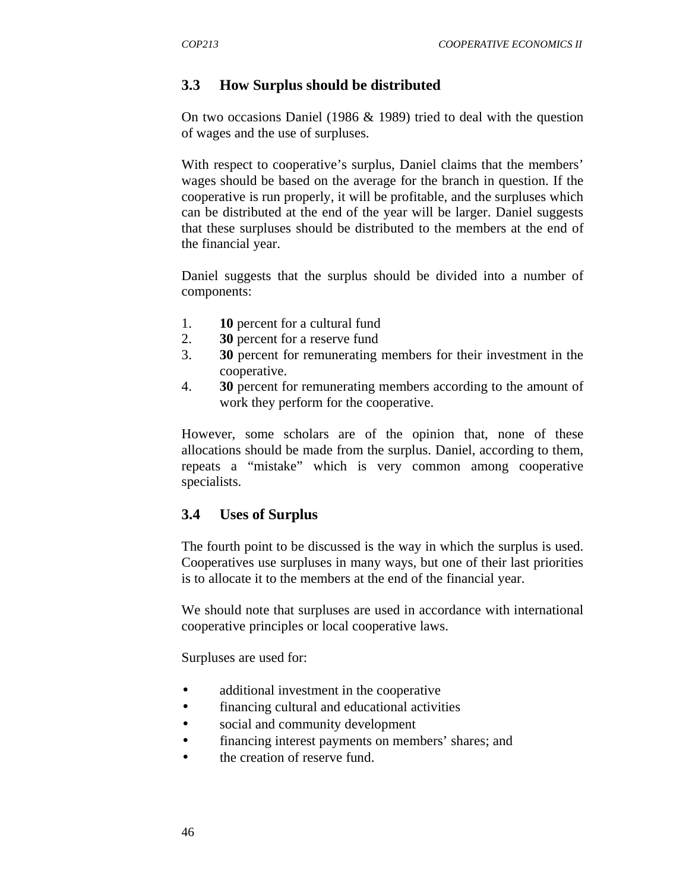## 3.3 How Surplus should be distributed

On two occasions Daniel (1986 & 1989) tried to deal with the question of wages and the use of surpluses.

With respect to cooperative's surplus, Daniel claims that the members' wages should be based on the average for the branch in question. If the cooperative is run properly, it will be profitable, and the surpluses which can be distributed at the end of the year will be larger. Daniel suggests that these surpluses should be distributed to the members at the end of the financial year.

Daniel suggests that the surplus should be divided into a number of components:

1. **10** percent for a cultural fund
2. **30** percent for a reserve fund
3. **30** percent for remunerating members for their investment in the cooperative.
4. **30** percent for remunerating members according to the amount of work they perform for the cooperative.

However, some scholars are of the opinion that, none of these allocations should be made from the surplus. Daniel, according to them, repeats a "mistake" which is very common among cooperative specialists.

## 3.4 Uses of Surplus

The fourth point to be discussed is the way in which the surplus is used. Cooperatives use surpluses in many ways, but one of their last priorities is to allocate it to the members at the end of the financial year.

We should note that surpluses are used in accordance with international cooperative principles or local cooperative laws.

Surpluses are used for:

- additional investment in the cooperative
- financing cultural and educational activities
- social and community development
- financing interest payments on members' shares; and
- the creation of reserve fund.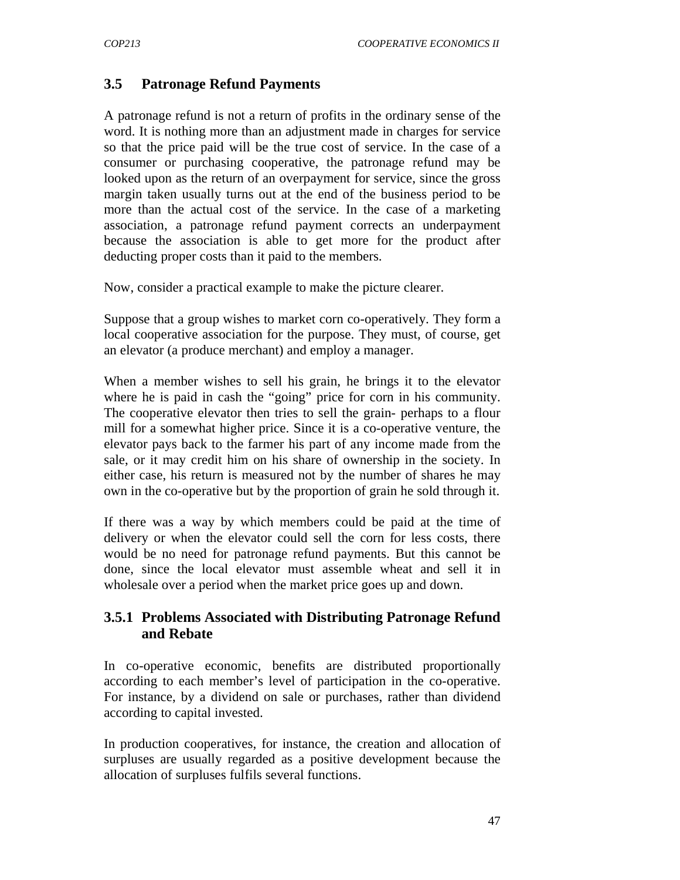### 3.5 Patronage Refund Payments

A patronage refund is not a return of profits in the ordinary sense of the word. It is nothing more than an adjustment made in charges for service so that the price paid will be the true cost of service. In the case of a consumer or purchasing cooperative, the patronage refund may be looked upon as the return of an overpayment for service, since the gross margin taken usually turns out at the end of the business period to be more than the actual cost of the service. In the case of a marketing association, a patronage refund payment corrects an underpayment because the association is able to get more for the product after deducting proper costs than it paid to the members.

Now, consider a practical example to make the picture clearer.

Suppose that a group wishes to market corn co-operatively. They form a local cooperative association for the purpose. They must, of course, get an elevator (a produce merchant) and employ a manager.

When a member wishes to sell his grain, he brings it to the elevator where he is paid in cash the "going" price for corn in his community. The cooperative elevator then tries to sell the grain- perhaps to a flour mill for a somewhat higher price. Since it is a co-operative venture, the elevator pays back to the farmer his part of any income made from the sale, or it may credit him on his share of ownership in the society. In either case, his return is measured not by the number of shares he may own in the co-operative but by the proportion of grain he sold through it.

If there was a way by which members could be paid at the time of delivery or when the elevator could sell the corn for less costs, there would be no need for patronage refund payments. But this cannot be done, since the local elevator must assemble wheat and sell it in wholesale over a period when the market price goes up and down.

#### 3.5.1 Problems Associated with Distributing Patronage Refund and Rebate

In co-operative economic, benefits are distributed proportionally according to each member's level of participation in the co-operative. For instance, by a dividend on sale or purchases, rather than dividend according to capital invested.

In production cooperatives, for instance, the creation and allocation of surpluses are usually regarded as a positive development because the allocation of surpluses fulfils several functions.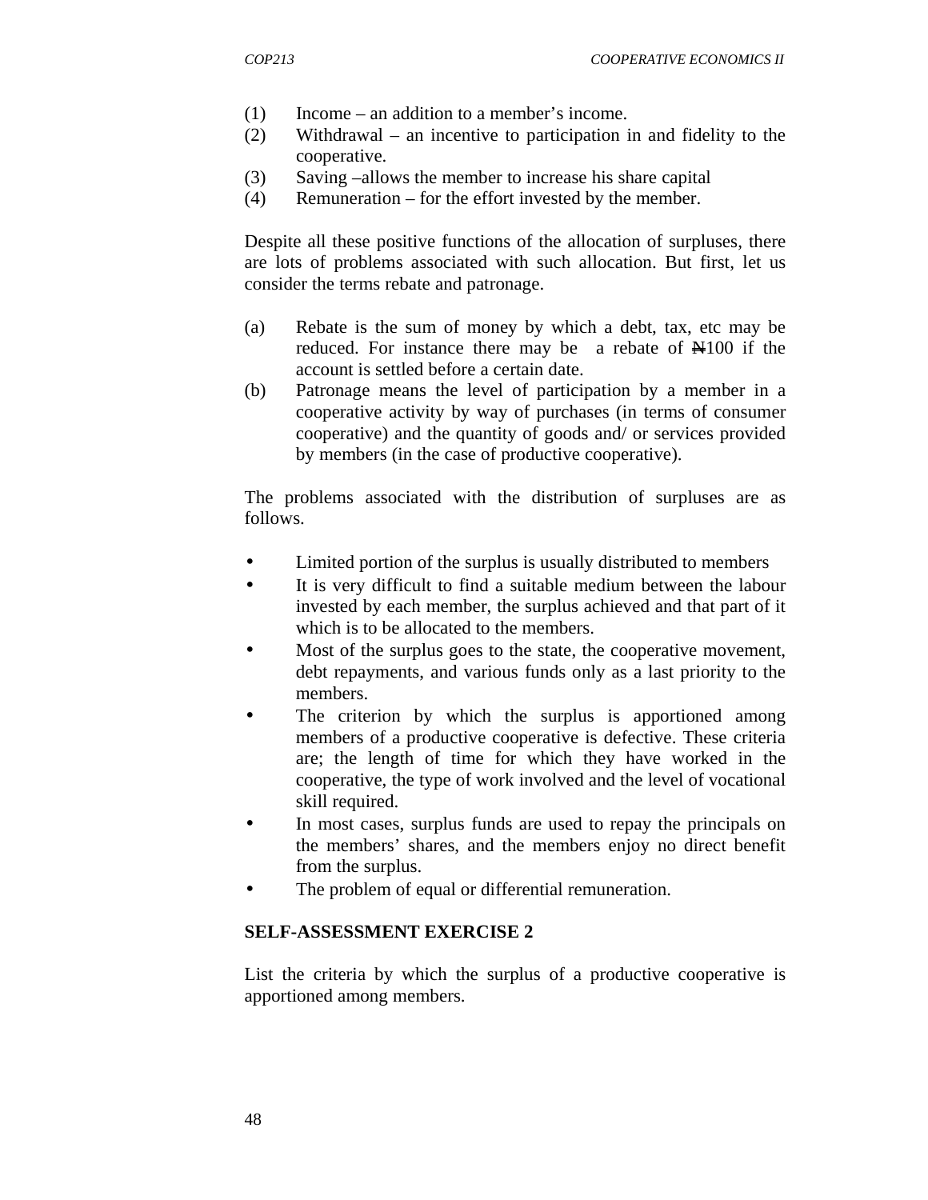(1) Income – an addition to a member's income.
(2) Withdrawal – an incentive to participation in and fidelity to the cooperative.
(3) Saving –allows the member to increase his share capital
(4) Remuneration – for the effort invested by the member.

Despite all these positive functions of the allocation of surpluses, there are lots of problems associated with such allocation. But first, let us consider the terms rebate and patronage.

(a) Rebate is the sum of money by which a debt, tax, etc may be reduced. For instance there may be a rebate of ₦100 if the account is settled before a certain date.
(b) Patronage means the level of participation by a member in a cooperative activity by way of purchases (in terms of consumer cooperative) and the quantity of goods and/ or services provided by members (in the case of productive cooperative).

The problems associated with the distribution of surpluses are as follows.

- Limited portion of the surplus is usually distributed to members
- It is very difficult to find a suitable medium between the labour invested by each member, the surplus achieved and that part of it which is to be allocated to the members.
- Most of the surplus goes to the state, the cooperative movement, debt repayments, and various funds only as a last priority to the members.
- The criterion by which the surplus is apportioned among members of a productive cooperative is defective. These criteria are; the length of time for which they have worked in the cooperative, the type of work involved and the level of vocational skill required.
- In most cases, surplus funds are used to repay the principals on the members' shares, and the members enjoy no direct benefit from the surplus.
- The problem of equal or differential remuneration.

**SELF-ASSESSMENT EXERCISE 2**

List the criteria by which the surplus of a productive cooperative is apportioned among members.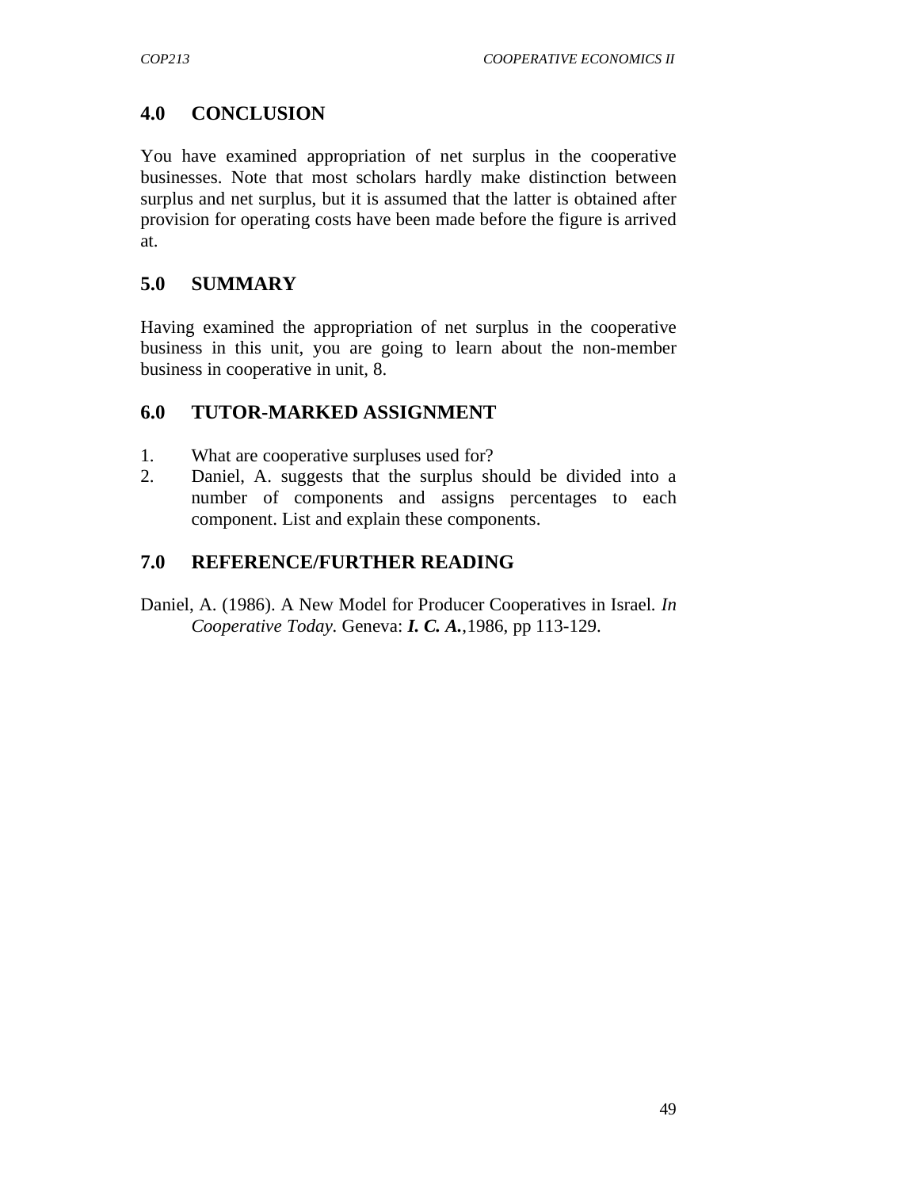## 4.0 CONCLUSION

You have examined appropriation of net surplus in the cooperative businesses. Note that most scholars hardly make distinction between surplus and net surplus, but it is assumed that the latter is obtained after provision for operating costs have been made before the figure is arrived at.

## 5.0 SUMMARY

Having examined the appropriation of net surplus in the cooperative business in this unit, you are going to learn about the non-member business in cooperative in unit, 8.

## 6.0 TUTOR-MARKED ASSIGNMENT

1. What are cooperative surpluses used for?
2. Daniel, A. suggests that the surplus should be divided into a number of components and assigns percentages to each component. List and explain these components.

## 7.0 REFERENCE/FURTHER READING

Daniel, A. (1986). A New Model for Producer Cooperatives in Israel. *In Cooperative Today.* Geneva: ***I. C. A.***,1986, pp 113-129.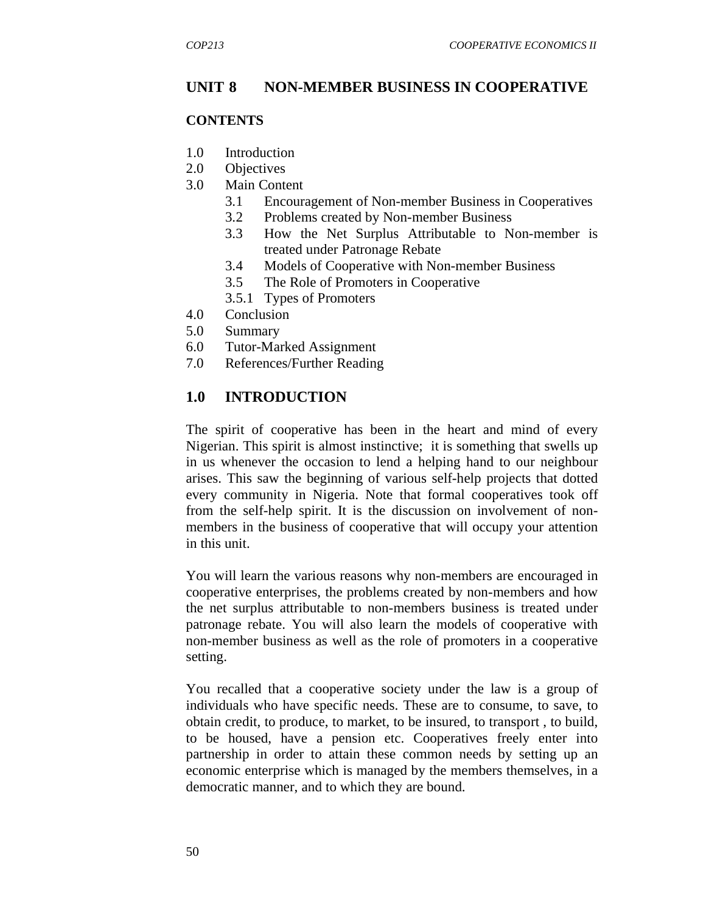## UNIT 8 NON-MEMBER BUSINESS IN COOPERATIVE

**CONTENTS**

1.0 Introduction
2.0 Objectives
3.0 Main Content
   3.1 Encouragement of Non-member Business in Cooperatives
   3.2 Problems created by Non-member Business
   3.3 How the Net Surplus Attributable to Non-member is treated under Patronage Rebate
   3.4 Models of Cooperative with Non-member Business
   3.5 The Role of Promoters in Cooperative
   3.5.1 Types of Promoters
4.0 Conclusion
5.0 Summary
6.0 Tutor-Marked Assignment
7.0 References/Further Reading

## 1.0 INTRODUCTION

The spirit of cooperative has been in the heart and mind of every Nigerian. This spirit is almost instinctive; it is something that swells up in us whenever the occasion to lend a helping hand to our neighbour arises. This saw the beginning of various self-help projects that dotted every community in Nigeria. Note that formal cooperatives took off from the self-help spirit. It is the discussion on involvement of non-members in the business of cooperative that will occupy your attention in this unit.

You will learn the various reasons why non-members are encouraged in cooperative enterprises, the problems created by non-members and how the net surplus attributable to non-members business is treated under patronage rebate. You will also learn the models of cooperative with non-member business as well as the role of promoters in a cooperative setting.

You recalled that a cooperative society under the law is a group of individuals who have specific needs. These are to consume, to save, to obtain credit, to produce, to market, to be insured, to transport , to build, to be housed, have a pension etc. Cooperatives freely enter into partnership in order to attain these common needs by setting up an economic enterprise which is managed by the members themselves, in a democratic manner, and to which they are bound.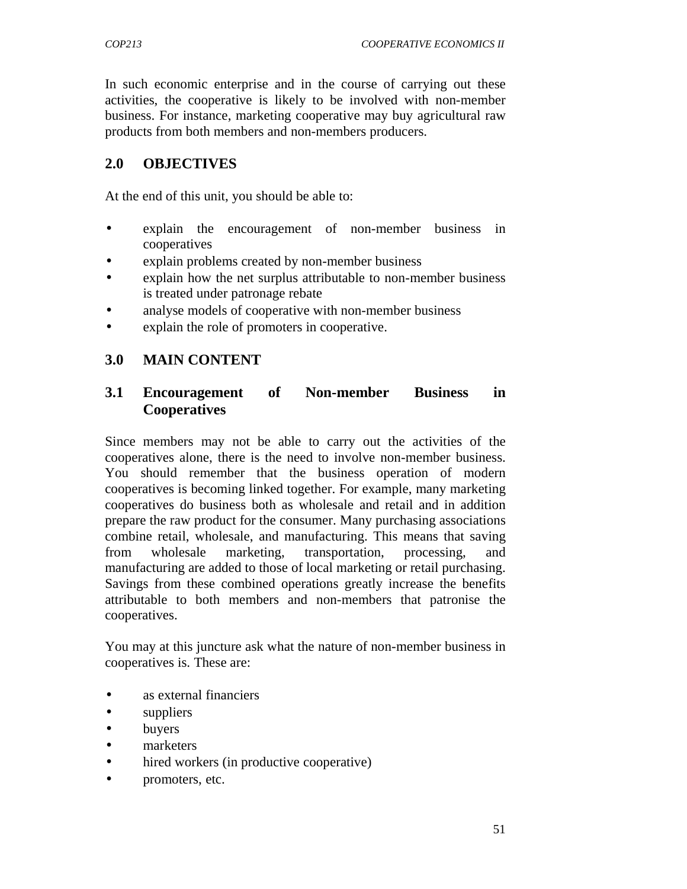In such economic enterprise and in the course of carrying out these activities, the cooperative is likely to be involved with non-member business. For instance, marketing cooperative may buy agricultural raw products from both members and non-members producers.

## 2.0 OBJECTIVES

At the end of this unit, you should be able to:

- explain the encouragement of non-member business in cooperatives
- explain problems created by non-member business
- explain how the net surplus attributable to non-member business is treated under patronage rebate
- analyse models of cooperative with non-member business
- explain the role of promoters in cooperative.

## 3.0 MAIN CONTENT

### 3.1 Encouragement of Non-member Business in Cooperatives

Since members may not be able to carry out the activities of the cooperatives alone, there is the need to involve non-member business. You should remember that the business operation of modern cooperatives is becoming linked together. For example, many marketing cooperatives do business both as wholesale and retail and in addition prepare the raw product for the consumer. Many purchasing associations combine retail, wholesale, and manufacturing. This means that saving from wholesale marketing, transportation, processing, and manufacturing are added to those of local marketing or retail purchasing. Savings from these combined operations greatly increase the benefits attributable to both members and non-members that patronise the cooperatives.

You may at this juncture ask what the nature of non-member business in cooperatives is. These are:

- as external financiers
- suppliers
- buyers
- marketers
- hired workers (in productive cooperative)
- promoters, etc.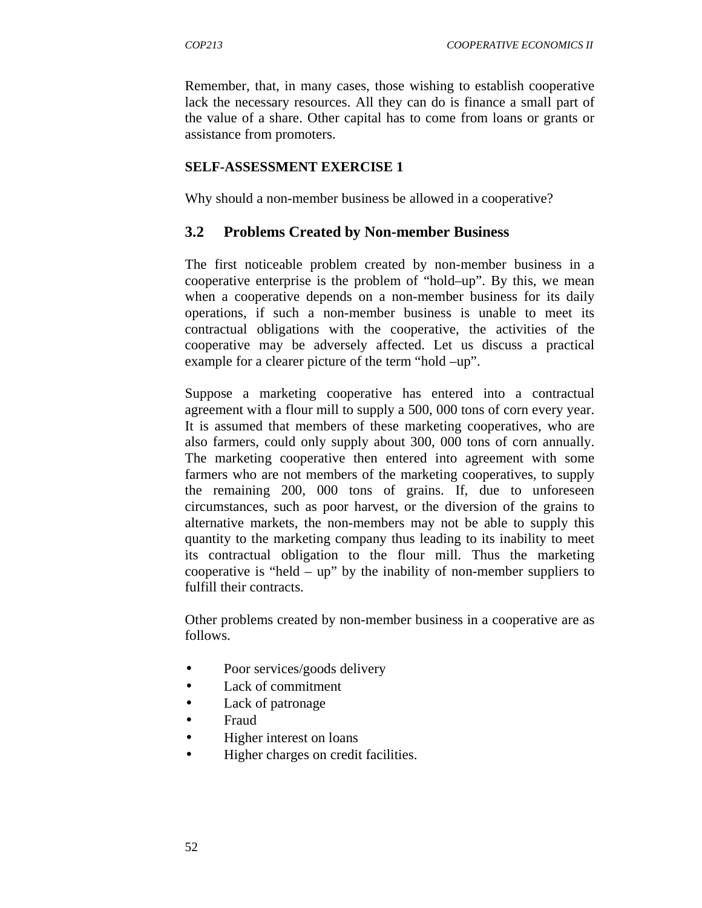Remember, that, in many cases, those wishing to establish cooperative lack the necessary resources. All they can do is finance a small part of the value of a share. Other capital has to come from loans or grants or assistance from promoters.

**SELF-ASSESSMENT EXERCISE 1**

Why should a non-member business be allowed in a cooperative?

## 3.2 Problems Created by Non-member Business

The first noticeable problem created by non-member business in a cooperative enterprise is the problem of "hold–up". By this, we mean when a cooperative depends on a non-member business for its daily operations, if such a non-member business is unable to meet its contractual obligations with the cooperative, the activities of the cooperative may be adversely affected. Let us discuss a practical example for a clearer picture of the term "hold –up".

Suppose a marketing cooperative has entered into a contractual agreement with a flour mill to supply a 500, 000 tons of corn every year. It is assumed that members of these marketing cooperatives, who are also farmers, could only supply about 300, 000 tons of corn annually. The marketing cooperative then entered into agreement with some farmers who are not members of the marketing cooperatives, to supply the remaining 200, 000 tons of grains. If, due to unforeseen circumstances, such as poor harvest, or the diversion of the grains to alternative markets, the non-members may not be able to supply this quantity to the marketing company thus leading to its inability to meet its contractual obligation to the flour mill. Thus the marketing cooperative is "held – up" by the inability of non-member suppliers to fulfill their contracts.

Other problems created by non-member business in a cooperative are as follows.

- Poor services/goods delivery
- Lack of commitment
- Lack of patronage
- Fraud
- Higher interest on loans
- Higher charges on credit facilities.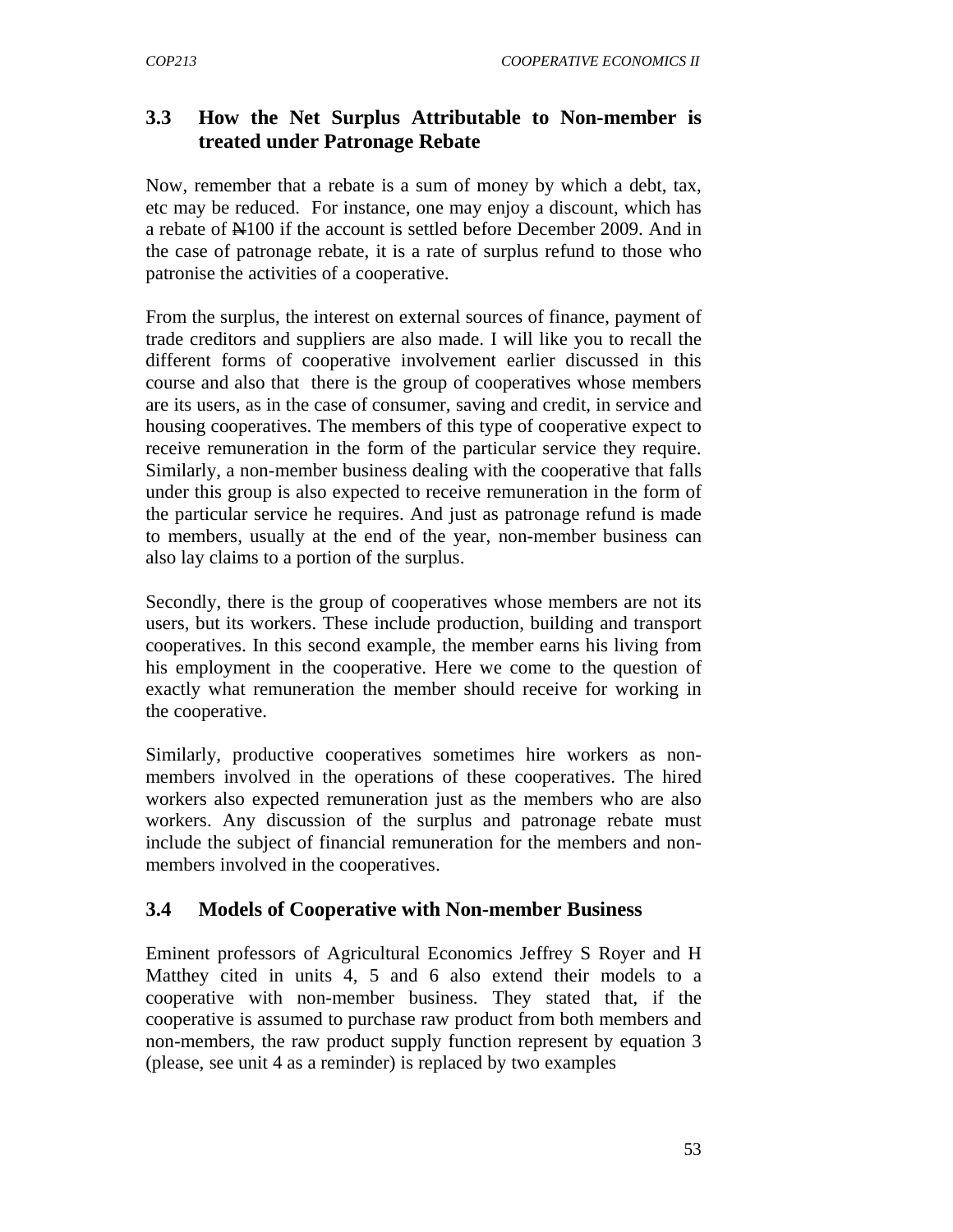### 3.3 How the Net Surplus Attributable to Non-member is treated under Patronage Rebate

Now, remember that a rebate is a sum of money by which a debt, tax, etc may be reduced. For instance, one may enjoy a discount, which has a rebate of ₦100 if the account is settled before December 2009. And in the case of patronage rebate, it is a rate of surplus refund to those who patronise the activities of a cooperative.

From the surplus, the interest on external sources of finance, payment of trade creditors and suppliers are also made. I will like you to recall the different forms of cooperative involvement earlier discussed in this course and also that there is the group of cooperatives whose members are its users, as in the case of consumer, saving and credit, in service and housing cooperatives. The members of this type of cooperative expect to receive remuneration in the form of the particular service they require. Similarly, a non-member business dealing with the cooperative that falls under this group is also expected to receive remuneration in the form of the particular service he requires. And just as patronage refund is made to members, usually at the end of the year, non-member business can also lay claims to a portion of the surplus.

Secondly, there is the group of cooperatives whose members are not its users, but its workers. These include production, building and transport cooperatives. In this second example, the member earns his living from his employment in the cooperative. Here we come to the question of exactly what remuneration the member should receive for working in the cooperative.

Similarly, productive cooperatives sometimes hire workers as non-members involved in the operations of these cooperatives. The hired workers also expected remuneration just as the members who are also workers. Any discussion of the surplus and patronage rebate must include the subject of financial remuneration for the members and non-members involved in the cooperatives.

### 3.4 Models of Cooperative with Non-member Business

Eminent professors of Agricultural Economics Jeffrey S Royer and H Matthey cited in units 4, 5 and 6 also extend their models to a cooperative with non-member business. They stated that, if the cooperative is assumed to purchase raw product from both members and non-members, the raw product supply function represent by equation 3 (please, see unit 4 as a reminder) is replaced by two examples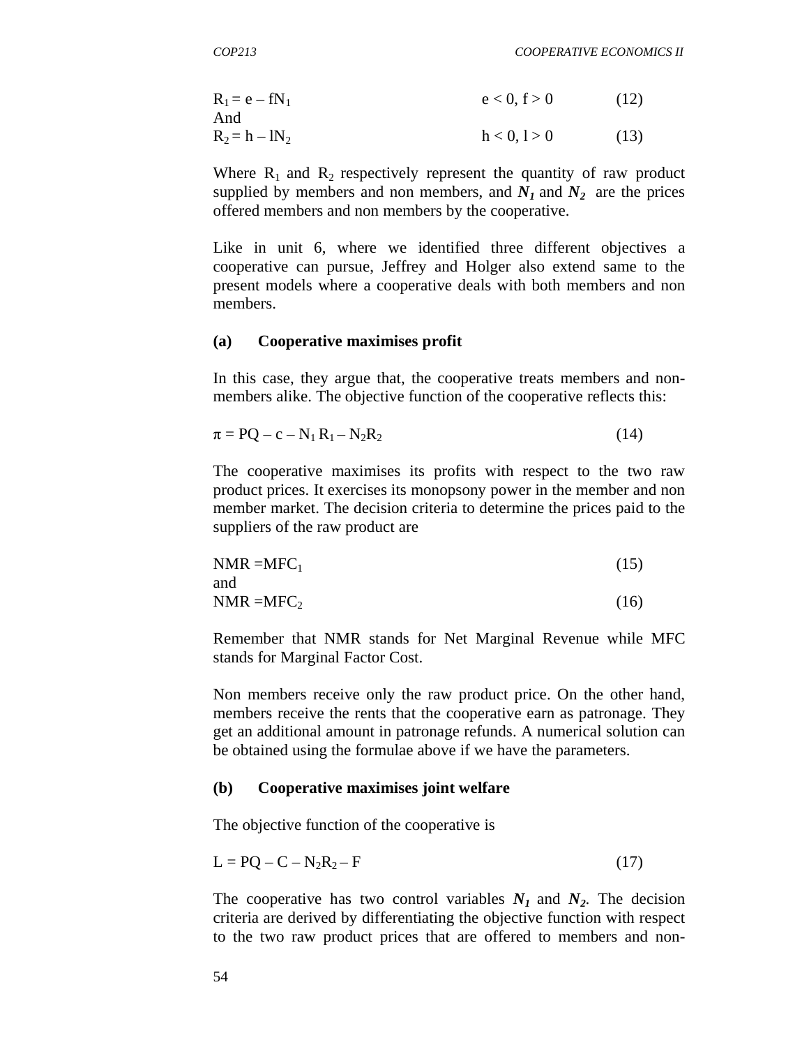$$R_1 = e - fN_1 \qquad e < 0,\ f > 0 \qquad (12)$$

And

$$R_2 = h - lN_2 \qquad h < 0,\ l > 0 \qquad (13)$$

Where $R_1$ and $R_2$ respectively represent the quantity of raw product supplied by members and non members, and $N_1$ and $N_2$ are the prices offered members and non members by the cooperative.

Like in unit 6, where we identified three different objectives a cooperative can pursue, Jeffrey and Holger also extend same to the present models where a cooperative deals with both members and non members.

**(a) Cooperative maximises profit**

In this case, they argue that, the cooperative treats members and non-members alike. The objective function of the cooperative reflects this:

$$\pi = PQ - c - N_1 R_1 - N_2R_2 \qquad (14)$$

The cooperative maximises its profits with respect to the two raw product prices. It exercises its monopsony power in the member and non member market. The decision criteria to determine the prices paid to the suppliers of the raw product are

$$NMR = MFC_1 \qquad (15)$$

and

$$NMR = MFC_2 \qquad (16)$$

Remember that NMR stands for Net Marginal Revenue while MFC stands for Marginal Factor Cost.

Non members receive only the raw product price. On the other hand, members receive the rents that the cooperative earn as patronage. They get an additional amount in patronage refunds. A numerical solution can be obtained using the formulae above if we have the parameters.

**(b) Cooperative maximises joint welfare**

The objective function of the cooperative is

$$L = PQ - C - N_2R_2 - F \qquad (17)$$

The cooperative has two control variables $N_1$ and $N_2$. The decision criteria are derived by differentiating the objective function with respect to the two raw product prices that are offered to members and non-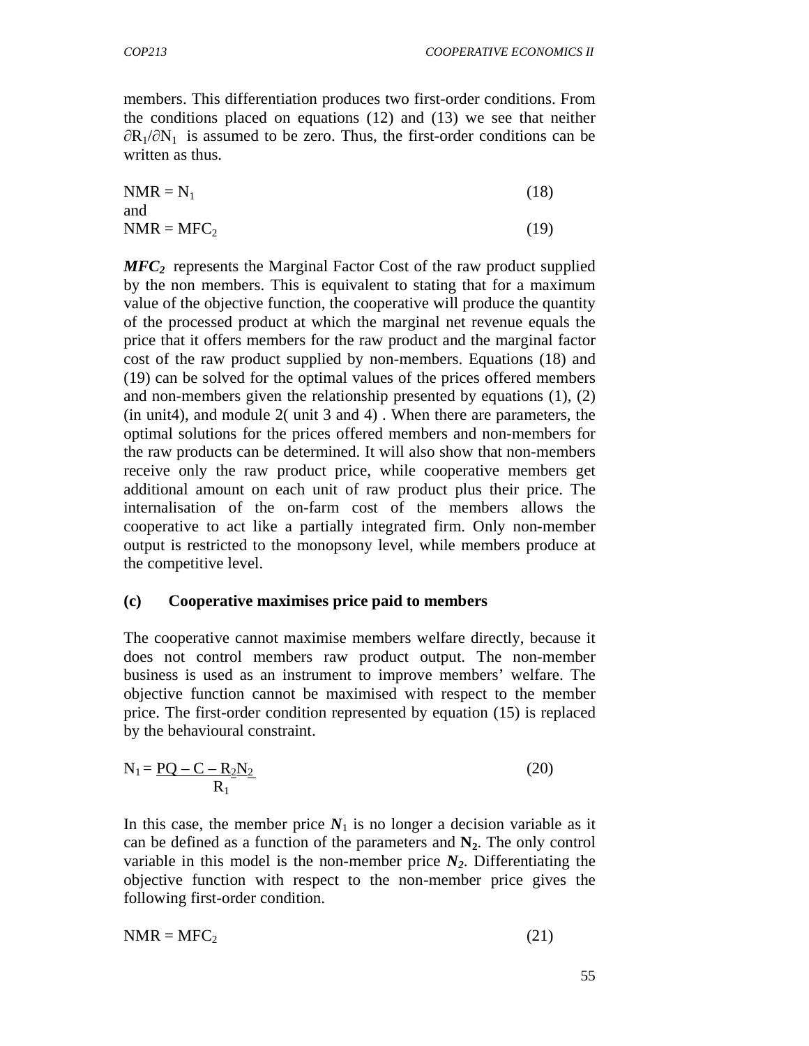members. This differentiation produces two first-order conditions. From the conditions placed on equations (12) and (13) we see that neither $\partial R_1/\partial N_1$ is assumed to be zero. Thus, the first-order conditions can be written as thus.

$$NMR = N_1 \qquad (18)$$

and

$$NMR = MFC_2 \qquad (19)$$

***$MFC_2$*** represents the Marginal Factor Cost of the raw product supplied by the non members. This is equivalent to stating that for a maximum value of the objective function, the cooperative will produce the quantity of the processed product at which the marginal net revenue equals the price that it offers members for the raw product and the marginal factor cost of the raw product supplied by non-members. Equations (18) and (19) can be solved for the optimal values of the prices offered members and non-members given the relationship presented by equations (1), (2) (in unit4), and module 2( unit 3 and 4) . When there are parameters, the optimal solutions for the prices offered members and non-members for the raw products can be determined. It will also show that non-members receive only the raw product price, while cooperative members get additional amount on each unit of raw product plus their price. The internalisation of the on-farm cost of the members allows the cooperative to act like a partially integrated firm. Only non-member output is restricted to the monopsony level, while members produce at the competitive level.

**(c) Cooperative maximises price paid to members**

The cooperative cannot maximise members welfare directly, because it does not control members raw product output. The non-member business is used as an instrument to improve members' welfare. The objective function cannot be maximised with respect to the member price. The first-order condition represented by equation (15) is replaced by the behavioural constraint.

$$N_1 = \frac{PQ - C - R_2N_2}{R_1} \qquad (20)$$

In this case, the member price $N_1$ is no longer a decision variable as it can be defined as a function of the parameters and $\mathbf{N_2}$. The only control variable in this model is the non-member price $N_2$. Differentiating the objective function with respect to the non-member price gives the following first-order condition.

$$NMR = MFC_2 \qquad (21)$$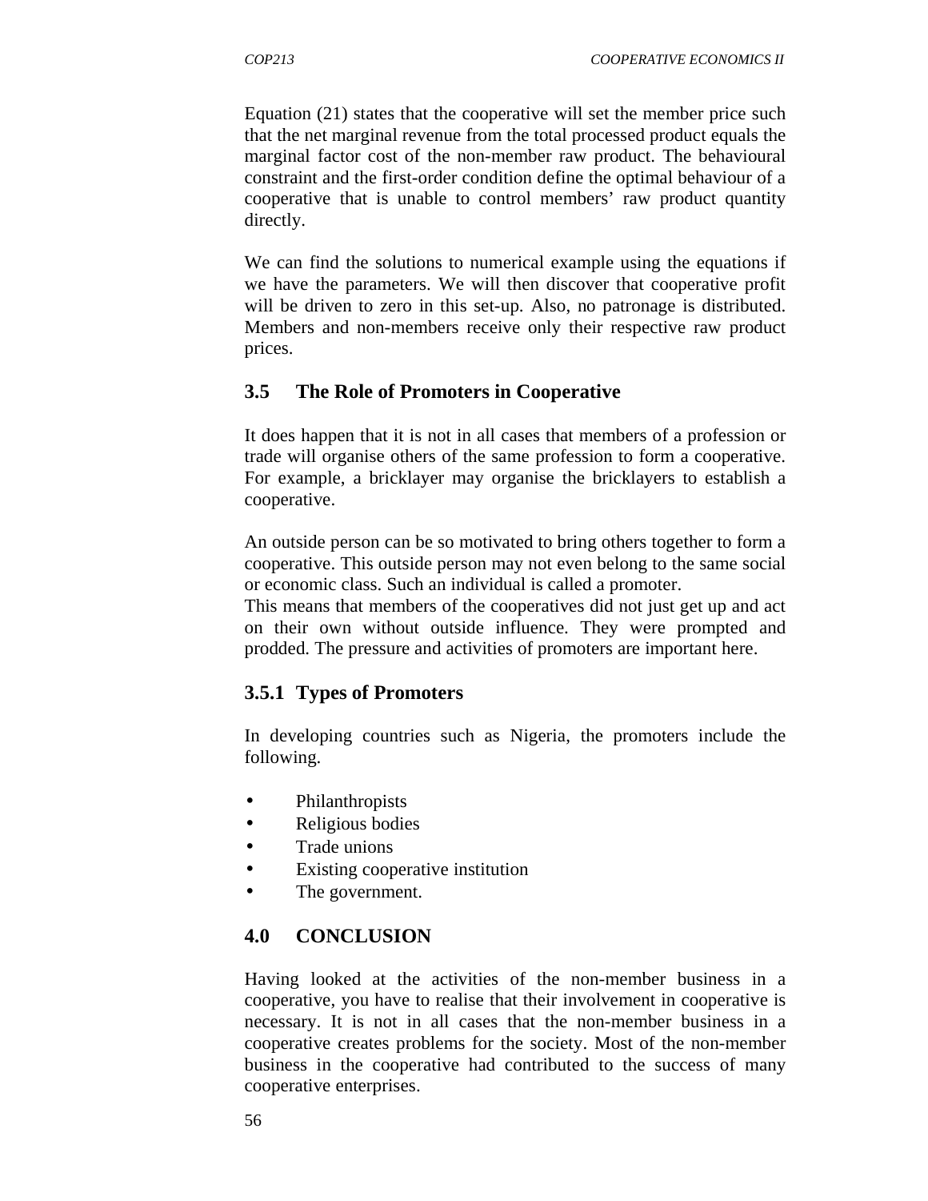Equation (21) states that the cooperative will set the member price such that the net marginal revenue from the total processed product equals the marginal factor cost of the non-member raw product. The behavioural constraint and the first-order condition define the optimal behaviour of a cooperative that is unable to control members' raw product quantity directly.

We can find the solutions to numerical example using the equations if we have the parameters. We will then discover that cooperative profit will be driven to zero in this set-up. Also, no patronage is distributed. Members and non-members receive only their respective raw product prices.

## 3.5 The Role of Promoters in Cooperative

It does happen that it is not in all cases that members of a profession or trade will organise others of the same profession to form a cooperative. For example, a bricklayer may organise the bricklayers to establish a cooperative.

An outside person can be so motivated to bring others together to form a cooperative. This outside person may not even belong to the same social or economic class. Such an individual is called a promoter.
This means that members of the cooperatives did not just get up and act on their own without outside influence. They were prompted and prodded. The pressure and activities of promoters are important here.

### 3.5.1 Types of Promoters

In developing countries such as Nigeria, the promoters include the following.

- Philanthropists
- Religious bodies
- Trade unions
- Existing cooperative institution
- The government.

## 4.0 CONCLUSION

Having looked at the activities of the non-member business in a cooperative, you have to realise that their involvement in cooperative is necessary. It is not in all cases that the non-member business in a cooperative creates problems for the society. Most of the non-member business in the cooperative had contributed to the success of many cooperative enterprises.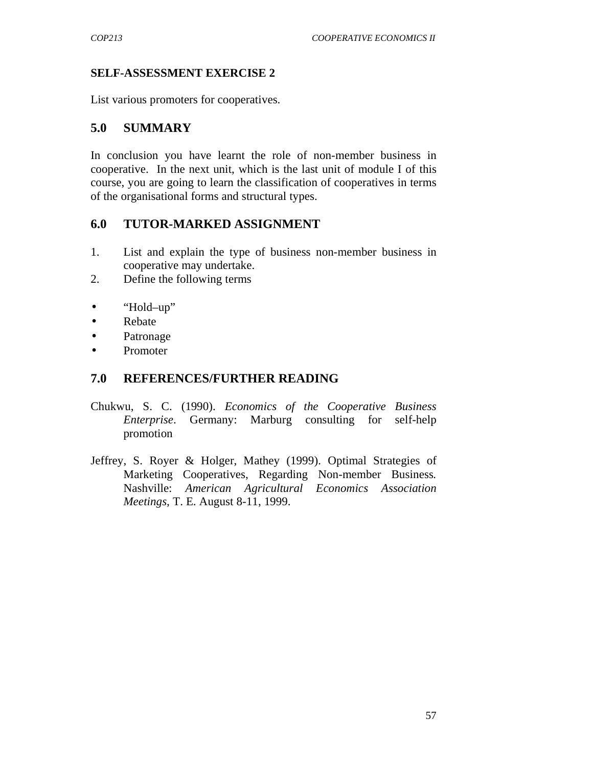**SELF-ASSESSMENT EXERCISE 2**

List various promoters for cooperatives.

## 5.0 SUMMARY

In conclusion you have learnt the role of non-member business in cooperative. In the next unit, which is the last unit of module I of this course, you are going to learn the classification of cooperatives in terms of the organisational forms and structural types.

## 6.0 TUTOR-MARKED ASSIGNMENT

1. List and explain the type of business non-member business in cooperative may undertake.
2. Define the following terms

- "Hold–up"
- Rebate
- Patronage
- Promoter

## 7.0 REFERENCES/FURTHER READING

Chukwu, S. C. (1990). *Economics of the Cooperative Business Enterprise*. Germany: Marburg consulting for self-help promotion

Jeffrey, S. Royer & Holger, Mathey (1999). Optimal Strategies of Marketing Cooperatives, Regarding Non-member Business. Nashville: *American Agricultural Economics Association Meetings*, T. E. August 8-11, 1999.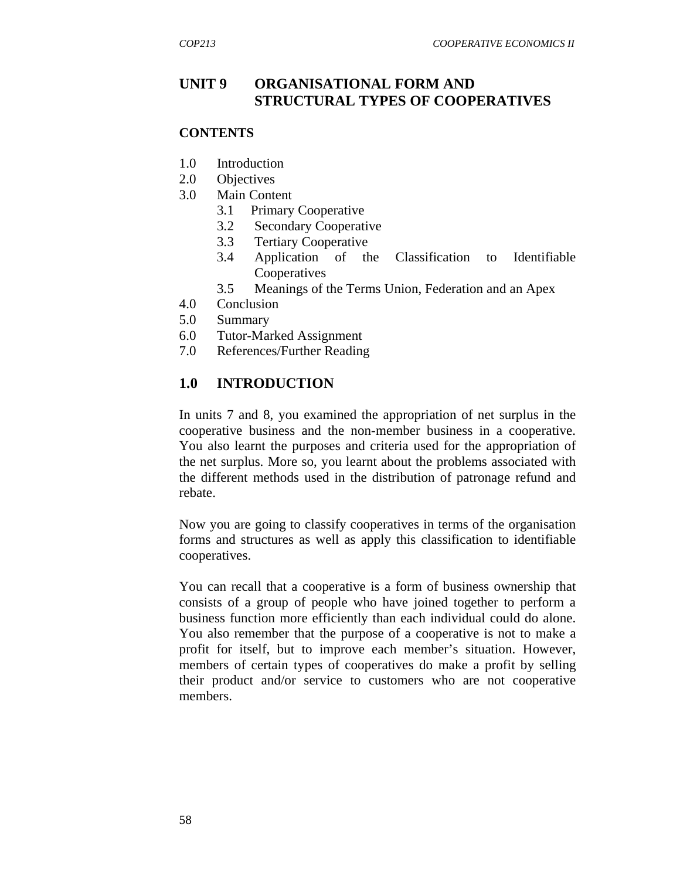# UNIT 9 ORGANISATIONAL FORM AND STRUCTURAL TYPES OF COOPERATIVES

## CONTENTS

1.0 Introduction
2.0 Objectives
3.0 Main Content
   3.1 Primary Cooperative
   3.2 Secondary Cooperative
   3.3 Tertiary Cooperative
   3.4 Application of the Classification to Identifiable Cooperatives
   3.5 Meanings of the Terms Union, Federation and an Apex
4.0 Conclusion
5.0 Summary
6.0 Tutor-Marked Assignment
7.0 References/Further Reading

## 1.0 INTRODUCTION

In units 7 and 8, you examined the appropriation of net surplus in the cooperative business and the non-member business in a cooperative. You also learnt the purposes and criteria used for the appropriation of the net surplus. More so, you learnt about the problems associated with the different methods used in the distribution of patronage refund and rebate.

Now you are going to classify cooperatives in terms of the organisation forms and structures as well as apply this classification to identifiable cooperatives.

You can recall that a cooperative is a form of business ownership that consists of a group of people who have joined together to perform a business function more efficiently than each individual could do alone. You also remember that the purpose of a cooperative is not to make a profit for itself, but to improve each member's situation. However, members of certain types of cooperatives do make a profit by selling their product and/or service to customers who are not cooperative members.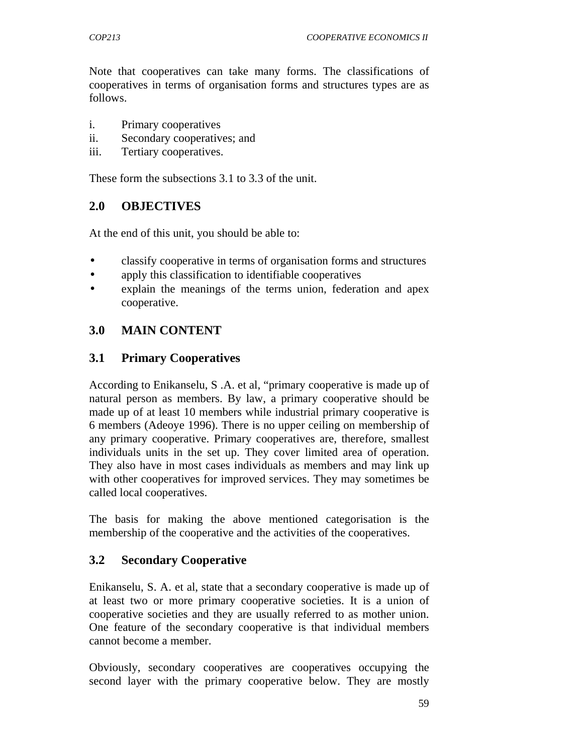Note that cooperatives can take many forms. The classifications of cooperatives in terms of organisation forms and structures types are as follows.

i. Primary cooperatives
ii. Secondary cooperatives; and
iii. Tertiary cooperatives.

These form the subsections 3.1 to 3.3 of the unit.

## 2.0 OBJECTIVES

At the end of this unit, you should be able to:

- classify cooperative in terms of organisation forms and structures
- apply this classification to identifiable cooperatives
- explain the meanings of the terms union, federation and apex cooperative.

## 3.0 MAIN CONTENT

### 3.1 Primary Cooperatives

According to Enikanselu, S .A. et al, "primary cooperative is made up of natural person as members. By law, a primary cooperative should be made up of at least 10 members while industrial primary cooperative is 6 members (Adeoye 1996). There is no upper ceiling on membership of any primary cooperative. Primary cooperatives are, therefore, smallest individuals units in the set up. They cover limited area of operation. They also have in most cases individuals as members and may link up with other cooperatives for improved services. They may sometimes be called local cooperatives.

The basis for making the above mentioned categorisation is the membership of the cooperative and the activities of the cooperatives.

### 3.2 Secondary Cooperative

Enikanselu, S. A. et al, state that a secondary cooperative is made up of at least two or more primary cooperative societies. It is a union of cooperative societies and they are usually referred to as mother union. One feature of the secondary cooperative is that individual members cannot become a member.

Obviously, secondary cooperatives are cooperatives occupying the second layer with the primary cooperative below. They are mostly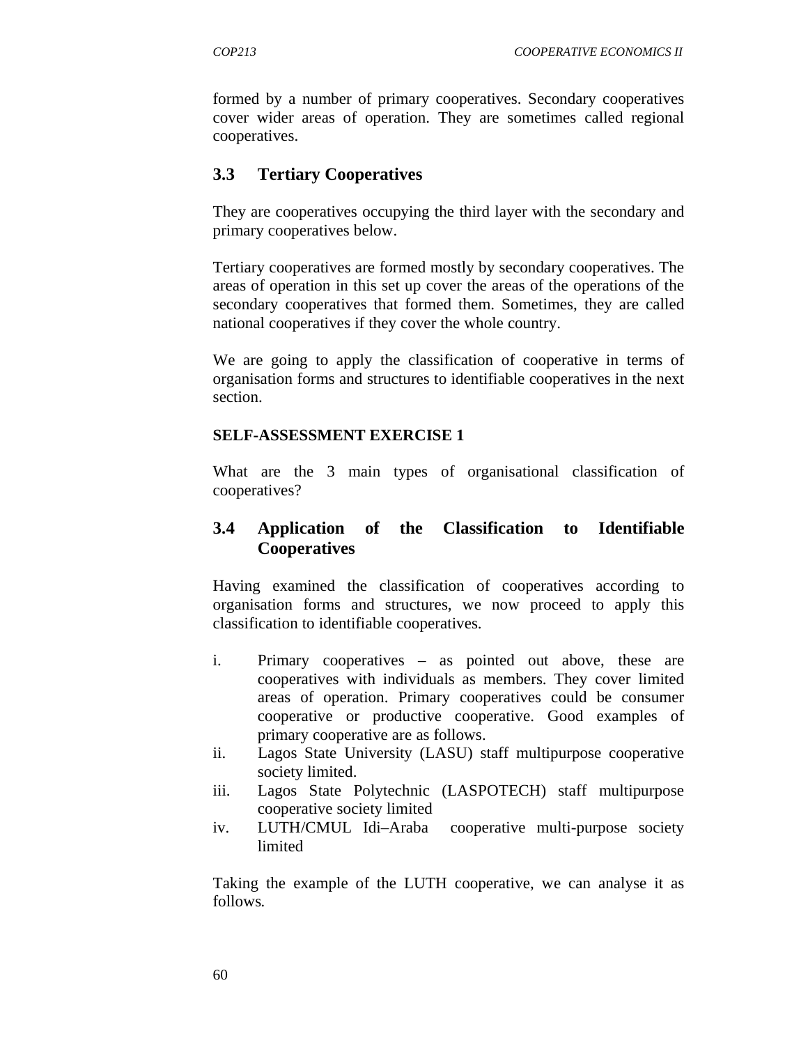formed by a number of primary cooperatives. Secondary cooperatives cover wider areas of operation. They are sometimes called regional cooperatives.

## 3.3 Tertiary Cooperatives

They are cooperatives occupying the third layer with the secondary and primary cooperatives below.

Tertiary cooperatives are formed mostly by secondary cooperatives. The areas of operation in this set up cover the areas of the operations of the secondary cooperatives that formed them. Sometimes, they are called national cooperatives if they cover the whole country.

We are going to apply the classification of cooperative in terms of organisation forms and structures to identifiable cooperatives in the next section.

**SELF-ASSESSMENT EXERCISE 1**

What are the 3 main types of organisational classification of cooperatives?

## 3.4 Application of the Classification to Identifiable Cooperatives

Having examined the classification of cooperatives according to organisation forms and structures, we now proceed to apply this classification to identifiable cooperatives.

i. Primary cooperatives – as pointed out above, these are cooperatives with individuals as members. They cover limited areas of operation. Primary cooperatives could be consumer cooperative or productive cooperative. Good examples of primary cooperative are as follows.
ii. Lagos State University (LASU) staff multipurpose cooperative society limited.
iii. Lagos State Polytechnic (LASPOTECH) staff multipurpose cooperative society limited
iv. LUTH/CMUL Idi–Araba cooperative multi-purpose society limited

Taking the example of the LUTH cooperative, we can analyse it as follows.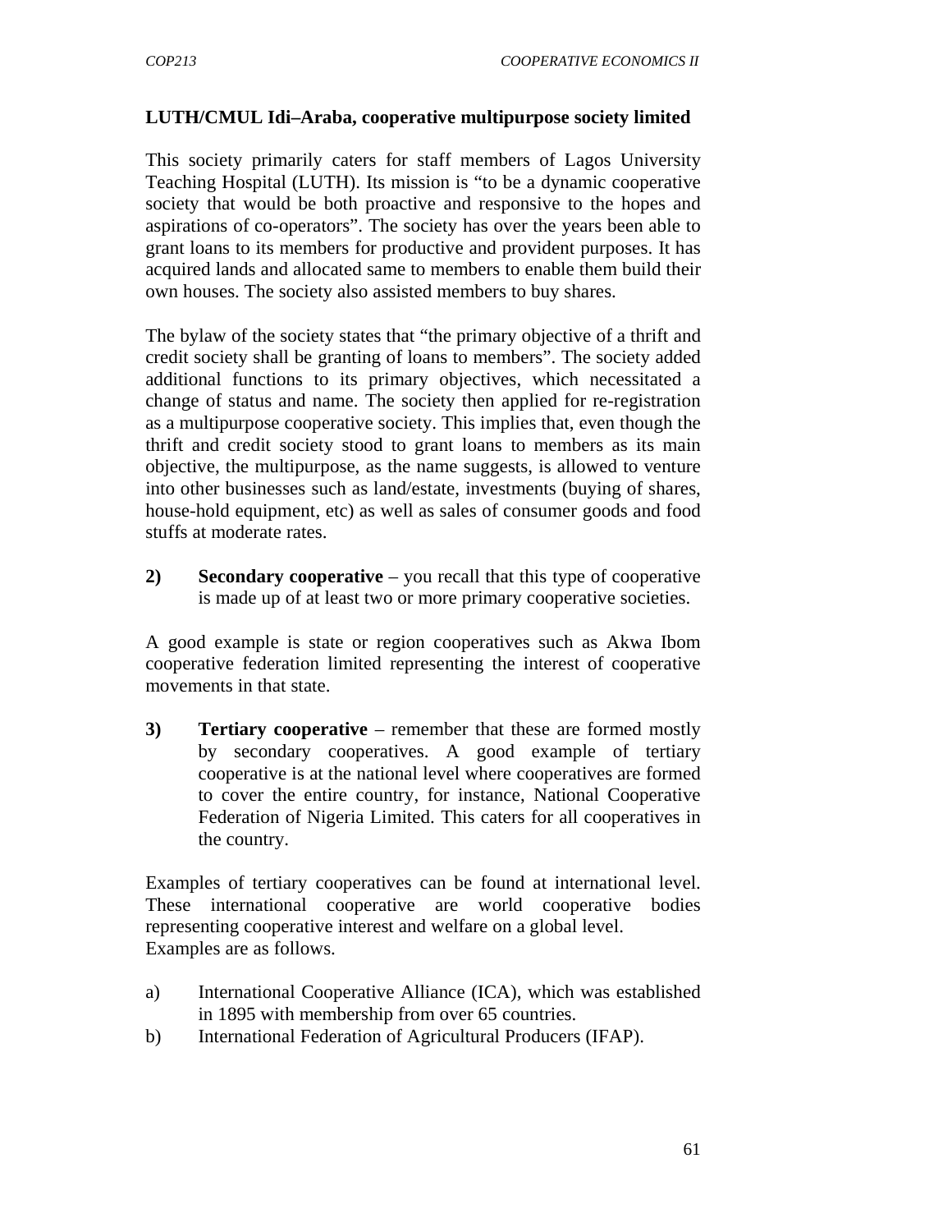**LUTH/CMUL Idi–Araba, cooperative multipurpose society limited**

This society primarily caters for staff members of Lagos University Teaching Hospital (LUTH). Its mission is "to be a dynamic cooperative society that would be both proactive and responsive to the hopes and aspirations of co-operators". The society has over the years been able to grant loans to its members for productive and provident purposes. It has acquired lands and allocated same to members to enable them build their own houses. The society also assisted members to buy shares.

The bylaw of the society states that "the primary objective of a thrift and credit society shall be granting of loans to members". The society added additional functions to its primary objectives, which necessitated a change of status and name. The society then applied for re-registration as a multipurpose cooperative society. This implies that, even though the thrift and credit society stood to grant loans to members as its main objective, the multipurpose, as the name suggests, is allowed to venture into other businesses such as land/estate, investments (buying of shares, house-hold equipment, etc) as well as sales of consumer goods and food stuffs at moderate rates.

2) **Secondary cooperative** – you recall that this type of cooperative is made up of at least two or more primary cooperative societies.

A good example is state or region cooperatives such as Akwa Ibom cooperative federation limited representing the interest of cooperative movements in that state.

3) **Tertiary cooperative** – remember that these are formed mostly by secondary cooperatives. A good example of tertiary cooperative is at the national level where cooperatives are formed to cover the entire country, for instance, National Cooperative Federation of Nigeria Limited. This caters for all cooperatives in the country.

Examples of tertiary cooperatives can be found at international level. These international cooperative are world cooperative bodies representing cooperative interest and welfare on a global level.
Examples are as follows.

a) International Cooperative Alliance (ICA), which was established in 1895 with membership from over 65 countries.
b) International Federation of Agricultural Producers (IFAP).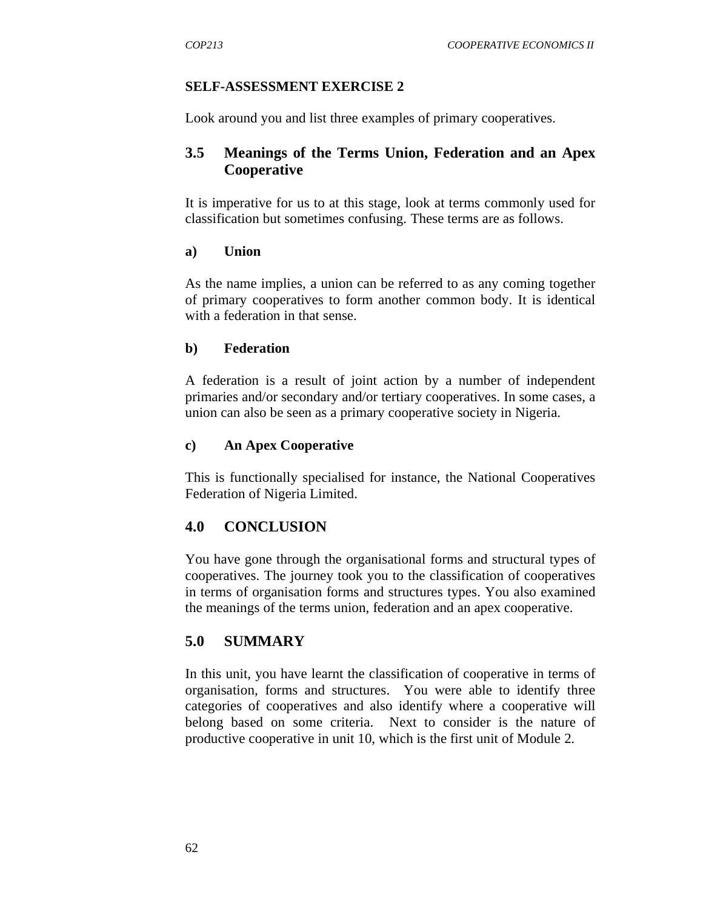**SELF-ASSESSMENT EXERCISE 2**

Look around you and list three examples of primary cooperatives.

## 3.5 Meanings of the Terms Union, Federation and an Apex Cooperative

It is imperative for us to at this stage, look at terms commonly used for classification but sometimes confusing. These terms are as follows.

**a) Union**

As the name implies, a union can be referred to as any coming together of primary cooperatives to form another common body. It is identical with a federation in that sense.

**b) Federation**

A federation is a result of joint action by a number of independent primaries and/or secondary and/or tertiary cooperatives. In some cases, a union can also be seen as a primary cooperative society in Nigeria.

**c) An Apex Cooperative**

This is functionally specialised for instance, the National Cooperatives Federation of Nigeria Limited.

## 4.0 CONCLUSION

You have gone through the organisational forms and structural types of cooperatives. The journey took you to the classification of cooperatives in terms of organisation forms and structures types. You also examined the meanings of the terms union, federation and an apex cooperative.

## 5.0 SUMMARY

In this unit, you have learnt the classification of cooperative in terms of organisation, forms and structures. You were able to identify three categories of cooperatives and also identify where a cooperative will belong based on some criteria. Next to consider is the nature of productive cooperative in unit 10, which is the first unit of Module 2.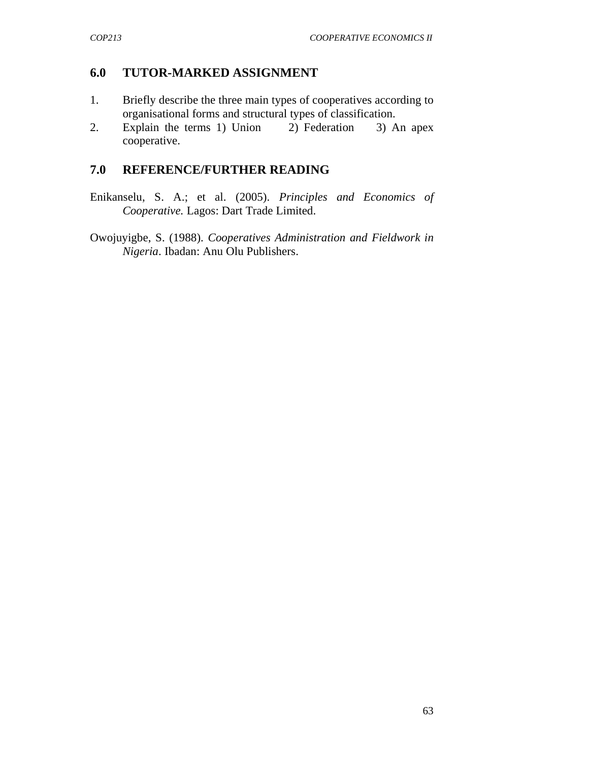## 6.0 TUTOR-MARKED ASSIGNMENT

1. Briefly describe the three main types of cooperatives according to organisational forms and structural types of classification.
2. Explain the terms 1) Union 2) Federation 3) An apex cooperative.

## 7.0 REFERENCE/FURTHER READING

Enikanselu, S. A.; et al. (2005). *Principles and Economics of Cooperative.* Lagos: Dart Trade Limited.

Owojuyigbe, S. (1988). *Cooperatives Administration and Fieldwork in Nigeria*. Ibadan: Anu Olu Publishers.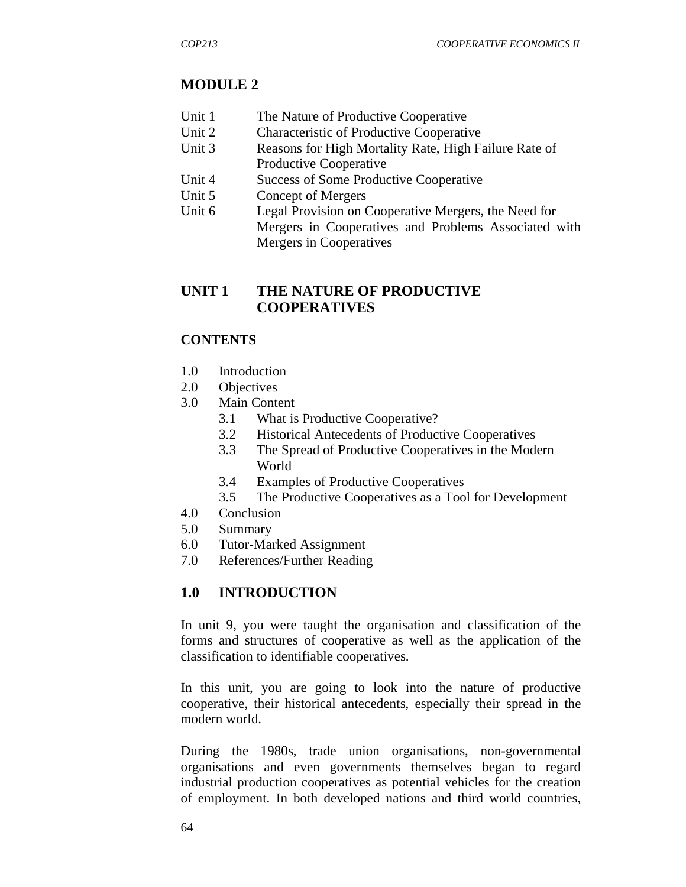## MODULE 2

| | |
|---|---|
| Unit 1 | The Nature of Productive Cooperative |
| Unit 2 | Characteristic of Productive Cooperative |
| Unit 3 | Reasons for High Mortality Rate, High Failure Rate of Productive Cooperative |
| Unit 4 | Success of Some Productive Cooperative |
| Unit 5 | Concept of Mergers |
| Unit 6 | Legal Provision on Cooperative Mergers, the Need for Mergers in Cooperatives and Problems Associated with Mergers in Cooperatives |

## UNIT 1 THE NATURE OF PRODUCTIVE COOPERATIVES

### CONTENTS

- 1.0 Introduction
- 2.0 Objectives
- 3.0 Main Content
  - 3.1 What is Productive Cooperative?
  - 3.2 Historical Antecedents of Productive Cooperatives
  - 3.3 The Spread of Productive Cooperatives in the Modern World
  - 3.4 Examples of Productive Cooperatives
  - 3.5 The Productive Cooperatives as a Tool for Development
- 4.0 Conclusion
- 5.0 Summary
- 6.0 Tutor-Marked Assignment
- 7.0 References/Further Reading

### 1.0 INTRODUCTION

In unit 9, you were taught the organisation and classification of the forms and structures of cooperative as well as the application of the classification to identifiable cooperatives.

In this unit, you are going to look into the nature of productive cooperative, their historical antecedents, especially their spread in the modern world.

During the 1980s, trade union organisations, non-governmental organisations and even governments themselves began to regard industrial production cooperatives as potential vehicles for the creation of employment. In both developed nations and third world countries,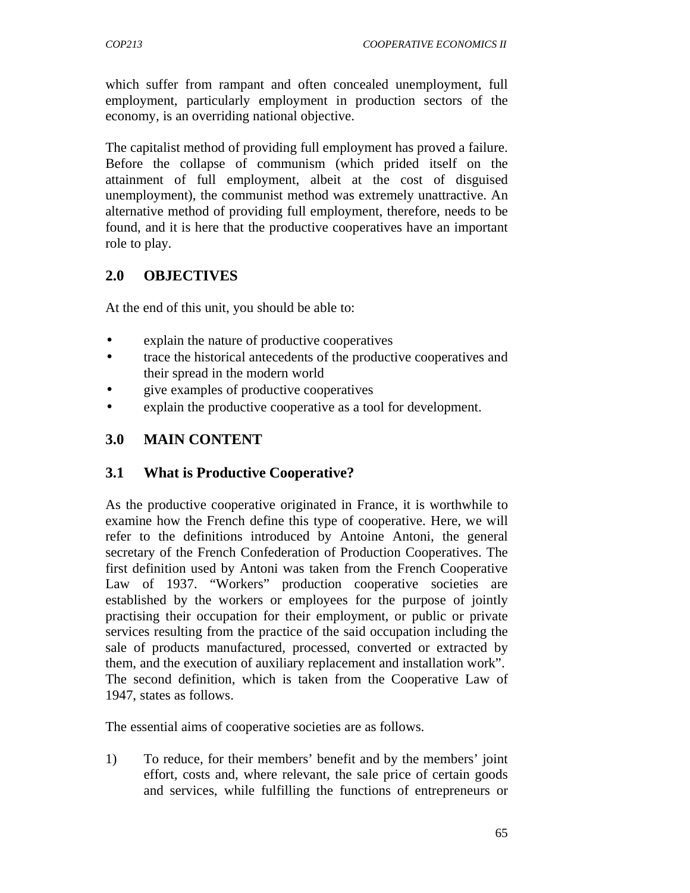which suffer from rampant and often concealed unemployment, full employment, particularly employment in production sectors of the economy, is an overriding national objective.

The capitalist method of providing full employment has proved a failure. Before the collapse of communism (which prided itself on the attainment of full employment, albeit at the cost of disguised unemployment), the communist method was extremely unattractive. An alternative method of providing full employment, therefore, needs to be found, and it is here that the productive cooperatives have an important role to play.

## 2.0 OBJECTIVES

At the end of this unit, you should be able to:

- explain the nature of productive cooperatives
- trace the historical antecedents of the productive cooperatives and their spread in the modern world
- give examples of productive cooperatives
- explain the productive cooperative as a tool for development.

## 3.0 MAIN CONTENT

### 3.1 What is Productive Cooperative?

As the productive cooperative originated in France, it is worthwhile to examine how the French define this type of cooperative. Here, we will refer to the definitions introduced by Antoine Antoni, the general secretary of the French Confederation of Production Cooperatives. The first definition used by Antoni was taken from the French Cooperative Law of 1937. "Workers" production cooperative societies are established by the workers or employees for the purpose of jointly practising their occupation for their employment, or public or private services resulting from the practice of the said occupation including the sale of products manufactured, processed, converted or extracted by them, and the execution of auxiliary replacement and installation work". The second definition, which is taken from the Cooperative Law of 1947, states as follows.

The essential aims of cooperative societies are as follows.

1) To reduce, for their members' benefit and by the members' joint effort, costs and, where relevant, the sale price of certain goods and services, while fulfilling the functions of entrepreneurs or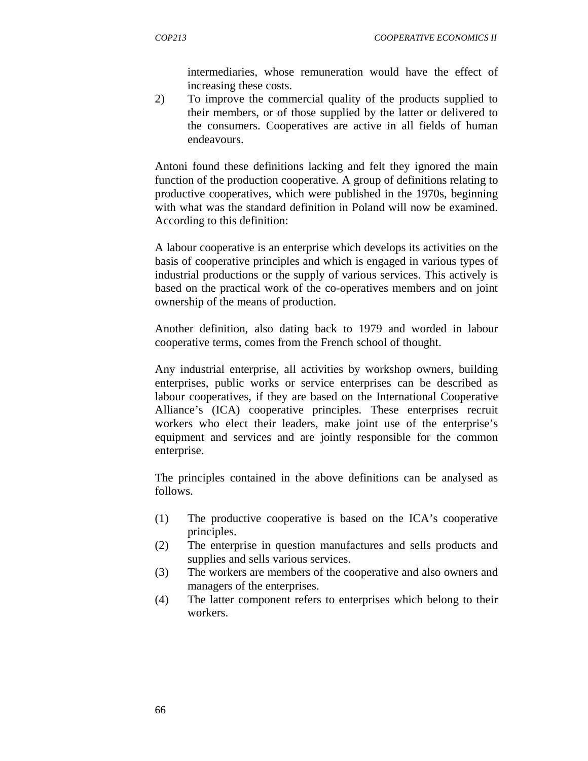intermediaries, whose remuneration would have the effect of increasing these costs.

2) To improve the commercial quality of the products supplied to their members, or of those supplied by the latter or delivered to the consumers. Cooperatives are active in all fields of human endeavours.

Antoni found these definitions lacking and felt they ignored the main function of the production cooperative. A group of definitions relating to productive cooperatives, which were published in the 1970s, beginning with what was the standard definition in Poland will now be examined. According to this definition:

A labour cooperative is an enterprise which develops its activities on the basis of cooperative principles and which is engaged in various types of industrial productions or the supply of various services. This actively is based on the practical work of the co-operatives members and on joint ownership of the means of production.

Another definition, also dating back to 1979 and worded in labour cooperative terms, comes from the French school of thought.

Any industrial enterprise, all activities by workshop owners, building enterprises, public works or service enterprises can be described as labour cooperatives, if they are based on the International Cooperative Alliance's (ICA) cooperative principles. These enterprises recruit workers who elect their leaders, make joint use of the enterprise's equipment and services and are jointly responsible for the common enterprise.

The principles contained in the above definitions can be analysed as follows.

(1) The productive cooperative is based on the ICA's cooperative principles.
(2) The enterprise in question manufactures and sells products and supplies and sells various services.
(3) The workers are members of the cooperative and also owners and managers of the enterprises.
(4) The latter component refers to enterprises which belong to their workers.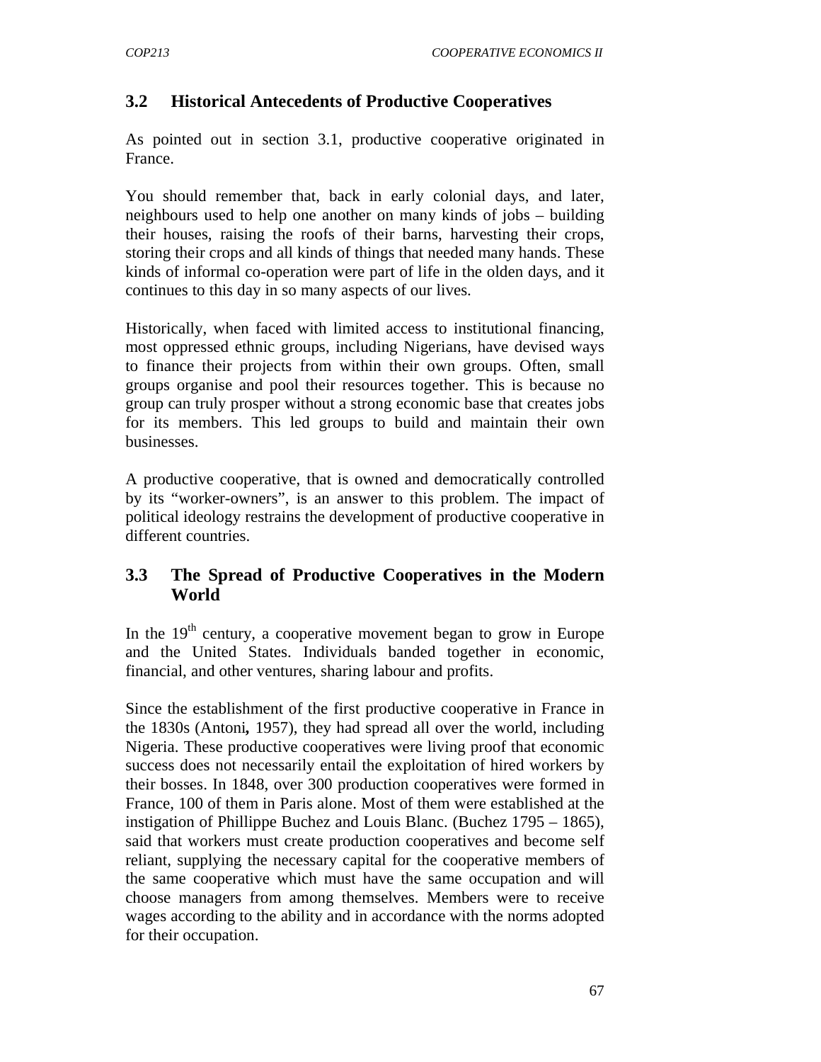## 3.2 Historical Antecedents of Productive Cooperatives

As pointed out in section 3.1, productive cooperative originated in France.

You should remember that, back in early colonial days, and later, neighbours used to help one another on many kinds of jobs – building their houses, raising the roofs of their barns, harvesting their crops, storing their crops and all kinds of things that needed many hands. These kinds of informal co-operation were part of life in the olden days, and it continues to this day in so many aspects of our lives.

Historically, when faced with limited access to institutional financing, most oppressed ethnic groups, including Nigerians, have devised ways to finance their projects from within their own groups. Often, small groups organise and pool their resources together. This is because no group can truly prosper without a strong economic base that creates jobs for its members. This led groups to build and maintain their own businesses.

A productive cooperative, that is owned and democratically controlled by its "worker-owners", is an answer to this problem. The impact of political ideology restrains the development of productive cooperative in different countries.

## 3.3 The Spread of Productive Cooperatives in the Modern World

In the 19th century, a cooperative movement began to grow in Europe and the United States. Individuals banded together in economic, financial, and other ventures, sharing labour and profits.

Since the establishment of the first productive cooperative in France in the 1830s (Antoni**,** 1957), they had spread all over the world, including Nigeria. These productive cooperatives were living proof that economic success does not necessarily entail the exploitation of hired workers by their bosses. In 1848, over 300 production cooperatives were formed in France, 100 of them in Paris alone. Most of them were established at the instigation of Phillippe Buchez and Louis Blanc. (Buchez 1795 – 1865), said that workers must create production cooperatives and become self reliant, supplying the necessary capital for the cooperative members of the same cooperative which must have the same occupation and will choose managers from among themselves. Members were to receive wages according to the ability and in accordance with the norms adopted for their occupation.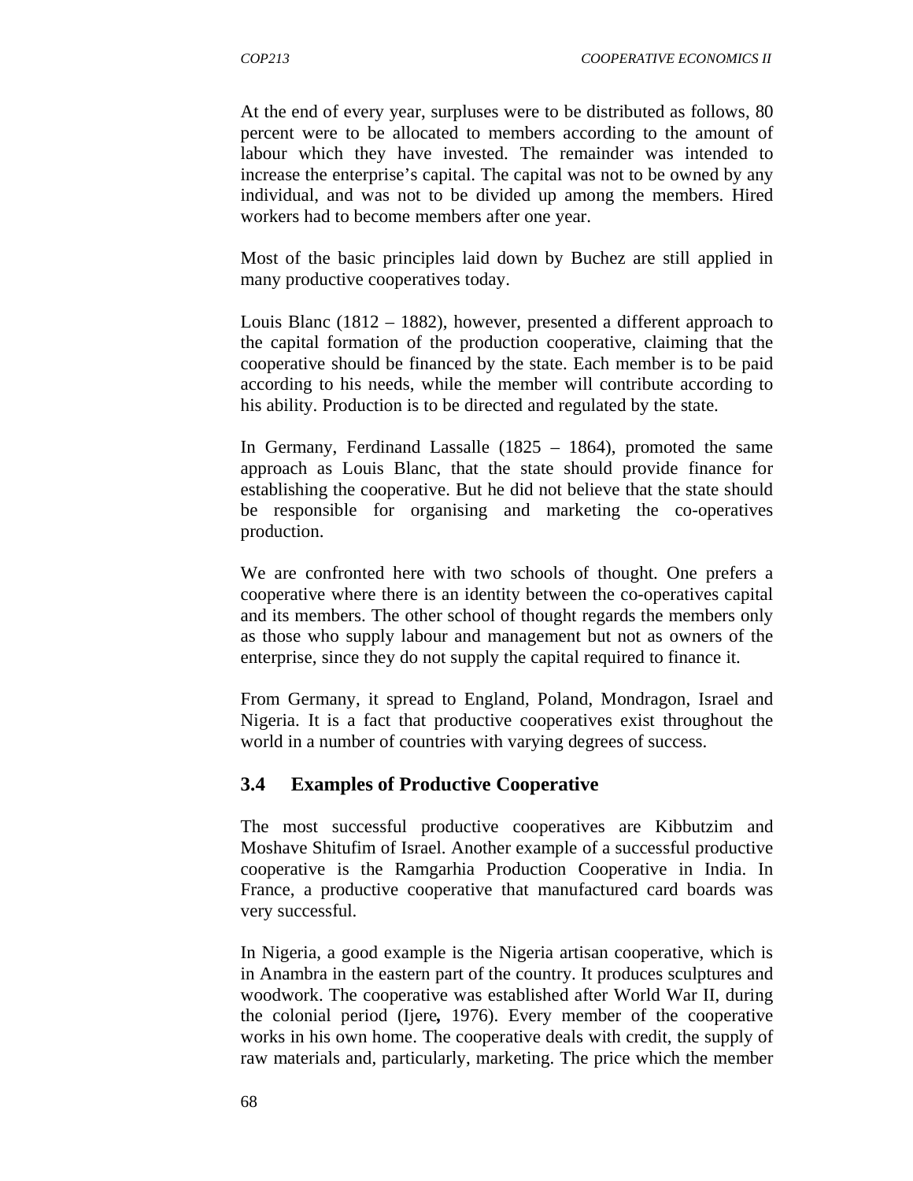At the end of every year, surpluses were to be distributed as follows, 80 percent were to be allocated to members according to the amount of labour which they have invested. The remainder was intended to increase the enterprise's capital. The capital was not to be owned by any individual, and was not to be divided up among the members. Hired workers had to become members after one year.

Most of the basic principles laid down by Buchez are still applied in many productive cooperatives today.

Louis Blanc (1812 – 1882), however, presented a different approach to the capital formation of the production cooperative, claiming that the cooperative should be financed by the state. Each member is to be paid according to his needs, while the member will contribute according to his ability. Production is to be directed and regulated by the state.

In Germany, Ferdinand Lassalle (1825 – 1864), promoted the same approach as Louis Blanc, that the state should provide finance for establishing the cooperative. But he did not believe that the state should be responsible for organising and marketing the co-operatives production.

We are confronted here with two schools of thought. One prefers a cooperative where there is an identity between the co-operatives capital and its members. The other school of thought regards the members only as those who supply labour and management but not as owners of the enterprise, since they do not supply the capital required to finance it.

From Germany, it spread to England, Poland, Mondragon, Israel and Nigeria. It is a fact that productive cooperatives exist throughout the world in a number of countries with varying degrees of success.

## 3.4 Examples of Productive Cooperative

The most successful productive cooperatives are Kibbutzim and Moshave Shitufim of Israel. Another example of a successful productive cooperative is the Ramgarhia Production Cooperative in India. In France, a productive cooperative that manufactured card boards was very successful.

In Nigeria, a good example is the Nigeria artisan cooperative, which is in Anambra in the eastern part of the country. It produces sculptures and woodwork. The cooperative was established after World War II, during the colonial period (Ijere**,** 1976). Every member of the cooperative works in his own home. The cooperative deals with credit, the supply of raw materials and, particularly, marketing. The price which the member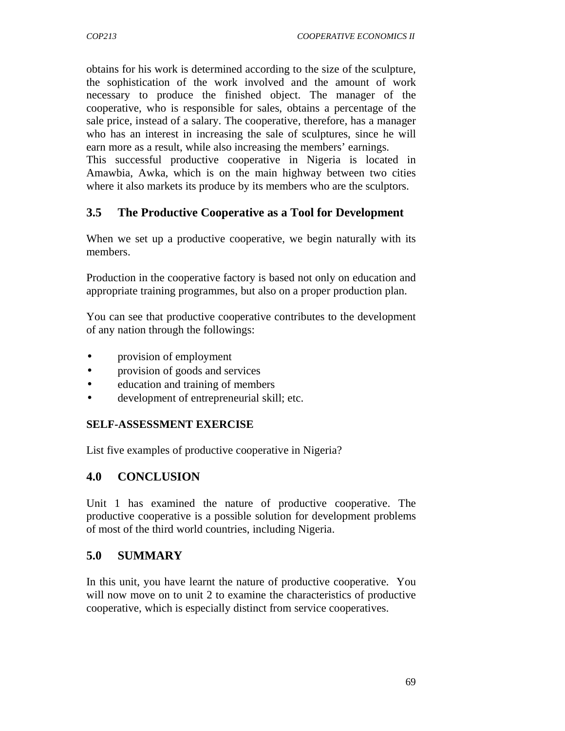obtains for his work is determined according to the size of the sculpture, the sophistication of the work involved and the amount of work necessary to produce the finished object. The manager of the cooperative, who is responsible for sales, obtains a percentage of the sale price, instead of a salary. The cooperative, therefore, has a manager who has an interest in increasing the sale of sculptures, since he will earn more as a result, while also increasing the members' earnings.
This successful productive cooperative in Nigeria is located in Amawbia, Awka, which is on the main highway between two cities where it also markets its produce by its members who are the sculptors.

## 3.5 The Productive Cooperative as a Tool for Development

When we set up a productive cooperative, we begin naturally with its members.

Production in the cooperative factory is based not only on education and appropriate training programmes, but also on a proper production plan.

You can see that productive cooperative contributes to the development of any nation through the followings:

- provision of employment
- provision of goods and services
- education and training of members
- development of entrepreneurial skill; etc.

**SELF-ASSESSMENT EXERCISE**

List five examples of productive cooperative in Nigeria?

## 4.0 CONCLUSION

Unit 1 has examined the nature of productive cooperative. The productive cooperative is a possible solution for development problems of most of the third world countries, including Nigeria.

## 5.0 SUMMARY

In this unit, you have learnt the nature of productive cooperative. You will now move on to unit 2 to examine the characteristics of productive cooperative, which is especially distinct from service cooperatives.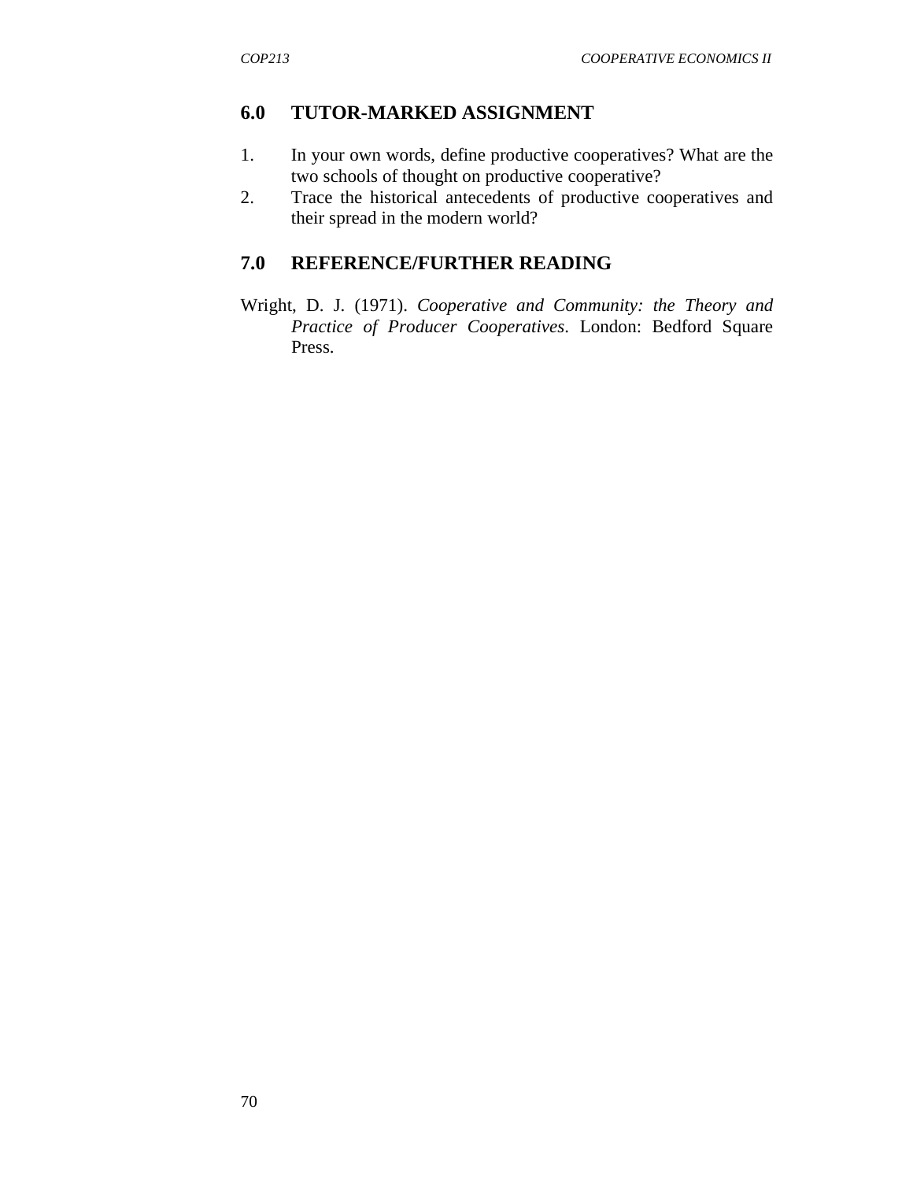## 6.0 TUTOR-MARKED ASSIGNMENT

1. In your own words, define productive cooperatives? What are the two schools of thought on productive cooperative?
2. Trace the historical antecedents of productive cooperatives and their spread in the modern world?

## 7.0 REFERENCE/FURTHER READING

Wright, D. J. (1971). *Cooperative and Community: the Theory and Practice of Producer Cooperatives*. London: Bedford Square Press.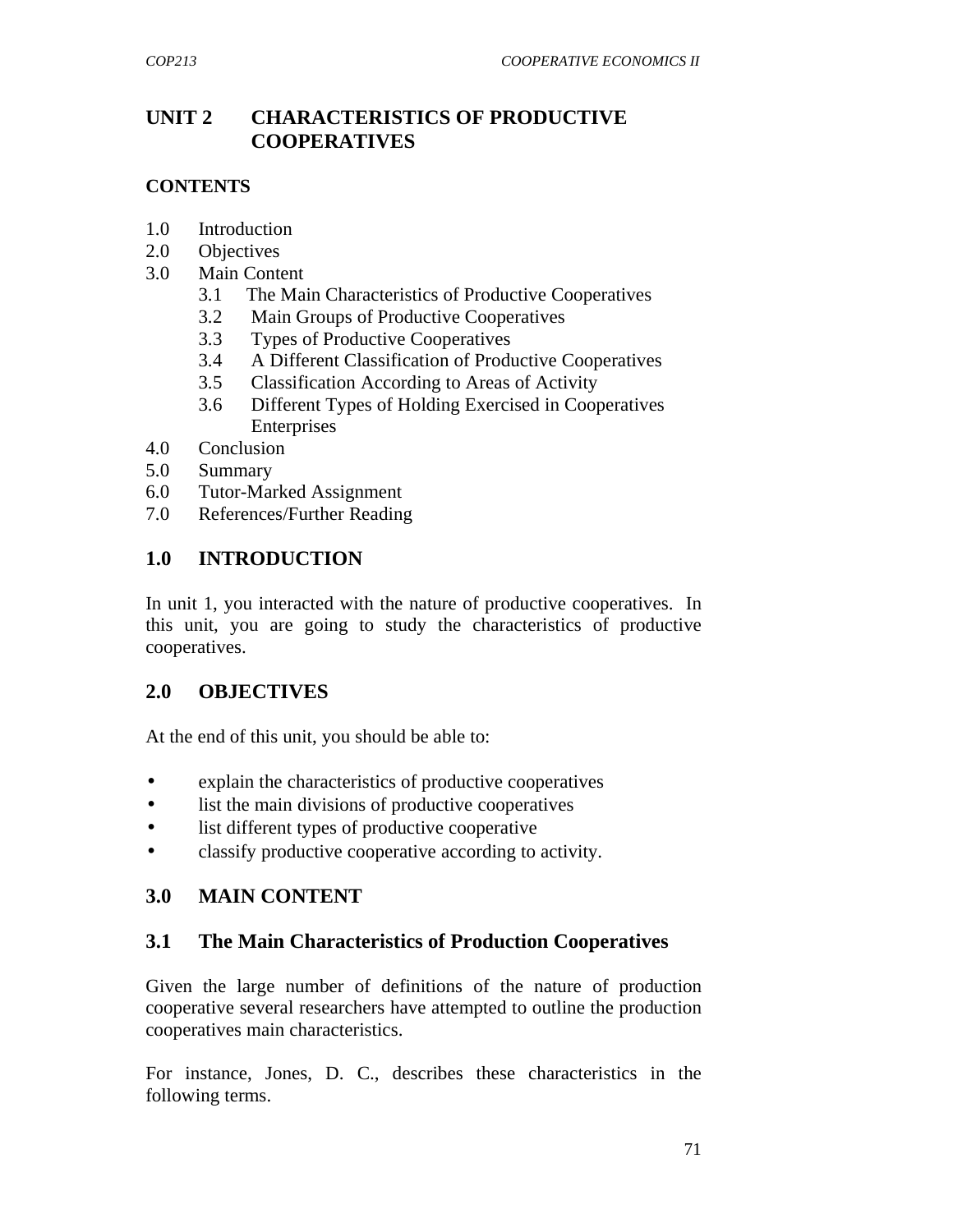# UNIT 2 CHARACTERISTICS OF PRODUCTIVE COOPERATIVES

**CONTENTS**

1.0 Introduction
2.0 Objectives
3.0 Main Content
    3.1 The Main Characteristics of Productive Cooperatives
    3.2 Main Groups of Productive Cooperatives
    3.3 Types of Productive Cooperatives
    3.4 A Different Classification of Productive Cooperatives
    3.5 Classification According to Areas of Activity
    3.6 Different Types of Holding Exercised in Cooperatives Enterprises
4.0 Conclusion
5.0 Summary
6.0 Tutor-Marked Assignment
7.0 References/Further Reading

## 1.0 INTRODUCTION

In unit 1, you interacted with the nature of productive cooperatives. In this unit, you are going to study the characteristics of productive cooperatives.

## 2.0 OBJECTIVES

At the end of this unit, you should be able to:

- explain the characteristics of productive cooperatives
- list the main divisions of productive cooperatives
- list different types of productive cooperative
- classify productive cooperative according to activity.

## 3.0 MAIN CONTENT

### 3.1 The Main Characteristics of Production Cooperatives

Given the large number of definitions of the nature of production cooperative several researchers have attempted to outline the production cooperatives main characteristics.

For instance, Jones, D. C., describes these characteristics in the following terms.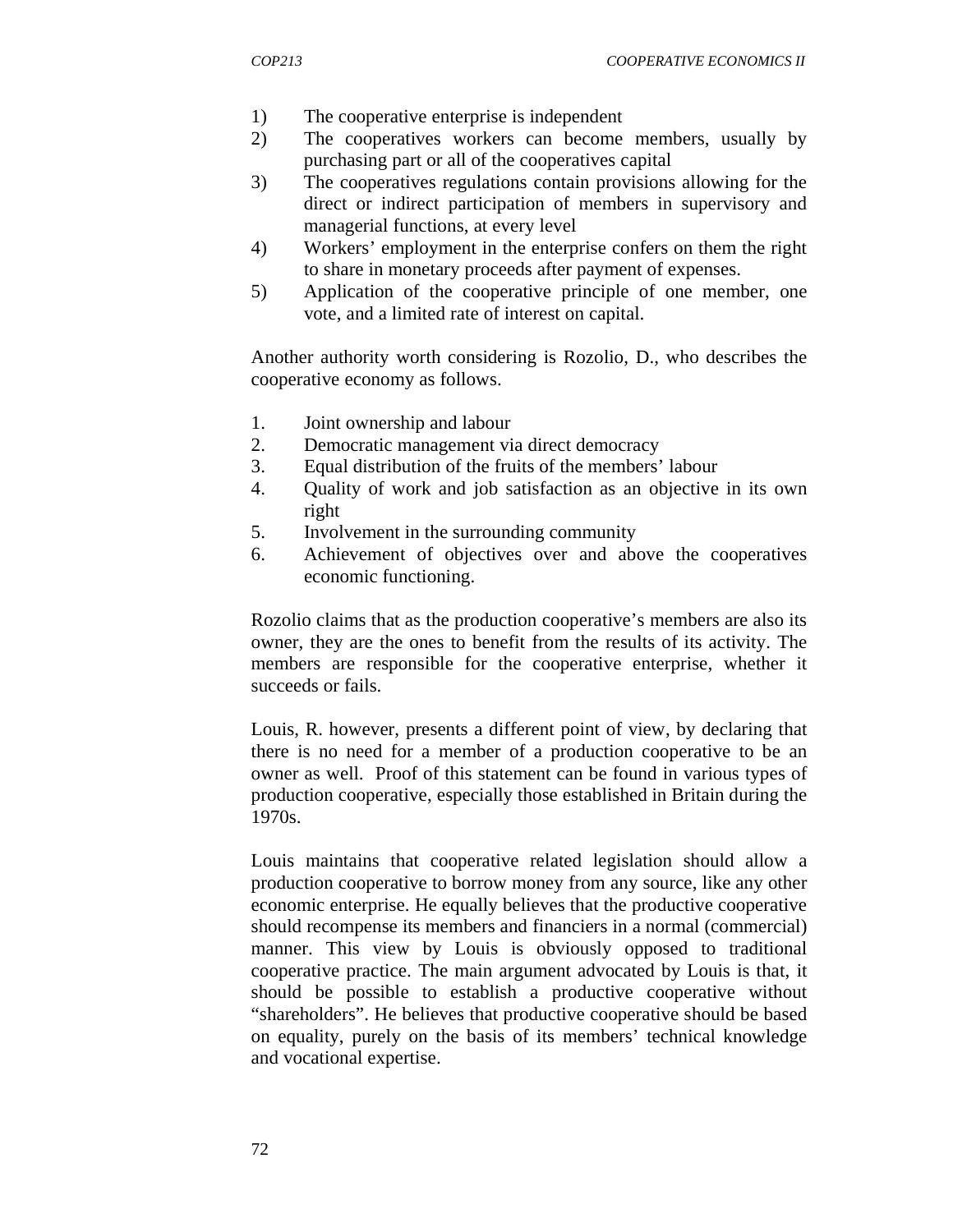1) The cooperative enterprise is independent
2) The cooperatives workers can become members, usually by purchasing part or all of the cooperatives capital
3) The cooperatives regulations contain provisions allowing for the direct or indirect participation of members in supervisory and managerial functions, at every level
4) Workers' employment in the enterprise confers on them the right to share in monetary proceeds after payment of expenses.
5) Application of the cooperative principle of one member, one vote, and a limited rate of interest on capital.

Another authority worth considering is Rozolio, D., who describes the cooperative economy as follows.

1. Joint ownership and labour
2. Democratic management via direct democracy
3. Equal distribution of the fruits of the members' labour
4. Quality of work and job satisfaction as an objective in its own right
5. Involvement in the surrounding community
6. Achievement of objectives over and above the cooperatives economic functioning.

Rozolio claims that as the production cooperative's members are also its owner, they are the ones to benefit from the results of its activity. The members are responsible for the cooperative enterprise, whether it succeeds or fails.

Louis, R. however, presents a different point of view, by declaring that there is no need for a member of a production cooperative to be an owner as well. Proof of this statement can be found in various types of production cooperative, especially those established in Britain during the 1970s.

Louis maintains that cooperative related legislation should allow a production cooperative to borrow money from any source, like any other economic enterprise. He equally believes that the productive cooperative should recompense its members and financiers in a normal (commercial) manner. This view by Louis is obviously opposed to traditional cooperative practice. The main argument advocated by Louis is that, it should be possible to establish a productive cooperative without "shareholders". He believes that productive cooperative should be based on equality, purely on the basis of its members' technical knowledge and vocational expertise.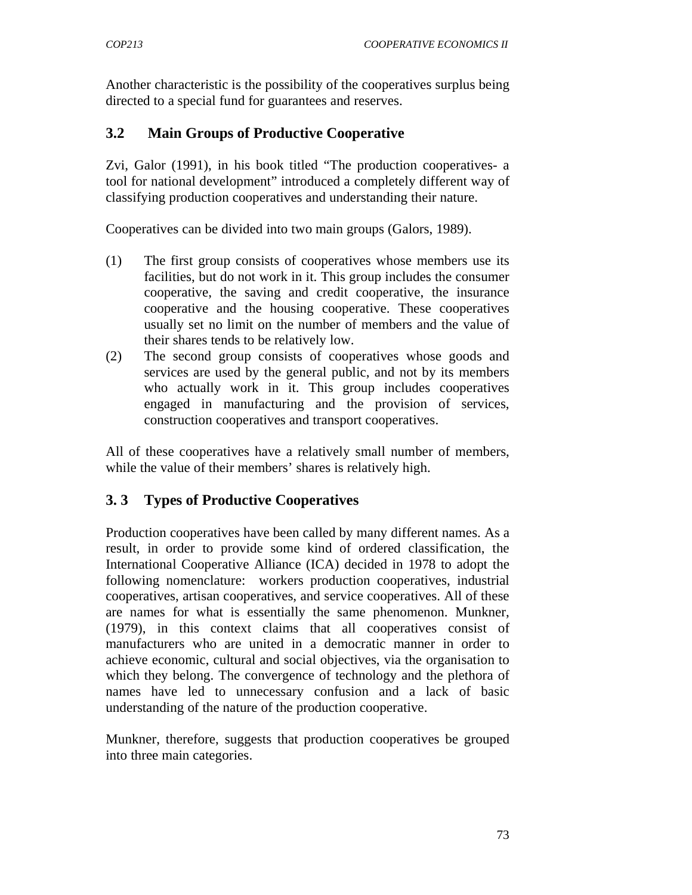Another characteristic is the possibility of the cooperatives surplus being directed to a special fund for guarantees and reserves.

## 3.2 Main Groups of Productive Cooperative

Zvi, Galor (1991), in his book titled "The production cooperatives- a tool for national development" introduced a completely different way of classifying production cooperatives and understanding their nature.

Cooperatives can be divided into two main groups (Galors, 1989).

(1) The first group consists of cooperatives whose members use its facilities, but do not work in it. This group includes the consumer cooperative, the saving and credit cooperative, the insurance cooperative and the housing cooperative. These cooperatives usually set no limit on the number of members and the value of their shares tends to be relatively low.

(2) The second group consists of cooperatives whose goods and services are used by the general public, and not by its members who actually work in it. This group includes cooperatives engaged in manufacturing and the provision of services, construction cooperatives and transport cooperatives.

All of these cooperatives have a relatively small number of members, while the value of their members' shares is relatively high.

## 3. 3 Types of Productive Cooperatives

Production cooperatives have been called by many different names. As a result, in order to provide some kind of ordered classification, the International Cooperative Alliance (ICA) decided in 1978 to adopt the following nomenclature: workers production cooperatives, industrial cooperatives, artisan cooperatives, and service cooperatives. All of these are names for what is essentially the same phenomenon. Munkner, (1979), in this context claims that all cooperatives consist of manufacturers who are united in a democratic manner in order to achieve economic, cultural and social objectives, via the organisation to which they belong. The convergence of technology and the plethora of names have led to unnecessary confusion and a lack of basic understanding of the nature of the production cooperative.

Munkner, therefore, suggests that production cooperatives be grouped into three main categories.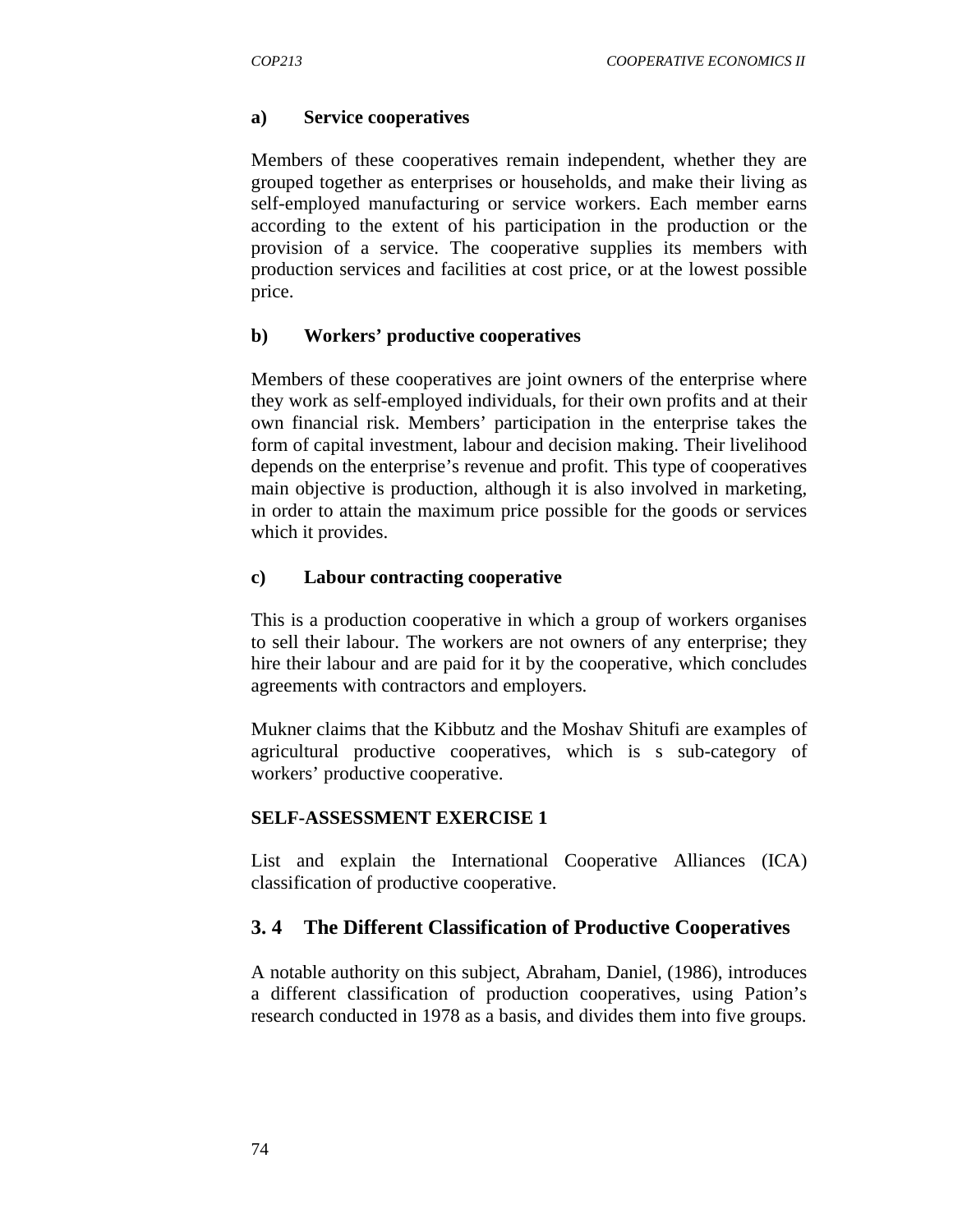**a) Service cooperatives**

Members of these cooperatives remain independent, whether they are grouped together as enterprises or households, and make their living as self-employed manufacturing or service workers. Each member earns according to the extent of his participation in the production or the provision of a service. The cooperative supplies its members with production services and facilities at cost price, or at the lowest possible price.

**b) Workers' productive cooperatives**

Members of these cooperatives are joint owners of the enterprise where they work as self-employed individuals, for their own profits and at their own financial risk. Members' participation in the enterprise takes the form of capital investment, labour and decision making. Their livelihood depends on the enterprise's revenue and profit. This type of cooperatives main objective is production, although it is also involved in marketing, in order to attain the maximum price possible for the goods or services which it provides.

**c) Labour contracting cooperative**

This is a production cooperative in which a group of workers organises to sell their labour. The workers are not owners of any enterprise; they hire their labour and are paid for it by the cooperative, which concludes agreements with contractors and employers.

Mukner claims that the Kibbutz and the Moshav Shitufi are examples of agricultural productive cooperatives, which is s sub-category of workers' productive cooperative.

**SELF-ASSESSMENT EXERCISE 1**

List and explain the International Cooperative Alliances (ICA) classification of productive cooperative.

## 3. 4 The Different Classification of Productive Cooperatives

A notable authority on this subject, Abraham, Daniel, (1986), introduces a different classification of production cooperatives, using Pation's research conducted in 1978 as a basis, and divides them into five groups.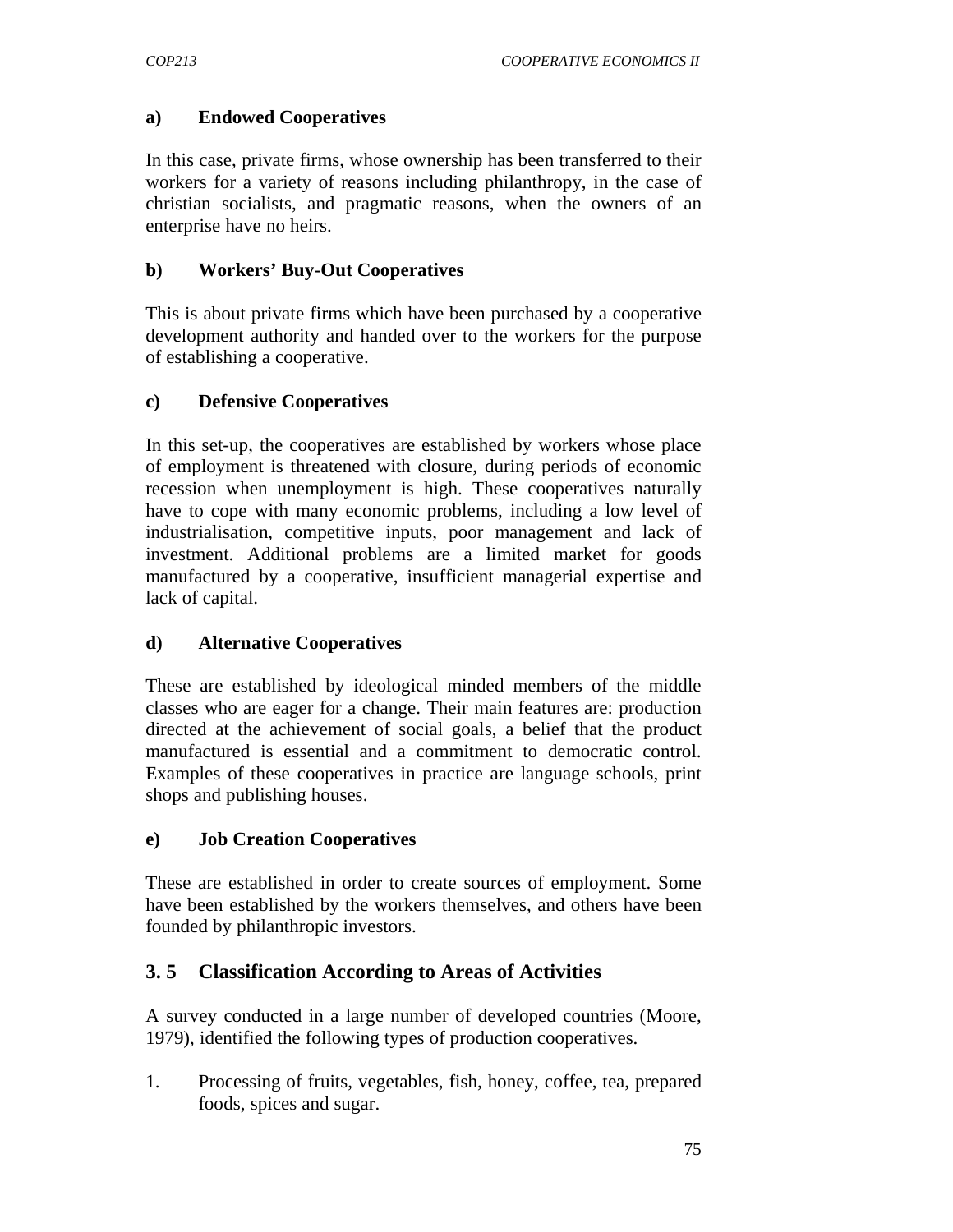**a) Endowed Cooperatives**

In this case, private firms, whose ownership has been transferred to their workers for a variety of reasons including philanthropy, in the case of christian socialists, and pragmatic reasons, when the owners of an enterprise have no heirs.

**b) Workers' Buy-Out Cooperatives**

This is about private firms which have been purchased by a cooperative development authority and handed over to the workers for the purpose of establishing a cooperative.

**c) Defensive Cooperatives**

In this set-up, the cooperatives are established by workers whose place of employment is threatened with closure, during periods of economic recession when unemployment is high. These cooperatives naturally have to cope with many economic problems, including a low level of industrialisation, competitive inputs, poor management and lack of investment. Additional problems are a limited market for goods manufactured by a cooperative, insufficient managerial expertise and lack of capital.

**d) Alternative Cooperatives**

These are established by ideological minded members of the middle classes who are eager for a change. Their main features are: production directed at the achievement of social goals, a belief that the product manufactured is essential and a commitment to democratic control. Examples of these cooperatives in practice are language schools, print shops and publishing houses.

**e) Job Creation Cooperatives**

These are established in order to create sources of employment. Some have been established by the workers themselves, and others have been founded by philanthropic investors.

## 3. 5 Classification According to Areas of Activities

A survey conducted in a large number of developed countries (Moore, 1979), identified the following types of production cooperatives.

1. Processing of fruits, vegetables, fish, honey, coffee, tea, prepared foods, spices and sugar.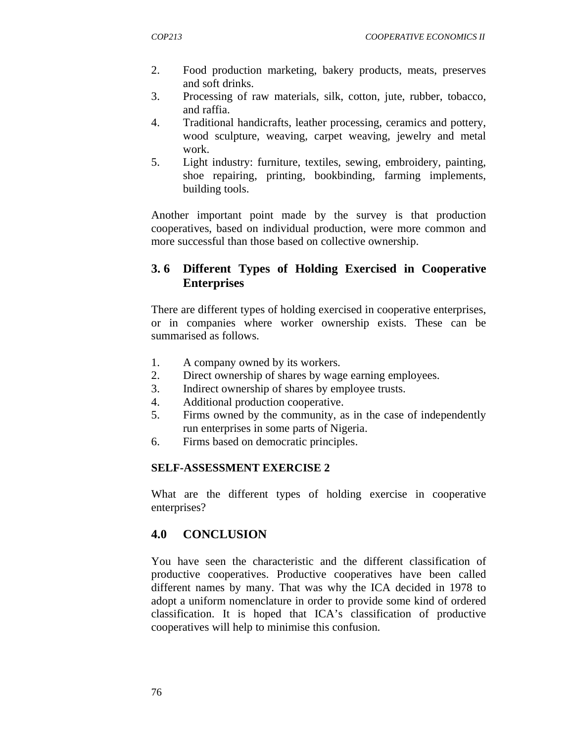2. Food production marketing, bakery products, meats, preserves and soft drinks.
3. Processing of raw materials, silk, cotton, jute, rubber, tobacco, and raffia.
4. Traditional handicrafts, leather processing, ceramics and pottery, wood sculpture, weaving, carpet weaving, jewelry and metal work.
5. Light industry: furniture, textiles, sewing, embroidery, painting, shoe repairing, printing, bookbinding, farming implements, building tools.

Another important point made by the survey is that production cooperatives, based on individual production, were more common and more successful than those based on collective ownership.

## 3. 6 Different Types of Holding Exercised in Cooperative Enterprises

There are different types of holding exercised in cooperative enterprises, or in companies where worker ownership exists. These can be summarised as follows.

1. A company owned by its workers.
2. Direct ownership of shares by wage earning employees.
3. Indirect ownership of shares by employee trusts.
4. Additional production cooperative.
5. Firms owned by the community, as in the case of independently run enterprises in some parts of Nigeria.
6. Firms based on democratic principles.

**SELF-ASSESSMENT EXERCISE 2**

What are the different types of holding exercise in cooperative enterprises?

## 4.0 CONCLUSION

You have seen the characteristic and the different classification of productive cooperatives. Productive cooperatives have been called different names by many. That was why the ICA decided in 1978 to adopt a uniform nomenclature in order to provide some kind of ordered classification. It is hoped that ICA's classification of productive cooperatives will help to minimise this confusion.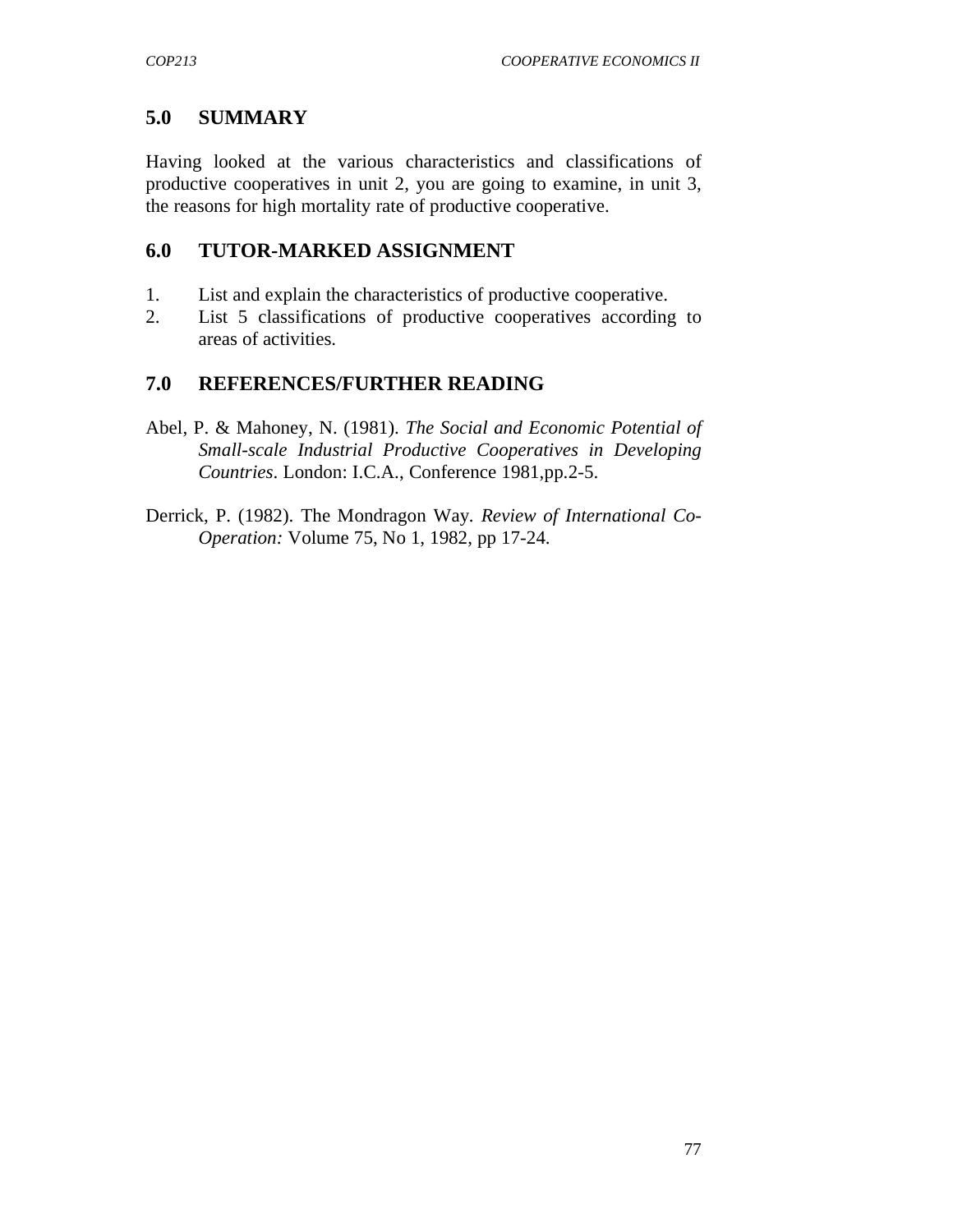## 5.0 SUMMARY

Having looked at the various characteristics and classifications of productive cooperatives in unit 2, you are going to examine, in unit 3, the reasons for high mortality rate of productive cooperative.

## 6.0 TUTOR-MARKED ASSIGNMENT

1. List and explain the characteristics of productive cooperative.
2. List 5 classifications of productive cooperatives according to areas of activities.

## 7.0 REFERENCES/FURTHER READING

Abel, P. & Mahoney, N. (1981). *The Social and Economic Potential of Small-scale Industrial Productive Cooperatives in Developing Countries*. London: I.C.A., Conference 1981,pp.2-5.

Derrick, P. (1982). The Mondragon Way. *Review of International Co-Operation:* Volume 75, No 1, 1982, pp 17-24.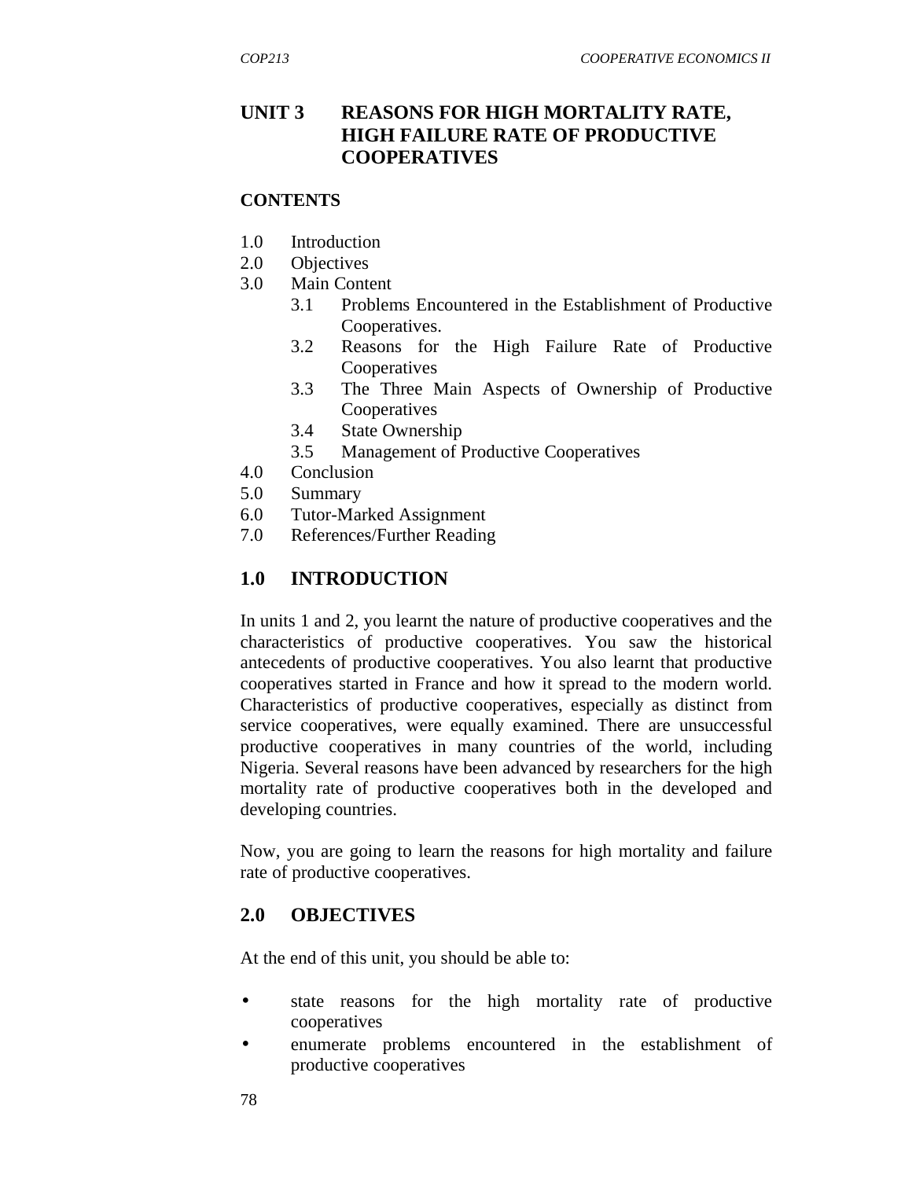# UNIT 3 REASONS FOR HIGH MORTALITY RATE, HIGH FAILURE RATE OF PRODUCTIVE COOPERATIVES

**CONTENTS**

1.0 Introduction
2.0 Objectives
3.0 Main Content
 3.1 Problems Encountered in the Establishment of Productive Cooperatives.
 3.2 Reasons for the High Failure Rate of Productive Cooperatives
 3.3 The Three Main Aspects of Ownership of Productive Cooperatives
 3.4 State Ownership
 3.5 Management of Productive Cooperatives
4.0 Conclusion
5.0 Summary
6.0 Tutor-Marked Assignment
7.0 References/Further Reading

## 1.0 INTRODUCTION

In units 1 and 2, you learnt the nature of productive cooperatives and the characteristics of productive cooperatives. You saw the historical antecedents of productive cooperatives. You also learnt that productive cooperatives started in France and how it spread to the modern world. Characteristics of productive cooperatives, especially as distinct from service cooperatives, were equally examined. There are unsuccessful productive cooperatives in many countries of the world, including Nigeria. Several reasons have been advanced by researchers for the high mortality rate of productive cooperatives both in the developed and developing countries.

Now, you are going to learn the reasons for high mortality and failure rate of productive cooperatives.

## 2.0 OBJECTIVES

At the end of this unit, you should be able to:

- state reasons for the high mortality rate of productive cooperatives
- enumerate problems encountered in the establishment of productive cooperatives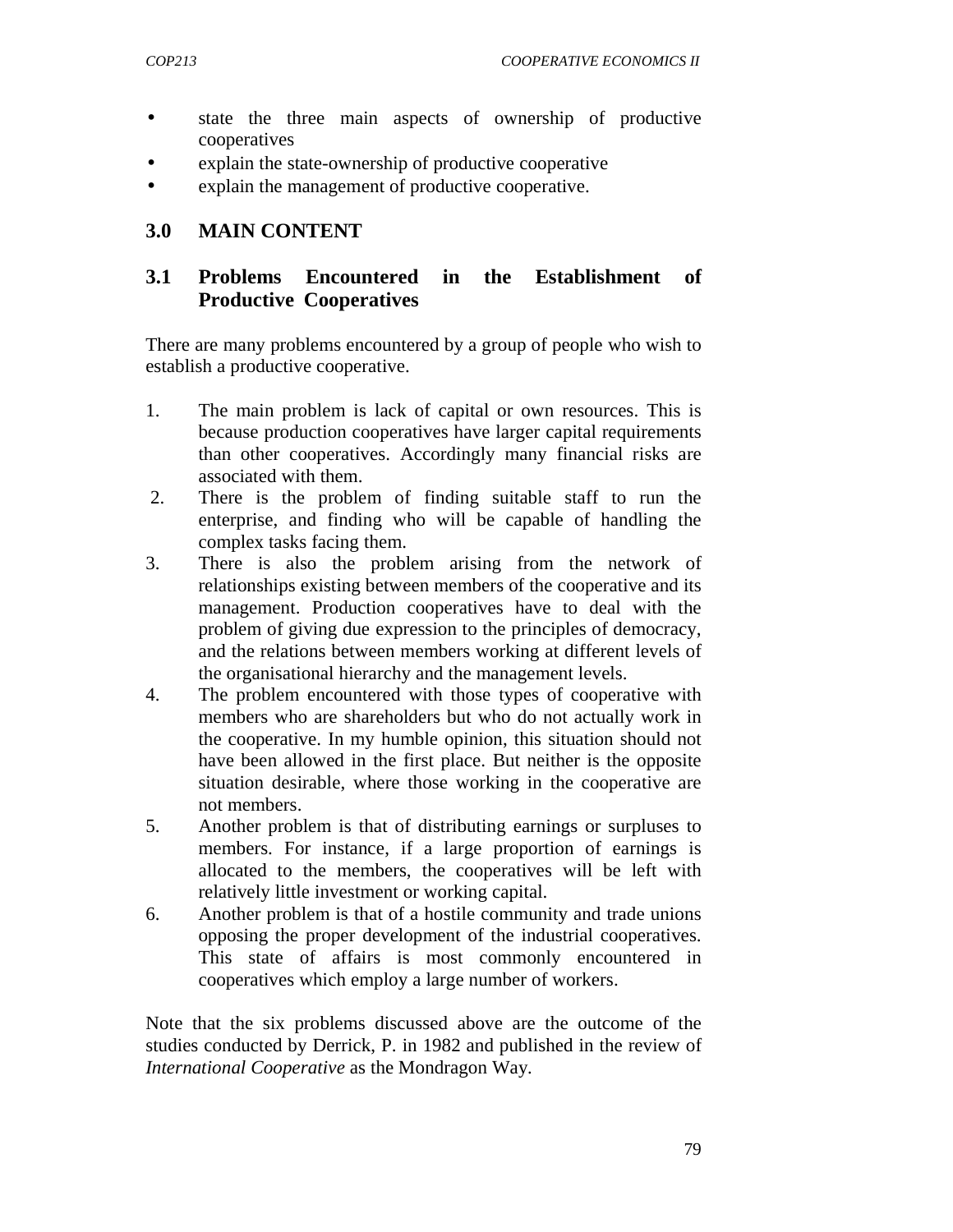- state the three main aspects of ownership of productive cooperatives
- explain the state-ownership of productive cooperative
- explain the management of productive cooperative.

## 3.0 MAIN CONTENT

### 3.1 Problems Encountered in the Establishment of Productive Cooperatives

There are many problems encountered by a group of people who wish to establish a productive cooperative.

1. The main problem is lack of capital or own resources. This is because production cooperatives have larger capital requirements than other cooperatives. Accordingly many financial risks are associated with them.
2. There is the problem of finding suitable staff to run the enterprise, and finding who will be capable of handling the complex tasks facing them.
3. There is also the problem arising from the network of relationships existing between members of the cooperative and its management. Production cooperatives have to deal with the problem of giving due expression to the principles of democracy, and the relations between members working at different levels of the organisational hierarchy and the management levels.
4. The problem encountered with those types of cooperative with members who are shareholders but who do not actually work in the cooperative. In my humble opinion, this situation should not have been allowed in the first place. But neither is the opposite situation desirable, where those working in the cooperative are not members.
5. Another problem is that of distributing earnings or surpluses to members. For instance, if a large proportion of earnings is allocated to the members, the cooperatives will be left with relatively little investment or working capital.
6. Another problem is that of a hostile community and trade unions opposing the proper development of the industrial cooperatives. This state of affairs is most commonly encountered in cooperatives which employ a large number of workers.

Note that the six problems discussed above are the outcome of the studies conducted by Derrick, P. in 1982 and published in the review of *International Cooperative* as the Mondragon Way.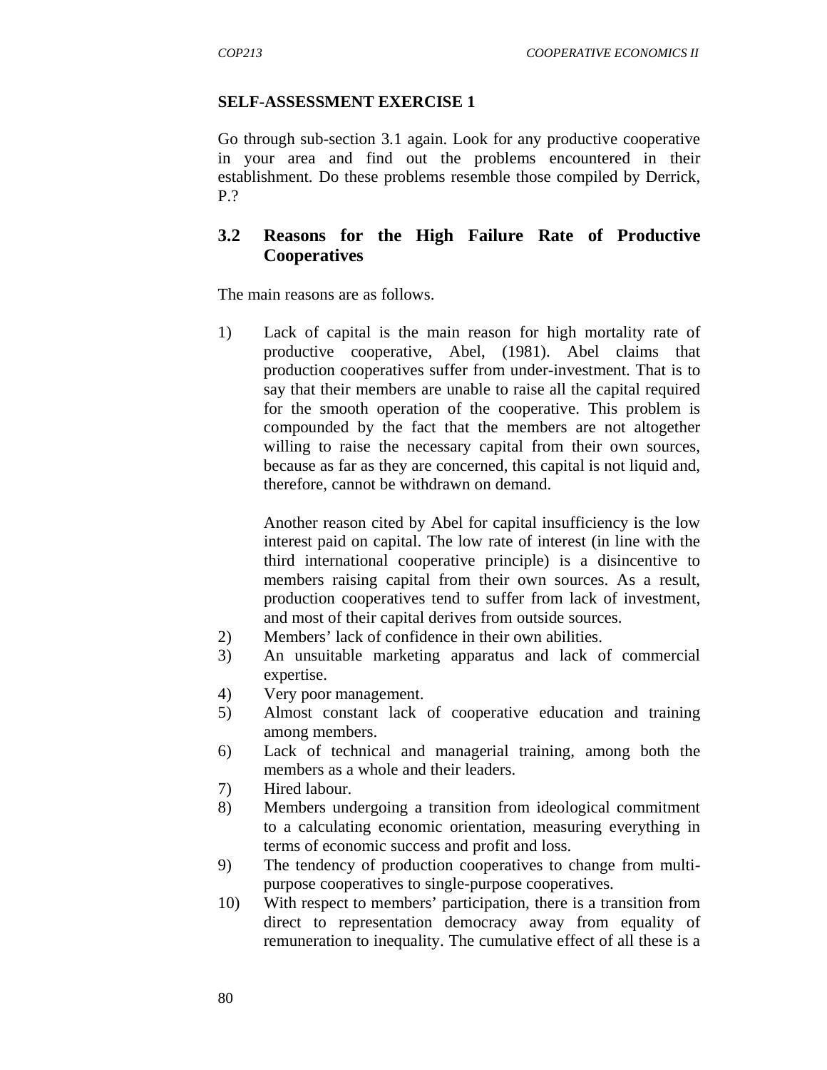**SELF-ASSESSMENT EXERCISE 1**

Go through sub-section 3.1 again. Look for any productive cooperative in your area and find out the problems encountered in their establishment. Do these problems resemble those compiled by Derrick, P.?

## 3.2 Reasons for the High Failure Rate of Productive Cooperatives

The main reasons are as follows.

1) Lack of capital is the main reason for high mortality rate of productive cooperative, Abel, (1981). Abel claims that production cooperatives suffer from under-investment. That is to say that their members are unable to raise all the capital required for the smooth operation of the cooperative. This problem is compounded by the fact that the members are not altogether willing to raise the necessary capital from their own sources, because as far as they are concerned, this capital is not liquid and, therefore, cannot be withdrawn on demand.

   Another reason cited by Abel for capital insufficiency is the low interest paid on capital. The low rate of interest (in line with the third international cooperative principle) is a disincentive to members raising capital from their own sources. As a result, production cooperatives tend to suffer from lack of investment, and most of their capital derives from outside sources.
2) Members' lack of confidence in their own abilities.
3) An unsuitable marketing apparatus and lack of commercial expertise.
4) Very poor management.
5) Almost constant lack of cooperative education and training among members.
6) Lack of technical and managerial training, among both the members as a whole and their leaders.
7) Hired labour.
8) Members undergoing a transition from ideological commitment to a calculating economic orientation, measuring everything in terms of economic success and profit and loss.
9) The tendency of production cooperatives to change from multi-purpose cooperatives to single-purpose cooperatives.
10) With respect to members' participation, there is a transition from direct to representation democracy away from equality of remuneration to inequality. The cumulative effect of all these is a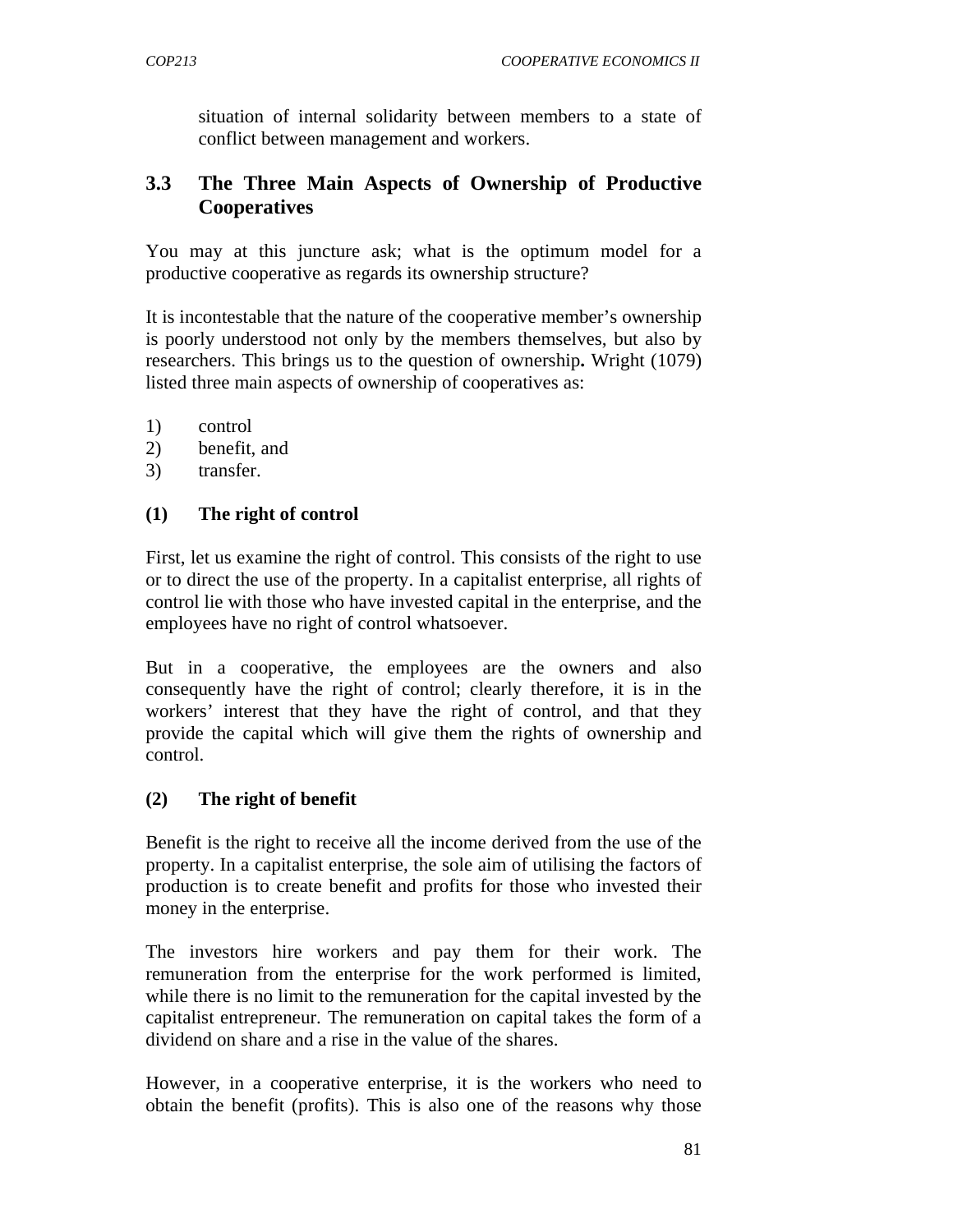situation of internal solidarity between members to a state of conflict between management and workers.

## 3.3 The Three Main Aspects of Ownership of Productive Cooperatives

You may at this juncture ask; what is the optimum model for a productive cooperative as regards its ownership structure?

It is incontestable that the nature of the cooperative member's ownership is poorly understood not only by the members themselves, but also by researchers. This brings us to the question of ownership**.** Wright (1079) listed three main aspects of ownership of cooperatives as:

1) control
2) benefit, and
3) transfer.

### (1) The right of control

First, let us examine the right of control. This consists of the right to use or to direct the use of the property. In a capitalist enterprise, all rights of control lie with those who have invested capital in the enterprise, and the employees have no right of control whatsoever.

But in a cooperative, the employees are the owners and also consequently have the right of control; clearly therefore, it is in the workers' interest that they have the right of control, and that they provide the capital which will give them the rights of ownership and control.

### (2) The right of benefit

Benefit is the right to receive all the income derived from the use of the property. In a capitalist enterprise, the sole aim of utilising the factors of production is to create benefit and profits for those who invested their money in the enterprise.

The investors hire workers and pay them for their work. The remuneration from the enterprise for the work performed is limited, while there is no limit to the remuneration for the capital invested by the capitalist entrepreneur. The remuneration on capital takes the form of a dividend on share and a rise in the value of the shares.

However, in a cooperative enterprise, it is the workers who need to obtain the benefit (profits). This is also one of the reasons why those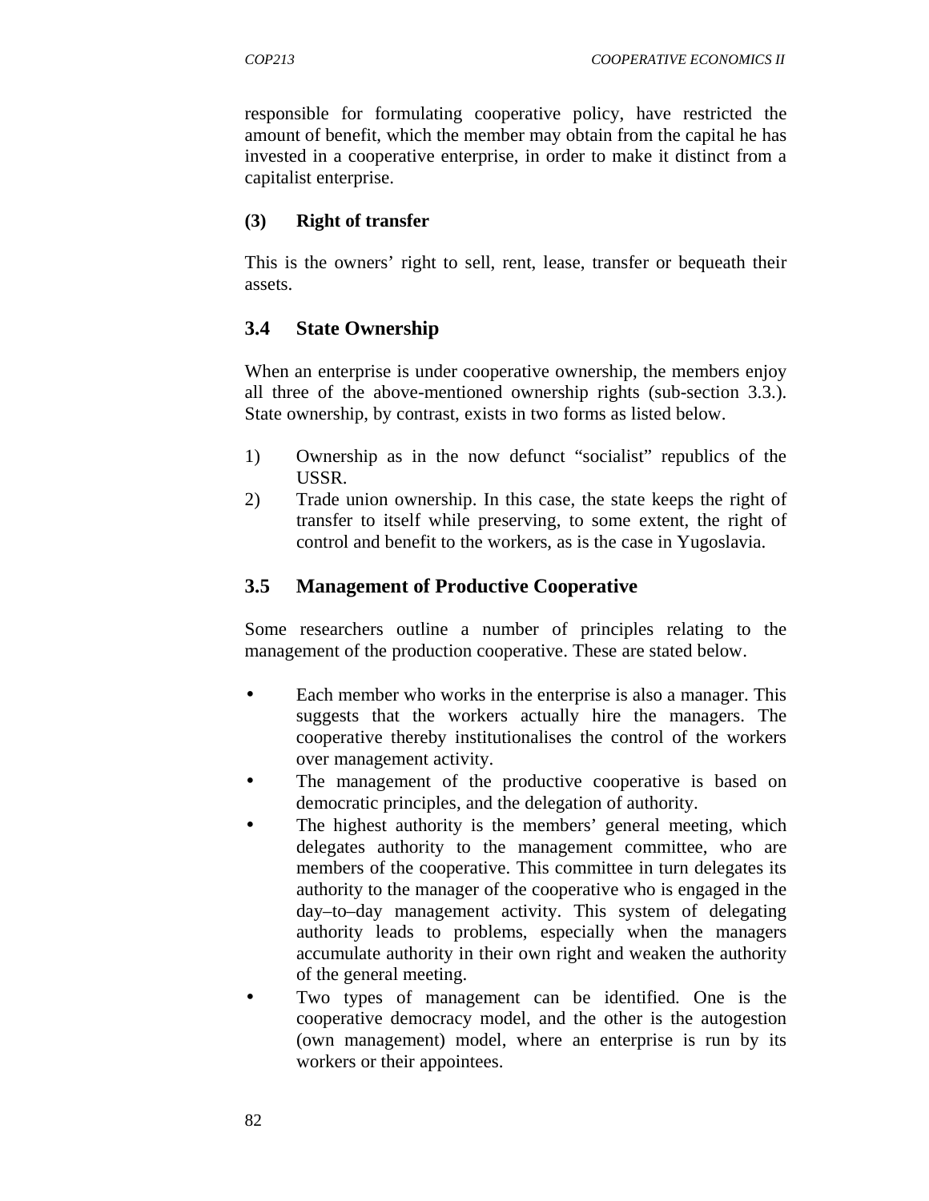responsible for formulating cooperative policy, have restricted the amount of benefit, which the member may obtain from the capital he has invested in a cooperative enterprise, in order to make it distinct from a capitalist enterprise.

**(3) Right of transfer**

This is the owners' right to sell, rent, lease, transfer or bequeath their assets.

## 3.4 State Ownership

When an enterprise is under cooperative ownership, the members enjoy all three of the above-mentioned ownership rights (sub-section 3.3.). State ownership, by contrast, exists in two forms as listed below.

1) Ownership as in the now defunct "socialist" republics of the USSR.
2) Trade union ownership. In this case, the state keeps the right of transfer to itself while preserving, to some extent, the right of control and benefit to the workers, as is the case in Yugoslavia.

## 3.5 Management of Productive Cooperative

Some researchers outline a number of principles relating to the management of the production cooperative. These are stated below.

- Each member who works in the enterprise is also a manager. This suggests that the workers actually hire the managers. The cooperative thereby institutionalises the control of the workers over management activity.
- The management of the productive cooperative is based on democratic principles, and the delegation of authority.
- The highest authority is the members' general meeting, which delegates authority to the management committee, who are members of the cooperative. This committee in turn delegates its authority to the manager of the cooperative who is engaged in the day–to–day management activity. This system of delegating authority leads to problems, especially when the managers accumulate authority in their own right and weaken the authority of the general meeting.
- Two types of management can be identified. One is the cooperative democracy model, and the other is the autogestion (own management) model, where an enterprise is run by its workers or their appointees.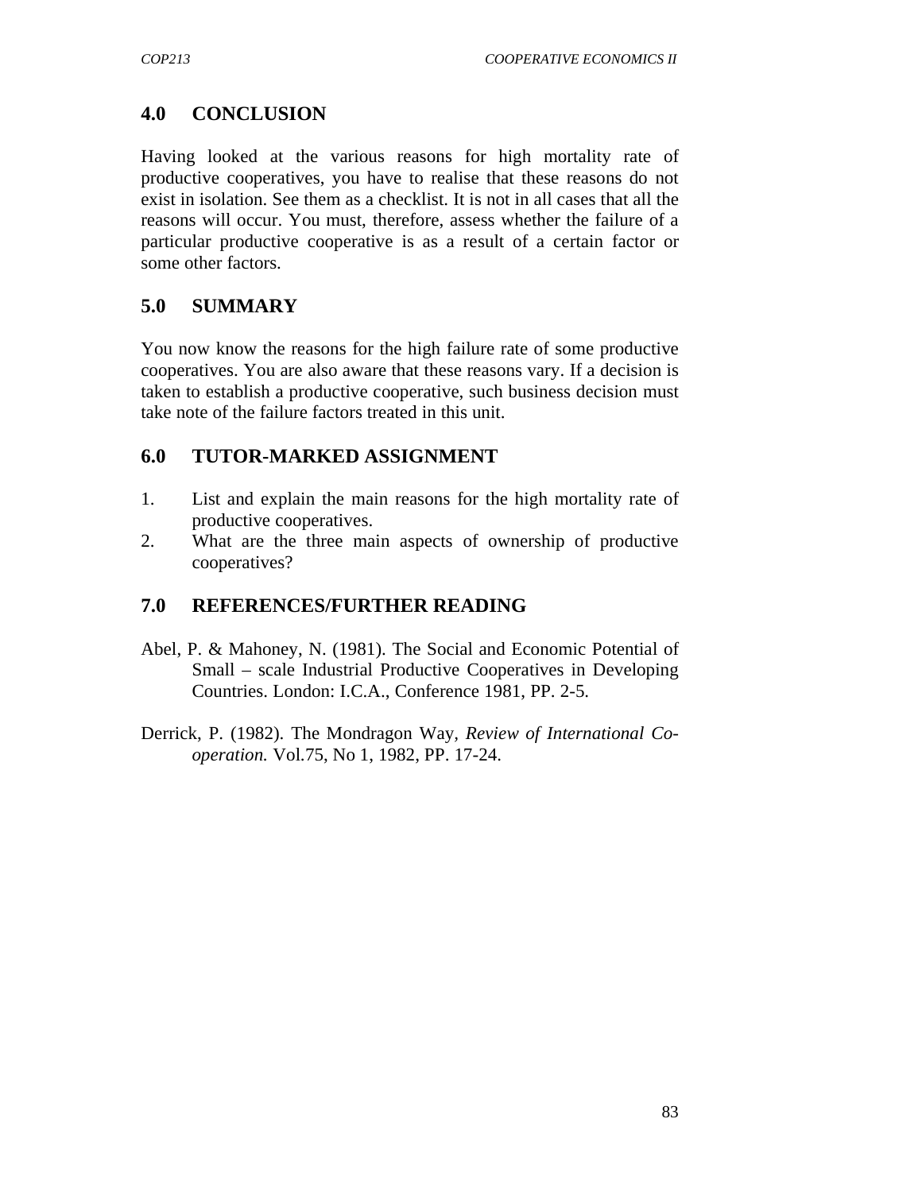## 4.0 CONCLUSION

Having looked at the various reasons for high mortality rate of productive cooperatives, you have to realise that these reasons do not exist in isolation. See them as a checklist. It is not in all cases that all the reasons will occur. You must, therefore, assess whether the failure of a particular productive cooperative is as a result of a certain factor or some other factors.

## 5.0 SUMMARY

You now know the reasons for the high failure rate of some productive cooperatives. You are also aware that these reasons vary. If a decision is taken to establish a productive cooperative, such business decision must take note of the failure factors treated in this unit.

## 6.0 TUTOR-MARKED ASSIGNMENT

1. List and explain the main reasons for the high mortality rate of productive cooperatives.
2. What are the three main aspects of ownership of productive cooperatives?

## 7.0 REFERENCES/FURTHER READING

Abel, P. & Mahoney, N. (1981). The Social and Economic Potential of Small – scale Industrial Productive Cooperatives in Developing Countries. London: I.C.A., Conference 1981, PP. 2-5.

Derrick, P. (1982). The Mondragon Way, *Review of International Co-operation.* Vol.75, No 1, 1982, PP. 17-24.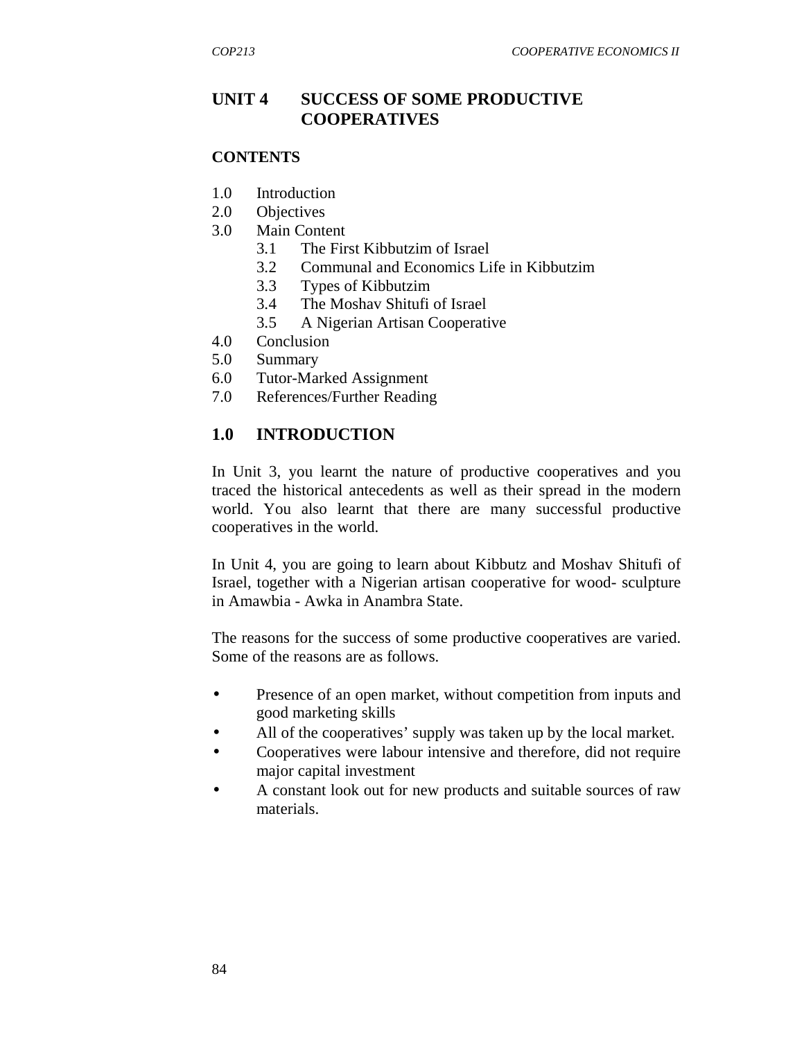# UNIT 4 SUCCESS OF SOME PRODUCTIVE COOPERATIVES

## CONTENTS

1.0 Introduction
2.0 Objectives
3.0 Main Content
  3.1 The First Kibbutzim of Israel
  3.2 Communal and Economics Life in Kibbutzim
  3.3 Types of Kibbutzim
  3.4 The Moshav Shitufi of Israel
  3.5 A Nigerian Artisan Cooperative
4.0 Conclusion
5.0 Summary
6.0 Tutor-Marked Assignment
7.0 References/Further Reading

## 1.0 INTRODUCTION

In Unit 3, you learnt the nature of productive cooperatives and you traced the historical antecedents as well as their spread in the modern world. You also learnt that there are many successful productive cooperatives in the world.

In Unit 4, you are going to learn about Kibbutz and Moshav Shitufi of Israel, together with a Nigerian artisan cooperative for wood- sculpture in Amawbia - Awka in Anambra State.

The reasons for the success of some productive cooperatives are varied. Some of the reasons are as follows.

- Presence of an open market, without competition from inputs and good marketing skills
- All of the cooperatives' supply was taken up by the local market.
- Cooperatives were labour intensive and therefore, did not require major capital investment
- A constant look out for new products and suitable sources of raw materials.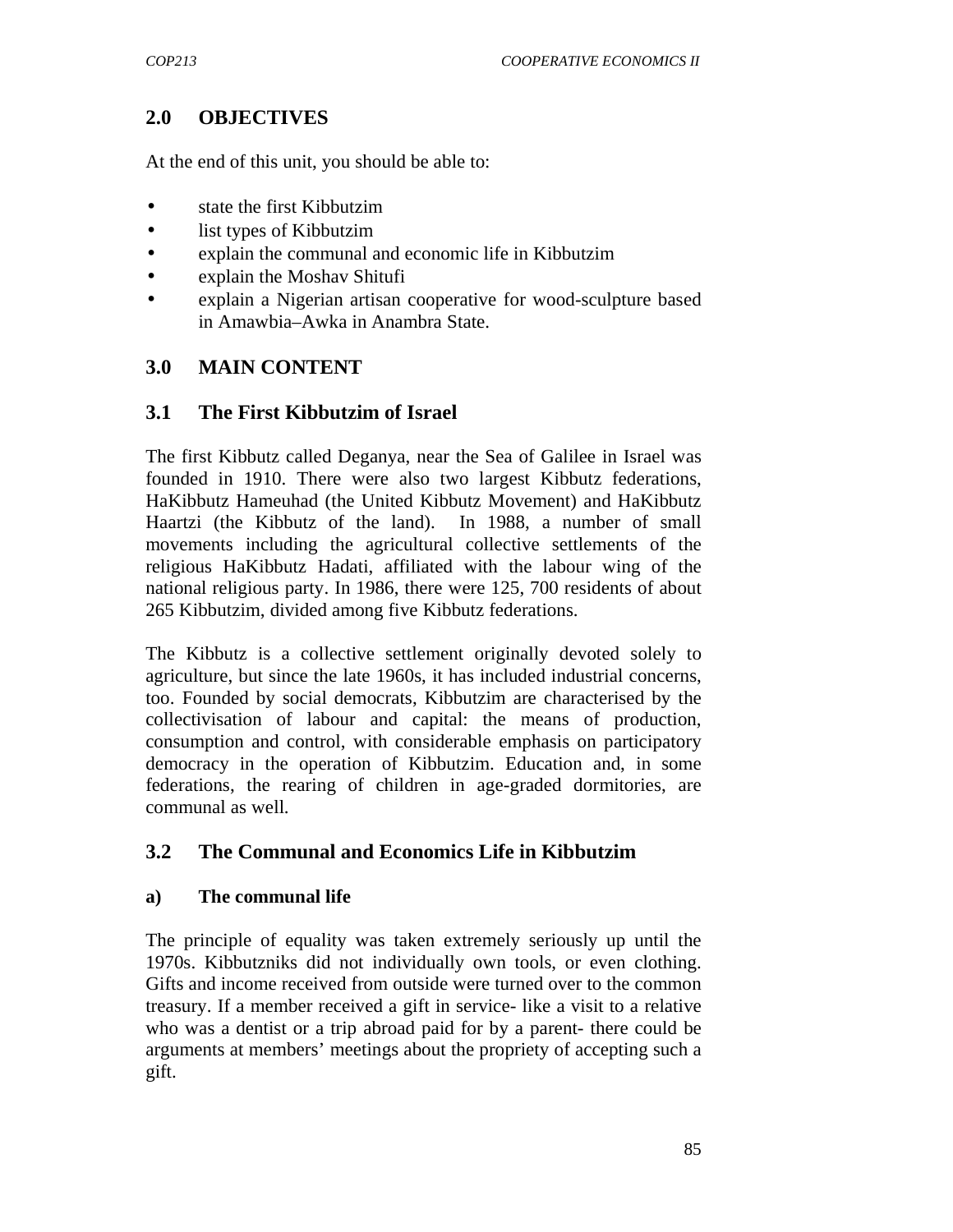## 2.0 OBJECTIVES

At the end of this unit, you should be able to:

- state the first Kibbutzim
- list types of Kibbutzim
- explain the communal and economic life in Kibbutzim
- explain the Moshav Shitufi
- explain a Nigerian artisan cooperative for wood-sculpture based in Amawbia–Awka in Anambra State.

## 3.0 MAIN CONTENT

### 3.1 The First Kibbutzim of Israel

The first Kibbutz called Deganya, near the Sea of Galilee in Israel was founded in 1910. There were also two largest Kibbutz federations, HaKibbutz Hameuhad (the United Kibbutz Movement) and HaKibbutz Haartzi (the Kibbutz of the land). In 1988, a number of small movements including the agricultural collective settlements of the religious HaKibbutz Hadati, affiliated with the labour wing of the national religious party. In 1986, there were 125, 700 residents of about 265 Kibbutzim, divided among five Kibbutz federations.

The Kibbutz is a collective settlement originally devoted solely to agriculture, but since the late 1960s, it has included industrial concerns, too. Founded by social democrats, Kibbutzim are characterised by the collectivisation of labour and capital: the means of production, consumption and control, with considerable emphasis on participatory democracy in the operation of Kibbutzim. Education and, in some federations, the rearing of children in age-graded dormitories, are communal as well.

### 3.2 The Communal and Economics Life in Kibbutzim

**a) The communal life**

The principle of equality was taken extremely seriously up until the 1970s. Kibbutzniks did not individually own tools, or even clothing. Gifts and income received from outside were turned over to the common treasury. If a member received a gift in service- like a visit to a relative who was a dentist or a trip abroad paid for by a parent- there could be arguments at members' meetings about the propriety of accepting such a gift.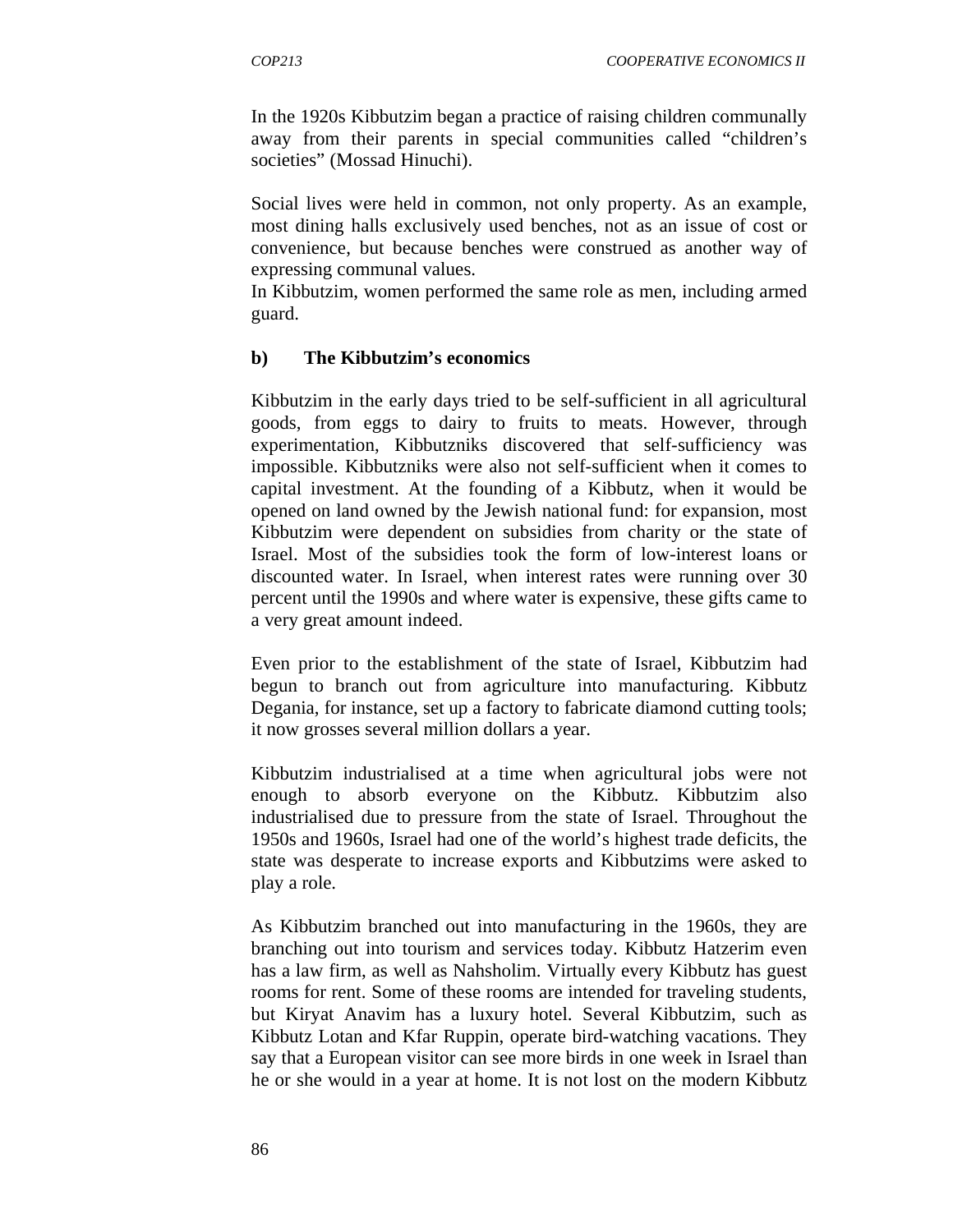In the 1920s Kibbutzim began a practice of raising children communally away from their parents in special communities called “children’s societies” (Mossad Hinuchi).

Social lives were held in common, not only property. As an example, most dining halls exclusively used benches, not as an issue of cost or convenience, but because benches were construed as another way of expressing communal values.
In Kibbutzim, women performed the same role as men, including armed guard.

**b) The Kibbutzim’s economics**

Kibbutzim in the early days tried to be self-sufficient in all agricultural goods, from eggs to dairy to fruits to meats. However, through experimentation, Kibbutzniks discovered that self-sufficiency was impossible. Kibbutzniks were also not self-sufficient when it comes to capital investment. At the founding of a Kibbutz, when it would be opened on land owned by the Jewish national fund: for expansion, most Kibbutzim were dependent on subsidies from charity or the state of Israel. Most of the subsidies took the form of low-interest loans or discounted water. In Israel, when interest rates were running over 30 percent until the 1990s and where water is expensive, these gifts came to a very great amount indeed.

Even prior to the establishment of the state of Israel, Kibbutzim had begun to branch out from agriculture into manufacturing. Kibbutz Degania, for instance, set up a factory to fabricate diamond cutting tools; it now grosses several million dollars a year.

Kibbutzim industrialised at a time when agricultural jobs were not enough to absorb everyone on the Kibbutz. Kibbutzim also industrialised due to pressure from the state of Israel. Throughout the 1950s and 1960s, Israel had one of the world’s highest trade deficits, the state was desperate to increase exports and Kibbutzims were asked to play a role.

As Kibbutzim branched out into manufacturing in the 1960s, they are branching out into tourism and services today. Kibbutz Hatzerim even has a law firm, as well as Nahsholim. Virtually every Kibbutz has guest rooms for rent. Some of these rooms are intended for traveling students, but Kiryat Anavim has a luxury hotel. Several Kibbutzim, such as Kibbutz Lotan and Kfar Ruppin, operate bird-watching vacations. They say that a European visitor can see more birds in one week in Israel than he or she would in a year at home. It is not lost on the modern Kibbutz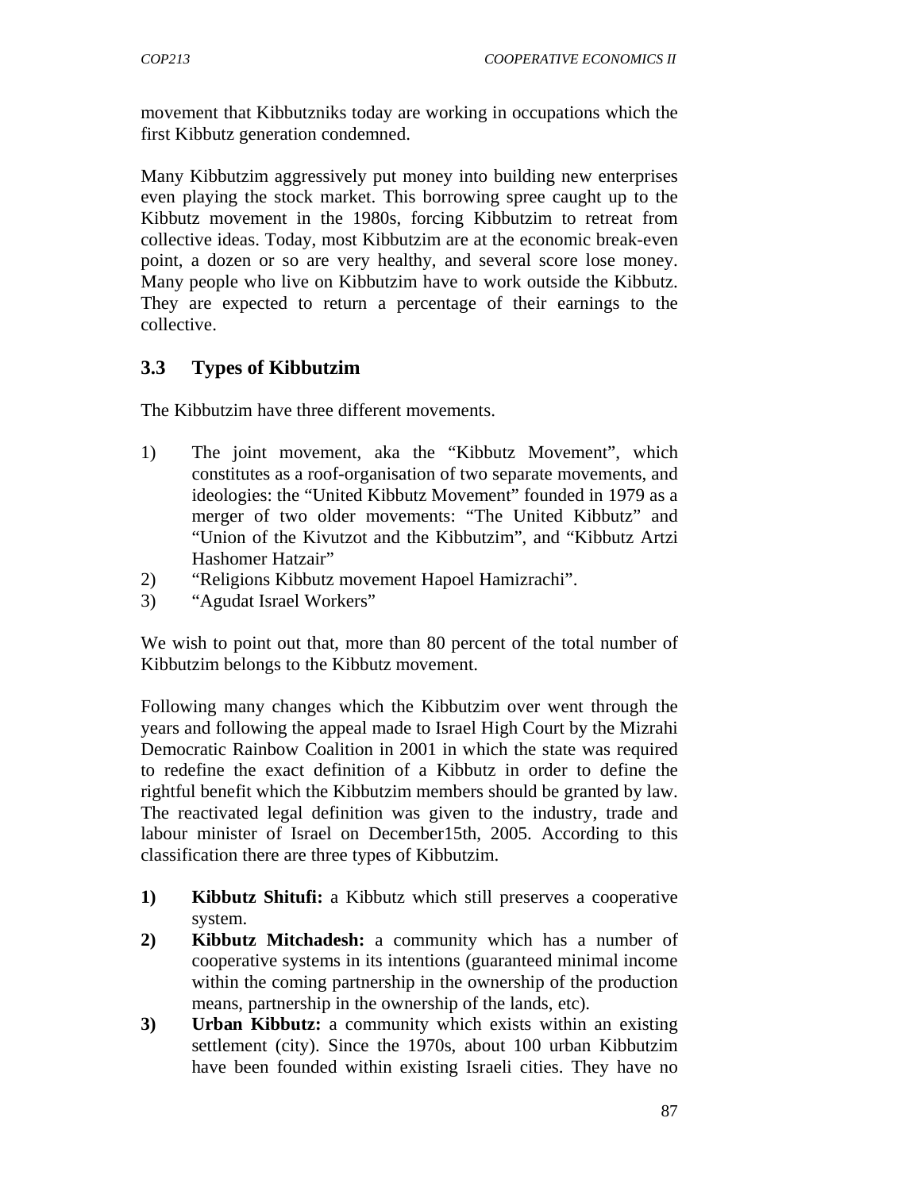movement that Kibbutzniks today are working in occupations which the first Kibbutz generation condemned.

Many Kibbutzim aggressively put money into building new enterprises even playing the stock market. This borrowing spree caught up to the Kibbutz movement in the 1980s, forcing Kibbutzim to retreat from collective ideas. Today, most Kibbutzim are at the economic break-even point, a dozen or so are very healthy, and several score lose money. Many people who live on Kibbutzim have to work outside the Kibbutz. They are expected to return a percentage of their earnings to the collective.

### 3.3 Types of Kibbutzim

The Kibbutzim have three different movements.

1) The joint movement, aka the "Kibbutz Movement", which constitutes as a roof-organisation of two separate movements, and ideologies: the "United Kibbutz Movement" founded in 1979 as a merger of two older movements: "The United Kibbutz" and "Union of the Kivutzot and the Kibbutzim", and "Kibbutz Artzi Hashomer Hatzair"
2) "Religions Kibbutz movement Hapoel Hamizrachi".
3) "Agudat Israel Workers"

We wish to point out that, more than 80 percent of the total number of Kibbutzim belongs to the Kibbutz movement.

Following many changes which the Kibbutzim over went through the years and following the appeal made to Israel High Court by the Mizrahi Democratic Rainbow Coalition in 2001 in which the state was required to redefine the exact definition of a Kibbutz in order to define the rightful benefit which the Kibbutzim members should be granted by law. The reactivated legal definition was given to the industry, trade and labour minister of Israel on December15th, 2005. According to this classification there are three types of Kibbutzim.

1) **Kibbutz Shitufi:** a Kibbutz which still preserves a cooperative system.
2) **Kibbutz Mitchadesh:** a community which has a number of cooperative systems in its intentions (guaranteed minimal income within the coming partnership in the ownership of the production means, partnership in the ownership of the lands, etc).
3) **Urban Kibbutz:** a community which exists within an existing settlement (city). Since the 1970s, about 100 urban Kibbutzim have been founded within existing Israeli cities. They have no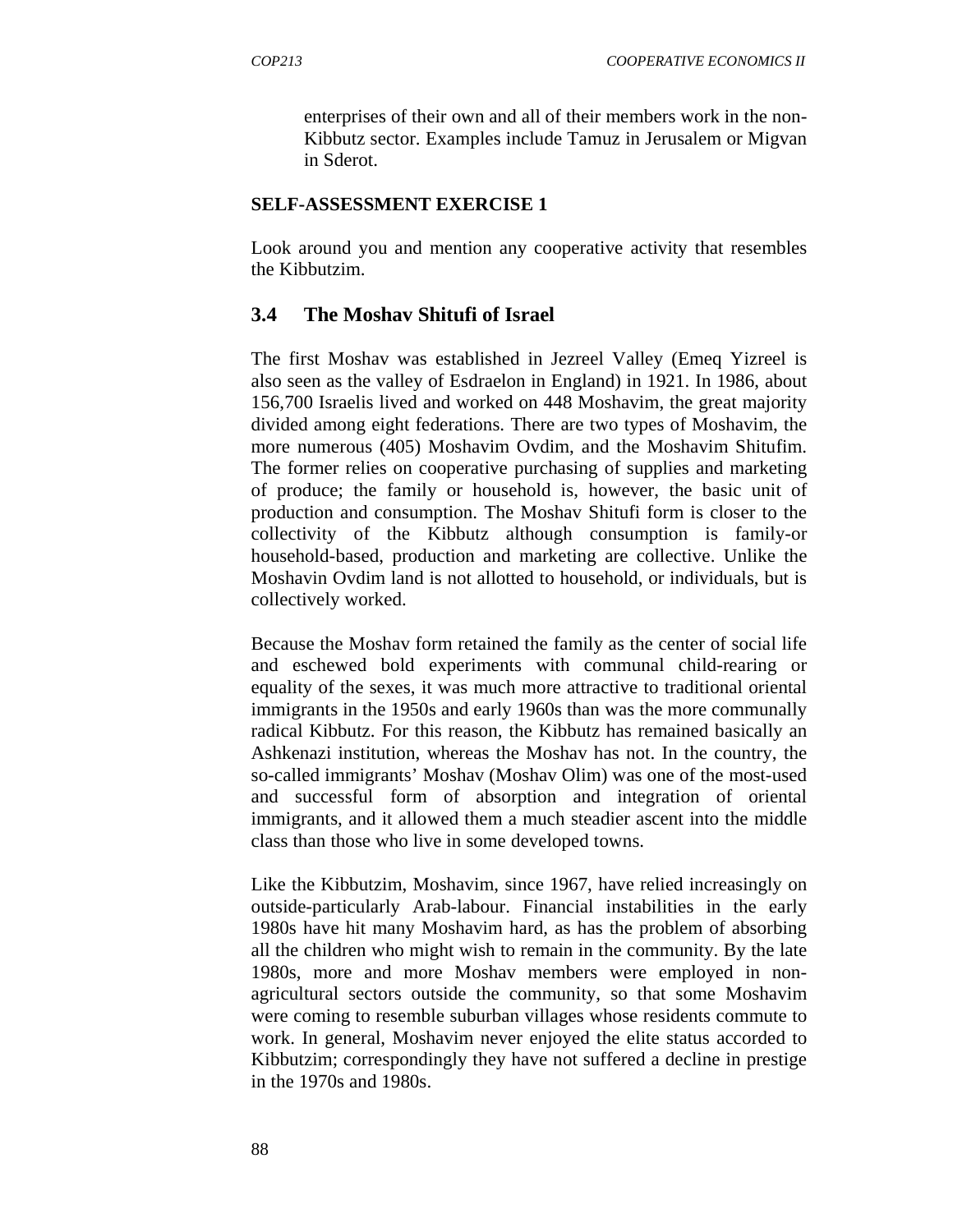enterprises of their own and all of their members work in the non-Kibbutz sector. Examples include Tamuz in Jerusalem or Migvan in Sderot.

**SELF-ASSESSMENT EXERCISE 1**

Look around you and mention any cooperative activity that resembles the Kibbutzim.

## 3.4 The Moshav Shitufi of Israel

The first Moshav was established in Jezreel Valley (Emeq Yizreel is also seen as the valley of Esdraelon in England) in 1921. In 1986, about 156,700 Israelis lived and worked on 448 Moshavim, the great majority divided among eight federations. There are two types of Moshavim, the more numerous (405) Moshavim Ovdim, and the Moshavim Shitufim. The former relies on cooperative purchasing of supplies and marketing of produce; the family or household is, however, the basic unit of production and consumption. The Moshav Shitufi form is closer to the collectivity of the Kibbutz although consumption is family-or household-based, production and marketing are collective. Unlike the Moshavin Ovdim land is not allotted to household, or individuals, but is collectively worked.

Because the Moshav form retained the family as the center of social life and eschewed bold experiments with communal child-rearing or equality of the sexes, it was much more attractive to traditional oriental immigrants in the 1950s and early 1960s than was the more communally radical Kibbutz. For this reason, the Kibbutz has remained basically an Ashkenazi institution, whereas the Moshav has not. In the country, the so-called immigrants' Moshav (Moshav Olim) was one of the most-used and successful form of absorption and integration of oriental immigrants, and it allowed them a much steadier ascent into the middle class than those who live in some developed towns.

Like the Kibbutzim, Moshavim, since 1967, have relied increasingly on outside-particularly Arab-labour. Financial instabilities in the early 1980s have hit many Moshavim hard, as has the problem of absorbing all the children who might wish to remain in the community. By the late 1980s, more and more Moshav members were employed in non-agricultural sectors outside the community, so that some Moshavim were coming to resemble suburban villages whose residents commute to work. In general, Moshavim never enjoyed the elite status accorded to Kibbutzim; correspondingly they have not suffered a decline in prestige in the 1970s and 1980s.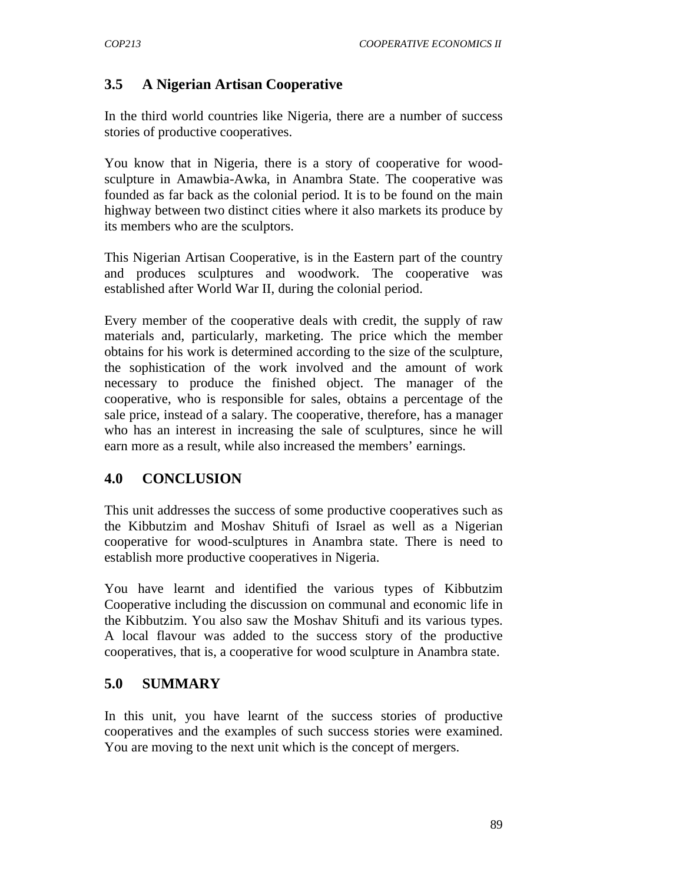## 3.5 A Nigerian Artisan Cooperative

In the third world countries like Nigeria, there are a number of success stories of productive cooperatives.

You know that in Nigeria, there is a story of cooperative for wood-sculpture in Amawbia-Awka, in Anambra State. The cooperative was founded as far back as the colonial period. It is to be found on the main highway between two distinct cities where it also markets its produce by its members who are the sculptors.

This Nigerian Artisan Cooperative, is in the Eastern part of the country and produces sculptures and woodwork. The cooperative was established after World War II, during the colonial period.

Every member of the cooperative deals with credit, the supply of raw materials and, particularly, marketing. The price which the member obtains for his work is determined according to the size of the sculpture, the sophistication of the work involved and the amount of work necessary to produce the finished object. The manager of the cooperative, who is responsible for sales, obtains a percentage of the sale price, instead of a salary. The cooperative, therefore, has a manager who has an interest in increasing the sale of sculptures, since he will earn more as a result, while also increased the members' earnings.

## 4.0 CONCLUSION

This unit addresses the success of some productive cooperatives such as the Kibbutzim and Moshav Shitufi of Israel as well as a Nigerian cooperative for wood-sculptures in Anambra state. There is need to establish more productive cooperatives in Nigeria.

You have learnt and identified the various types of Kibbutzim Cooperative including the discussion on communal and economic life in the Kibbutzim. You also saw the Moshav Shitufi and its various types. A local flavour was added to the success story of the productive cooperatives, that is, a cooperative for wood sculpture in Anambra state.

## 5.0 SUMMARY

In this unit, you have learnt of the success stories of productive cooperatives and the examples of such success stories were examined. You are moving to the next unit which is the concept of mergers.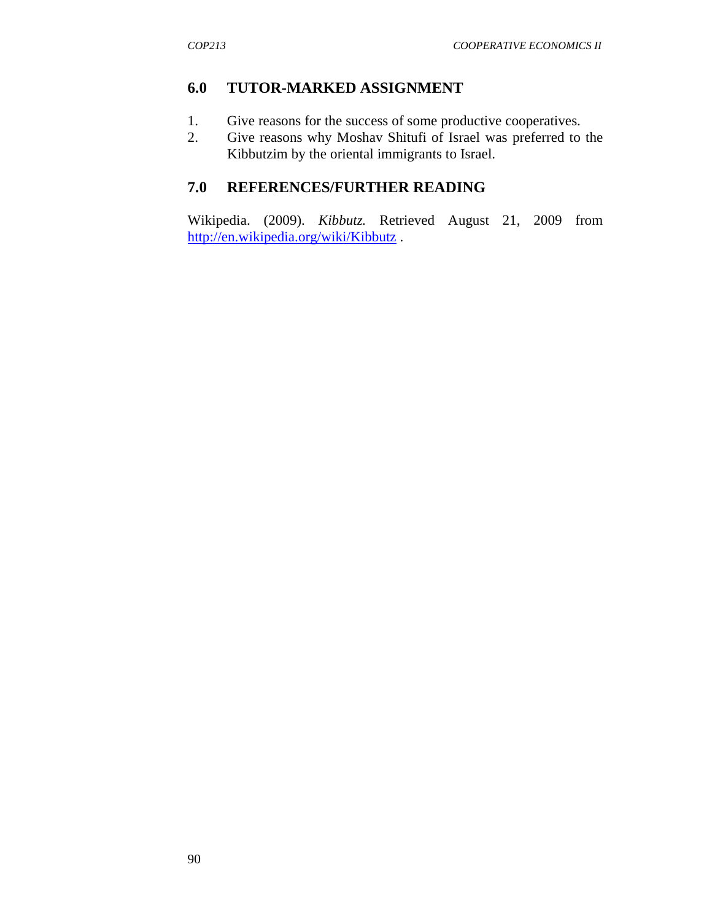## 6.0 TUTOR-MARKED ASSIGNMENT

1. Give reasons for the success of some productive cooperatives.
2. Give reasons why Moshav Shitufi of Israel was preferred to the Kibbutzim by the oriental immigrants to Israel.

## 7.0 REFERENCES/FURTHER READING

Wikipedia. (2009). *Kibbutz.* Retrieved August 21, 2009 from http://en.wikipedia.org/wiki/Kibbutz .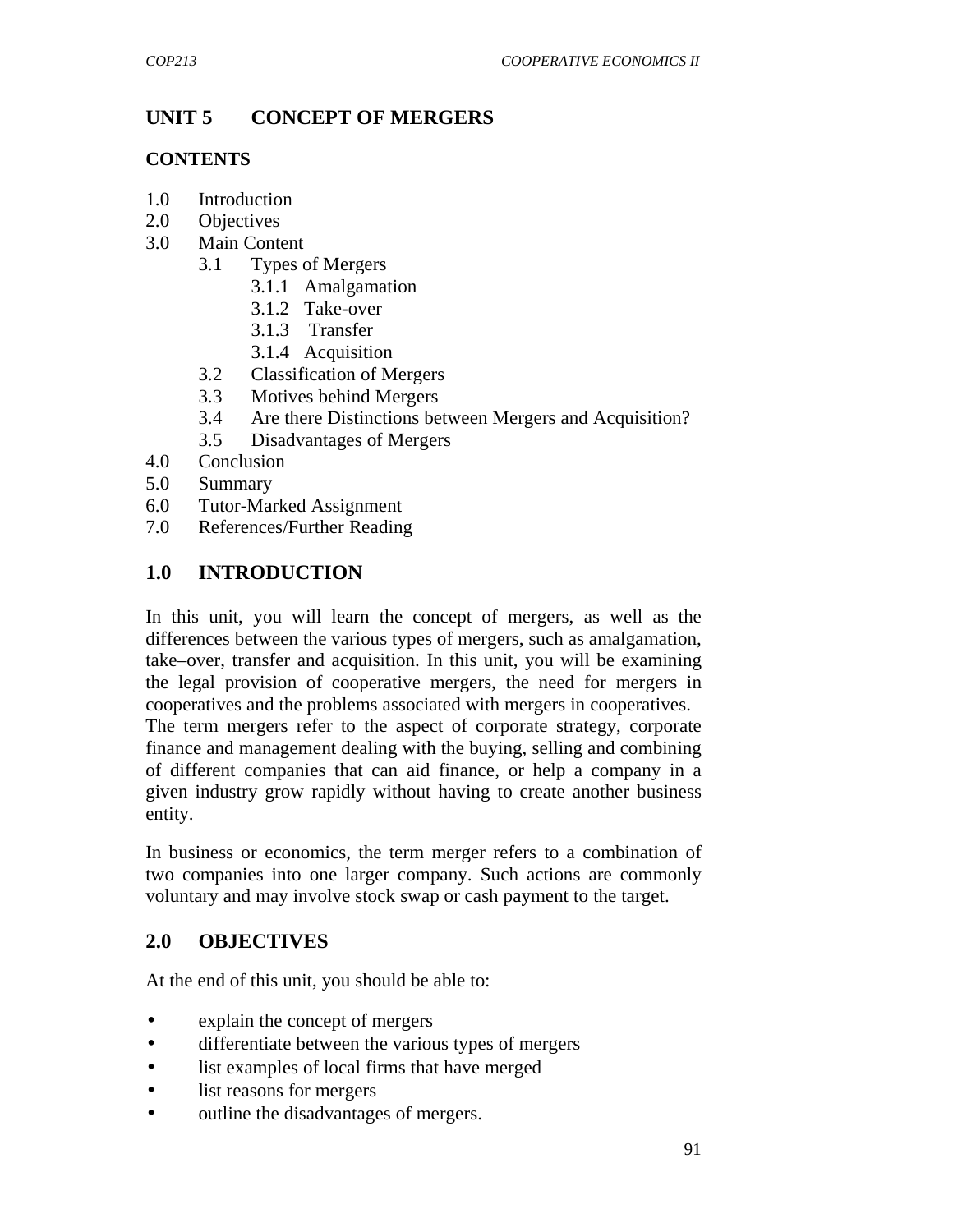# UNIT 5 CONCEPT OF MERGERS

## CONTENTS

1.0 Introduction
2.0 Objectives
3.0 Main Content
  3.1 Types of Mergers
    3.1.1 Amalgamation
    3.1.2 Take-over
    3.1.3 Transfer
    3.1.4 Acquisition
  3.2 Classification of Mergers
  3.3 Motives behind Mergers
  3.4 Are there Distinctions between Mergers and Acquisition?
  3.5 Disadvantages of Mergers
4.0 Conclusion
5.0 Summary
6.0 Tutor-Marked Assignment
7.0 References/Further Reading

## 1.0 INTRODUCTION

In this unit, you will learn the concept of mergers, as well as the differences between the various types of mergers, such as amalgamation, take–over, transfer and acquisition. In this unit, you will be examining the legal provision of cooperative mergers, the need for mergers in cooperatives and the problems associated with mergers in cooperatives.
The term mergers refer to the aspect of corporate strategy, corporate finance and management dealing with the buying, selling and combining of different companies that can aid finance, or help a company in a given industry grow rapidly without having to create another business entity.

In business or economics, the term merger refers to a combination of two companies into one larger company. Such actions are commonly voluntary and may involve stock swap or cash payment to the target.

## 2.0 OBJECTIVES

At the end of this unit, you should be able to:

- explain the concept of mergers
- differentiate between the various types of mergers
- list examples of local firms that have merged
- list reasons for mergers
- outline the disadvantages of mergers.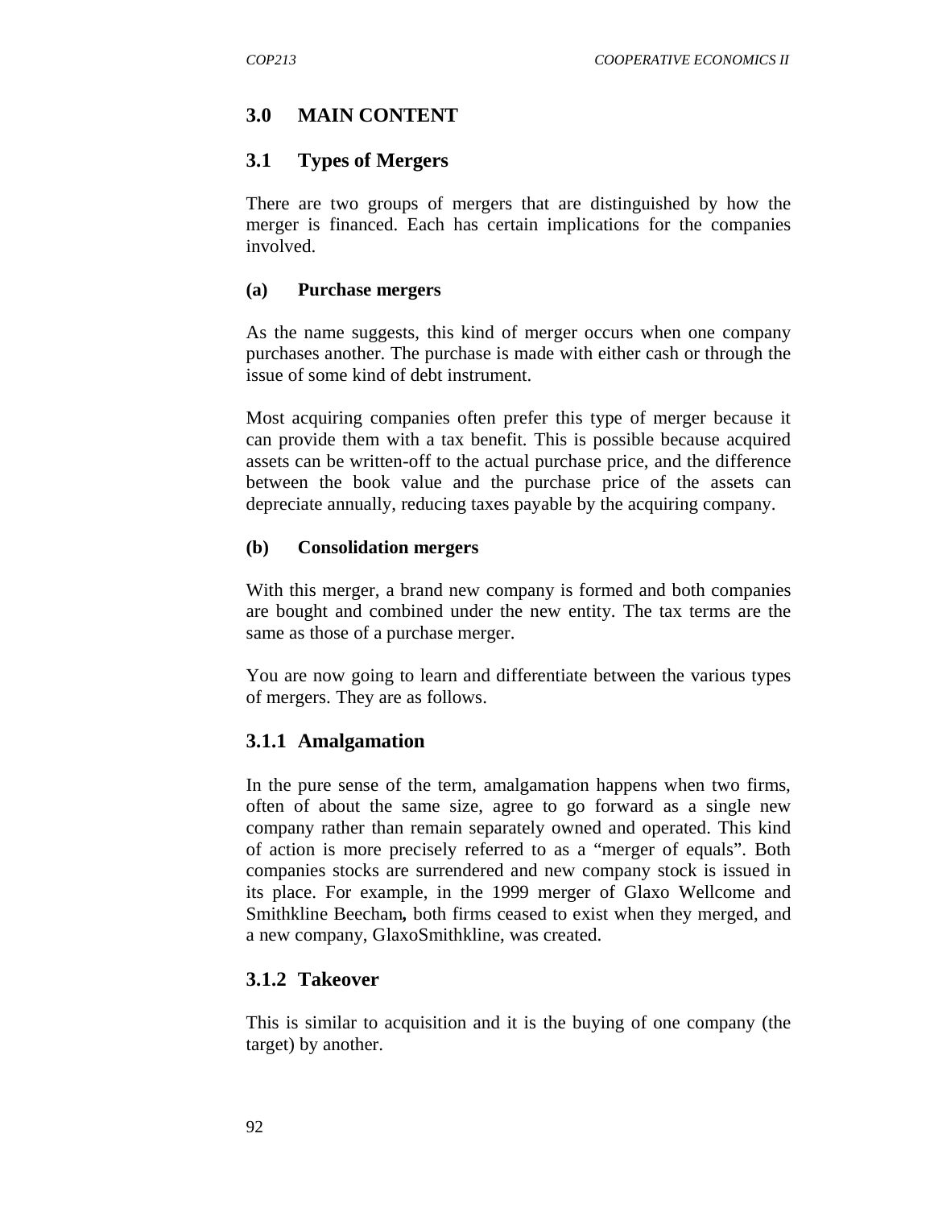## 3.0 MAIN CONTENT

### 3.1 Types of Mergers

There are two groups of mergers that are distinguished by how the merger is financed. Each has certain implications for the companies involved.

**(a) Purchase mergers**

As the name suggests, this kind of merger occurs when one company purchases another. The purchase is made with either cash or through the issue of some kind of debt instrument.

Most acquiring companies often prefer this type of merger because it can provide them with a tax benefit. This is possible because acquired assets can be written-off to the actual purchase price, and the difference between the book value and the purchase price of the assets can depreciate annually, reducing taxes payable by the acquiring company.

**(b) Consolidation mergers**

With this merger, a brand new company is formed and both companies are bought and combined under the new entity. The tax terms are the same as those of a purchase merger.

You are now going to learn and differentiate between the various types of mergers. They are as follows.

#### 3.1.1 Amalgamation

In the pure sense of the term, amalgamation happens when two firms, often of about the same size, agree to go forward as a single new company rather than remain separately owned and operated. This kind of action is more precisely referred to as a "merger of equals". Both companies stocks are surrendered and new company stock is issued in its place. For example, in the 1999 merger of Glaxo Wellcome and Smithkline Beecham**,** both firms ceased to exist when they merged, and a new company, GlaxoSmithkline, was created.

#### 3.1.2 Takeover

This is similar to acquisition and it is the buying of one company (the target) by another.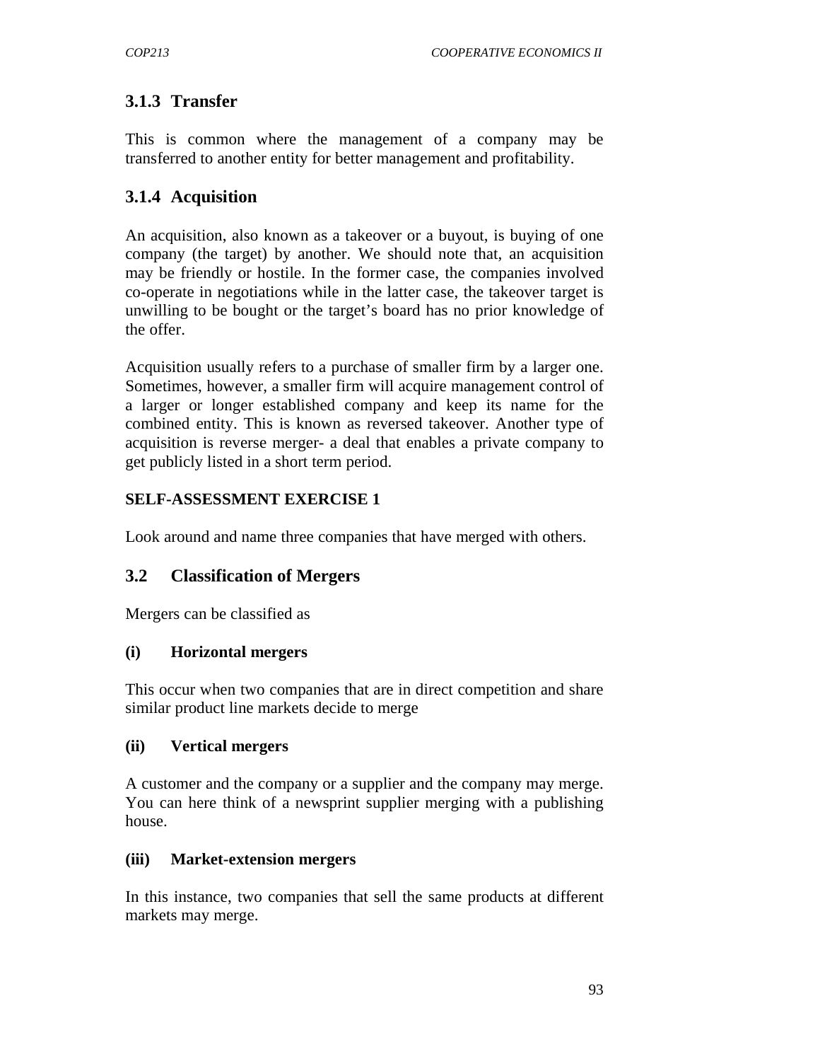### 3.1.3 Transfer

This is common where the management of a company may be transferred to another entity for better management and profitability.

### 3.1.4 Acquisition

An acquisition, also known as a takeover or a buyout, is buying of one company (the target) by another. We should note that, an acquisition may be friendly or hostile. In the former case, the companies involved co-operate in negotiations while in the latter case, the takeover target is unwilling to be bought or the target's board has no prior knowledge of the offer.

Acquisition usually refers to a purchase of smaller firm by a larger one. Sometimes, however, a smaller firm will acquire management control of a larger or longer established company and keep its name for the combined entity. This is known as reversed takeover. Another type of acquisition is reverse merger- a deal that enables a private company to get publicly listed in a short term period.

**SELF-ASSESSMENT EXERCISE 1**

Look around and name three companies that have merged with others.

## 3.2 Classification of Mergers

Mergers can be classified as

**(i) Horizontal mergers**

This occur when two companies that are in direct competition and share similar product line markets decide to merge

**(ii) Vertical mergers**

A customer and the company or a supplier and the company may merge. You can here think of a newsprint supplier merging with a publishing house.

**(iii) Market-extension mergers**

In this instance, two companies that sell the same products at different markets may merge.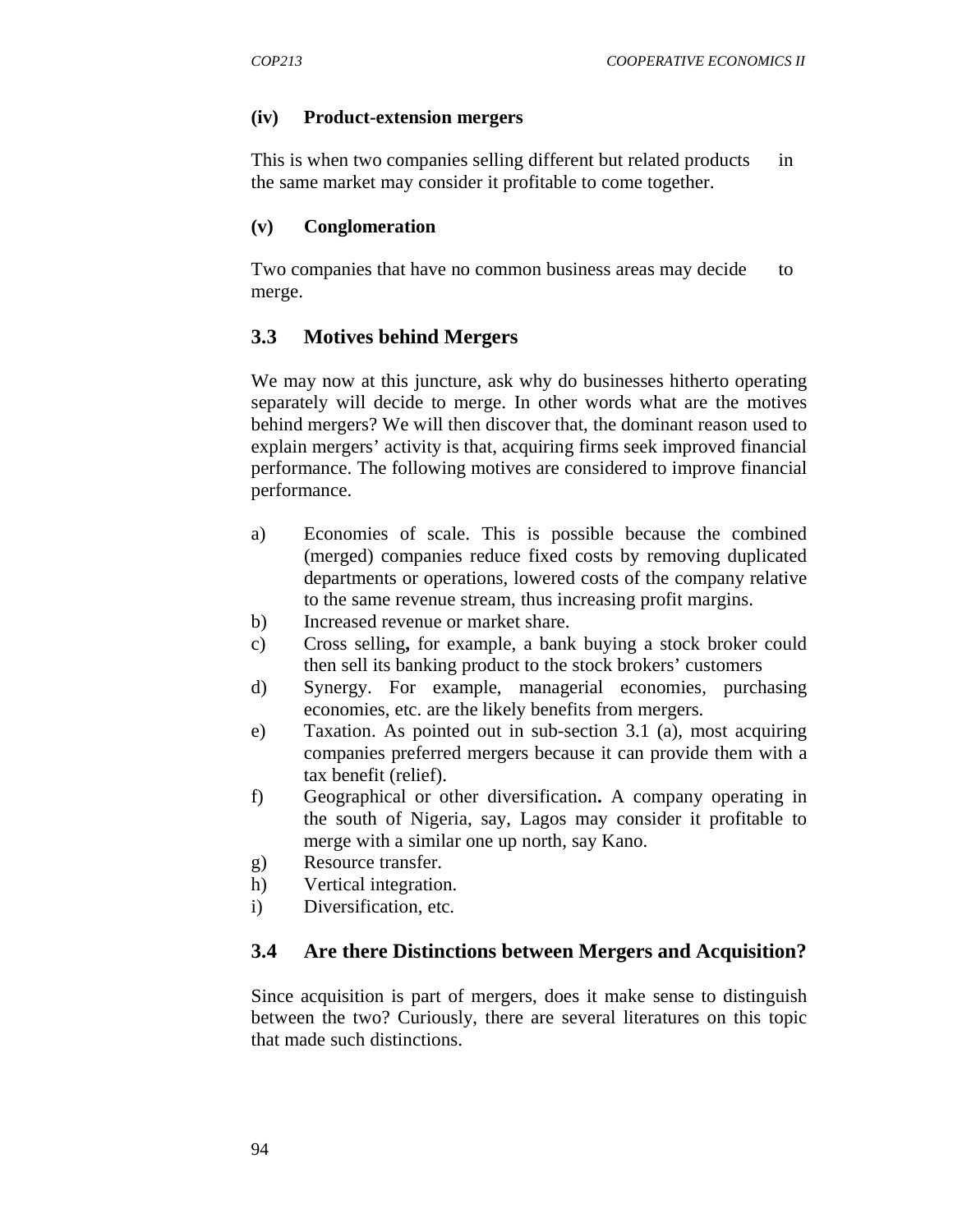**(iv) Product-extension mergers**

This is when two companies selling different but related products in the same market may consider it profitable to come together.

**(v) Conglomeration**

Two companies that have no common business areas may decide to merge.

## 3.3 Motives behind Mergers

We may now at this juncture, ask why do businesses hitherto operating separately will decide to merge. In other words what are the motives behind mergers? We will then discover that, the dominant reason used to explain mergers' activity is that, acquiring firms seek improved financial performance. The following motives are considered to improve financial performance.

a) Economies of scale. This is possible because the combined (merged) companies reduce fixed costs by removing duplicated departments or operations, lowered costs of the company relative to the same revenue stream, thus increasing profit margins.
b) Increased revenue or market share.
c) Cross selling**,** for example, a bank buying a stock broker could then sell its banking product to the stock brokers' customers
d) Synergy. For example, managerial economies, purchasing economies, etc. are the likely benefits from mergers.
e) Taxation. As pointed out in sub-section 3.1 (a), most acquiring companies preferred mergers because it can provide them with a tax benefit (relief).
f) Geographical or other diversification**.** A company operating in the south of Nigeria, say, Lagos may consider it profitable to merge with a similar one up north, say Kano.
g) Resource transfer.
h) Vertical integration.
i) Diversification, etc.

## 3.4 Are there Distinctions between Mergers and Acquisition?

Since acquisition is part of mergers, does it make sense to distinguish between the two? Curiously, there are several literatures on this topic that made such distinctions.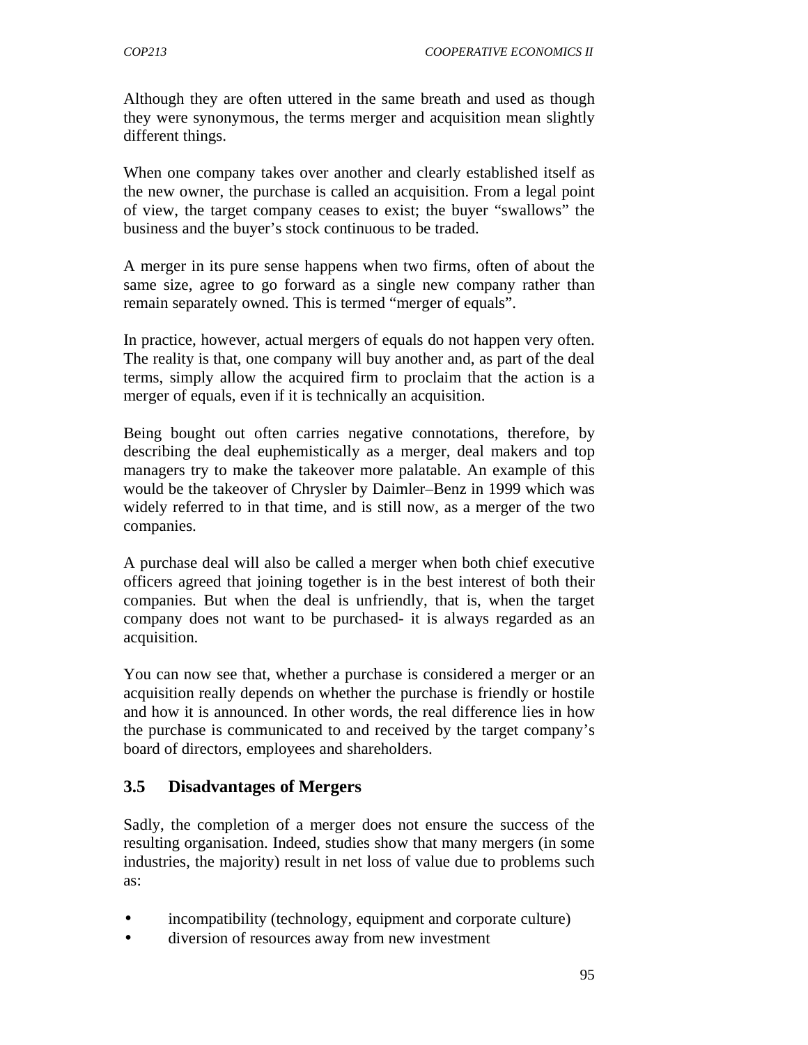Although they are often uttered in the same breath and used as though they were synonymous, the terms merger and acquisition mean slightly different things.

When one company takes over another and clearly established itself as the new owner, the purchase is called an acquisition. From a legal point of view, the target company ceases to exist; the buyer "swallows" the business and the buyer's stock continuous to be traded.

A merger in its pure sense happens when two firms, often of about the same size, agree to go forward as a single new company rather than remain separately owned. This is termed "merger of equals".

In practice, however, actual mergers of equals do not happen very often. The reality is that, one company will buy another and, as part of the deal terms, simply allow the acquired firm to proclaim that the action is a merger of equals, even if it is technically an acquisition.

Being bought out often carries negative connotations, therefore, by describing the deal euphemistically as a merger, deal makers and top managers try to make the takeover more palatable. An example of this would be the takeover of Chrysler by Daimler–Benz in 1999 which was widely referred to in that time, and is still now, as a merger of the two companies.

A purchase deal will also be called a merger when both chief executive officers agreed that joining together is in the best interest of both their companies. But when the deal is unfriendly, that is, when the target company does not want to be purchased- it is always regarded as an acquisition.

You can now see that, whether a purchase is considered a merger or an acquisition really depends on whether the purchase is friendly or hostile and how it is announced. In other words, the real difference lies in how the purchase is communicated to and received by the target company's board of directors, employees and shareholders.

## 3.5 Disadvantages of Mergers

Sadly, the completion of a merger does not ensure the success of the resulting organisation. Indeed, studies show that many mergers (in some industries, the majority) result in net loss of value due to problems such as:

- incompatibility (technology, equipment and corporate culture)
- diversion of resources away from new investment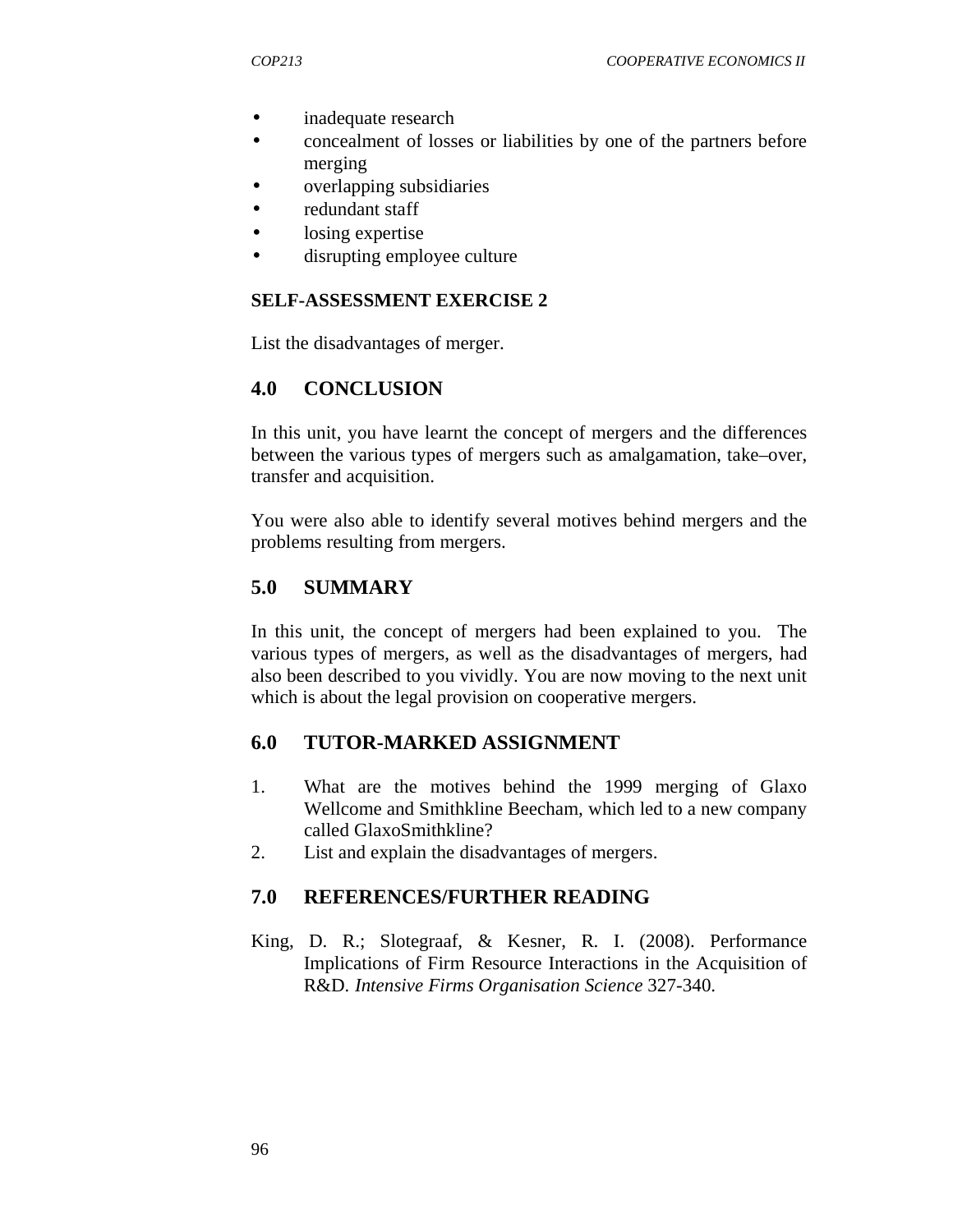- inadequate research
- concealment of losses or liabilities by one of the partners before merging
- overlapping subsidiaries
- redundant staff
- losing expertise
- disrupting employee culture

**SELF-ASSESSMENT EXERCISE 2**

List the disadvantages of merger.

## 4.0 CONCLUSION

In this unit, you have learnt the concept of mergers and the differences between the various types of mergers such as amalgamation, take–over, transfer and acquisition.

You were also able to identify several motives behind mergers and the problems resulting from mergers.

## 5.0 SUMMARY

In this unit, the concept of mergers had been explained to you. The various types of mergers, as well as the disadvantages of mergers, had also been described to you vividly. You are now moving to the next unit which is about the legal provision on cooperative mergers.

## 6.0 TUTOR-MARKED ASSIGNMENT

1. What are the motives behind the 1999 merging of Glaxo Wellcome and Smithkline Beecham, which led to a new company called GlaxoSmithkline?
2. List and explain the disadvantages of mergers.

## 7.0 REFERENCES/FURTHER READING

King, D. R.; Slotegraaf, & Kesner, R. I. (2008). Performance Implications of Firm Resource Interactions in the Acquisition of R&D. *Intensive Firms Organisation Science* 327-340.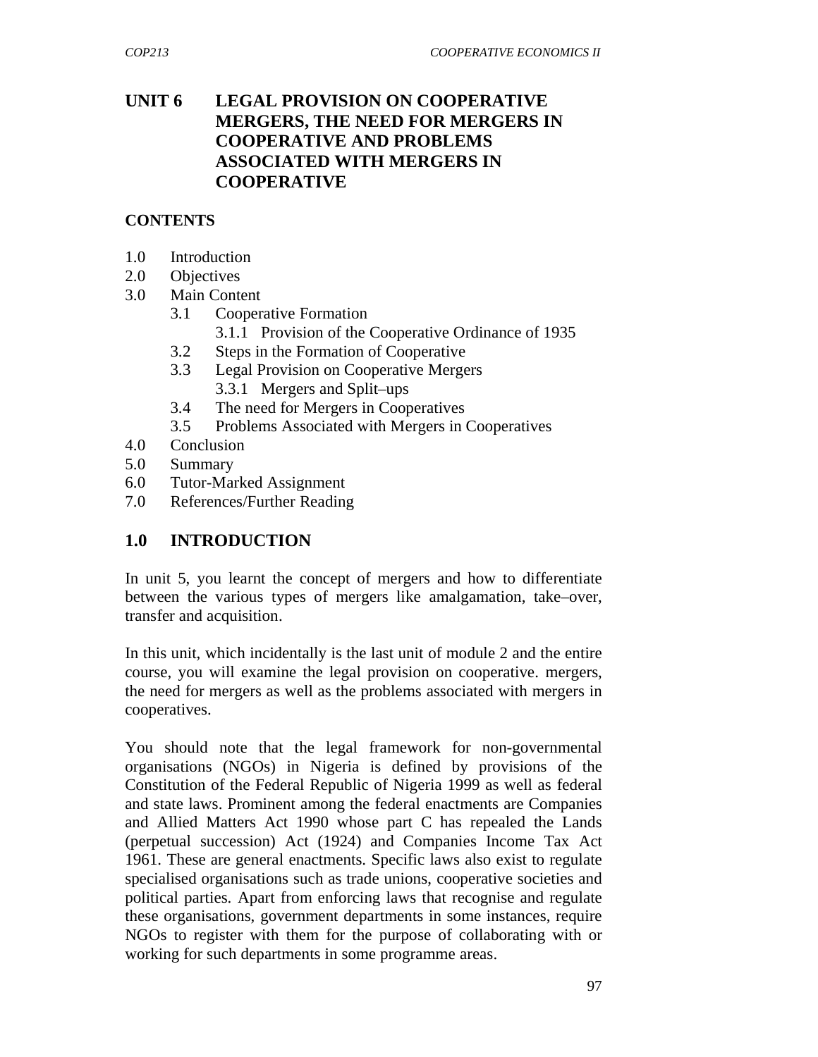# UNIT 6 LEGAL PROVISION ON COOPERATIVE MERGERS, THE NEED FOR MERGERS IN COOPERATIVE AND PROBLEMS ASSOCIATED WITH MERGERS IN COOPERATIVE

**CONTENTS**

1.0 Introduction
2.0 Objectives
3.0 Main Content
  3.1 Cooperative Formation
    3.1.1 Provision of the Cooperative Ordinance of 1935
  3.2 Steps in the Formation of Cooperative
  3.3 Legal Provision on Cooperative Mergers
    3.3.1 Mergers and Split–ups
  3.4 The need for Mergers in Cooperatives
  3.5 Problems Associated with Mergers in Cooperatives
4.0 Conclusion
5.0 Summary
6.0 Tutor-Marked Assignment
7.0 References/Further Reading

## 1.0 INTRODUCTION

In unit 5, you learnt the concept of mergers and how to differentiate between the various types of mergers like amalgamation, take–over, transfer and acquisition.

In this unit, which incidentally is the last unit of module 2 and the entire course, you will examine the legal provision on cooperative. mergers, the need for mergers as well as the problems associated with mergers in cooperatives.

You should note that the legal framework for non-governmental organisations (NGOs) in Nigeria is defined by provisions of the Constitution of the Federal Republic of Nigeria 1999 as well as federal and state laws. Prominent among the federal enactments are Companies and Allied Matters Act 1990 whose part C has repealed the Lands (perpetual succession) Act (1924) and Companies Income Tax Act 1961. These are general enactments. Specific laws also exist to regulate specialised organisations such as trade unions, cooperative societies and political parties. Apart from enforcing laws that recognise and regulate these organisations, government departments in some instances, require NGOs to register with them for the purpose of collaborating with or working for such departments in some programme areas.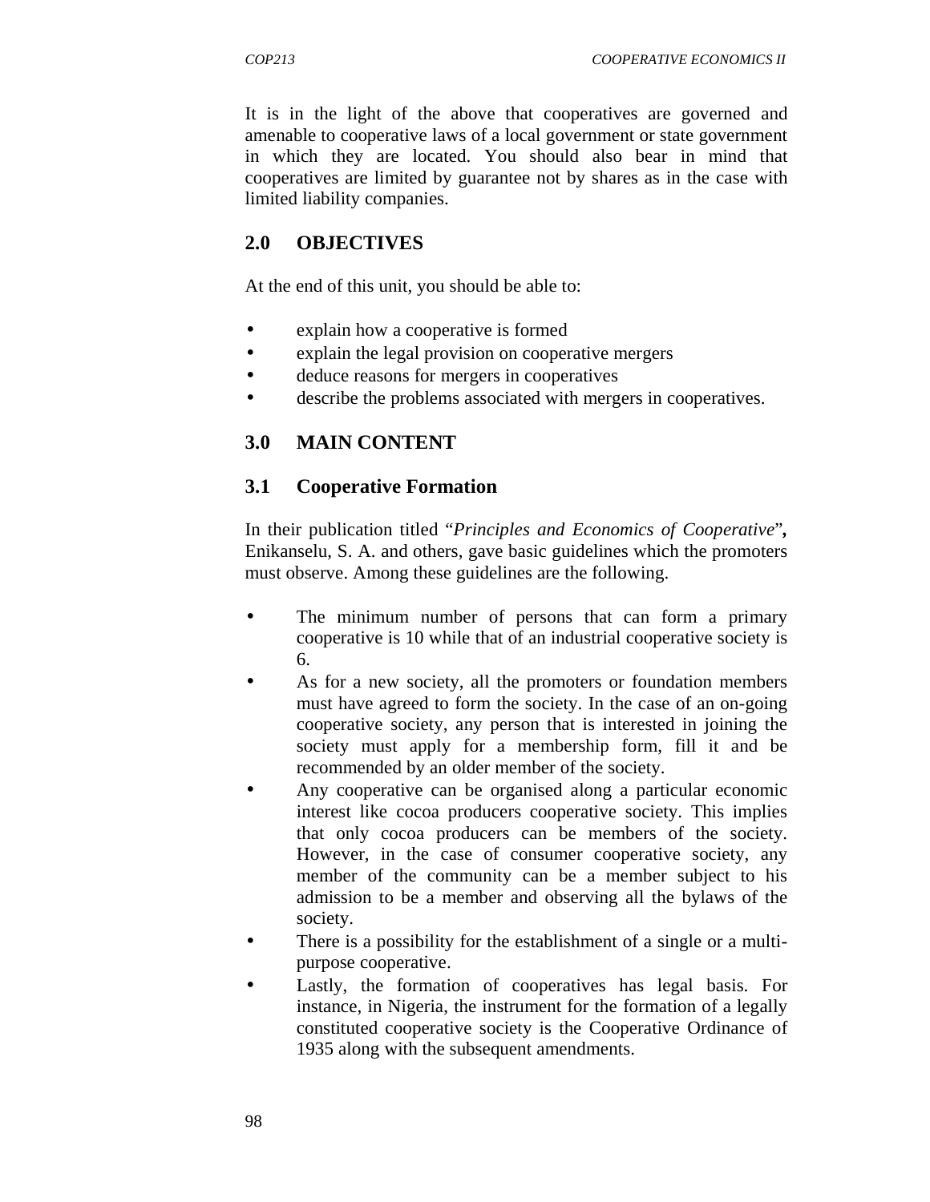It is in the light of the above that cooperatives are governed and amenable to cooperative laws of a local government or state government in which they are located. You should also bear in mind that cooperatives are limited by guarantee not by shares as in the case with limited liability companies.

## 2.0 OBJECTIVES

At the end of this unit, you should be able to:

- explain how a cooperative is formed
- explain the legal provision on cooperative mergers
- deduce reasons for mergers in cooperatives
- describe the problems associated with mergers in cooperatives.

## 3.0 MAIN CONTENT

### 3.1 Cooperative Formation

In their publication titled "*Principles and Economics of Cooperative*"**,** Enikanselu, S. A. and others, gave basic guidelines which the promoters must observe. Among these guidelines are the following.

- The minimum number of persons that can form a primary cooperative is 10 while that of an industrial cooperative society is 6.
- As for a new society, all the promoters or foundation members must have agreed to form the society. In the case of an on-going cooperative society, any person that is interested in joining the society must apply for a membership form, fill it and be recommended by an older member of the society.
- Any cooperative can be organised along a particular economic interest like cocoa producers cooperative society. This implies that only cocoa producers can be members of the society. However, in the case of consumer cooperative society, any member of the community can be a member subject to his admission to be a member and observing all the bylaws of the society.
- There is a possibility for the establishment of a single or a multi-purpose cooperative.
- Lastly, the formation of cooperatives has legal basis. For instance, in Nigeria, the instrument for the formation of a legally constituted cooperative society is the Cooperative Ordinance of 1935 along with the subsequent amendments.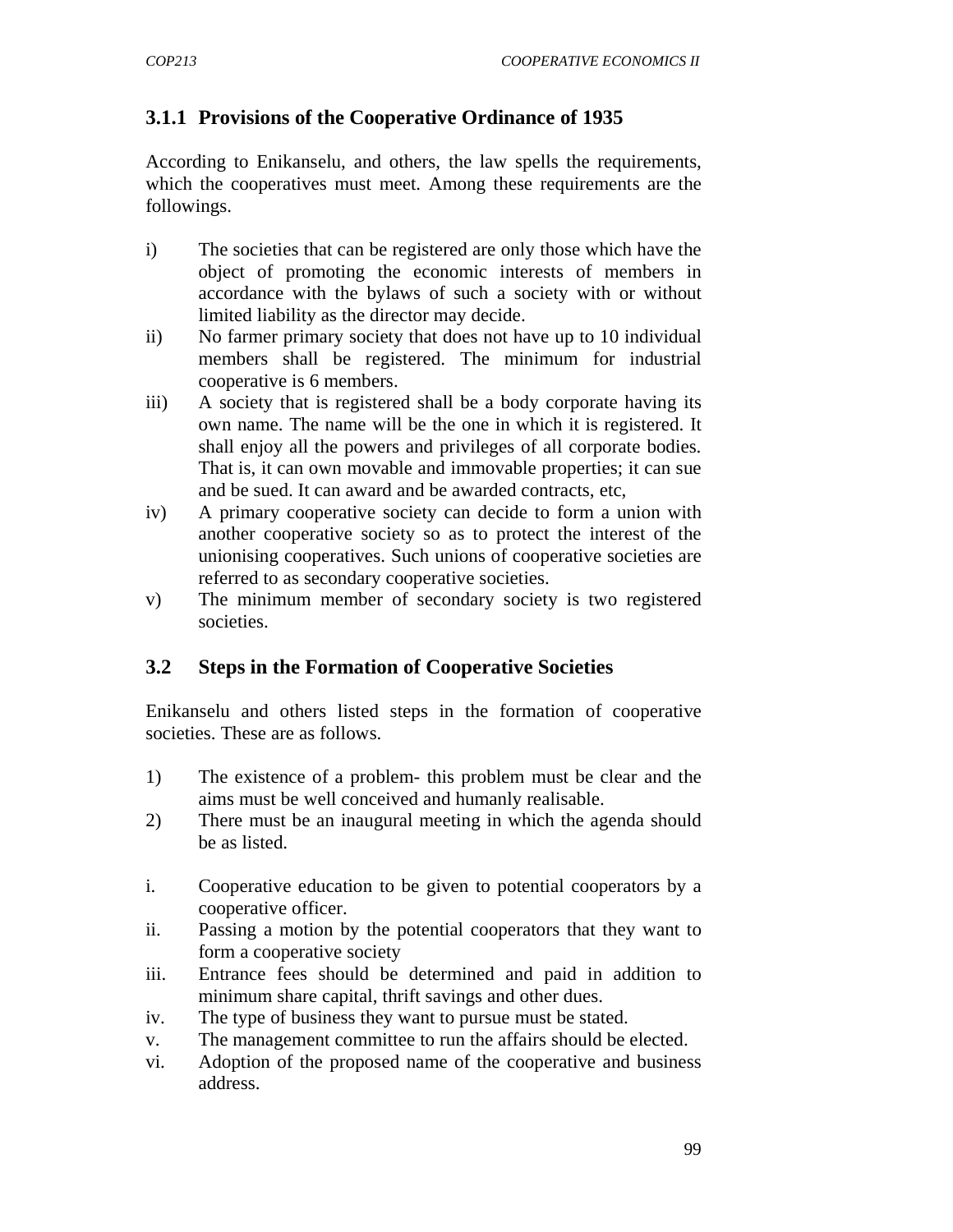### 3.1.1 Provisions of the Cooperative Ordinance of 1935

According to Enikanselu, and others, the law spells the requirements, which the cooperatives must meet. Among these requirements are the followings.

i) The societies that can be registered are only those which have the object of promoting the economic interests of members in accordance with the bylaws of such a society with or without limited liability as the director may decide.
ii) No farmer primary society that does not have up to 10 individual members shall be registered. The minimum for industrial cooperative is 6 members.
iii) A society that is registered shall be a body corporate having its own name. The name will be the one in which it is registered. It shall enjoy all the powers and privileges of all corporate bodies. That is, it can own movable and immovable properties; it can sue and be sued. It can award and be awarded contracts, etc,
iv) A primary cooperative society can decide to form a union with another cooperative society so as to protect the interest of the unionising cooperatives. Such unions of cooperative societies are referred to as secondary cooperative societies.
v) The minimum member of secondary society is two registered societies.

## 3.2 Steps in the Formation of Cooperative Societies

Enikanselu and others listed steps in the formation of cooperative societies. These are as follows.

1) The existence of a problem- this problem must be clear and the aims must be well conceived and humanly realisable.
2) There must be an inaugural meeting in which the agenda should be as listed.

i. Cooperative education to be given to potential cooperators by a cooperative officer.
ii. Passing a motion by the potential cooperators that they want to form a cooperative society
iii. Entrance fees should be determined and paid in addition to minimum share capital, thrift savings and other dues.
iv. The type of business they want to pursue must be stated.
v. The management committee to run the affairs should be elected.
vi. Adoption of the proposed name of the cooperative and business address.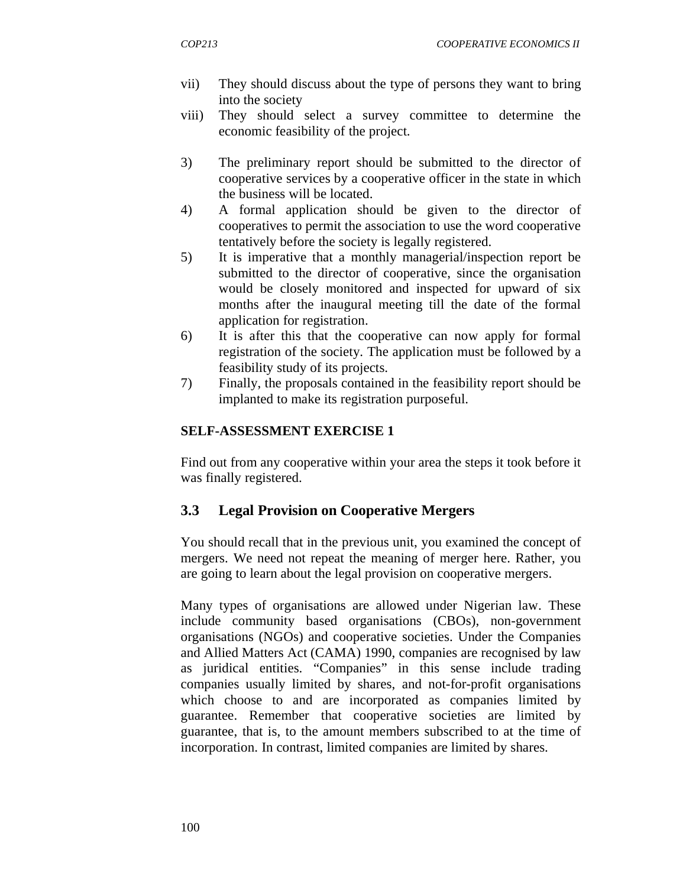vii) They should discuss about the type of persons they want to bring into the society

viii) They should select a survey committee to determine the economic feasibility of the project.

3) The preliminary report should be submitted to the director of cooperative services by a cooperative officer in the state in which the business will be located.

4) A formal application should be given to the director of cooperatives to permit the association to use the word cooperative tentatively before the society is legally registered.

5) It is imperative that a monthly managerial/inspection report be submitted to the director of cooperative, since the organisation would be closely monitored and inspected for upward of six months after the inaugural meeting till the date of the formal application for registration.

6) It is after this that the cooperative can now apply for formal registration of the society. The application must be followed by a feasibility study of its projects.

7) Finally, the proposals contained in the feasibility report should be implanted to make its registration purposeful.

**SELF-ASSESSMENT EXERCISE 1**

Find out from any cooperative within your area the steps it took before it was finally registered.

## 3.3 Legal Provision on Cooperative Mergers

You should recall that in the previous unit, you examined the concept of mergers. We need not repeat the meaning of merger here. Rather, you are going to learn about the legal provision on cooperative mergers.

Many types of organisations are allowed under Nigerian law. These include community based organisations (CBOs), non-government organisations (NGOs) and cooperative societies. Under the Companies and Allied Matters Act (CAMA) 1990, companies are recognised by law as juridical entities. "Companies" in this sense include trading companies usually limited by shares, and not-for-profit organisations which choose to and are incorporated as companies limited by guarantee. Remember that cooperative societies are limited by guarantee, that is, to the amount members subscribed to at the time of incorporation. In contrast, limited companies are limited by shares.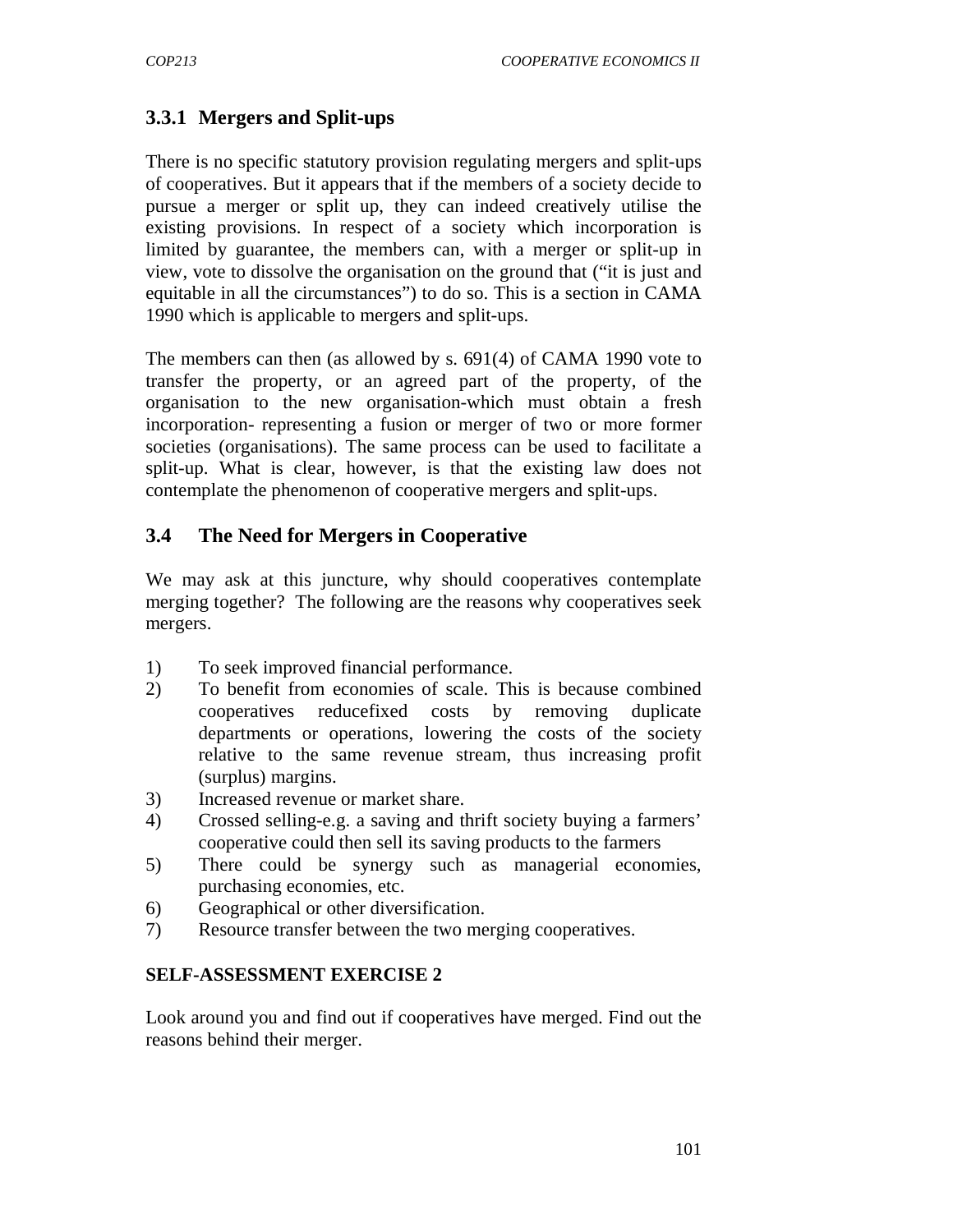### 3.3.1 Mergers and Split-ups

There is no specific statutory provision regulating mergers and split-ups of cooperatives. But it appears that if the members of a society decide to pursue a merger or split up, they can indeed creatively utilise the existing provisions. In respect of a society which incorporation is limited by guarantee, the members can, with a merger or split-up in view, vote to dissolve the organisation on the ground that ("it is just and equitable in all the circumstances") to do so. This is a section in CAMA 1990 which is applicable to mergers and split-ups.

The members can then (as allowed by s. 691(4) of CAMA 1990 vote to transfer the property, or an agreed part of the property, of the organisation to the new organisation-which must obtain a fresh incorporation- representing a fusion or merger of two or more former societies (organisations). The same process can be used to facilitate a split-up. What is clear, however, is that the existing law does not contemplate the phenomenon of cooperative mergers and split-ups.

## 3.4 The Need for Mergers in Cooperative

We may ask at this juncture, why should cooperatives contemplate merging together? The following are the reasons why cooperatives seek mergers.

1) To seek improved financial performance.
2) To benefit from economies of scale. This is because combined cooperatives reducefixed costs by removing duplicate departments or operations, lowering the costs of the society relative to the same revenue stream, thus increasing profit (surplus) margins.
3) Increased revenue or market share.
4) Crossed selling-e.g. a saving and thrift society buying a farmers' cooperative could then sell its saving products to the farmers
5) There could be synergy such as managerial economies, purchasing economies, etc.
6) Geographical or other diversification.
7) Resource transfer between the two merging cooperatives.

**SELF-ASSESSMENT EXERCISE 2**

Look around you and find out if cooperatives have merged. Find out the reasons behind their merger.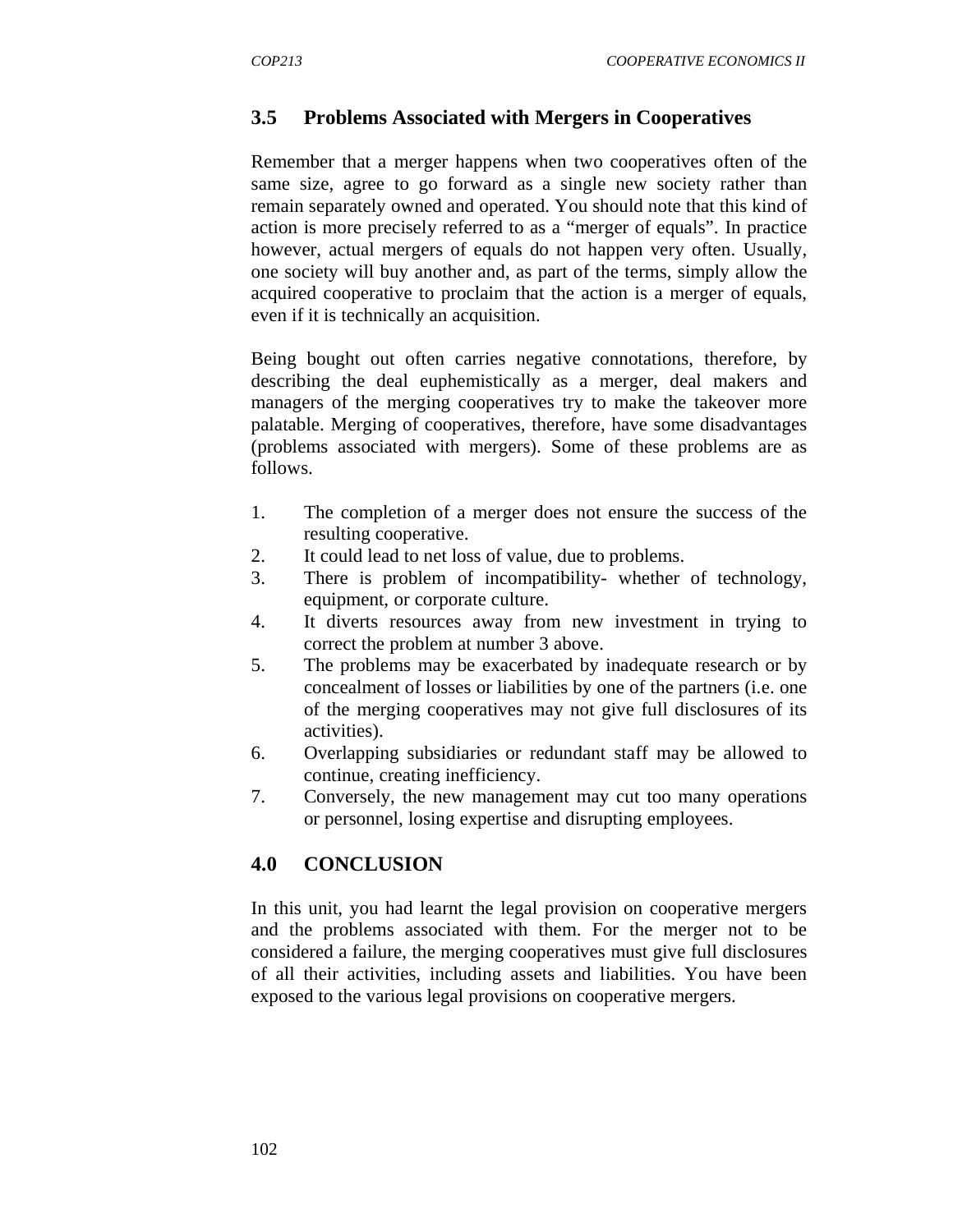## 3.5 Problems Associated with Mergers in Cooperatives

Remember that a merger happens when two cooperatives often of the same size, agree to go forward as a single new society rather than remain separately owned and operated. You should note that this kind of action is more precisely referred to as a "merger of equals". In practice however, actual mergers of equals do not happen very often. Usually, one society will buy another and, as part of the terms, simply allow the acquired cooperative to proclaim that the action is a merger of equals, even if it is technically an acquisition.

Being bought out often carries negative connotations, therefore, by describing the deal euphemistically as a merger, deal makers and managers of the merging cooperatives try to make the takeover more palatable. Merging of cooperatives, therefore, have some disadvantages (problems associated with mergers). Some of these problems are as follows.

1. The completion of a merger does not ensure the success of the resulting cooperative.
2. It could lead to net loss of value, due to problems.
3. There is problem of incompatibility- whether of technology, equipment, or corporate culture.
4. It diverts resources away from new investment in trying to correct the problem at number 3 above.
5. The problems may be exacerbated by inadequate research or by concealment of losses or liabilities by one of the partners (i.e. one of the merging cooperatives may not give full disclosures of its activities).
6. Overlapping subsidiaries or redundant staff may be allowed to continue, creating inefficiency.
7. Conversely, the new management may cut too many operations or personnel, losing expertise and disrupting employees.

## 4.0 CONCLUSION

In this unit, you had learnt the legal provision on cooperative mergers and the problems associated with them. For the merger not to be considered a failure, the merging cooperatives must give full disclosures of all their activities, including assets and liabilities. You have been exposed to the various legal provisions on cooperative mergers.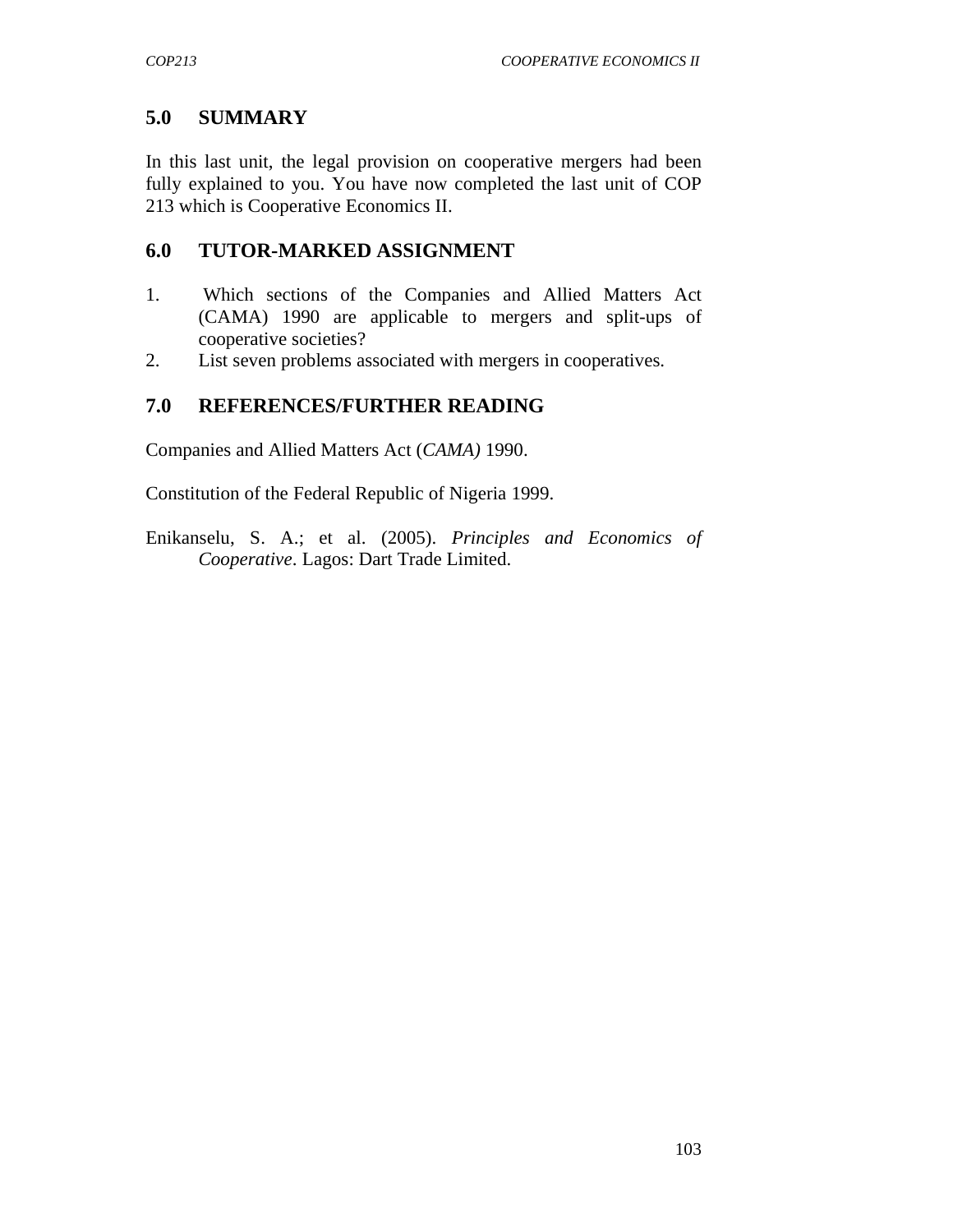## 5.0 SUMMARY

In this last unit, the legal provision on cooperative mergers had been fully explained to you. You have now completed the last unit of COP 213 which is Cooperative Economics II.

## 6.0 TUTOR-MARKED ASSIGNMENT

1. Which sections of the Companies and Allied Matters Act (CAMA) 1990 are applicable to mergers and split-ups of cooperative societies?
2. List seven problems associated with mergers in cooperatives.

## 7.0 REFERENCES/FURTHER READING

Companies and Allied Matters Act (*CAMA)* 1990.

Constitution of the Federal Republic of Nigeria 1999.

Enikanselu, S. A.; et al. (2005). *Principles and Economics of Cooperative*. Lagos: Dart Trade Limited.